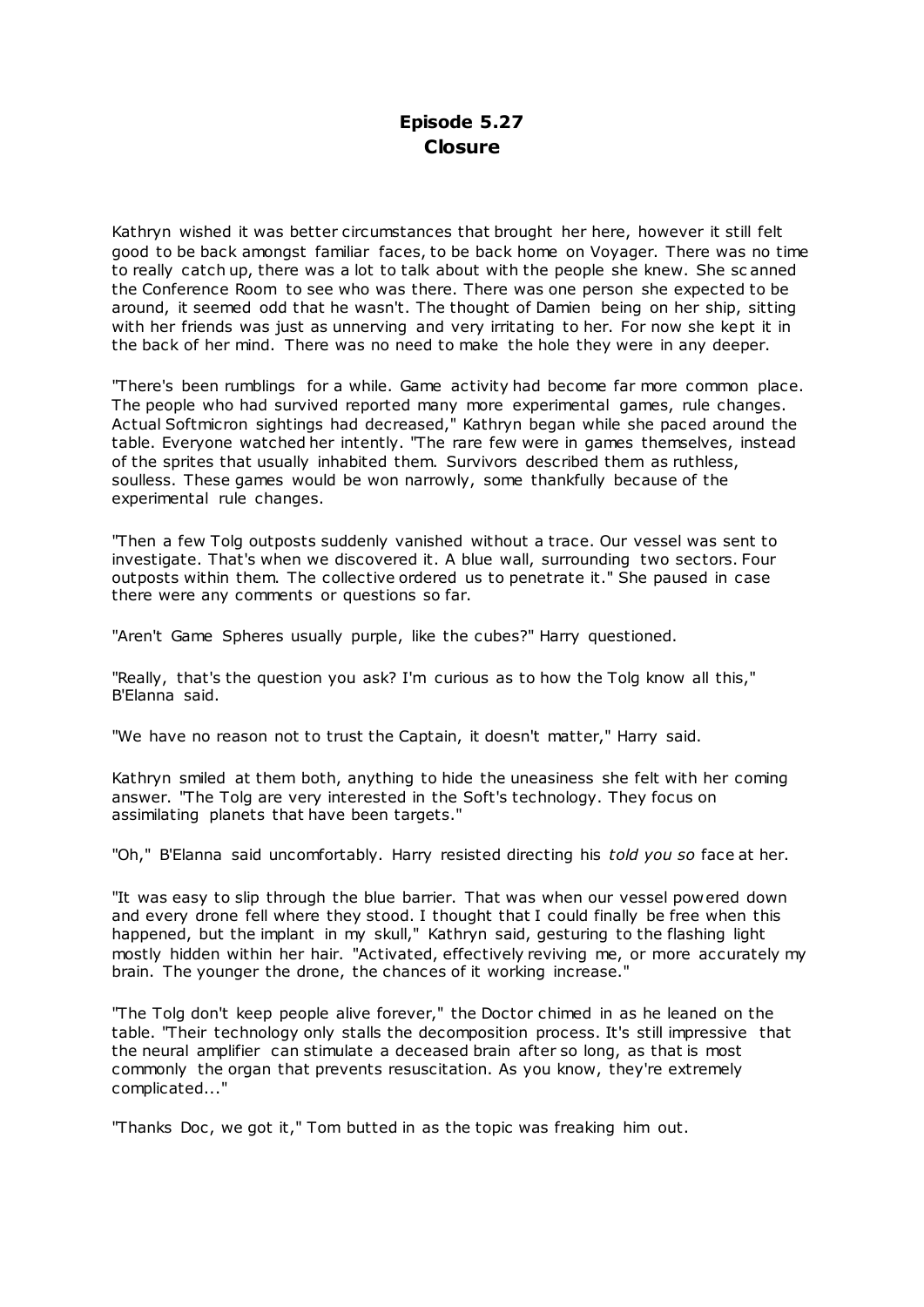# Episode 5.27
# Closure

Kathryn wished it was better circumstances that brought her here, however it still felt good to be back amongst familiar faces, to be back home on Voyager. There was no time to really catch up, there was a lot to talk about with the people she knew. She scanned the Conference Room to see who was there. There was one person she expected to be around, it seemed odd that he wasn't. The thought of Damien being on her ship, sitting with her friends was just as unnerving and very irritating to her. For now she kept it in the back of her mind. There was no need to make the hole they were in any deeper.

"There's been rumblings for a while. Game activity had become far more common place. The people who had survived reported many more experimental games, rule changes. Actual Softmicron sightings had decreased," Kathryn began while she paced around the table. Everyone watched her intently. "The rare few were in games themselves, instead of the sprites that usually inhabited them. Survivors described them as ruthless, soulless. These games would be won narrowly, some thankfully because of the experimental rule changes.

"Then a few Tolg outposts suddenly vanished without a trace. Our vessel was sent to investigate. That's when we discovered it. A blue wall, surrounding two sectors. Four outposts within them. The collective ordered us to penetrate it." She paused in case there were any comments or questions so far.

"Aren't Game Spheres usually purple, like the cubes?" Harry questioned.

"Really, that's the question you ask? I'm curious as to how the Tolg know all this," B'Elanna said.

"We have no reason not to trust the Captain, it doesn't matter," Harry said.

Kathryn smiled at them both, anything to hide the uneasiness she felt with her coming answer. "The Tolg are very interested in the Soft's technology. They focus on assimilating planets that have been targets."

"Oh," B'Elanna said uncomfortably. Harry resisted directing his *told you so* face at her.

"It was easy to slip through the blue barrier. That was when our vessel powered down and every drone fell where they stood. I thought that I could finally be free when this happened, but the implant in my skull," Kathryn said, gesturing to the flashing light mostly hidden within her hair. "Activated, effectively reviving me, or more accurately my brain. The younger the drone, the chances of it working increase."

"The Tolg don't keep people alive forever," the Doctor chimed in as he leaned on the table. "Their technology only stalls the decomposition process. It's still impressive that the neural amplifier can stimulate a deceased brain after so long, as that is most commonly the organ that prevents resuscitation. As you know, they're extremely complicated..."

"Thanks Doc, we got it," Tom butted in as the topic was freaking him out.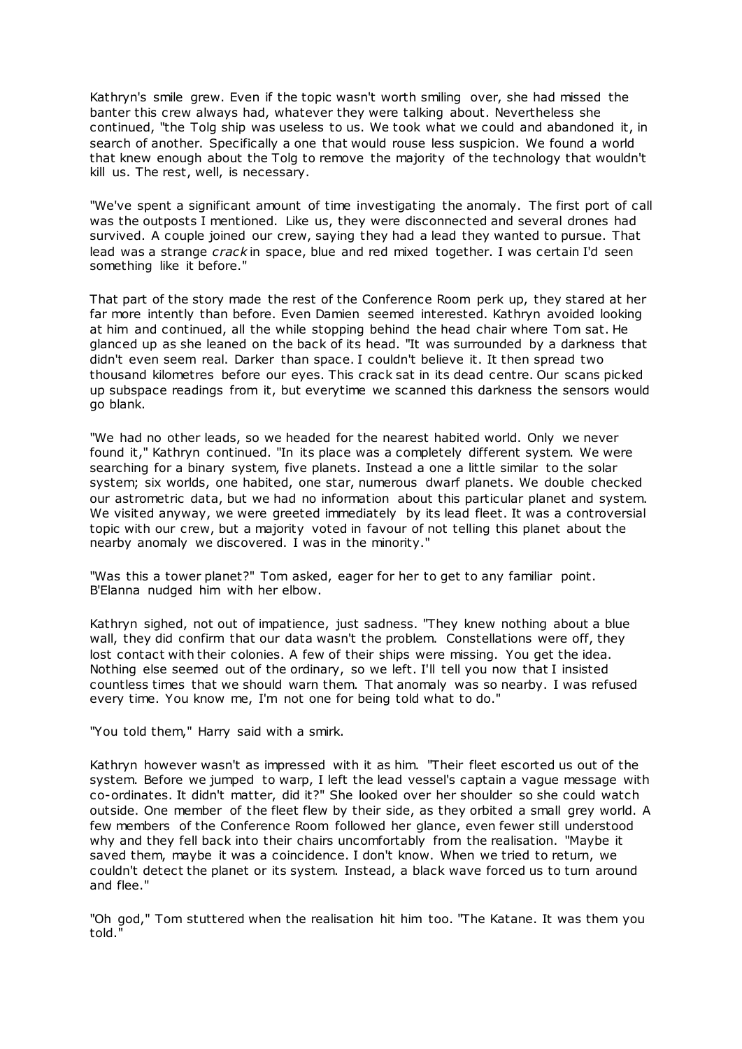Kathryn's smile grew. Even if the topic wasn't worth smiling over, she had missed the banter this crew always had, whatever they were talking about. Nevertheless she continued, "the Tolg ship was useless to us. We took what we could and abandoned it, in search of another. Specifically a one that would rouse less suspicion. We found a world that knew enough about the Tolg to remove the majority of the technology that wouldn't kill us. The rest, well, is necessary.

"We've spent a significant amount of time investigating the anomaly. The first port of call was the outposts I mentioned. Like us, they were disconnected and several drones had survived. A couple joined our crew, saying they had a lead they wanted to pursue. That lead was a strange *crack* in space, blue and red mixed together. I was certain I'd seen something like it before."

That part of the story made the rest of the Conference Room perk up, they stared at her far more intently than before. Even Damien seemed interested. Kathryn avoided looking at him and continued, all the while stopping behind the head chair where Tom sat. He glanced up as she leaned on the back of its head. "It was surrounded by a darkness that didn't even seem real. Darker than space. I couldn't believe it. It then spread two thousand kilometres before our eyes. This crack sat in its dead centre. Our scans picked up subspace readings from it, but everytime we scanned this darkness the sensors would go blank.

"We had no other leads, so we headed for the nearest habited world. Only we never found it," Kathryn continued. "In its place was a completely different system. We were searching for a binary system, five planets. Instead a one a little similar to the solar system; six worlds, one habited, one star, numerous dwarf planets. We double checked our astrometric data, but we had no information about this particular planet and system. We visited anyway, we were greeted immediately by its lead fleet. It was a controversial topic with our crew, but a majority voted in favour of not telling this planet about the nearby anomaly we discovered. I was in the minority."

"Was this a tower planet?" Tom asked, eager for her to get to any familiar point. B'Elanna nudged him with her elbow.

Kathryn sighed, not out of impatience, just sadness. "They knew nothing about a blue wall, they did confirm that our data wasn't the problem. Constellations were off, they lost contact with their colonies. A few of their ships were missing. You get the idea. Nothing else seemed out of the ordinary, so we left. I'll tell you now that I insisted countless times that we should warn them. That anomaly was so nearby. I was refused every time. You know me, I'm not one for being told what to do."

"You told them," Harry said with a smirk.

Kathryn however wasn't as impressed with it as him. "Their fleet escorted us out of the system. Before we jumped to warp, I left the lead vessel's captain a vague message with co-ordinates. It didn't matter, did it?" She looked over her shoulder so she could watch outside. One member of the fleet flew by their side, as they orbited a small grey world. A few members of the Conference Room followed her glance, even fewer still understood why and they fell back into their chairs uncomfortably from the realisation. "Maybe it saved them, maybe it was a coincidence. I don't know. When we tried to return, we couldn't detect the planet or its system. Instead, a black wave forced us to turn around and flee."

"Oh god," Tom stuttered when the realisation hit him too. "The Katane. It was them you told."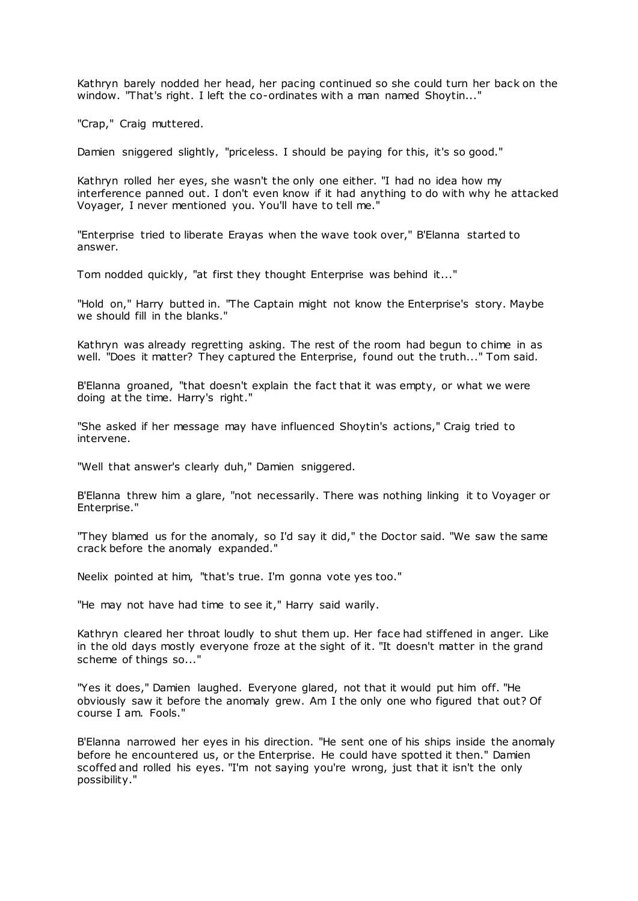Kathryn barely nodded her head, her pacing continued so she could turn her back on the window. "That's right. I left the co-ordinates with a man named Shoytin..."

"Crap," Craig muttered.

Damien sniggered slightly, "priceless. I should be paying for this, it's so good."

Kathryn rolled her eyes, she wasn't the only one either. "I had no idea how my interference panned out. I don't even know if it had anything to do with why he attacked Voyager, I never mentioned you. You'll have to tell me."

"Enterprise tried to liberate Erayas when the wave took over," B'Elanna started to answer.

Tom nodded quickly, "at first they thought Enterprise was behind it..."

"Hold on," Harry butted in. "The Captain might not know the Enterprise's story. Maybe we should fill in the blanks."

Kathryn was already regretting asking. The rest of the room had begun to chime in as well. "Does it matter? They captured the Enterprise, found out the truth..." Tom said.

B'Elanna groaned, "that doesn't explain the fact that it was empty, or what we were doing at the time. Harry's right."

"She asked if her message may have influenced Shoytin's actions," Craig tried to intervene.

"Well that answer's clearly duh," Damien sniggered.

B'Elanna threw him a glare, "not necessarily. There was nothing linking it to Voyager or Enterprise."

"They blamed us for the anomaly, so I'd say it did," the Doctor said. "We saw the same crack before the anomaly expanded."

Neelix pointed at him, "that's true. I'm gonna vote yes too."

"He may not have had time to see it," Harry said warily.

Kathryn cleared her throat loudly to shut them up. Her face had stiffened in anger. Like in the old days mostly everyone froze at the sight of it. "It doesn't matter in the grand scheme of things so..."

"Yes it does," Damien laughed. Everyone glared, not that it would put him off. "He obviously saw it before the anomaly grew. Am I the only one who figured that out? Of course I am. Fools."

B'Elanna narrowed her eyes in his direction. "He sent one of his ships inside the anomaly before he encountered us, or the Enterprise. He could have spotted it then." Damien scoffed and rolled his eyes. "I'm not saying you're wrong, just that it isn't the only possibility."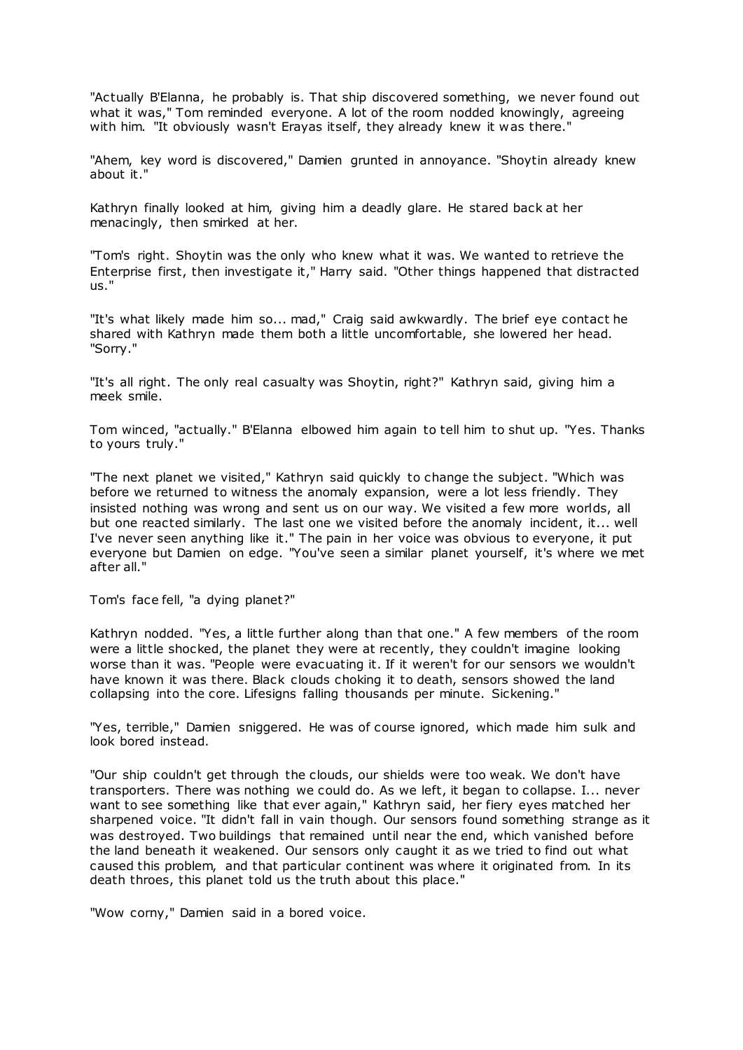"Actually B'Elanna, he probably is. That ship discovered something, we never found out what it was," Tom reminded everyone. A lot of the room nodded knowingly, agreeing with him. "It obviously wasn't Erayas itself, they already knew it was there."

"Ahem, key word is discovered," Damien grunted in annoyance. "Shoytin already knew about it."

Kathryn finally looked at him, giving him a deadly glare. He stared back at her menacingly, then smirked at her.

"Tom's right. Shoytin was the only who knew what it was. We wanted to retrieve the Enterprise first, then investigate it," Harry said. "Other things happened that distracted us."

"It's what likely made him so... mad," Craig said awkwardly. The brief eye contact he shared with Kathryn made them both a little uncomfortable, she lowered her head. "Sorry."

"It's all right. The only real casualty was Shoytin, right?" Kathryn said, giving him a meek smile.

Tom winced, "actually." B'Elanna elbowed him again to tell him to shut up. "Yes. Thanks to yours truly."

"The next planet we visited," Kathryn said quickly to change the subject. "Which was before we returned to witness the anomaly expansion, were a lot less friendly. They insisted nothing was wrong and sent us on our way. We visited a few more worlds, all but one reacted similarly. The last one we visited before the anomaly incident, it... well I've never seen anything like it." The pain in her voice was obvious to everyone, it put everyone but Damien on edge. "You've seen a similar planet yourself, it's where we met after all."

Tom's face fell, "a dying planet?"

Kathryn nodded. "Yes, a little further along than that one." A few members of the room were a little shocked, the planet they were at recently, they couldn't imagine looking worse than it was. "People were evacuating it. If it weren't for our sensors we wouldn't have known it was there. Black clouds choking it to death, sensors showed the land collapsing into the core. Lifesigns falling thousands per minute. Sickening."

"Yes, terrible," Damien sniggered. He was of course ignored, which made him sulk and look bored instead.

"Our ship couldn't get through the clouds, our shields were too weak. We don't have transporters. There was nothing we could do. As we left, it began to collapse. I... never want to see something like that ever again," Kathryn said, her fiery eyes matched her sharpened voice. "It didn't fall in vain though. Our sensors found something strange as it was destroyed. Two buildings that remained until near the end, which vanished before the land beneath it weakened. Our sensors only caught it as we tried to find out what caused this problem, and that particular continent was where it originated from. In its death throes, this planet told us the truth about this place."

"Wow corny," Damien said in a bored voice.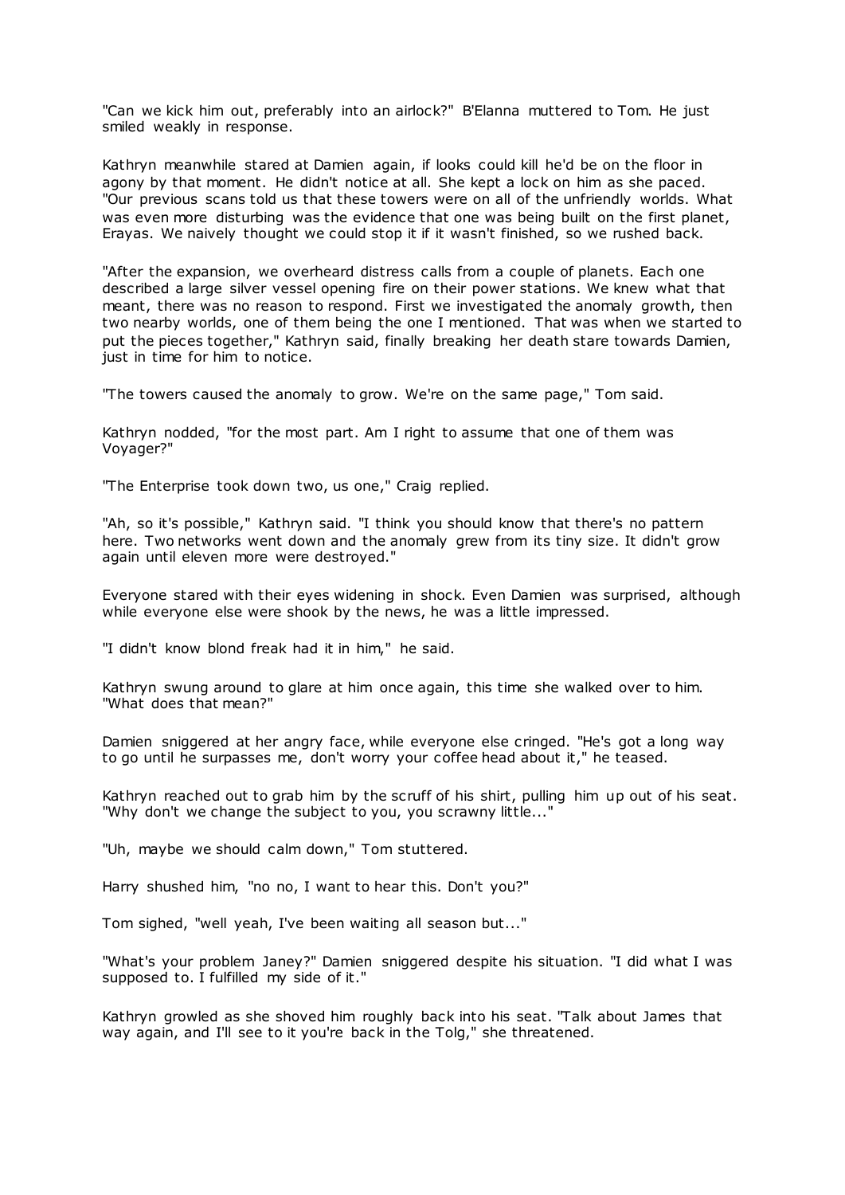"Can we kick him out, preferably into an airlock?" B'Elanna muttered to Tom. He just smiled weakly in response.

Kathryn meanwhile stared at Damien again, if looks could kill he'd be on the floor in agony by that moment. He didn't notice at all. She kept a lock on him as she paced. "Our previous scans told us that these towers were on all of the unfriendly worlds. What was even more disturbing was the evidence that one was being built on the first planet, Erayas. We naively thought we could stop it if it wasn't finished, so we rushed back.

"After the expansion, we overheard distress calls from a couple of planets. Each one described a large silver vessel opening fire on their power stations. We knew what that meant, there was no reason to respond. First we investigated the anomaly growth, then two nearby worlds, one of them being the one I mentioned. That was when we started to put the pieces together," Kathryn said, finally breaking her death stare towards Damien, just in time for him to notice.

"The towers caused the anomaly to grow. We're on the same page," Tom said.

Kathryn nodded, "for the most part. Am I right to assume that one of them was Voyager?"

"The Enterprise took down two, us one," Craig replied.

"Ah, so it's possible," Kathryn said. "I think you should know that there's no pattern here. Two networks went down and the anomaly grew from its tiny size. It didn't grow again until eleven more were destroyed."

Everyone stared with their eyes widening in shock. Even Damien was surprised, although while everyone else were shook by the news, he was a little impressed.

"I didn't know blond freak had it in him," he said.

Kathryn swung around to glare at him once again, this time she walked over to him. "What does that mean?"

Damien sniggered at her angry face, while everyone else cringed. "He's got a long way to go until he surpasses me, don't worry your coffee head about it," he teased.

Kathryn reached out to grab him by the scruff of his shirt, pulling him up out of his seat. "Why don't we change the subject to you, you scrawny little..."

"Uh, maybe we should calm down," Tom stuttered.

Harry shushed him, "no no, I want to hear this. Don't you?"

Tom sighed, "well yeah, I've been waiting all season but..."

"What's your problem Janey?" Damien sniggered despite his situation. "I did what I was supposed to. I fulfilled my side of it."

Kathryn growled as she shoved him roughly back into his seat. "Talk about James that way again, and I'll see to it you're back in the Tolg," she threatened.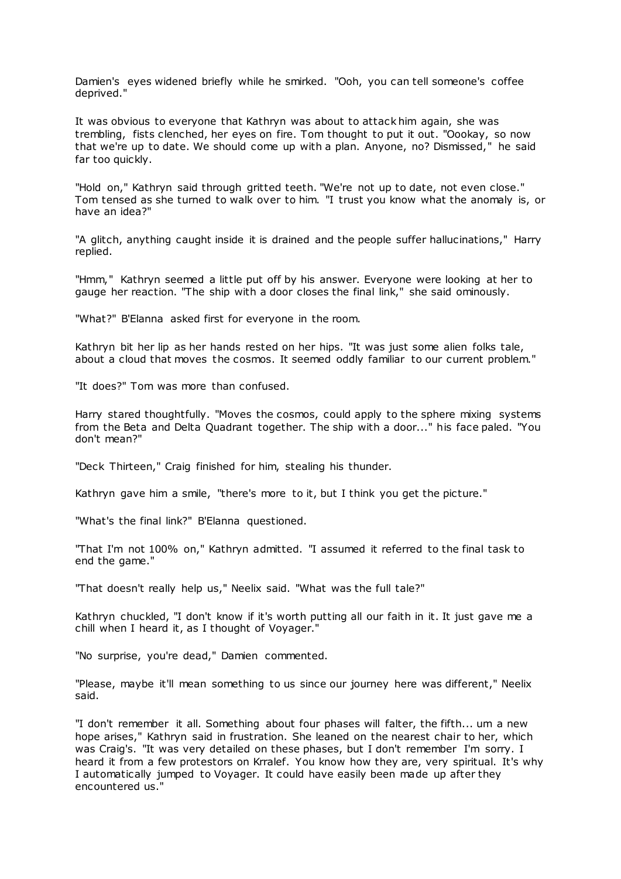Damien's eyes widened briefly while he smirked. "Ooh, you can tell someone's coffee deprived."

It was obvious to everyone that Kathryn was about to attack him again, she was trembling, fists clenched, her eyes on fire. Tom thought to put it out. "Oookay, so now that we're up to date. We should come up with a plan. Anyone, no? Dismissed," he said far too quickly.

"Hold on," Kathryn said through gritted teeth. "We're not up to date, not even close." Tom tensed as she turned to walk over to him. "I trust you know what the anomaly is, or have an idea?"

"A glitch, anything caught inside it is drained and the people suffer hallucinations," Harry replied.

"Hmm," Kathryn seemed a little put off by his answer. Everyone were looking at her to gauge her reaction. "The ship with a door closes the final link," she said ominously.

"What?" B'Elanna asked first for everyone in the room.

Kathryn bit her lip as her hands rested on her hips. "It was just some alien folks tale, about a cloud that moves the cosmos. It seemed oddly familiar to our current problem."

"It does?" Tom was more than confused.

Harry stared thoughtfully. "Moves the cosmos, could apply to the sphere mixing systems from the Beta and Delta Quadrant together. The ship with a door..." his face paled. "You don't mean?"

"Deck Thirteen," Craig finished for him, stealing his thunder.

Kathryn gave him a smile, "there's more to it, but I think you get the picture."

"What's the final link?" B'Elanna questioned.

"That I'm not 100% on," Kathryn admitted. "I assumed it referred to the final task to end the game."

"That doesn't really help us," Neelix said. "What was the full tale?"

Kathryn chuckled, "I don't know if it's worth putting all our faith in it. It just gave me a chill when I heard it, as I thought of Voyager."

"No surprise, you're dead," Damien commented.

"Please, maybe it'll mean something to us since our journey here was different," Neelix said.

"I don't remember it all. Something about four phases will falter, the fifth... um a new hope arises," Kathryn said in frustration. She leaned on the nearest chair to her, which was Craig's. "It was very detailed on these phases, but I don't remember I'm sorry. I heard it from a few protestors on Krralef. You know how they are, very spiritual. It's why I automatically jumped to Voyager. It could have easily been made up after they encountered us."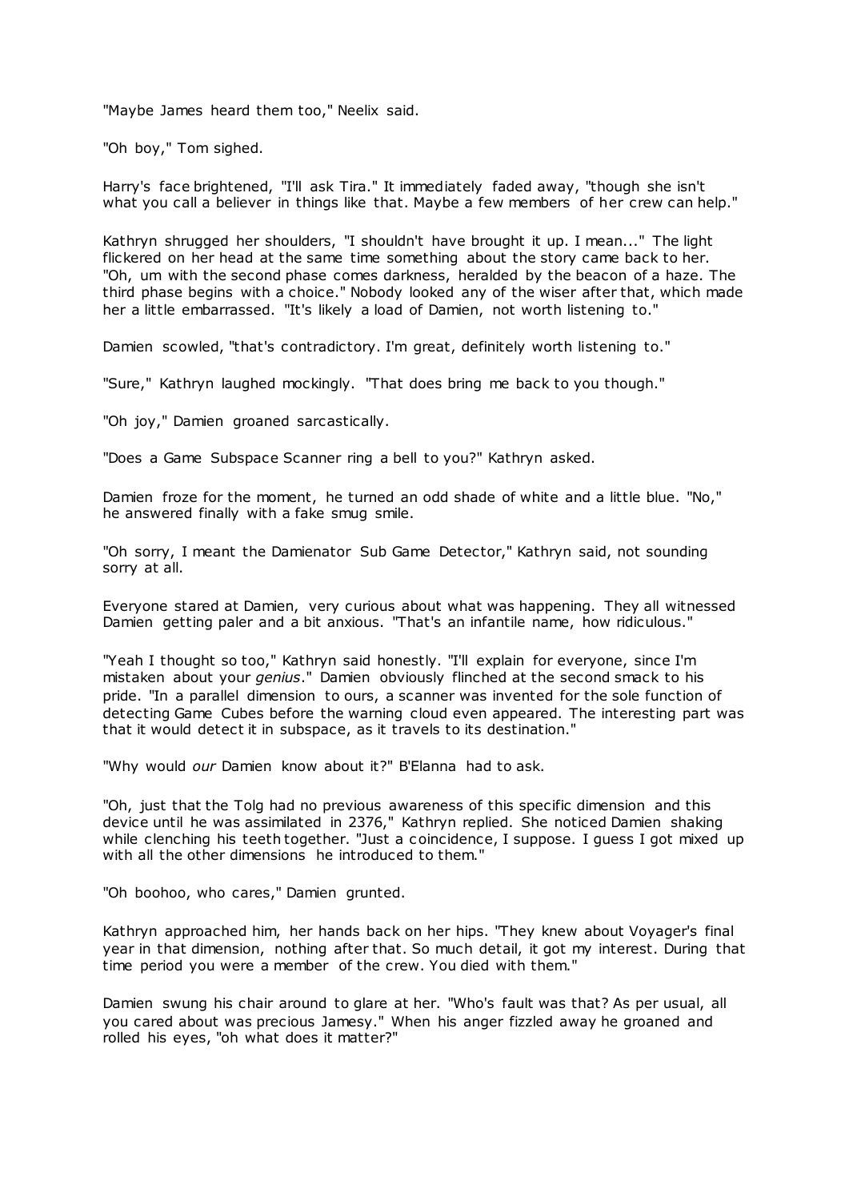"Maybe James heard them too," Neelix said.

"Oh boy," Tom sighed.

Harry's face brightened, "I'll ask Tira." It immediately faded away, "though she isn't what you call a believer in things like that. Maybe a few members of her crew can help."

Kathryn shrugged her shoulders, "I shouldn't have brought it up. I mean..." The light flickered on her head at the same time something about the story came back to her. "Oh, um with the second phase comes darkness, heralded by the beacon of a haze. The third phase begins with a choice." Nobody looked any of the wiser after that, which made her a little embarrassed. "It's likely a load of Damien, not worth listening to."

Damien scowled, "that's contradictory. I'm great, definitely worth listening to."

"Sure," Kathryn laughed mockingly. "That does bring me back to you though."

"Oh joy," Damien groaned sarcastically.

"Does a Game Subspace Scanner ring a bell to you?" Kathryn asked.

Damien froze for the moment, he turned an odd shade of white and a little blue. "No," he answered finally with a fake smug smile.

"Oh sorry, I meant the Damienator Sub Game Detector," Kathryn said, not sounding sorry at all.

Everyone stared at Damien, very curious about what was happening. They all witnessed Damien getting paler and a bit anxious. "That's an infantile name, how ridiculous."

"Yeah I thought so too," Kathryn said honestly. "I'll explain for everyone, since I'm mistaken about your *genius*." Damien obviously flinched at the second smack to his pride. "In a parallel dimension to ours, a scanner was invented for the sole function of detecting Game Cubes before the warning cloud even appeared. The interesting part was that it would detect it in subspace, as it travels to its destination."

"Why would *our* Damien know about it?" B'Elanna had to ask.

"Oh, just that the Tolg had no previous awareness of this specific dimension and this device until he was assimilated in 2376," Kathryn replied. She noticed Damien shaking while clenching his teeth together. "Just a coincidence, I suppose. I guess I got mixed up with all the other dimensions he introduced to them."

"Oh boohoo, who cares," Damien grunted.

Kathryn approached him, her hands back on her hips. "They knew about Voyager's final year in that dimension, nothing after that. So much detail, it got my interest. During that time period you were a member of the crew. You died with them."

Damien swung his chair around to glare at her. "Who's fault was that? As per usual, all you cared about was precious Jamesy." When his anger fizzled away he groaned and rolled his eyes, "oh what does it matter?"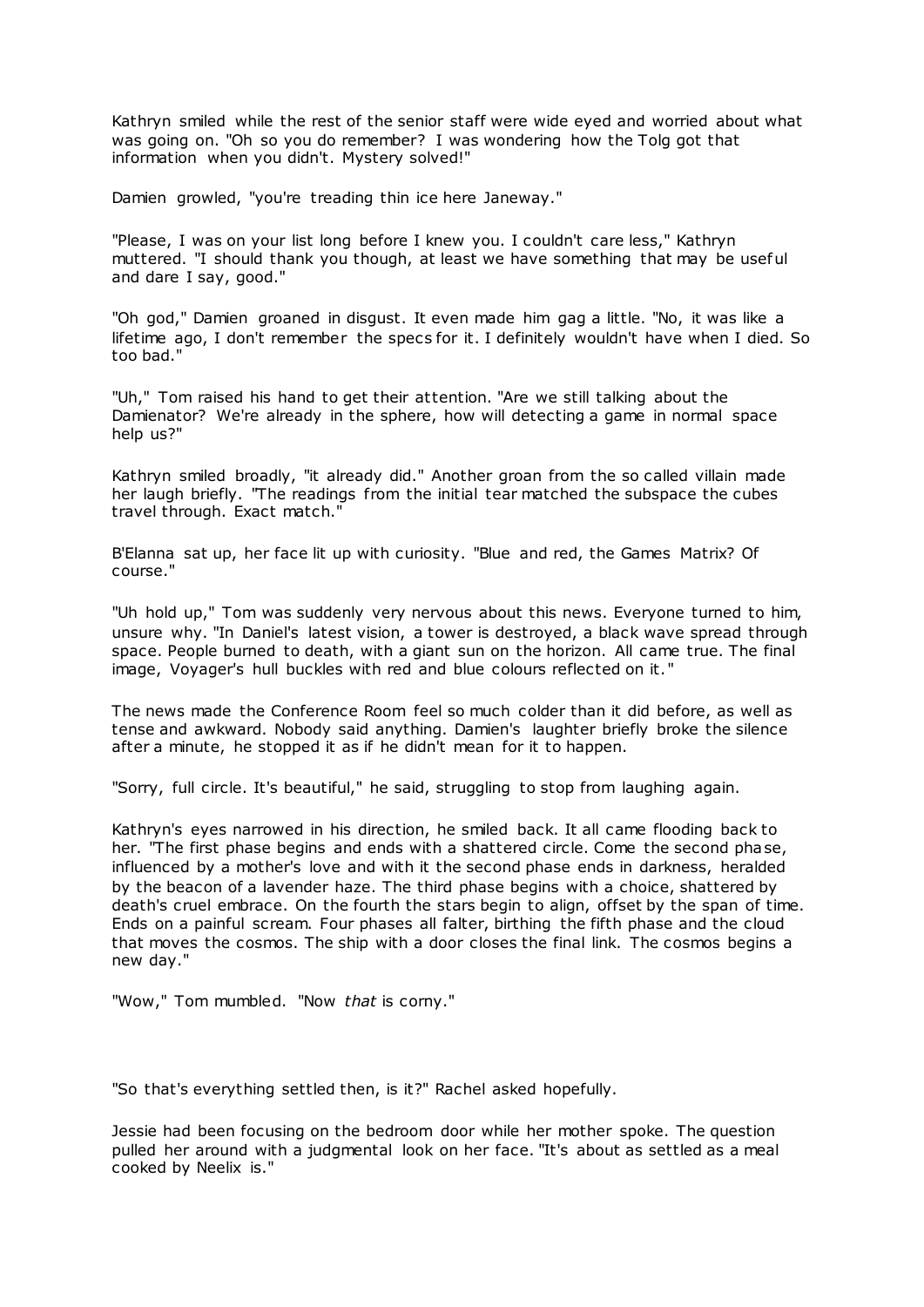Kathryn smiled while the rest of the senior staff were wide eyed and worried about what was going on. "Oh so you do remember? I was wondering how the Tolg got that information when you didn't. Mystery solved!"

Damien growled, "you're treading thin ice here Janeway."

"Please, I was on your list long before I knew you. I couldn't care less," Kathryn muttered. "I should thank you though, at least we have something that may be useful and dare I say, good."

"Oh god," Damien groaned in disgust. It even made him gag a little. "No, it was like a lifetime ago, I don't remember the specs for it. I definitely wouldn't have when I died. So too bad."

"Uh," Tom raised his hand to get their attention. "Are we still talking about the Damienator? We're already in the sphere, how will detecting a game in normal space help us?"

Kathryn smiled broadly, "it already did." Another groan from the so called villain made her laugh briefly. "The readings from the initial tear matched the subspace the cubes travel through. Exact match."

B'Elanna sat up, her face lit up with curiosity. "Blue and red, the Games Matrix? Of course."

"Uh hold up," Tom was suddenly very nervous about this news. Everyone turned to him, unsure why. "In Daniel's latest vision, a tower is destroyed, a black wave spread through space. People burned to death, with a giant sun on the horizon. All came true. The final image, Voyager's hull buckles with red and blue colours reflected on it."

The news made the Conference Room feel so much colder than it did before, as well as tense and awkward. Nobody said anything. Damien's laughter briefly broke the silence after a minute, he stopped it as if he didn't mean for it to happen.

"Sorry, full circle. It's beautiful," he said, struggling to stop from laughing again.

Kathryn's eyes narrowed in his direction, he smiled back. It all came flooding back to her. "The first phase begins and ends with a shattered circle. Come the second phase, influenced by a mother's love and with it the second phase ends in darkness, heralded by the beacon of a lavender haze. The third phase begins with a choice, shattered by death's cruel embrace. On the fourth the stars begin to align, offset by the span of time. Ends on a painful scream. Four phases all falter, birthing the fifth phase and the cloud that moves the cosmos. The ship with a door closes the final link. The cosmos begins a new day."

"Wow," Tom mumbled. "Now *that* is corny."

"So that's everything settled then, is it?" Rachel asked hopefully.

Jessie had been focusing on the bedroom door while her mother spoke. The question pulled her around with a judgmental look on her face. "It's about as settled as a meal cooked by Neelix is."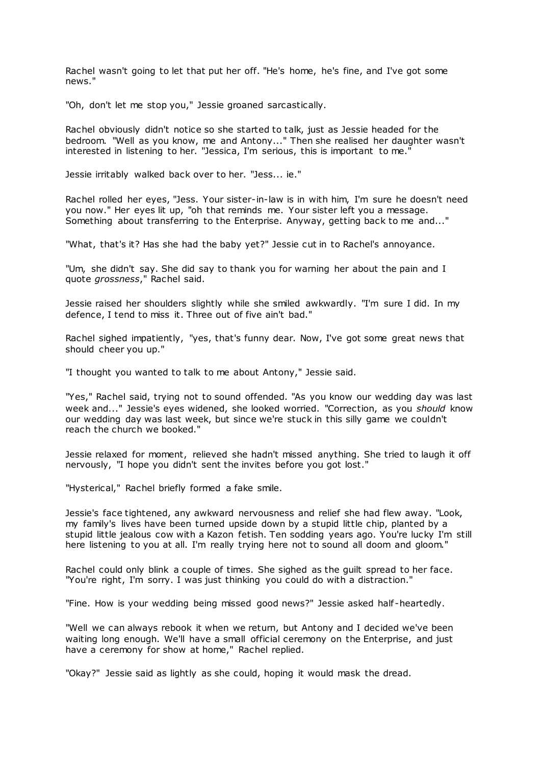Rachel wasn't going to let that put her off. "He's home, he's fine, and I've got some news."

"Oh, don't let me stop you," Jessie groaned sarcastically.

Rachel obviously didn't notice so she started to talk, just as Jessie headed for the bedroom. "Well as you know, me and Antony..." Then she realised her daughter wasn't interested in listening to her. "Jessica, I'm serious, this is important to me."

Jessie irritably walked back over to her. "Jess... ie."

Rachel rolled her eyes, "Jess. Your sister-in-law is in with him, I'm sure he doesn't need you now." Her eyes lit up, "oh that reminds me. Your sister left you a message. Something about transferring to the Enterprise. Anyway, getting back to me and..."

"What, that's it? Has she had the baby yet?" Jessie cut in to Rachel's annoyance.

"Um, she didn't say. She did say to thank you for warning her about the pain and I quote *grossness*," Rachel said.

Jessie raised her shoulders slightly while she smiled awkwardly. "I'm sure I did. In my defence, I tend to miss it. Three out of five ain't bad."

Rachel sighed impatiently, "yes, that's funny dear. Now, I've got some great news that should cheer you up."

"I thought you wanted to talk to me about Antony," Jessie said.

"Yes," Rachel said, trying not to sound offended. "As you know our wedding day was last week and..." Jessie's eyes widened, she looked worried. "Correction, as you *should* know our wedding day was last week, but since we're stuck in this silly game we couldn't reach the church we booked."

Jessie relaxed for moment, relieved she hadn't missed anything. She tried to laugh it off nervously, "I hope you didn't sent the invites before you got lost."

"Hysterical," Rachel briefly formed a fake smile.

Jessie's face tightened, any awkward nervousness and relief she had flew away. "Look, my family's lives have been turned upside down by a stupid little chip, planted by a stupid little jealous cow with a Kazon fetish. Ten sodding years ago. You're lucky I'm still here listening to you at all. I'm really trying here not to sound all doom and gloom."

Rachel could only blink a couple of times. She sighed as the guilt spread to her face. "You're right, I'm sorry. I was just thinking you could do with a distraction."

"Fine. How is your wedding being missed good news?" Jessie asked half-heartedly.

"Well we can always rebook it when we return, but Antony and I decided we've been waiting long enough. We'll have a small official ceremony on the Enterprise, and just have a ceremony for show at home," Rachel replied.

"Okay?" Jessie said as lightly as she could, hoping it would mask the dread.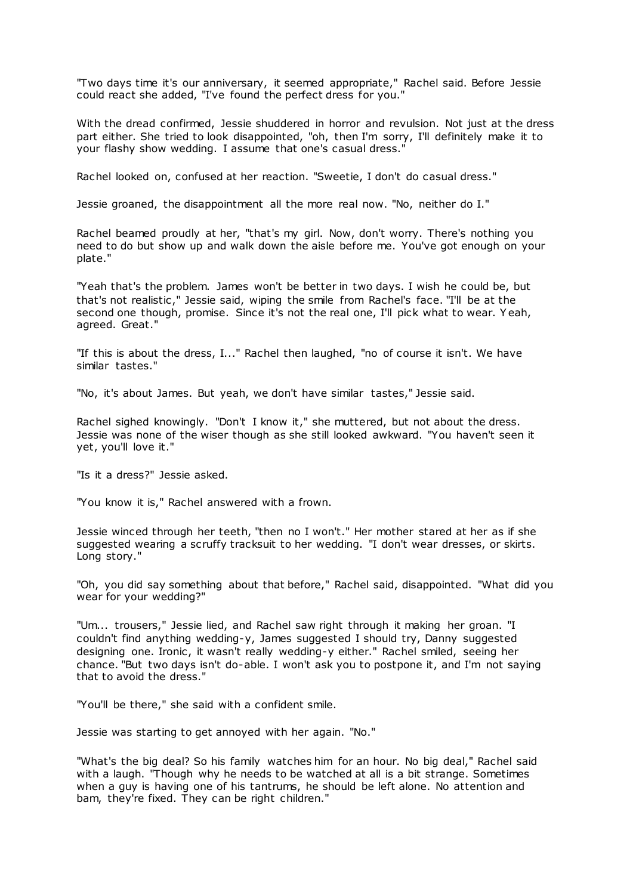"Two days time it's our anniversary, it seemed appropriate," Rachel said. Before Jessie could react she added, "I've found the perfect dress for you."

With the dread confirmed, Jessie shuddered in horror and revulsion. Not just at the dress part either. She tried to look disappointed, "oh, then I'm sorry, I'll definitely make it to your flashy show wedding. I assume that one's casual dress."

Rachel looked on, confused at her reaction. "Sweetie, I don't do casual dress."

Jessie groaned, the disappointment all the more real now. "No, neither do I."

Rachel beamed proudly at her, "that's my girl. Now, don't worry. There's nothing you need to do but show up and walk down the aisle before me. You've got enough on your plate."

"Yeah that's the problem. James won't be better in two days. I wish he could be, but that's not realistic," Jessie said, wiping the smile from Rachel's face. "I'll be at the second one though, promise. Since it's not the real one, I'll pick what to wear. Yeah, agreed. Great."

"If this is about the dress, I..." Rachel then laughed, "no of course it isn't. We have similar tastes."

"No, it's about James. But yeah, we don't have similar tastes," Jessie said.

Rachel sighed knowingly. "Don't I know it," she muttered, but not about the dress. Jessie was none of the wiser though as she still looked awkward. "You haven't seen it yet, you'll love it."

"Is it a dress?" Jessie asked.

"You know it is," Rachel answered with a frown.

Jessie winced through her teeth, "then no I won't." Her mother stared at her as if she suggested wearing a scruffy tracksuit to her wedding. "I don't wear dresses, or skirts. Long story."

"Oh, you did say something about that before," Rachel said, disappointed. "What did you wear for your wedding?"

"Um... trousers," Jessie lied, and Rachel saw right through it making her groan. "I couldn't find anything wedding-y, James suggested I should try, Danny suggested designing one. Ironic, it wasn't really wedding-y either." Rachel smiled, seeing her chance. "But two days isn't do-able. I won't ask you to postpone it, and I'm not saying that to avoid the dress."

"You'll be there," she said with a confident smile.

Jessie was starting to get annoyed with her again. "No."

"What's the big deal? So his family watches him for an hour. No big deal," Rachel said with a laugh. "Though why he needs to be watched at all is a bit strange. Sometimes when a guy is having one of his tantrums, he should be left alone. No attention and bam, they're fixed. They can be right children."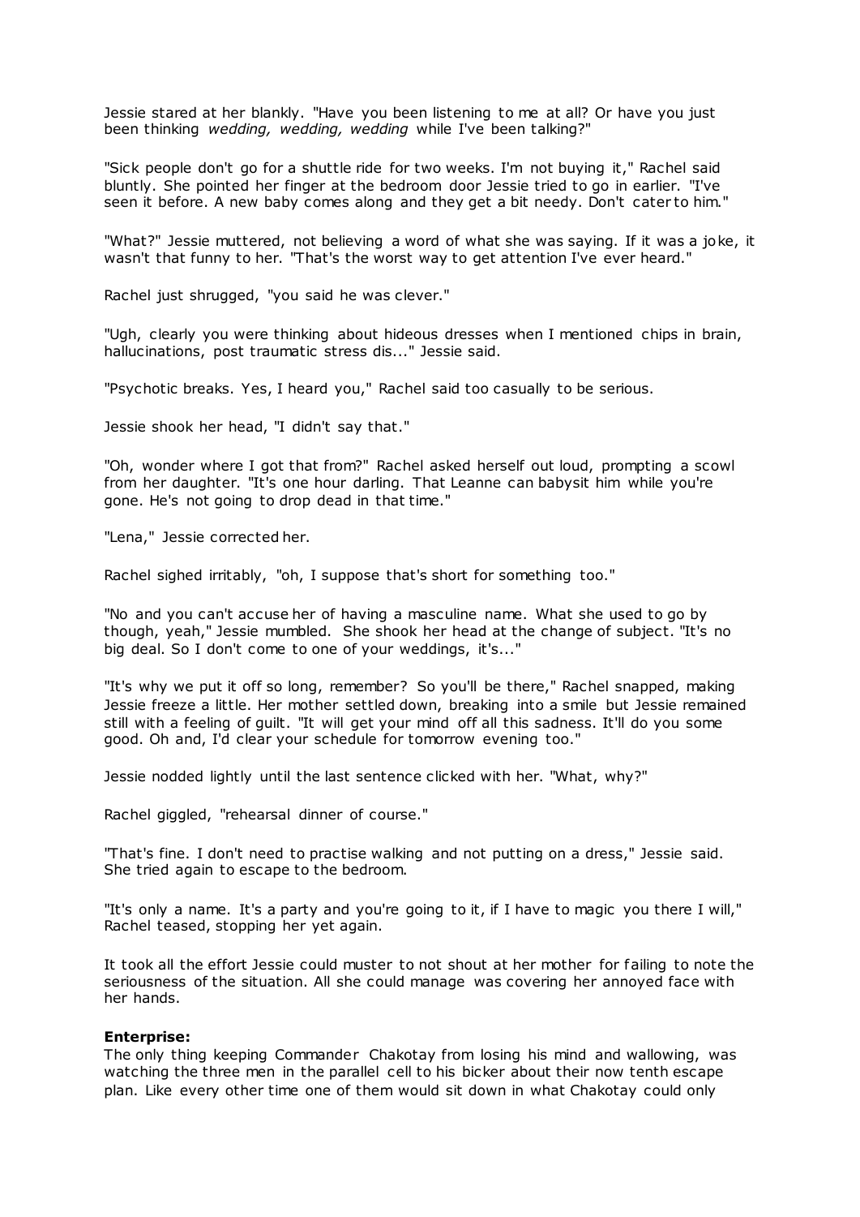Jessie stared at her blankly. "Have you been listening to me at all? Or have you just been thinking *wedding, wedding, wedding* while I've been talking?"

"Sick people don't go for a shuttle ride for two weeks. I'm not buying it," Rachel said bluntly. She pointed her finger at the bedroom door Jessie tried to go in earlier. "I've seen it before. A new baby comes along and they get a bit needy. Don't cater to him."

"What?" Jessie muttered, not believing a word of what she was saying. If it was a joke, it wasn't that funny to her. "That's the worst way to get attention I've ever heard."

Rachel just shrugged, "you said he was clever."

"Ugh, clearly you were thinking about hideous dresses when I mentioned chips in brain, hallucinations, post traumatic stress dis..." Jessie said.

"Psychotic breaks. Yes, I heard you," Rachel said too casually to be serious.

Jessie shook her head, "I didn't say that."

"Oh, wonder where I got that from?" Rachel asked herself out loud, prompting a scowl from her daughter. "It's one hour darling. That Leanne can babysit him while you're gone. He's not going to drop dead in that time."

"Lena," Jessie corrected her.

Rachel sighed irritably, "oh, I suppose that's short for something too."

"No and you can't accuse her of having a masculine name. What she used to go by though, yeah," Jessie mumbled. She shook her head at the change of subject. "It's no big deal. So I don't come to one of your weddings, it's..."

"It's why we put it off so long, remember? So you'll be there," Rachel snapped, making Jessie freeze a little. Her mother settled down, breaking into a smile but Jessie remained still with a feeling of guilt. "It will get your mind off all this sadness. It'll do you some good. Oh and, I'd clear your schedule for tomorrow evening too."

Jessie nodded lightly until the last sentence clicked with her. "What, why?"

Rachel giggled, "rehearsal dinner of course."

"That's fine. I don't need to practise walking and not putting on a dress," Jessie said. She tried again to escape to the bedroom.

"It's only a name. It's a party and you're going to it, if I have to magic you there I will," Rachel teased, stopping her yet again.

It took all the effort Jessie could muster to not shout at her mother for failing to note the seriousness of the situation. All she could manage was covering her annoyed face with her hands.

**Enterprise:**
The only thing keeping Commander Chakotay from losing his mind and wallowing, was watching the three men in the parallel cell to his bicker about their now tenth escape plan. Like every other time one of them would sit down in what Chakotay could only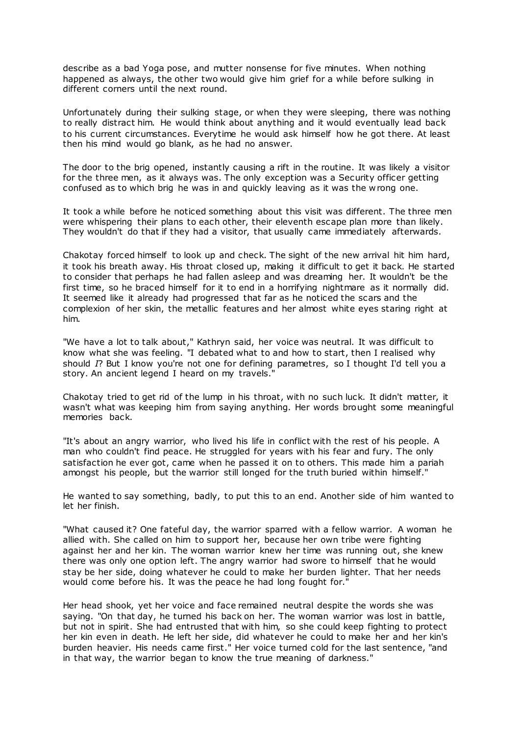describe as a bad Yoga pose, and mutter nonsense for five minutes. When nothing happened as always, the other two would give him grief for a while before sulking in different corners until the next round.

Unfortunately during their sulking stage, or when they were sleeping, there was nothing to really distract him. He would think about anything and it would eventually lead back to his current circumstances. Everytime he would ask himself how he got there. At least then his mind would go blank, as he had no answer.

The door to the brig opened, instantly causing a rift in the routine. It was likely a visitor for the three men, as it always was. The only exception was a Security officer getting confused as to which brig he was in and quickly leaving as it was the wrong one.

It took a while before he noticed something about this visit was different. The three men were whispering their plans to each other, their eleventh escape plan more than likely. They wouldn't do that if they had a visitor, that usually came immediately afterwards.

Chakotay forced himself to look up and check. The sight of the new arrival hit him hard, it took his breath away. His throat closed up, making it difficult to get it back. He started to consider that perhaps he had fallen asleep and was dreaming her. It wouldn't be the first time, so he braced himself for it to end in a horrifying nightmare as it normally did. It seemed like it already had progressed that far as he noticed the scars and the complexion of her skin, the metallic features and her almost white eyes staring right at him.

"We have a lot to talk about," Kathryn said, her voice was neutral. It was difficult to know what she was feeling. "I debated what to and how to start, then I realised why should *I*? But I know you're not one for defining parametres, so I thought I'd tell you a story. An ancient legend I heard on my travels."

Chakotay tried to get rid of the lump in his throat, with no such luck. It didn't matter, it wasn't what was keeping him from saying anything. Her words brought some meaningful memories back.

"It's about an angry warrior, who lived his life in conflict with the rest of his people. A man who couldn't find peace. He struggled for years with his fear and fury. The only satisfaction he ever got, came when he passed it on to others. This made him a pariah amongst his people, but the warrior still longed for the truth buried within himself."

He wanted to say something, badly, to put this to an end. Another side of him wanted to let her finish.

"What caused it? One fateful day, the warrior sparred with a fellow warrior. A woman he allied with. She called on him to support her, because her own tribe were fighting against her and her kin. The woman warrior knew her time was running out, she knew there was only one option left. The angry warrior had swore to himself that he would stay be her side, doing whatever he could to make her burden lighter. That her needs would come before his. It was the peace he had long fought for."

Her head shook, yet her voice and face remained neutral despite the words she was saying. "On that day, he turned his back on her. The woman warrior was lost in battle, but not in spirit. She had entrusted that with him, so she could keep fighting to protect her kin even in death. He left her side, did whatever he could to make her and her kin's burden heavier. His needs came first." Her voice turned cold for the last sentence, "and in that way, the warrior began to know the true meaning of darkness."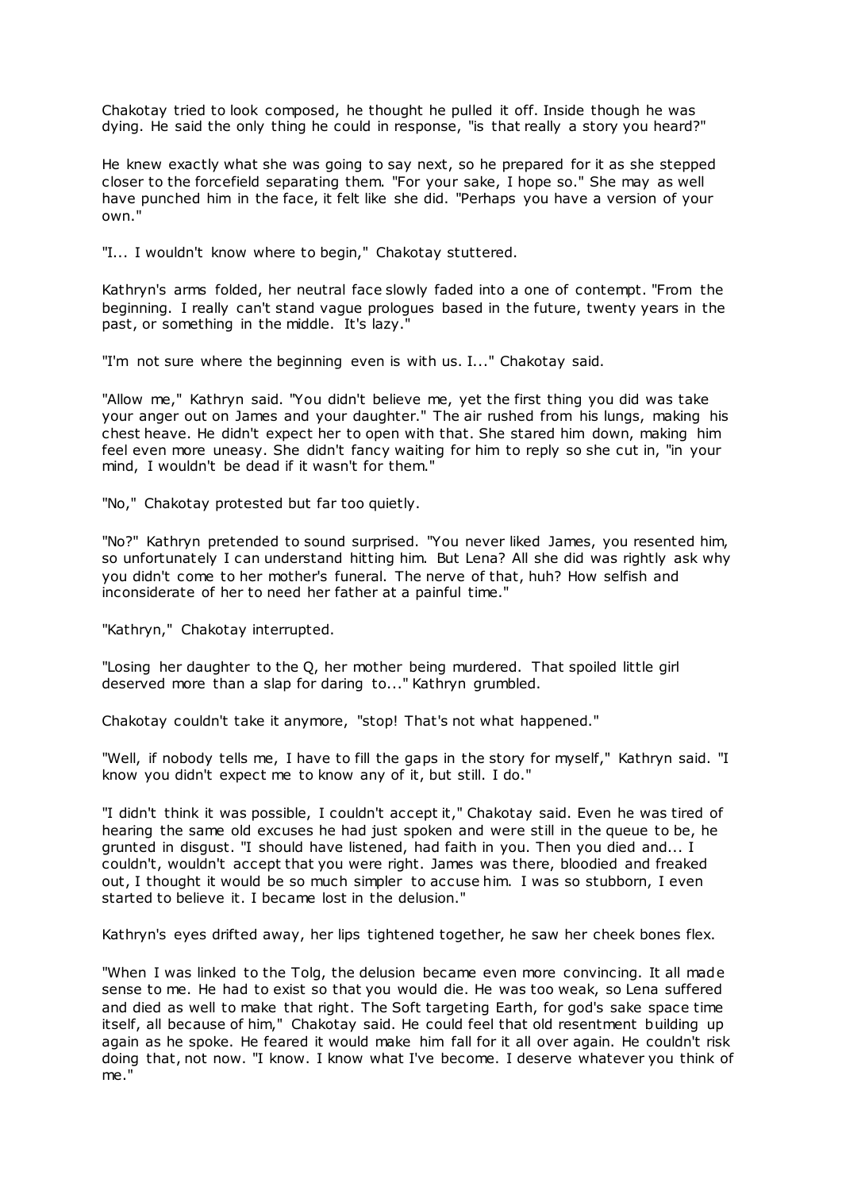Chakotay tried to look composed, he thought he pulled it off. Inside though he was dying. He said the only thing he could in response, "is that really a story you heard?"

He knew exactly what she was going to say next, so he prepared for it as she stepped closer to the forcefield separating them. "For your sake, I hope so." She may as well have punched him in the face, it felt like she did. "Perhaps you have a version of your own."

"I... I wouldn't know where to begin," Chakotay stuttered.

Kathryn's arms folded, her neutral face slowly faded into a one of contempt. "From the beginning. I really can't stand vague prologues based in the future, twenty years in the past, or something in the middle. It's lazy."

"I'm not sure where the beginning even is with us. I..." Chakotay said.

"Allow me," Kathryn said. "You didn't believe me, yet the first thing you did was take your anger out on James and your daughter." The air rushed from his lungs, making his chest heave. He didn't expect her to open with that. She stared him down, making him feel even more uneasy. She didn't fancy waiting for him to reply so she cut in, "in your mind, I wouldn't be dead if it wasn't for them."

"No," Chakotay protested but far too quietly.

"No?" Kathryn pretended to sound surprised. "You never liked James, you resented him, so unfortunately I can understand hitting him. But Lena? All she did was rightly ask why you didn't come to her mother's funeral. The nerve of that, huh? How selfish and inconsiderate of her to need her father at a painful time."

"Kathryn," Chakotay interrupted.

"Losing her daughter to the Q, her mother being murdered. That spoiled little girl deserved more than a slap for daring to..." Kathryn grumbled.

Chakotay couldn't take it anymore, "stop! That's not what happened."

"Well, if nobody tells me, I have to fill the gaps in the story for myself," Kathryn said. "I know you didn't expect me to know any of it, but still. I do."

"I didn't think it was possible, I couldn't accept it," Chakotay said. Even he was tired of hearing the same old excuses he had just spoken and were still in the queue to be, he grunted in disgust. "I should have listened, had faith in you. Then you died and... I couldn't, wouldn't accept that you were right. James was there, bloodied and freaked out, I thought it would be so much simpler to accuse him. I was so stubborn, I even started to believe it. I became lost in the delusion."

Kathryn's eyes drifted away, her lips tightened together, he saw her cheek bones flex.

"When I was linked to the Tolg, the delusion became even more convincing. It all made sense to me. He had to exist so that you would die. He was too weak, so Lena suffered and died as well to make that right. The Soft targeting Earth, for god's sake space time itself, all because of him," Chakotay said. He could feel that old resentment building up again as he spoke. He feared it would make him fall for it all over again. He couldn't risk doing that, not now. "I know. I know what I've become. I deserve whatever you think of me."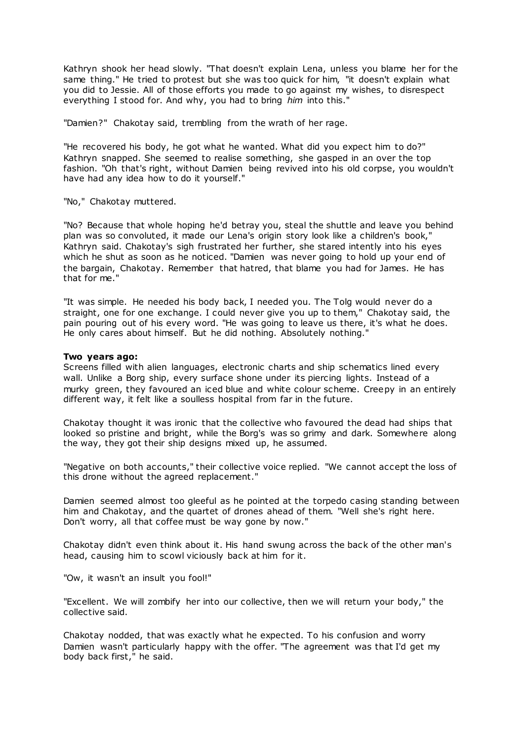Kathryn shook her head slowly. "That doesn't explain Lena, unless you blame her for the same thing." He tried to protest but she was too quick for him, "it doesn't explain what you did to Jessie. All of those efforts you made to go against my wishes, to disrespect everything I stood for. And why, you had to bring *him* into this."

"Damien?" Chakotay said, trembling from the wrath of her rage.

"He recovered his body, he got what he wanted. What did you expect him to do?" Kathryn snapped. She seemed to realise something, she gasped in an over the top fashion. "Oh that's right, without Damien being revived into his old corpse, you wouldn't have had any idea how to do it yourself."

"No," Chakotay muttered.

"No? Because that whole hoping he'd betray you, steal the shuttle and leave you behind plan was so convoluted, it made our Lena's origin story look like a children's book," Kathryn said. Chakotay's sigh frustrated her further, she stared intently into his eyes which he shut as soon as he noticed. "Damien was never going to hold up your end of the bargain, Chakotay. Remember that hatred, that blame you had for James. He has that for me."

"It was simple. He needed his body back, I needed you. The Tolg would never do a straight, one for one exchange. I could never give you up to them," Chakotay said, the pain pouring out of his every word. "He was going to leave us there, it's what he does. He only cares about himself. But he did nothing. Absolutely nothing."

**Two years ago:**
Screens filled with alien languages, electronic charts and ship schematics lined every wall. Unlike a Borg ship, every surface shone under its piercing lights. Instead of a murky green, they favoured an iced blue and white colour scheme. Creepy in an entirely different way, it felt like a soulless hospital from far in the future.

Chakotay thought it was ironic that the collective who favoured the dead had ships that looked so pristine and bright, while the Borg's was so grimy and dark. Somewhere along the way, they got their ship designs mixed up, he assumed.

"Negative on both accounts," their collective voice replied. "We cannot accept the loss of this drone without the agreed replacement."

Damien seemed almost too gleeful as he pointed at the torpedo casing standing between him and Chakotay, and the quartet of drones ahead of them. "Well she's right here. Don't worry, all that coffee must be way gone by now."

Chakotay didn't even think about it. His hand swung across the back of the other man's head, causing him to scowl viciously back at him for it.

"Ow, it wasn't an insult you fool!"

"Excellent. We will zombify her into our collective, then we will return your body," the collective said.

Chakotay nodded, that was exactly what he expected. To his confusion and worry Damien wasn't particularly happy with the offer. "The agreement was that I'd get my body back first," he said.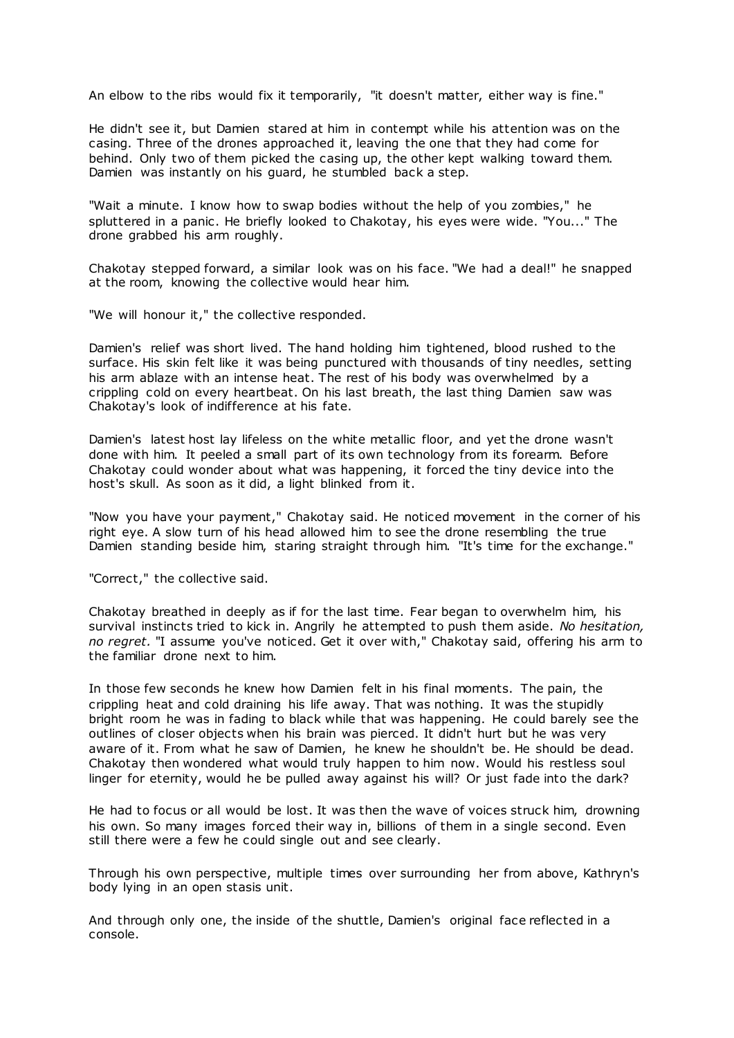An elbow to the ribs would fix it temporarily, "it doesn't matter, either way is fine."

He didn't see it, but Damien stared at him in contempt while his attention was on the casing. Three of the drones approached it, leaving the one that they had come for behind. Only two of them picked the casing up, the other kept walking toward them. Damien was instantly on his guard, he stumbled back a step.

"Wait a minute. I know how to swap bodies without the help of you zombies," he spluttered in a panic. He briefly looked to Chakotay, his eyes were wide. "You..." The drone grabbed his arm roughly.

Chakotay stepped forward, a similar look was on his face. "We had a deal!" he snapped at the room, knowing the collective would hear him.

"We will honour it," the collective responded.

Damien's relief was short lived. The hand holding him tightened, blood rushed to the surface. His skin felt like it was being punctured with thousands of tiny needles, setting his arm ablaze with an intense heat. The rest of his body was overwhelmed by a crippling cold on every heartbeat. On his last breath, the last thing Damien saw was Chakotay's look of indifference at his fate.

Damien's latest host lay lifeless on the white metallic floor, and yet the drone wasn't done with him. It peeled a small part of its own technology from its forearm. Before Chakotay could wonder about what was happening, it forced the tiny device into the host's skull. As soon as it did, a light blinked from it.

"Now you have your payment," Chakotay said. He noticed movement in the corner of his right eye. A slow turn of his head allowed him to see the drone resembling the true Damien standing beside him, staring straight through him. "It's time for the exchange."

"Correct," the collective said.

Chakotay breathed in deeply as if for the last time. Fear began to overwhelm him, his survival instincts tried to kick in. Angrily he attempted to push them aside. *No hesitation, no regret.* "I assume you've noticed. Get it over with," Chakotay said, offering his arm to the familiar drone next to him.

In those few seconds he knew how Damien felt in his final moments. The pain, the crippling heat and cold draining his life away. That was nothing. It was the stupidly bright room he was in fading to black while that was happening. He could barely see the outlines of closer objects when his brain was pierced. It didn't hurt but he was very aware of it. From what he saw of Damien, he knew he shouldn't be. He should be dead. Chakotay then wondered what would truly happen to him now. Would his restless soul linger for eternity, would he be pulled away against his will? Or just fade into the dark?

He had to focus or all would be lost. It was then the wave of voices struck him, drowning his own. So many images forced their way in, billions of them in a single second. Even still there were a few he could single out and see clearly.

Through his own perspective, multiple times over surrounding her from above, Kathryn's body lying in an open stasis unit.

And through only one, the inside of the shuttle, Damien's original face reflected in a console.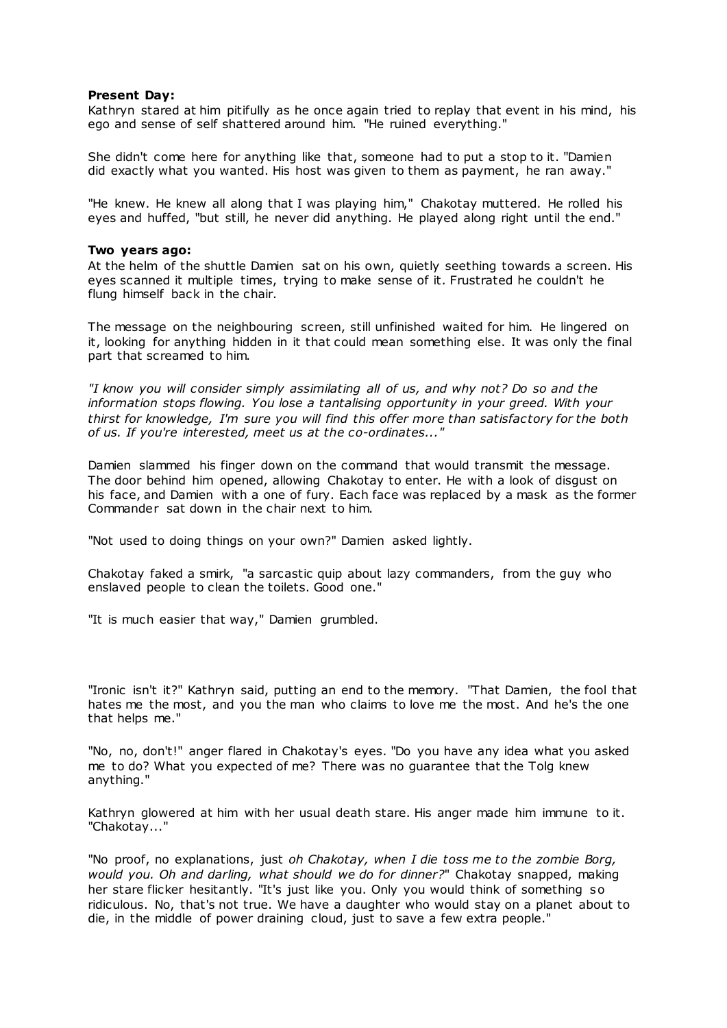**Present Day:**
Kathryn stared at him pitifully as he once again tried to replay that event in his mind, his ego and sense of self shattered around him. "He ruined everything."

She didn't come here for anything like that, someone had to put a stop to it. "Damien did exactly what you wanted. His host was given to them as payment, he ran away."

"He knew. He knew all along that I was playing him," Chakotay muttered. He rolled his eyes and huffed, "but still, he never did anything. He played along right until the end."

**Two years ago:**
At the helm of the shuttle Damien sat on his own, quietly seething towards a screen. His eyes scanned it multiple times, trying to make sense of it. Frustrated he couldn't he flung himself back in the chair.

The message on the neighbouring screen, still unfinished waited for him. He lingered on it, looking for anything hidden in it that could mean something else. It was only the final part that screamed to him.

*"I know you will consider simply assimilating all of us, and why not? Do so and the information stops flowing. You lose a tantalising opportunity in your greed. With your thirst for knowledge, I'm sure you will find this offer more than satisfactory for the both of us. If you're interested, meet us at the co-ordinates..."*

Damien slammed his finger down on the command that would transmit the message. The door behind him opened, allowing Chakotay to enter. He with a look of disgust on his face, and Damien with a one of fury. Each face was replaced by a mask as the former Commander sat down in the chair next to him.

"Not used to doing things on your own?" Damien asked lightly.

Chakotay faked a smirk, "a sarcastic quip about lazy commanders, from the guy who enslaved people to clean the toilets. Good one."

"It is much easier that way," Damien grumbled.

"Ironic isn't it?" Kathryn said, putting an end to the memory. "That Damien, the fool that hates me the most, and you the man who claims to love me the most. And he's the one that helps me."

"No, no, don't!" anger flared in Chakotay's eyes. "Do you have any idea what you asked me to do? What you expected of me? There was no guarantee that the Tolg knew anything."

Kathryn glowered at him with her usual death stare. His anger made him immune to it. "Chakotay..."

"No proof, no explanations, just *oh Chakotay, when I die toss me to the zombie Borg, would you. Oh and darling, what should we do for dinner?*" Chakotay snapped, making her stare flicker hesitantly. "It's just like you. Only you would think of something so ridiculous. No, that's not true. We have a daughter who would stay on a planet about to die, in the middle of power draining cloud, just to save a few extra people."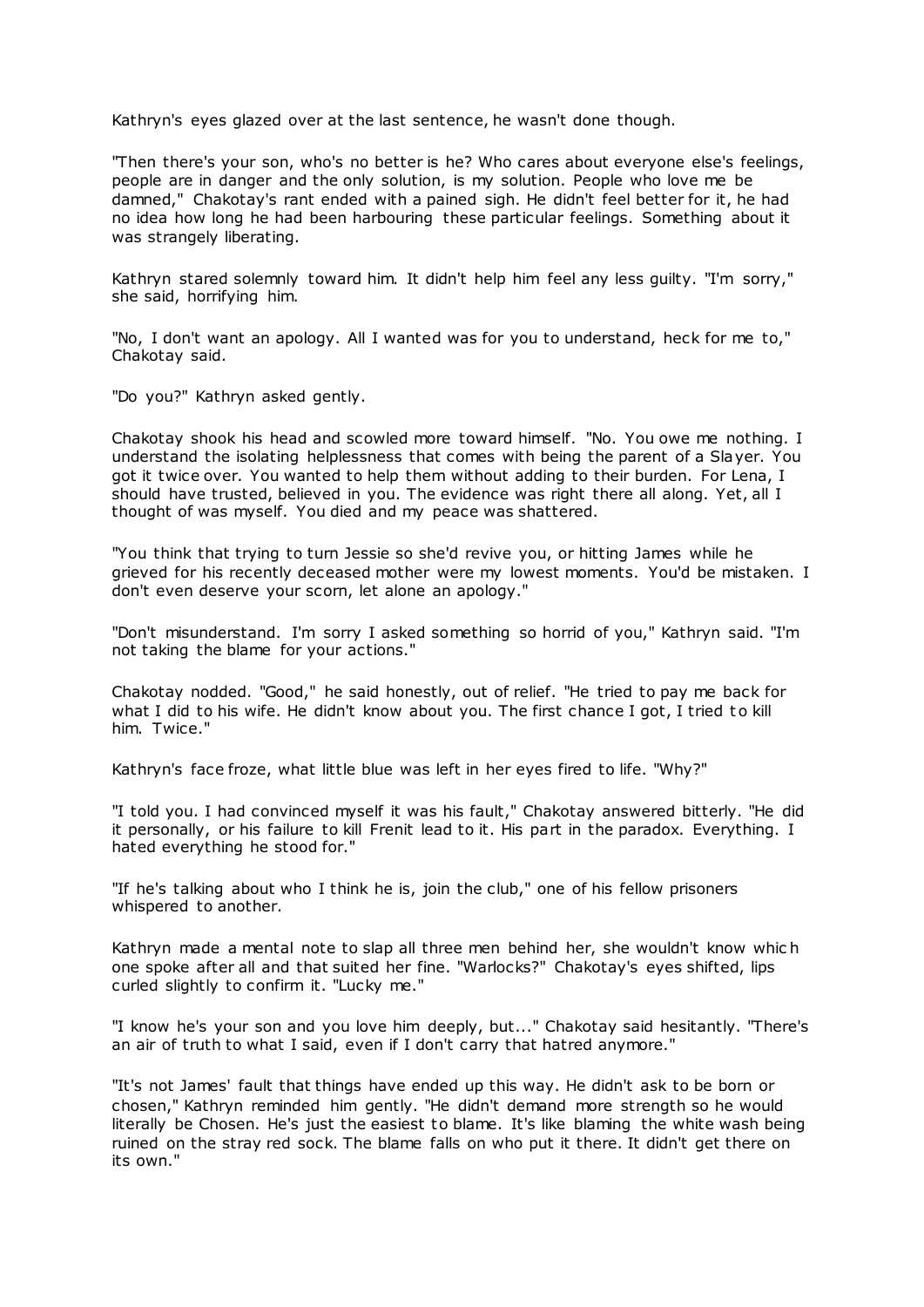Kathryn's eyes glazed over at the last sentence, he wasn't done though.

"Then there's your son, who's no better is he? Who cares about everyone else's feelings, people are in danger and the only solution, is my solution. People who love me be damned," Chakotay's rant ended with a pained sigh. He didn't feel better for it, he had no idea how long he had been harbouring these particular feelings. Something about it was strangely liberating.

Kathryn stared solemnly toward him. It didn't help him feel any less guilty. "I'm sorry," she said, horrifying him.

"No, I don't want an apology. All I wanted was for you to understand, heck for me to," Chakotay said.

"Do you?" Kathryn asked gently.

Chakotay shook his head and scowled more toward himself. "No. You owe me nothing. I understand the isolating helplessness that comes with being the parent of a Slayer. You got it twice over. You wanted to help them without adding to their burden. For Lena, I should have trusted, believed in you. The evidence was right there all along. Yet, all I thought of was myself. You died and my peace was shattered.

"You think that trying to turn Jessie so she'd revive you, or hitting James while he grieved for his recently deceased mother were my lowest moments. You'd be mistaken. I don't even deserve your scorn, let alone an apology."

"Don't misunderstand. I'm sorry I asked something so horrid of you," Kathryn said. "I'm not taking the blame for your actions."

Chakotay nodded. "Good," he said honestly, out of relief. "He tried to pay me back for what I did to his wife. He didn't know about you. The first chance I got, I tried to kill him. Twice."

Kathryn's face froze, what little blue was left in her eyes fired to life. "Why?"

"I told you. I had convinced myself it was his fault," Chakotay answered bitterly. "He did it personally, or his failure to kill Frenit lead to it. His part in the paradox. Everything. I hated everything he stood for."

"If he's talking about who I think he is, join the club," one of his fellow prisoners whispered to another.

Kathryn made a mental note to slap all three men behind her, she wouldn't know which one spoke after all and that suited her fine. "Warlocks?" Chakotay's eyes shifted, lips curled slightly to confirm it. "Lucky me."

"I know he's your son and you love him deeply, but..." Chakotay said hesitantly. "There's an air of truth to what I said, even if I don't carry that hatred anymore."

"It's not James' fault that things have ended up this way. He didn't ask to be born or chosen," Kathryn reminded him gently. "He didn't demand more strength so he would literally be Chosen. He's just the easiest to blame. It's like blaming the white wash being ruined on the stray red sock. The blame falls on who put it there. It didn't get there on its own."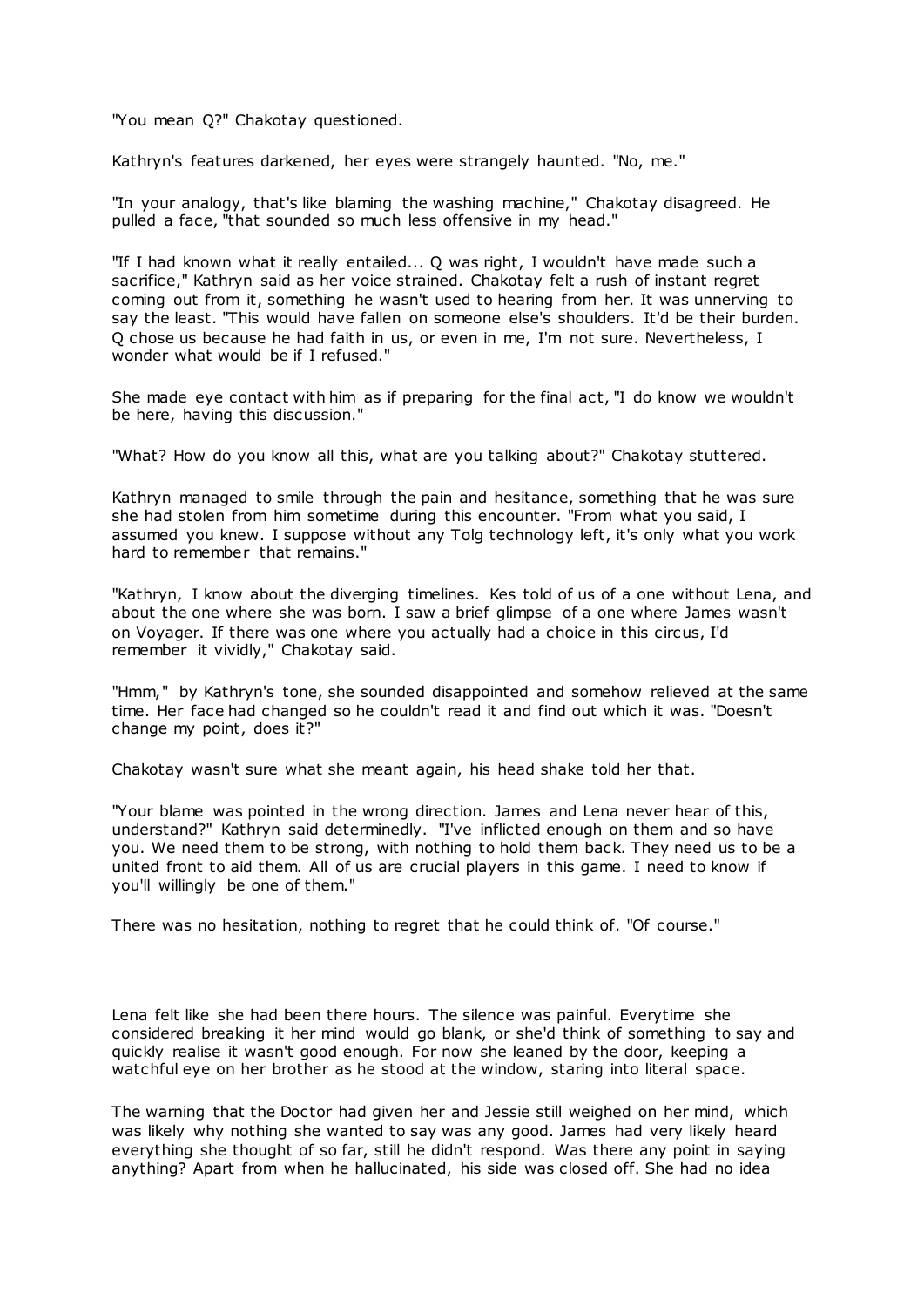"You mean Q?" Chakotay questioned.

Kathryn's features darkened, her eyes were strangely haunted. "No, me."

"In your analogy, that's like blaming the washing machine," Chakotay disagreed. He pulled a face, "that sounded so much less offensive in my head."

"If I had known what it really entailed... Q was right, I wouldn't have made such a sacrifice," Kathryn said as her voice strained. Chakotay felt a rush of instant regret coming out from it, something he wasn't used to hearing from her. It was unnerving to say the least. "This would have fallen on someone else's shoulders. It'd be their burden. Q chose us because he had faith in us, or even in me, I'm not sure. Nevertheless, I wonder what would be if I refused."

She made eye contact with him as if preparing for the final act, "I do know we wouldn't be here, having this discussion."

"What? How do you know all this, what are you talking about?" Chakotay stuttered.

Kathryn managed to smile through the pain and hesitance, something that he was sure she had stolen from him sometime during this encounter. "From what you said, I assumed you knew. I suppose without any Tolg technology left, it's only what you work hard to remember that remains."

"Kathryn, I know about the diverging timelines. Kes told of us of a one without Lena, and about the one where she was born. I saw a brief glimpse of a one where James wasn't on Voyager. If there was one where you actually had a choice in this circus, I'd remember it vividly," Chakotay said.

"Hmm," by Kathryn's tone, she sounded disappointed and somehow relieved at the same time. Her face had changed so he couldn't read it and find out which it was. "Doesn't change my point, does it?"

Chakotay wasn't sure what she meant again, his head shake told her that.

"Your blame was pointed in the wrong direction. James and Lena never hear of this, understand?" Kathryn said determinedly. "I've inflicted enough on them and so have you. We need them to be strong, with nothing to hold them back. They need us to be a united front to aid them. All of us are crucial players in this game. I need to know if you'll willingly be one of them."

There was no hesitation, nothing to regret that he could think of. "Of course."

Lena felt like she had been there hours. The silence was painful. Everytime she considered breaking it her mind would go blank, or she'd think of something to say and quickly realise it wasn't good enough. For now she leaned by the door, keeping a watchful eye on her brother as he stood at the window, staring into literal space.

The warning that the Doctor had given her and Jessie still weighed on her mind, which was likely why nothing she wanted to say was any good. James had very likely heard everything she thought of so far, still he didn't respond. Was there any point in saying anything? Apart from when he hallucinated, his side was closed off. She had no idea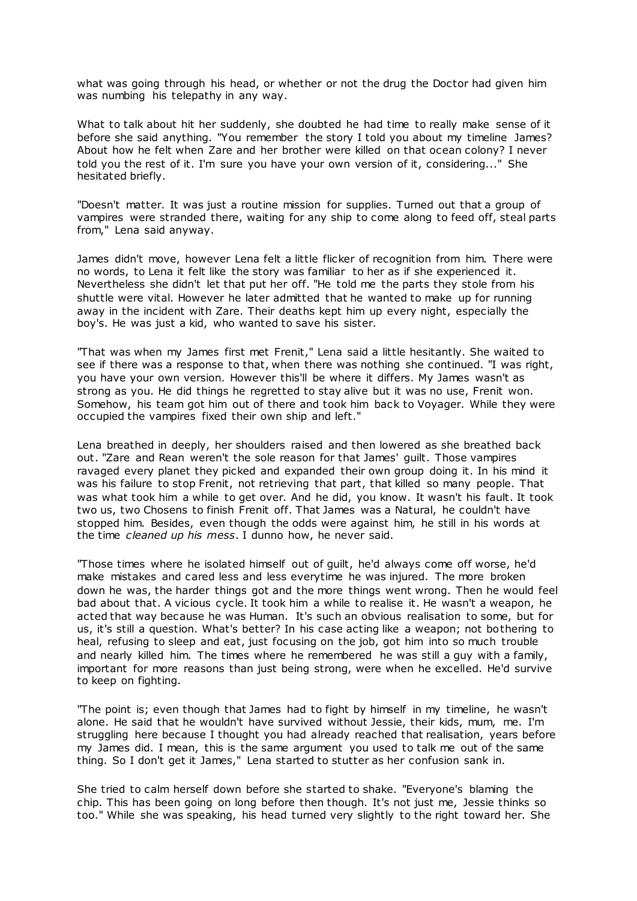what was going through his head, or whether or not the drug the Doctor had given him was numbing his telepathy in any way.

What to talk about hit her suddenly, she doubted he had time to really make sense of it before she said anything. "You remember the story I told you about my timeline James? About how he felt when Zare and her brother were killed on that ocean colony? I never told you the rest of it. I'm sure you have your own version of it, considering..." She hesitated briefly.

"Doesn't matter. It was just a routine mission for supplies. Turned out that a group of vampires were stranded there, waiting for any ship to come along to feed off, steal parts from," Lena said anyway.

James didn't move, however Lena felt a little flicker of recognition from him. There were no words, to Lena it felt like the story was familiar to her as if she experienced it. Nevertheless she didn't let that put her off. "He told me the parts they stole from his shuttle were vital. However he later admitted that he wanted to make up for running away in the incident with Zare. Their deaths kept him up every night, especially the boy's. He was just a kid, who wanted to save his sister.

"That was when my James first met Frenit," Lena said a little hesitantly. She waited to see if there was a response to that, when there was nothing she continued. "I was right, you have your own version. However this'll be where it differs. My James wasn't as strong as you. He did things he regretted to stay alive but it was no use, Frenit won. Somehow, his team got him out of there and took him back to Voyager. While they were occupied the vampires fixed their own ship and left."

Lena breathed in deeply, her shoulders raised and then lowered as she breathed back out. "Zare and Rean weren't the sole reason for that James' guilt. Those vampires ravaged every planet they picked and expanded their own group doing it. In his mind it was his failure to stop Frenit, not retrieving that part, that killed so many people. That was what took him a while to get over. And he did, you know. It wasn't his fault. It took two us, two Chosens to finish Frenit off. That James was a Natural, he couldn't have stopped him. Besides, even though the odds were against him, he still in his words at the time *cleaned up his mess*. I dunno how, he never said.

"Those times where he isolated himself out of guilt, he'd always come off worse, he'd make mistakes and cared less and less everytime he was injured. The more broken down he was, the harder things got and the more things went wrong. Then he would feel bad about that. A vicious cycle. It took him a while to realise it. He wasn't a weapon, he acted that way because he was Human. It's such an obvious realisation to some, but for us, it's still a question. What's better? In his case acting like a weapon; not bothering to heal, refusing to sleep and eat, just focusing on the job, got him into so much trouble and nearly killed him. The times where he remembered he was still a guy with a family, important for more reasons than just being strong, were when he excelled. He'd survive to keep on fighting.

"The point is; even though that James had to fight by himself in my timeline, he wasn't alone. He said that he wouldn't have survived without Jessie, their kids, mum, me. I'm struggling here because I thought you had already reached that realisation, years before my James did. I mean, this is the same argument you used to talk me out of the same thing. So I don't get it James," Lena started to stutter as her confusion sank in.

She tried to calm herself down before she started to shake. "Everyone's blaming the chip. This has been going on long before then though. It's not just me, Jessie thinks so too." While she was speaking, his head turned very slightly to the right toward her. She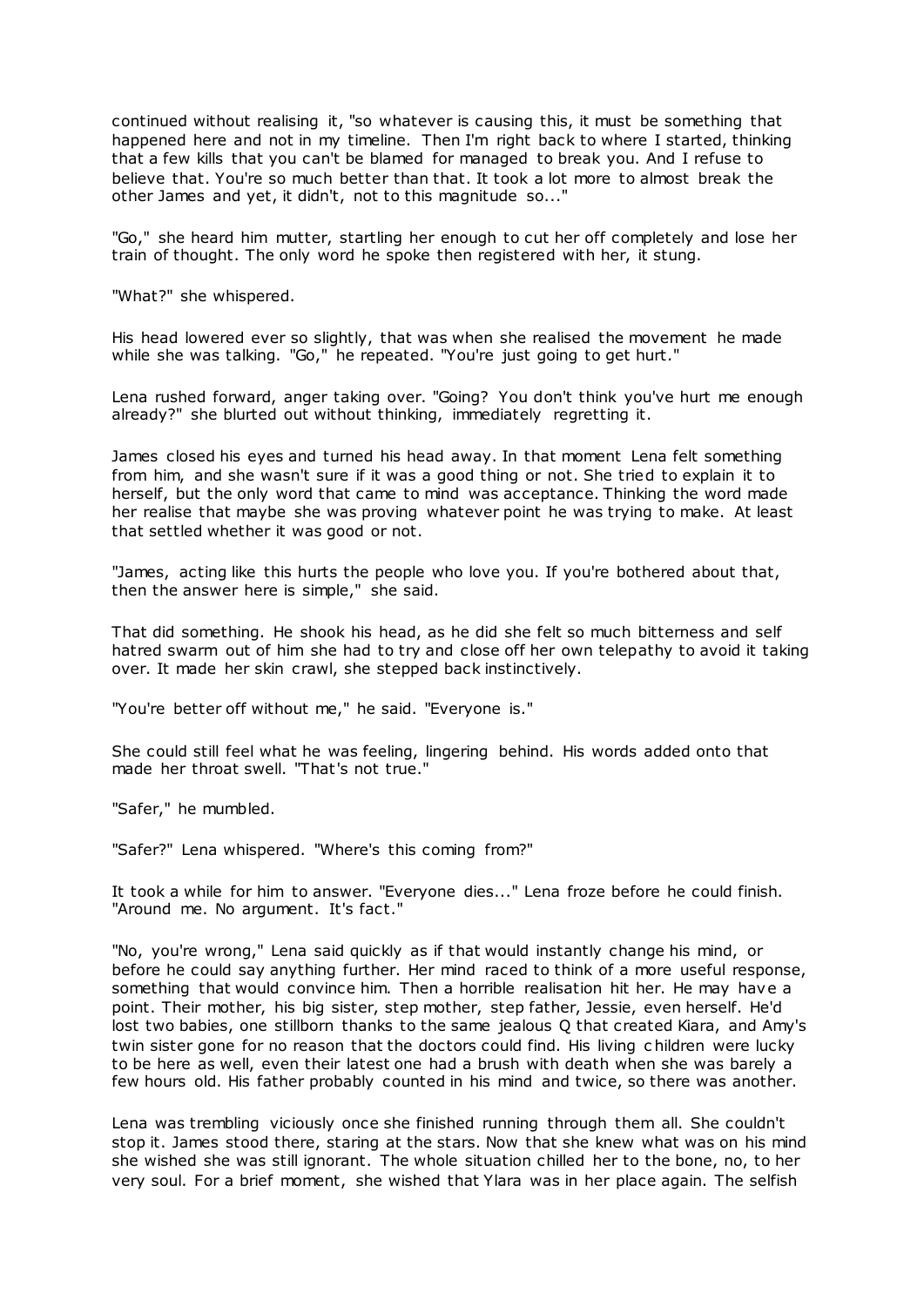continued without realising it, "so whatever is causing this, it must be something that happened here and not in my timeline. Then I'm right back to where I started, thinking that a few kills that you can't be blamed for managed to break you. And I refuse to believe that. You're so much better than that. It took a lot more to almost break the other James and yet, it didn't, not to this magnitude so..."

"Go," she heard him mutter, startling her enough to cut her off completely and lose her train of thought. The only word he spoke then registered with her, it stung.

"What?" she whispered.

His head lowered ever so slightly, that was when she realised the movement he made while she was talking. "Go," he repeated. "You're just going to get hurt."

Lena rushed forward, anger taking over. "Going? You don't think you've hurt me enough already?" she blurted out without thinking, immediately regretting it.

James closed his eyes and turned his head away. In that moment Lena felt something from him, and she wasn't sure if it was a good thing or not. She tried to explain it to herself, but the only word that came to mind was acceptance. Thinking the word made her realise that maybe she was proving whatever point he was trying to make. At least that settled whether it was good or not.

"James, acting like this hurts the people who love you. If you're bothered about that, then the answer here is simple," she said.

That did something. He shook his head, as he did she felt so much bitterness and self hatred swarm out of him she had to try and close off her own telepathy to avoid it taking over. It made her skin crawl, she stepped back instinctively.

"You're better off without me," he said. "Everyone is."

She could still feel what he was feeling, lingering behind. His words added onto that made her throat swell. "That's not true."

"Safer," he mumbled.

"Safer?" Lena whispered. "Where's this coming from?"

It took a while for him to answer. "Everyone dies..." Lena froze before he could finish. "Around me. No argument. It's fact."

"No, you're wrong," Lena said quickly as if that would instantly change his mind, or before he could say anything further. Her mind raced to think of a more useful response, something that would convince him. Then a horrible realisation hit her. He may have a point. Their mother, his big sister, step mother, step father, Jessie, even herself. He'd lost two babies, one stillborn thanks to the same jealous Q that created Kiara, and Amy's twin sister gone for no reason that the doctors could find. His living children were lucky to be here as well, even their latest one had a brush with death when she was barely a few hours old. His father probably counted in his mind and twice, so there was another.

Lena was trembling viciously once she finished running through them all. She couldn't stop it. James stood there, staring at the stars. Now that she knew what was on his mind she wished she was still ignorant. The whole situation chilled her to the bone, no, to her very soul. For a brief moment, she wished that Ylara was in her place again. The selfish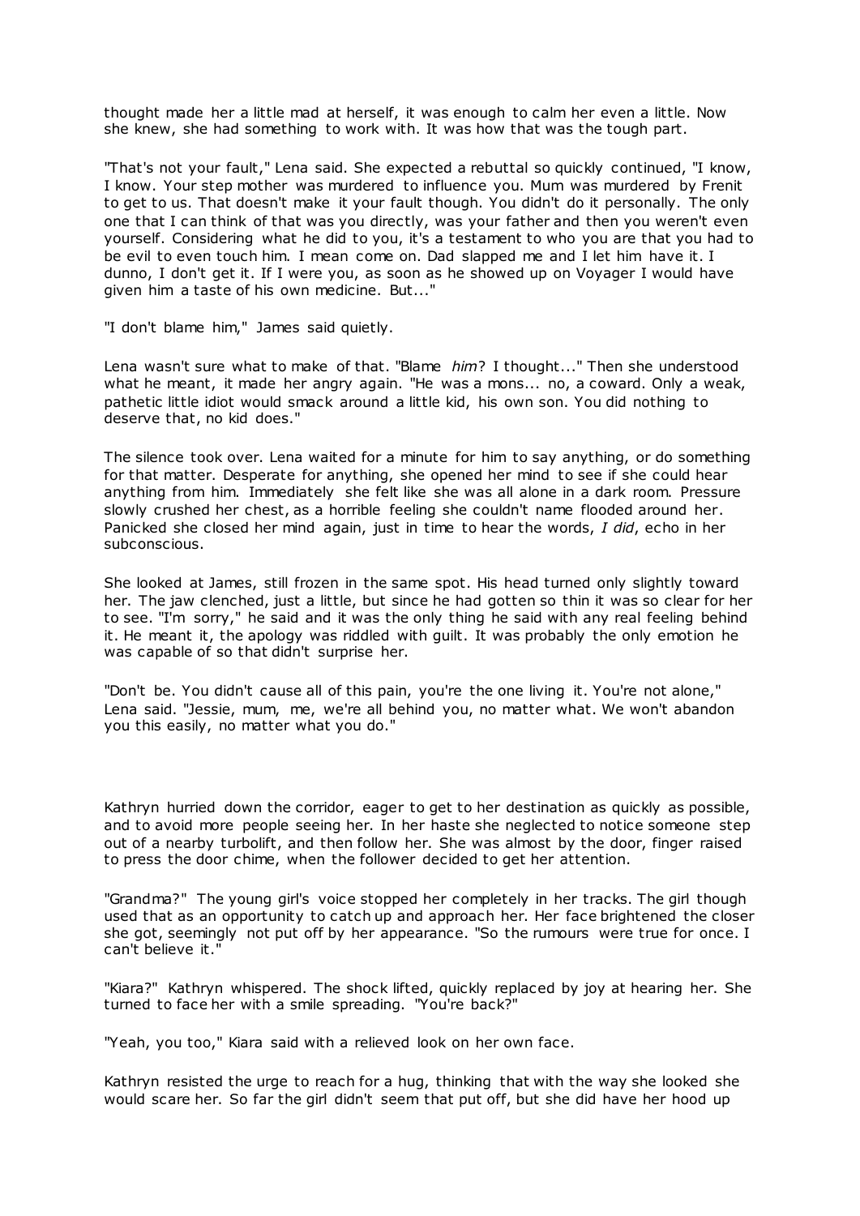thought made her a little mad at herself, it was enough to calm her even a little. Now she knew, she had something to work with. It was how that was the tough part.

"That's not your fault," Lena said. She expected a rebuttal so quickly continued, "I know, I know. Your step mother was murdered to influence you. Mum was murdered by Frenit to get to us. That doesn't make it your fault though. You didn't do it personally. The only one that I can think of that was you directly, was your father and then you weren't even yourself. Considering what he did to you, it's a testament to who you are that you had to be evil to even touch him. I mean come on. Dad slapped me and I let him have it. I dunno, I don't get it. If I were you, as soon as he showed up on Voyager I would have given him a taste of his own medicine. But..."

"I don't blame him," James said quietly.

Lena wasn't sure what to make of that. "Blame *him*? I thought..." Then she understood what he meant, it made her angry again. "He was a mons... no, a coward. Only a weak, pathetic little idiot would smack around a little kid, his own son. You did nothing to deserve that, no kid does."

The silence took over. Lena waited for a minute for him to say anything, or do something for that matter. Desperate for anything, she opened her mind to see if she could hear anything from him. Immediately she felt like she was all alone in a dark room. Pressure slowly crushed her chest, as a horrible feeling she couldn't name flooded around her. Panicked she closed her mind again, just in time to hear the words, *I did*, echo in her subconscious.

She looked at James, still frozen in the same spot. His head turned only slightly toward her. The jaw clenched, just a little, but since he had gotten so thin it was so clear for her to see. "I'm sorry," he said and it was the only thing he said with any real feeling behind it. He meant it, the apology was riddled with guilt. It was probably the only emotion he was capable of so that didn't surprise her.

"Don't be. You didn't cause all of this pain, you're the one living it. You're not alone," Lena said. "Jessie, mum, me, we're all behind you, no matter what. We won't abandon you this easily, no matter what you do."

Kathryn hurried down the corridor, eager to get to her destination as quickly as possible, and to avoid more people seeing her. In her haste she neglected to notice someone step out of a nearby turbolift, and then follow her. She was almost by the door, finger raised to press the door chime, when the follower decided to get her attention.

"Grandma?" The young girl's voice stopped her completely in her tracks. The girl though used that as an opportunity to catch up and approach her. Her face brightened the closer she got, seemingly not put off by her appearance. "So the rumours were true for once. I can't believe it."

"Kiara?" Kathryn whispered. The shock lifted, quickly replaced by joy at hearing her. She turned to face her with a smile spreading. "You're back?"

"Yeah, you too," Kiara said with a relieved look on her own face.

Kathryn resisted the urge to reach for a hug, thinking that with the way she looked she would scare her. So far the girl didn't seem that put off, but she did have her hood up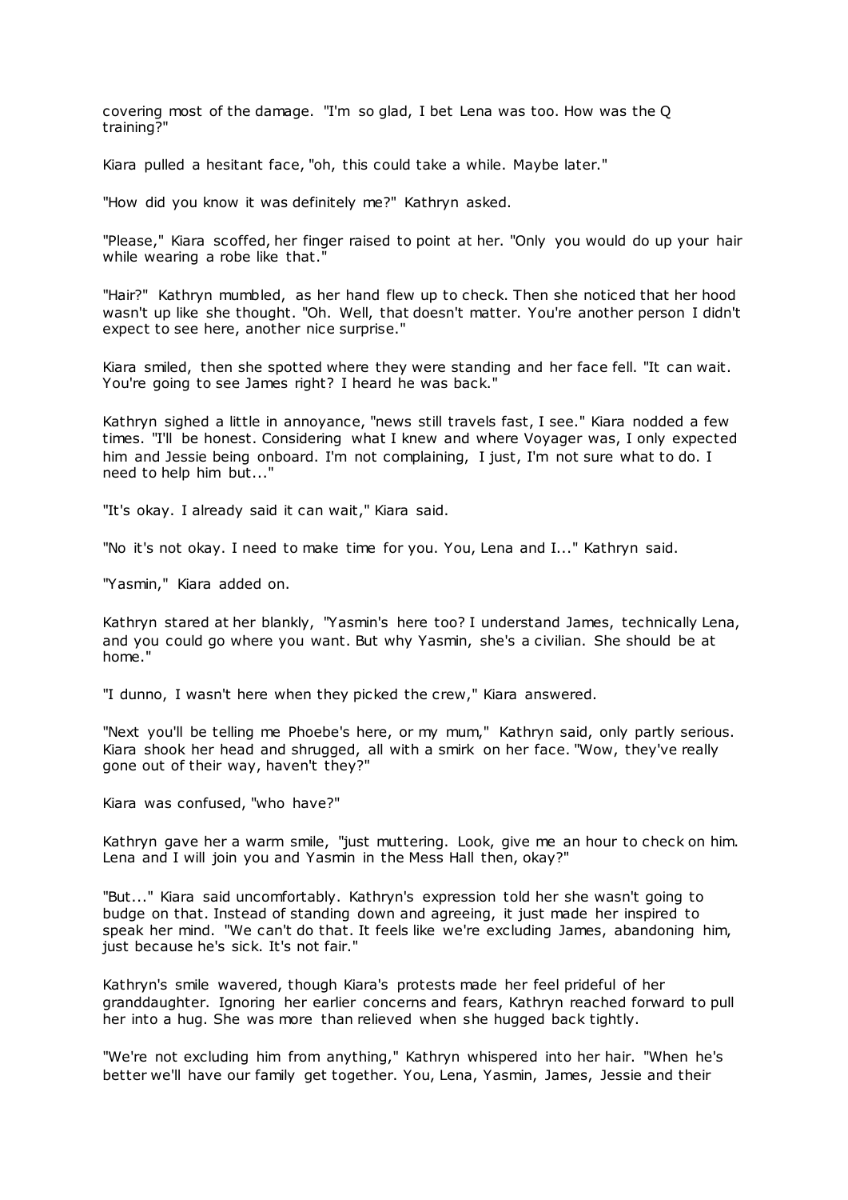covering most of the damage. "I'm so glad, I bet Lena was too. How was the Q training?"

Kiara pulled a hesitant face, "oh, this could take a while. Maybe later."

"How did you know it was definitely me?" Kathryn asked.

"Please," Kiara scoffed, her finger raised to point at her. "Only you would do up your hair while wearing a robe like that."

"Hair?" Kathryn mumbled, as her hand flew up to check. Then she noticed that her hood wasn't up like she thought. "Oh. Well, that doesn't matter. You're another person I didn't expect to see here, another nice surprise."

Kiara smiled, then she spotted where they were standing and her face fell. "It can wait. You're going to see James right? I heard he was back."

Kathryn sighed a little in annoyance, "news still travels fast, I see." Kiara nodded a few times. "I'll be honest. Considering what I knew and where Voyager was, I only expected him and Jessie being onboard. I'm not complaining, I just, I'm not sure what to do. I need to help him but..."

"It's okay. I already said it can wait," Kiara said.

"No it's not okay. I need to make time for you. You, Lena and I..." Kathryn said.

"Yasmin," Kiara added on.

Kathryn stared at her blankly, "Yasmin's here too? I understand James, technically Lena, and you could go where you want. But why Yasmin, she's a civilian. She should be at home."

"I dunno, I wasn't here when they picked the crew," Kiara answered.

"Next you'll be telling me Phoebe's here, or my mum," Kathryn said, only partly serious. Kiara shook her head and shrugged, all with a smirk on her face. "Wow, they've really gone out of their way, haven't they?"

Kiara was confused, "who have?"

Kathryn gave her a warm smile, "just muttering. Look, give me an hour to check on him. Lena and I will join you and Yasmin in the Mess Hall then, okay?"

"But..." Kiara said uncomfortably. Kathryn's expression told her she wasn't going to budge on that. Instead of standing down and agreeing, it just made her inspired to speak her mind. "We can't do that. It feels like we're excluding James, abandoning him, just because he's sick. It's not fair."

Kathryn's smile wavered, though Kiara's protests made her feel prideful of her granddaughter. Ignoring her earlier concerns and fears, Kathryn reached forward to pull her into a hug. She was more than relieved when she hugged back tightly.

"We're not excluding him from anything," Kathryn whispered into her hair. "When he's better we'll have our family get together. You, Lena, Yasmin, James, Jessie and their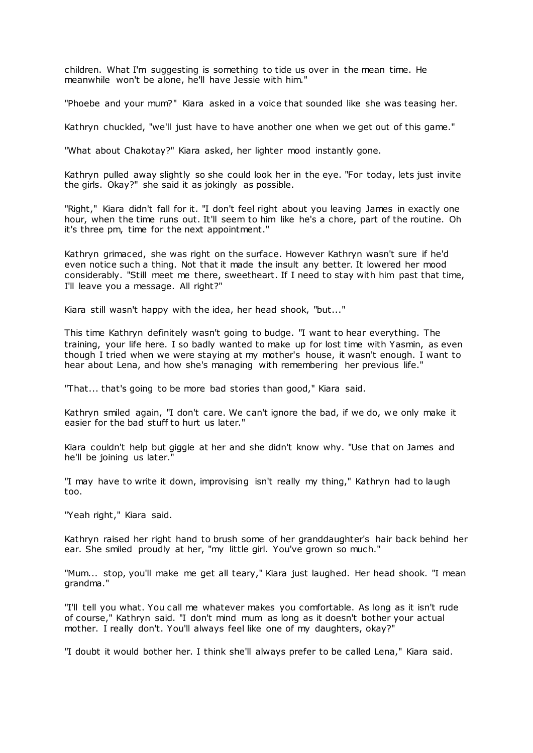children. What I'm suggesting is something to tide us over in the mean time. He meanwhile won't be alone, he'll have Jessie with him."

"Phoebe and your mum?" Kiara asked in a voice that sounded like she was teasing her.

Kathryn chuckled, "we'll just have to have another one when we get out of this game."

"What about Chakotay?" Kiara asked, her lighter mood instantly gone.

Kathryn pulled away slightly so she could look her in the eye. "For today, lets just invite the girls. Okay?" she said it as jokingly as possible.

"Right," Kiara didn't fall for it. "I don't feel right about you leaving James in exactly one hour, when the time runs out. It'll seem to him like he's a chore, part of the routine. Oh it's three pm, time for the next appointment."

Kathryn grimaced, she was right on the surface. However Kathryn wasn't sure if he'd even notice such a thing. Not that it made the insult any better. It lowered her mood considerably. "Still meet me there, sweetheart. If I need to stay with him past that time, I'll leave you a message. All right?"

Kiara still wasn't happy with the idea, her head shook, "but..."

This time Kathryn definitely wasn't going to budge. "I want to hear everything. The training, your life here. I so badly wanted to make up for lost time with Yasmin, as even though I tried when we were staying at my mother's house, it wasn't enough. I want to hear about Lena, and how she's managing with remembering her previous life."

"That... that's going to be more bad stories than good," Kiara said.

Kathryn smiled again, "I don't care. We can't ignore the bad, if we do, we only make it easier for the bad stuff to hurt us later."

Kiara couldn't help but giggle at her and she didn't know why. "Use that on James and he'll be joining us later."

"I may have to write it down, improvising isn't really my thing," Kathryn had to laugh too.

"Yeah right," Kiara said.

Kathryn raised her right hand to brush some of her granddaughter's hair back behind her ear. She smiled proudly at her, "my little girl. You've grown so much."

"Mum... stop, you'll make me get all teary," Kiara just laughed. Her head shook. "I mean grandma."

"I'll tell you what. You call me whatever makes you comfortable. As long as it isn't rude of course," Kathryn said. "I don't mind mum as long as it doesn't bother your actual mother. I really don't. You'll always feel like one of my daughters, okay?"

"I doubt it would bother her. I think she'll always prefer to be called Lena," Kiara said.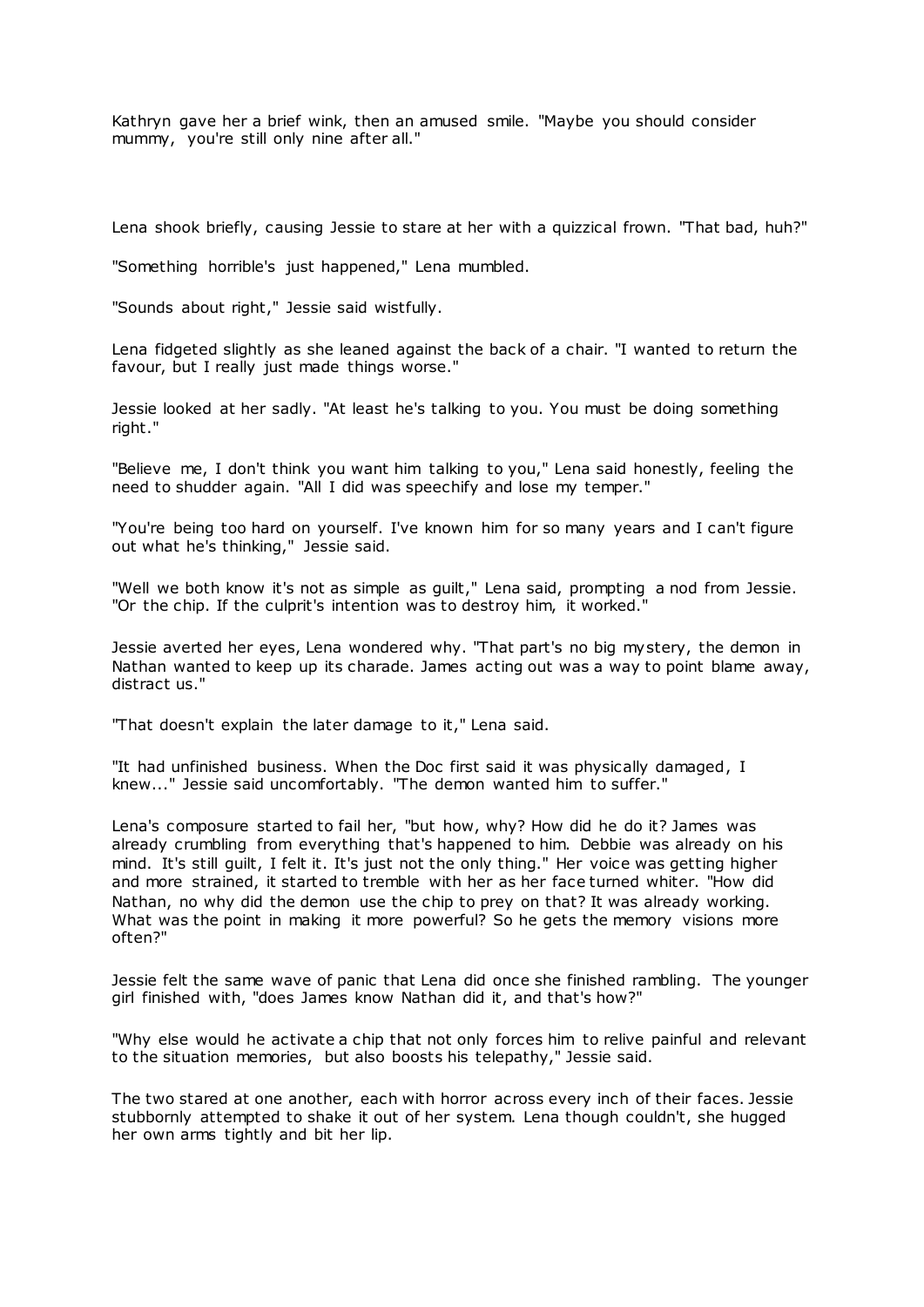Kathryn gave her a brief wink, then an amused smile. "Maybe you should consider mummy, you're still only nine after all."

Lena shook briefly, causing Jessie to stare at her with a quizzical frown. "That bad, huh?"

"Something horrible's just happened," Lena mumbled.

"Sounds about right," Jessie said wistfully.

Lena fidgeted slightly as she leaned against the back of a chair. "I wanted to return the favour, but I really just made things worse."

Jessie looked at her sadly. "At least he's talking to you. You must be doing something right."

"Believe me, I don't think you want him talking to you," Lena said honestly, feeling the need to shudder again. "All I did was speechify and lose my temper."

"You're being too hard on yourself. I've known him for so many years and I can't figure out what he's thinking," Jessie said.

"Well we both know it's not as simple as guilt," Lena said, prompting a nod from Jessie. "Or the chip. If the culprit's intention was to destroy him, it worked."

Jessie averted her eyes, Lena wondered why. "That part's no big mystery, the demon in Nathan wanted to keep up its charade. James acting out was a way to point blame away, distract us."

"That doesn't explain the later damage to it," Lena said.

"It had unfinished business. When the Doc first said it was physically damaged, I knew..." Jessie said uncomfortably. "The demon wanted him to suffer."

Lena's composure started to fail her, "but how, why? How did he do it? James was already crumbling from everything that's happened to him. Debbie was already on his mind. It's still guilt, I felt it. It's just not the only thing." Her voice was getting higher and more strained, it started to tremble with her as her face turned whiter. "How did Nathan, no why did the demon use the chip to prey on that? It was already working. What was the point in making it more powerful? So he gets the memory visions more often?"

Jessie felt the same wave of panic that Lena did once she finished rambling. The younger girl finished with, "does James know Nathan did it, and that's how?"

"Why else would he activate a chip that not only forces him to relive painful and relevant to the situation memories, but also boosts his telepathy," Jessie said.

The two stared at one another, each with horror across every inch of their faces. Jessie stubbornly attempted to shake it out of her system. Lena though couldn't, she hugged her own arms tightly and bit her lip.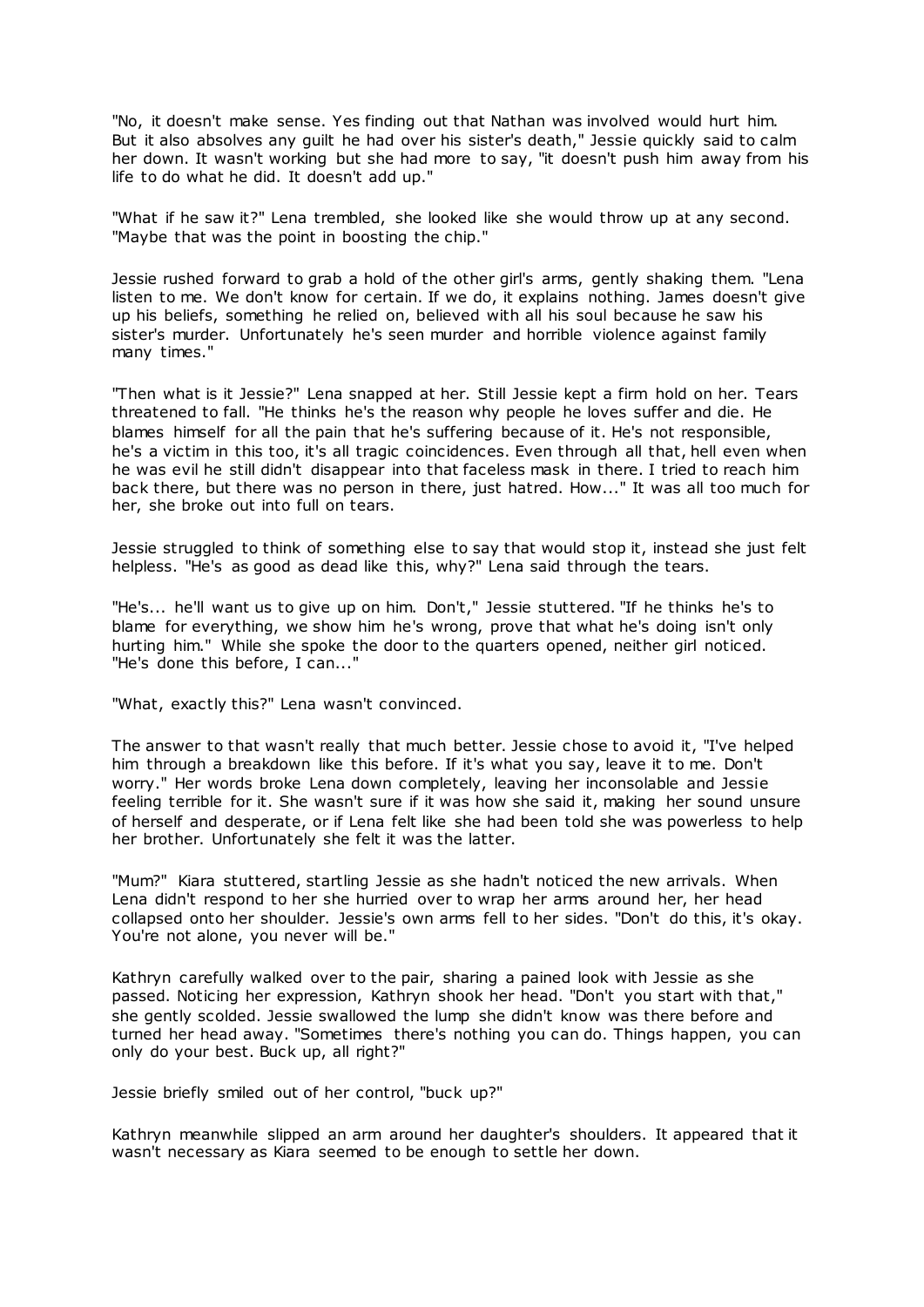"No, it doesn't make sense. Yes finding out that Nathan was involved would hurt him. But it also absolves any guilt he had over his sister's death," Jessie quickly said to calm her down. It wasn't working but she had more to say, "it doesn't push him away from his life to do what he did. It doesn't add up."

"What if he saw it?" Lena trembled, she looked like she would throw up at any second. "Maybe that was the point in boosting the chip."

Jessie rushed forward to grab a hold of the other girl's arms, gently shaking them. "Lena listen to me. We don't know for certain. If we do, it explains nothing. James doesn't give up his beliefs, something he relied on, believed with all his soul because he saw his sister's murder. Unfortunately he's seen murder and horrible violence against family many times."

"Then what is it Jessie?" Lena snapped at her. Still Jessie kept a firm hold on her. Tears threatened to fall. "He thinks he's the reason why people he loves suffer and die. He blames himself for all the pain that he's suffering because of it. He's not responsible, he's a victim in this too, it's all tragic coincidences. Even through all that, hell even when he was evil he still didn't disappear into that faceless mask in there. I tried to reach him back there, but there was no person in there, just hatred. How..." It was all too much for her, she broke out into full on tears.

Jessie struggled to think of something else to say that would stop it, instead she just felt helpless. "He's as good as dead like this, why?" Lena said through the tears.

"He's... he'll want us to give up on him. Don't," Jessie stuttered. "If he thinks he's to blame for everything, we show him he's wrong, prove that what he's doing isn't only hurting him." While she spoke the door to the quarters opened, neither girl noticed. "He's done this before, I can..."

"What, exactly this?" Lena wasn't convinced.

The answer to that wasn't really that much better. Jessie chose to avoid it, "I've helped him through a breakdown like this before. If it's what you say, leave it to me. Don't worry." Her words broke Lena down completely, leaving her inconsolable and Jessie feeling terrible for it. She wasn't sure if it was how she said it, making her sound unsure of herself and desperate, or if Lena felt like she had been told she was powerless to help her brother. Unfortunately she felt it was the latter.

"Mum?" Kiara stuttered, startling Jessie as she hadn't noticed the new arrivals. When Lena didn't respond to her she hurried over to wrap her arms around her, her head collapsed onto her shoulder. Jessie's own arms fell to her sides. "Don't do this, it's okay. You're not alone, you never will be."

Kathryn carefully walked over to the pair, sharing a pained look with Jessie as she passed. Noticing her expression, Kathryn shook her head. "Don't you start with that," she gently scolded. Jessie swallowed the lump she didn't know was there before and turned her head away. "Sometimes there's nothing you can do. Things happen, you can only do your best. Buck up, all right?"

Jessie briefly smiled out of her control, "buck up?"

Kathryn meanwhile slipped an arm around her daughter's shoulders. It appeared that it wasn't necessary as Kiara seemed to be enough to settle her down.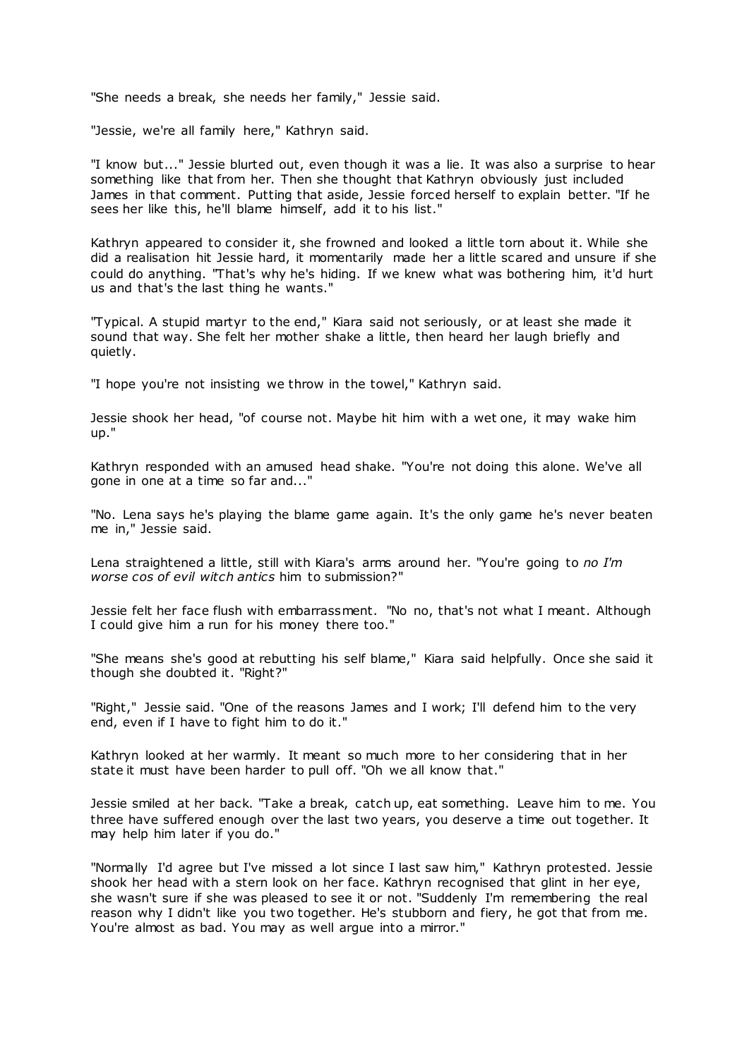"She needs a break, she needs her family," Jessie said.

"Jessie, we're all family here," Kathryn said.

"I know but..." Jessie blurted out, even though it was a lie. It was also a surprise to hear something like that from her. Then she thought that Kathryn obviously just included James in that comment. Putting that aside, Jessie forced herself to explain better. "If he sees her like this, he'll blame himself, add it to his list."

Kathryn appeared to consider it, she frowned and looked a little torn about it. While she did a realisation hit Jessie hard, it momentarily made her a little scared and unsure if she could do anything. "That's why he's hiding. If we knew what was bothering him, it'd hurt us and that's the last thing he wants."

"Typical. A stupid martyr to the end," Kiara said not seriously, or at least she made it sound that way. She felt her mother shake a little, then heard her laugh briefly and quietly.

"I hope you're not insisting we throw in the towel," Kathryn said.

Jessie shook her head, "of course not. Maybe hit him with a wet one, it may wake him up."

Kathryn responded with an amused head shake. "You're not doing this alone. We've all gone in one at a time so far and..."

"No. Lena says he's playing the blame game again. It's the only game he's never beaten me in," Jessie said.

Lena straightened a little, still with Kiara's arms around her. "You're going to *no I'm worse cos of evil witch antics* him to submission?"

Jessie felt her face flush with embarrassment. "No no, that's not what I meant. Although I could give him a run for his money there too."

"She means she's good at rebutting his self blame," Kiara said helpfully. Once she said it though she doubted it. "Right?"

"Right," Jessie said. "One of the reasons James and I work; I'll defend him to the very end, even if I have to fight him to do it."

Kathryn looked at her warmly. It meant so much more to her considering that in her state it must have been harder to pull off. "Oh we all know that."

Jessie smiled at her back. "Take a break, catch up, eat something. Leave him to me. You three have suffered enough over the last two years, you deserve a time out together. It may help him later if you do."

"Normally I'd agree but I've missed a lot since I last saw him," Kathryn protested. Jessie shook her head with a stern look on her face. Kathryn recognised that glint in her eye, she wasn't sure if she was pleased to see it or not. "Suddenly I'm remembering the real reason why I didn't like you two together. He's stubborn and fiery, he got that from me. You're almost as bad. You may as well argue into a mirror."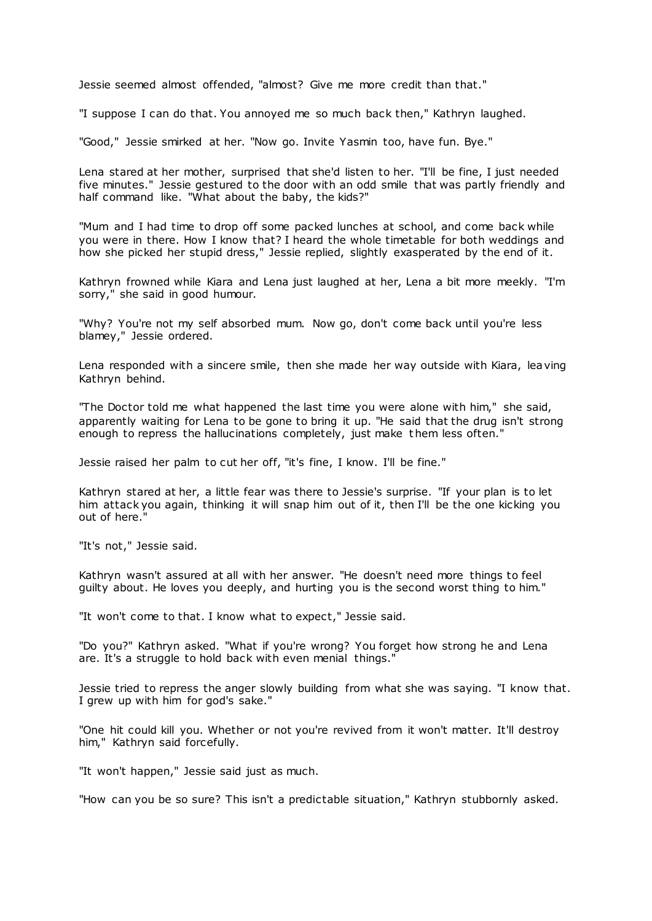Jessie seemed almost offended, "almost? Give me more credit than that."

"I suppose I can do that. You annoyed me so much back then," Kathryn laughed.

"Good," Jessie smirked at her. "Now go. Invite Yasmin too, have fun. Bye."

Lena stared at her mother, surprised that she'd listen to her. "I'll be fine, I just needed five minutes." Jessie gestured to the door with an odd smile that was partly friendly and half command like. "What about the baby, the kids?"

"Mum and I had time to drop off some packed lunches at school, and come back while you were in there. How I know that? I heard the whole timetable for both weddings and how she picked her stupid dress," Jessie replied, slightly exasperated by the end of it.

Kathryn frowned while Kiara and Lena just laughed at her, Lena a bit more meekly. "I'm sorry," she said in good humour.

"Why? You're not my self absorbed mum. Now go, don't come back until you're less blamey," Jessie ordered.

Lena responded with a sincere smile, then she made her way outside with Kiara, leaving Kathryn behind.

"The Doctor told me what happened the last time you were alone with him," she said, apparently waiting for Lena to be gone to bring it up. "He said that the drug isn't strong enough to repress the hallucinations completely, just make them less often."

Jessie raised her palm to cut her off, "it's fine, I know. I'll be fine."

Kathryn stared at her, a little fear was there to Jessie's surprise. "If your plan is to let him attack you again, thinking it will snap him out of it, then I'll be the one kicking you out of here."

"It's not," Jessie said.

Kathryn wasn't assured at all with her answer. "He doesn't need more things to feel guilty about. He loves you deeply, and hurting you is the second worst thing to him."

"It won't come to that. I know what to expect," Jessie said.

"Do you?" Kathryn asked. "What if you're wrong? You forget how strong he and Lena are. It's a struggle to hold back with even menial things."

Jessie tried to repress the anger slowly building from what she was saying. "I know that. I grew up with him for god's sake."

"One hit could kill you. Whether or not you're revived from it won't matter. It'll destroy him," Kathryn said forcefully.

"It won't happen," Jessie said just as much.

"How can you be so sure? This isn't a predictable situation," Kathryn stubbornly asked.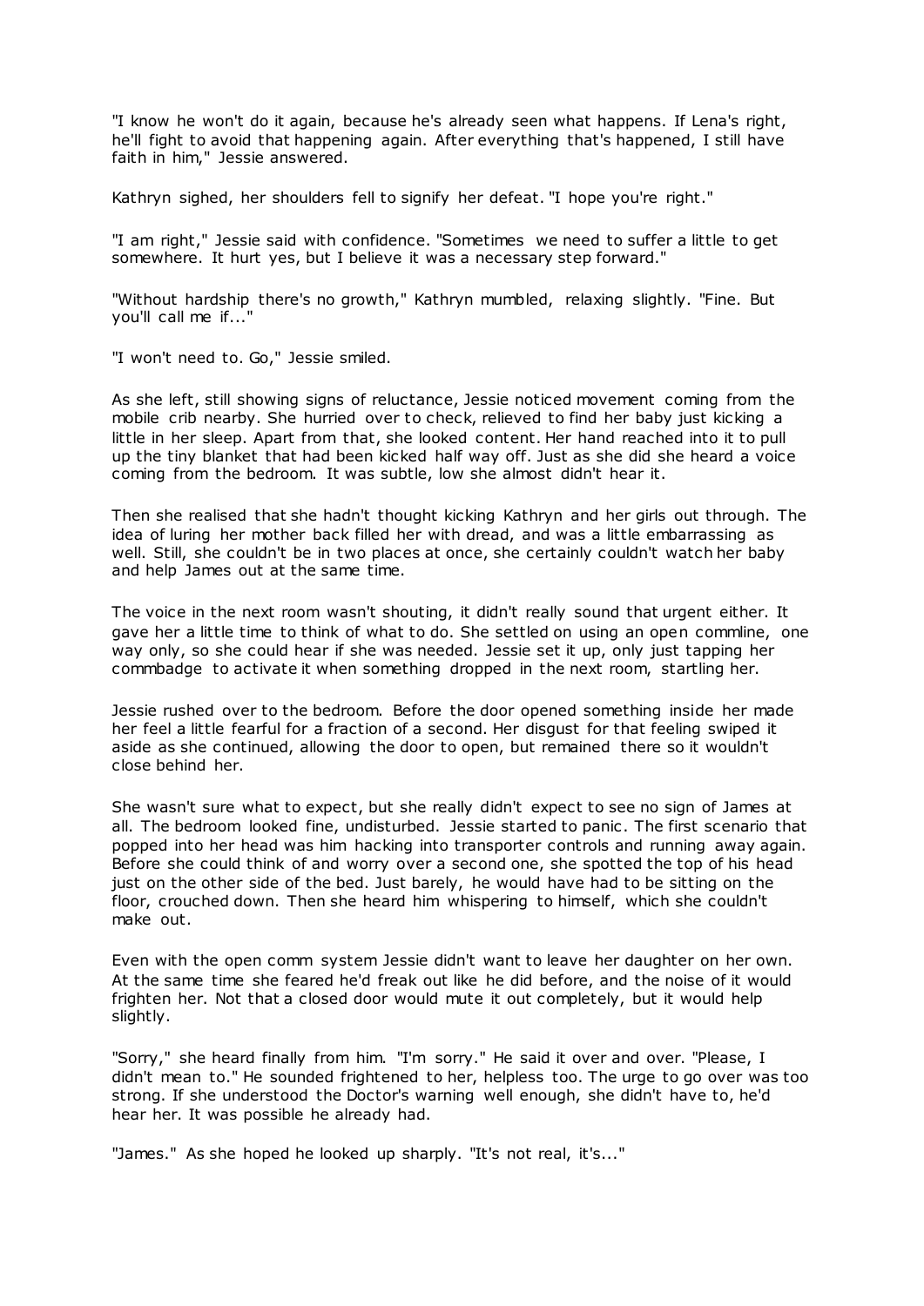"I know he won't do it again, because he's already seen what happens. If Lena's right, he'll fight to avoid that happening again. After everything that's happened, I still have faith in him," Jessie answered.

Kathryn sighed, her shoulders fell to signify her defeat. "I hope you're right."

"I am right," Jessie said with confidence. "Sometimes we need to suffer a little to get somewhere. It hurt yes, but I believe it was a necessary step forward."

"Without hardship there's no growth," Kathryn mumbled, relaxing slightly. "Fine. But you'll call me if..."

"I won't need to. Go," Jessie smiled.

As she left, still showing signs of reluctance, Jessie noticed movement coming from the mobile crib nearby. She hurried over to check, relieved to find her baby just kicking a little in her sleep. Apart from that, she looked content. Her hand reached into it to pull up the tiny blanket that had been kicked half way off. Just as she did she heard a voice coming from the bedroom. It was subtle, low she almost didn't hear it.

Then she realised that she hadn't thought kicking Kathryn and her girls out through. The idea of luring her mother back filled her with dread, and was a little embarrassing as well. Still, she couldn't be in two places at once, she certainly couldn't watch her baby and help James out at the same time.

The voice in the next room wasn't shouting, it didn't really sound that urgent either. It gave her a little time to think of what to do. She settled on using an open commline, one way only, so she could hear if she was needed. Jessie set it up, only just tapping her commbadge to activate it when something dropped in the next room, startling her.

Jessie rushed over to the bedroom. Before the door opened something inside her made her feel a little fearful for a fraction of a second. Her disgust for that feeling swiped it aside as she continued, allowing the door to open, but remained there so it wouldn't close behind her.

She wasn't sure what to expect, but she really didn't expect to see no sign of James at all. The bedroom looked fine, undisturbed. Jessie started to panic. The first scenario that popped into her head was him hacking into transporter controls and running away again. Before she could think of and worry over a second one, she spotted the top of his head just on the other side of the bed. Just barely, he would have had to be sitting on the floor, crouched down. Then she heard him whispering to himself, which she couldn't make out.

Even with the open comm system Jessie didn't want to leave her daughter on her own. At the same time she feared he'd freak out like he did before, and the noise of it would frighten her. Not that a closed door would mute it out completely, but it would help slightly.

"Sorry," she heard finally from him. "I'm sorry." He said it over and over. "Please, I didn't mean to." He sounded frightened to her, helpless too. The urge to go over was too strong. If she understood the Doctor's warning well enough, she didn't have to, he'd hear her. It was possible he already had.

"James." As she hoped he looked up sharply. "It's not real, it's..."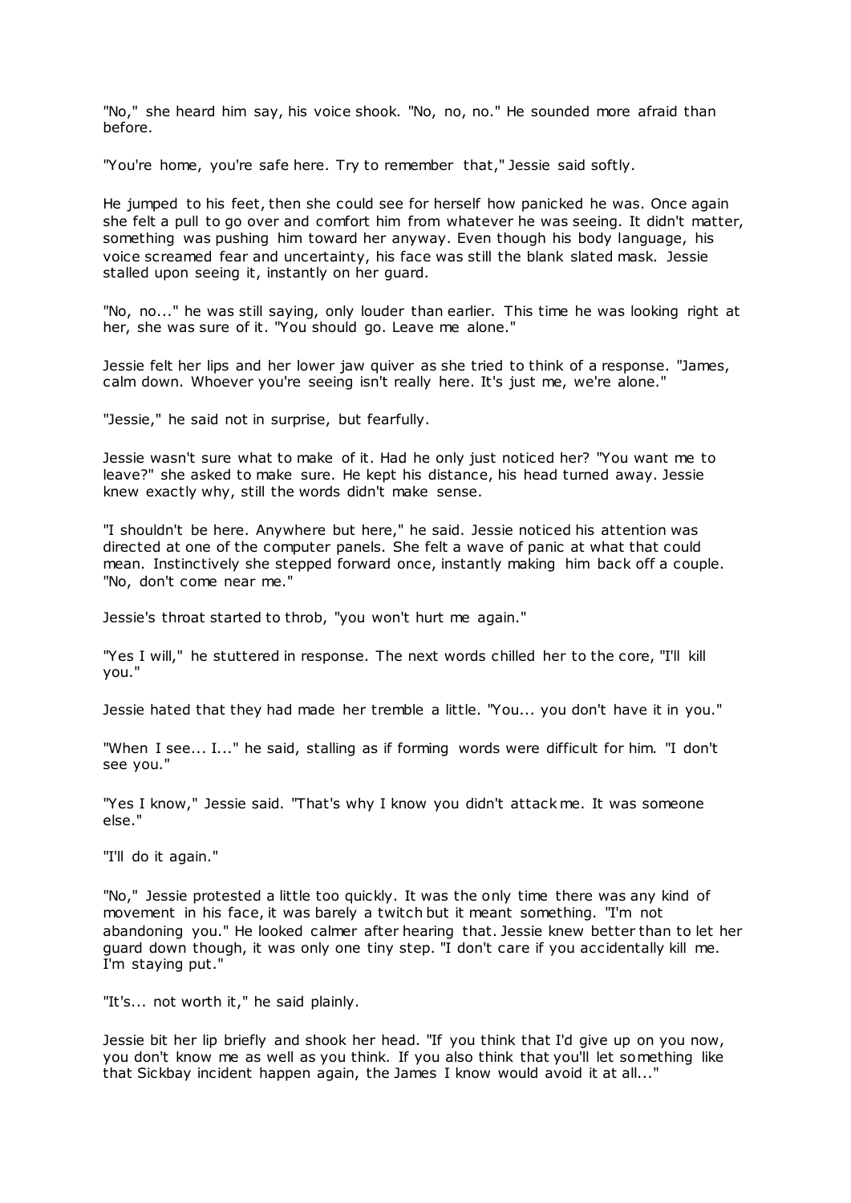"No," she heard him say, his voice shook. "No, no, no." He sounded more afraid than before.

"You're home, you're safe here. Try to remember that," Jessie said softly.

He jumped to his feet, then she could see for herself how panicked he was. Once again she felt a pull to go over and comfort him from whatever he was seeing. It didn't matter, something was pushing him toward her anyway. Even though his body language, his voice screamed fear and uncertainty, his face was still the blank slated mask. Jessie stalled upon seeing it, instantly on her guard.

"No, no..." he was still saying, only louder than earlier. This time he was looking right at her, she was sure of it. "You should go. Leave me alone."

Jessie felt her lips and her lower jaw quiver as she tried to think of a response. "James, calm down. Whoever you're seeing isn't really here. It's just me, we're alone."

"Jessie," he said not in surprise, but fearfully.

Jessie wasn't sure what to make of it. Had he only just noticed her? "You want me to leave?" she asked to make sure. He kept his distance, his head turned away. Jessie knew exactly why, still the words didn't make sense.

"I shouldn't be here. Anywhere but here," he said. Jessie noticed his attention was directed at one of the computer panels. She felt a wave of panic at what that could mean. Instinctively she stepped forward once, instantly making him back off a couple. "No, don't come near me."

Jessie's throat started to throb, "you won't hurt me again."

"Yes I will," he stuttered in response. The next words chilled her to the core, "I'll kill you."

Jessie hated that they had made her tremble a little. "You... you don't have it in you."

"When I see... I..." he said, stalling as if forming words were difficult for him. "I don't see you."

"Yes I know," Jessie said. "That's why I know you didn't attack me. It was someone else."

"I'll do it again."

"No," Jessie protested a little too quickly. It was the only time there was any kind of movement in his face, it was barely a twitch but it meant something. "I'm not abandoning you." He looked calmer after hearing that. Jessie knew better than to let her guard down though, it was only one tiny step. "I don't care if you accidentally kill me. I'm staying put."

"It's... not worth it," he said plainly.

Jessie bit her lip briefly and shook her head. "If you think that I'd give up on you now, you don't know me as well as you think. If you also think that you'll let something like that Sickbay incident happen again, the James I know would avoid it at all..."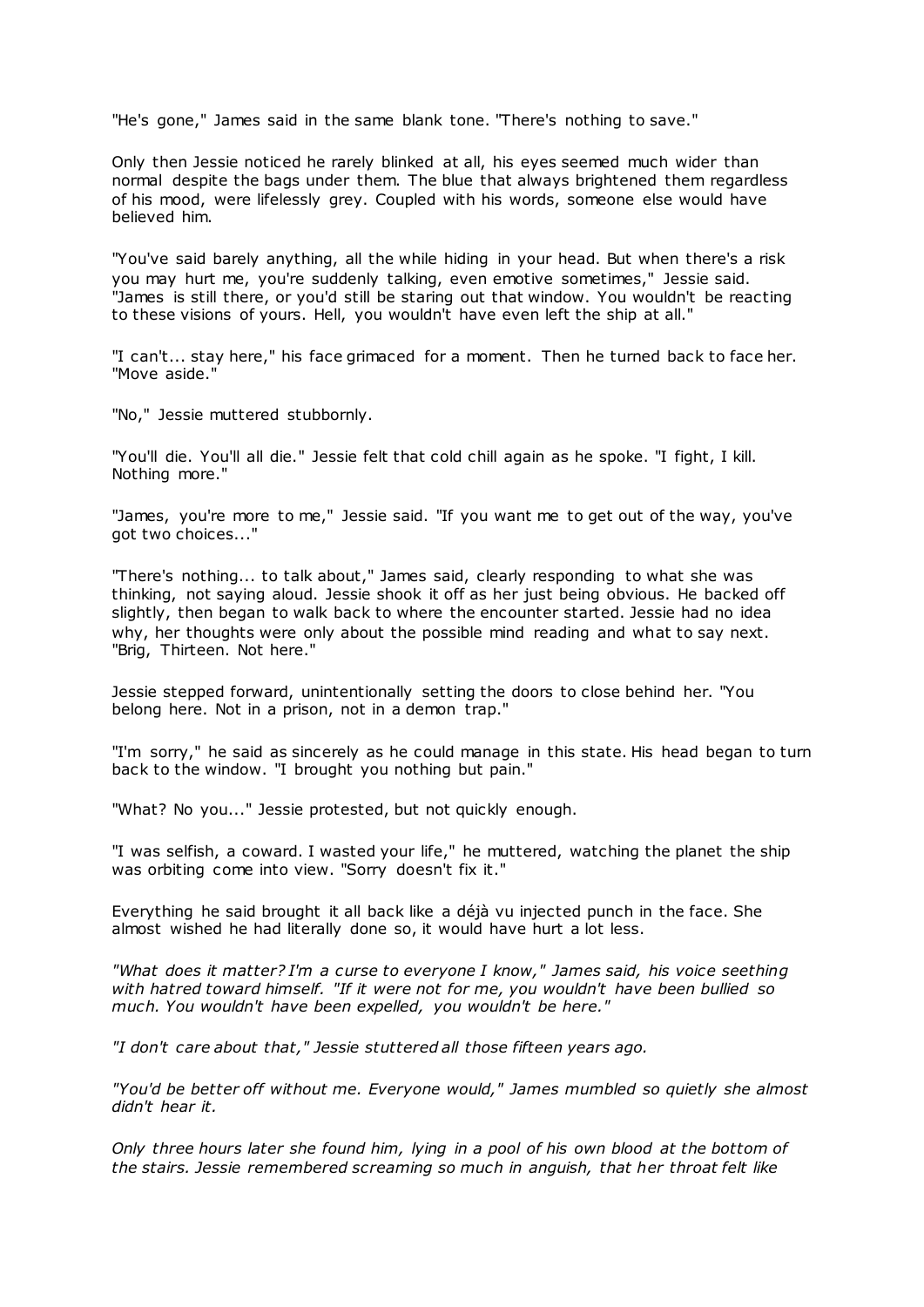"He's gone," James said in the same blank tone. "There's nothing to save."

Only then Jessie noticed he rarely blinked at all, his eyes seemed much wider than normal despite the bags under them. The blue that always brightened them regardless of his mood, were lifelessly grey. Coupled with his words, someone else would have believed him.

"You've said barely anything, all the while hiding in your head. But when there's a risk you may hurt me, you're suddenly talking, even emotive sometimes," Jessie said. "James is still there, or you'd still be staring out that window. You wouldn't be reacting to these visions of yours. Hell, you wouldn't have even left the ship at all."

"I can't... stay here," his face grimaced for a moment. Then he turned back to face her. "Move aside."

"No," Jessie muttered stubbornly.

"You'll die. You'll all die." Jessie felt that cold chill again as he spoke. "I fight, I kill. Nothing more."

"James, you're more to me," Jessie said. "If you want me to get out of the way, you've got two choices..."

"There's nothing... to talk about," James said, clearly responding to what she was thinking, not saying aloud. Jessie shook it off as her just being obvious. He backed off slightly, then began to walk back to where the encounter started. Jessie had no idea why, her thoughts were only about the possible mind reading and what to say next. "Brig, Thirteen. Not here."

Jessie stepped forward, unintentionally setting the doors to close behind her. "You belong here. Not in a prison, not in a demon trap."

"I'm sorry," he said as sincerely as he could manage in this state. His head began to turn back to the window. "I brought you nothing but pain."

"What? No you..." Jessie protested, but not quickly enough.

"I was selfish, a coward. I wasted your life," he muttered, watching the planet the ship was orbiting come into view. "Sorry doesn't fix it."

Everything he said brought it all back like a déjà vu injected punch in the face. She almost wished he had literally done so, it would have hurt a lot less.

*"What does it matter? I'm a curse to everyone I know," James said, his voice seething with hatred toward himself. "If it were not for me, you wouldn't have been bullied so much. You wouldn't have been expelled, you wouldn't be here."*

*"I don't care about that," Jessie stuttered all those fifteen years ago.*

*"You'd be better off without me. Everyone would," James mumbled so quietly she almost didn't hear it.*

*Only three hours later she found him, lying in a pool of his own blood at the bottom of the stairs. Jessie remembered screaming so much in anguish, that her throat felt like*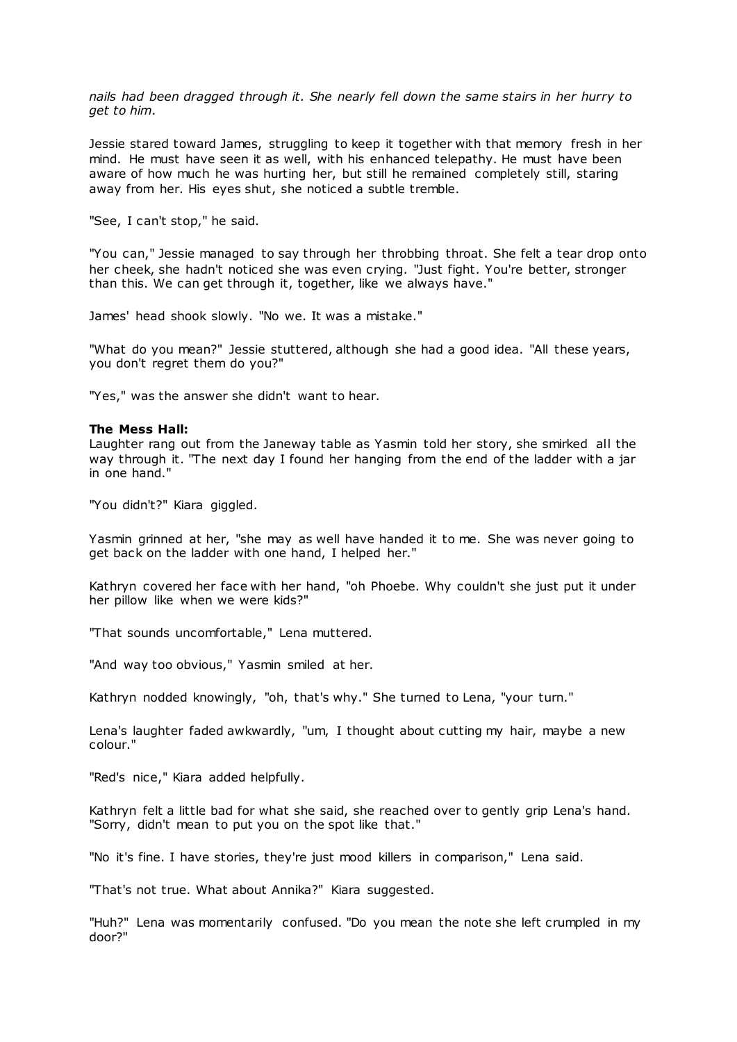*nails had been dragged through it. She nearly fell down the same stairs in her hurry to get to him.*

Jessie stared toward James, struggling to keep it together with that memory fresh in her mind. He must have seen it as well, with his enhanced telepathy. He must have been aware of how much he was hurting her, but still he remained completely still, staring away from her. His eyes shut, she noticed a subtle tremble.

"See, I can't stop," he said.

"You can," Jessie managed to say through her throbbing throat. She felt a tear drop onto her cheek, she hadn't noticed she was even crying. "Just fight. You're better, stronger than this. We can get through it, together, like we always have."

James' head shook slowly. "No we. It was a mistake."

"What do you mean?" Jessie stuttered, although she had a good idea. "All these years, you don't regret them do you?"

"Yes," was the answer she didn't want to hear.

**The Mess Hall:**
Laughter rang out from the Janeway table as Yasmin told her story, she smirked all the way through it. "The next day I found her hanging from the end of the ladder with a jar in one hand."

"You didn't?" Kiara giggled.

Yasmin grinned at her, "she may as well have handed it to me. She was never going to get back on the ladder with one hand, I helped her."

Kathryn covered her face with her hand, "oh Phoebe. Why couldn't she just put it under her pillow like when we were kids?"

"That sounds uncomfortable," Lena muttered.

"And way too obvious," Yasmin smiled at her.

Kathryn nodded knowingly, "oh, that's why." She turned to Lena, "your turn."

Lena's laughter faded awkwardly, "um, I thought about cutting my hair, maybe a new colour."

"Red's nice," Kiara added helpfully.

Kathryn felt a little bad for what she said, she reached over to gently grip Lena's hand. "Sorry, didn't mean to put you on the spot like that."

"No it's fine. I have stories, they're just mood killers in comparison," Lena said.

"That's not true. What about Annika?" Kiara suggested.

"Huh?" Lena was momentarily confused. "Do you mean the note she left crumpled in my door?"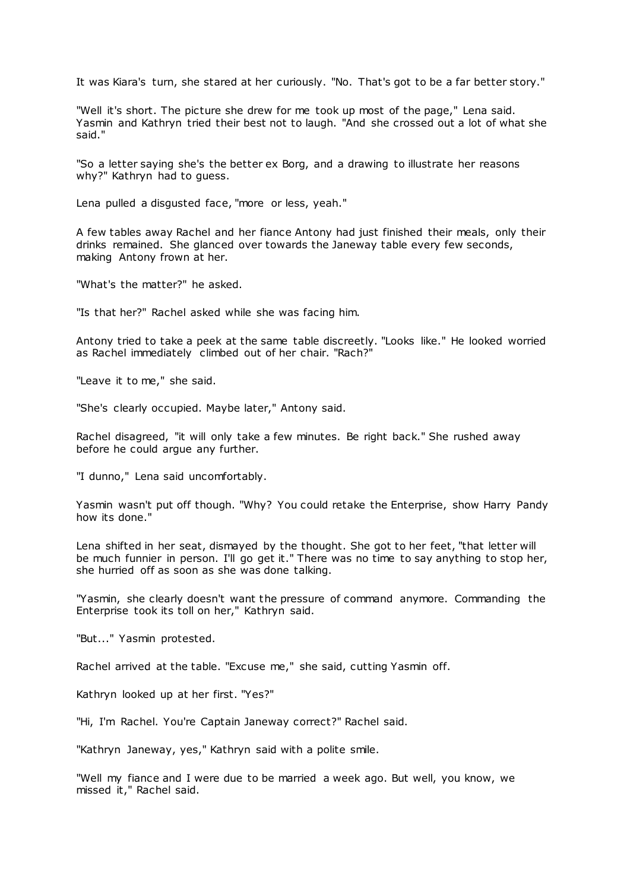It was Kiara's turn, she stared at her curiously. "No. That's got to be a far better story."

"Well it's short. The picture she drew for me took up most of the page," Lena said. Yasmin and Kathryn tried their best not to laugh. "And she crossed out a lot of what she said."

"So a letter saying she's the better ex Borg, and a drawing to illustrate her reasons why?" Kathryn had to guess.

Lena pulled a disgusted face, "more or less, yeah."

A few tables away Rachel and her fiance Antony had just finished their meals, only their drinks remained. She glanced over towards the Janeway table every few seconds, making Antony frown at her.

"What's the matter?" he asked.

"Is that her?" Rachel asked while she was facing him.

Antony tried to take a peek at the same table discreetly. "Looks like." He looked worried as Rachel immediately climbed out of her chair. "Rach?"

"Leave it to me," she said.

"She's clearly occupied. Maybe later," Antony said.

Rachel disagreed, "it will only take a few minutes. Be right back." She rushed away before he could argue any further.

"I dunno," Lena said uncomfortably.

Yasmin wasn't put off though. "Why? You could retake the Enterprise, show Harry Pandy how its done."

Lena shifted in her seat, dismayed by the thought. She got to her feet, "that letter will be much funnier in person. I'll go get it." There was no time to say anything to stop her, she hurried off as soon as she was done talking.

"Yasmin, she clearly doesn't want the pressure of command anymore. Commanding the Enterprise took its toll on her," Kathryn said.

"But..." Yasmin protested.

Rachel arrived at the table. "Excuse me," she said, cutting Yasmin off.

Kathryn looked up at her first. "Yes?"

"Hi, I'm Rachel. You're Captain Janeway correct?" Rachel said.

"Kathryn Janeway, yes," Kathryn said with a polite smile.

"Well my fiance and I were due to be married a week ago. But well, you know, we missed it," Rachel said.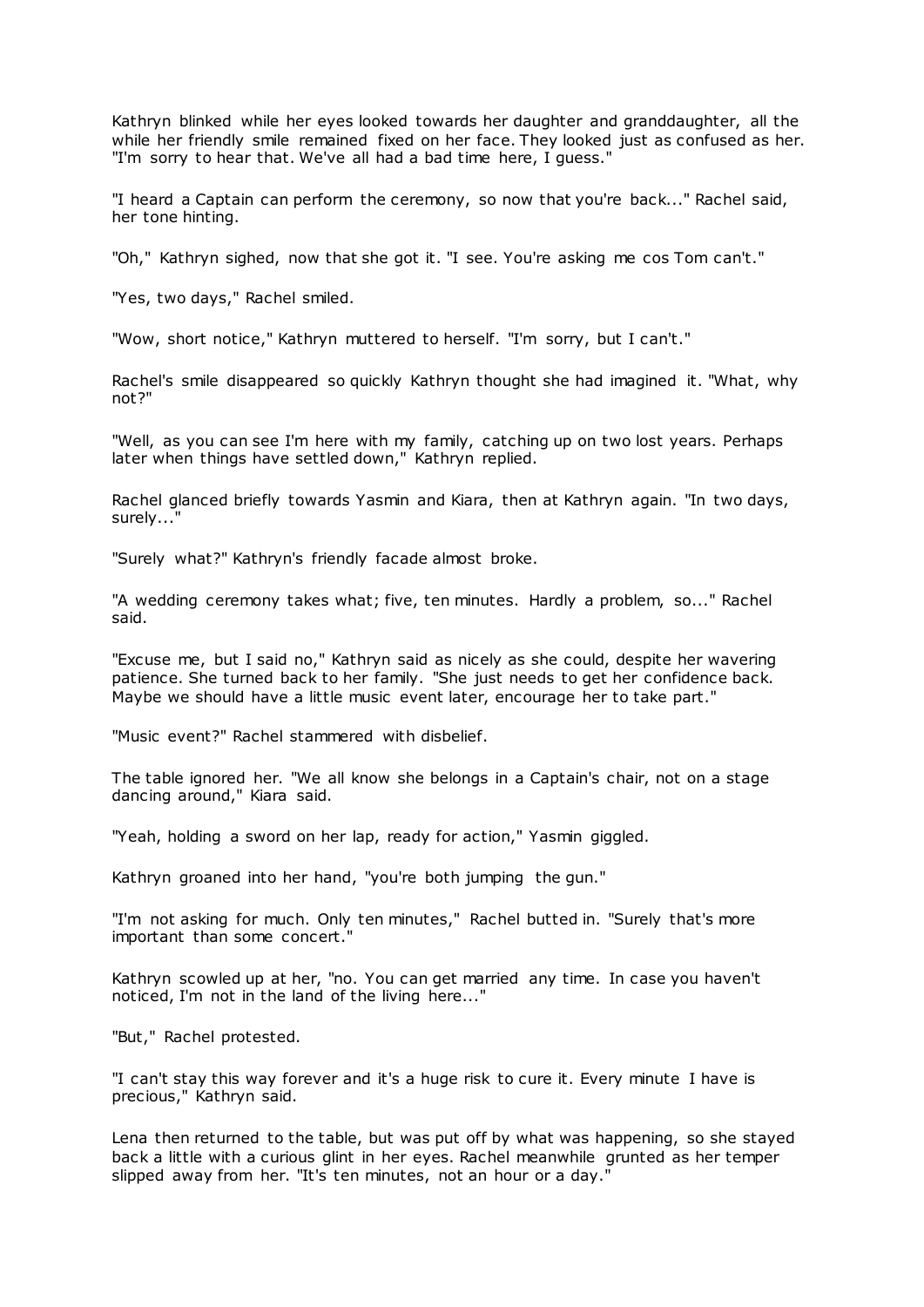Kathryn blinked while her eyes looked towards her daughter and granddaughter, all the while her friendly smile remained fixed on her face. They looked just as confused as her. "I'm sorry to hear that. We've all had a bad time here, I guess."

"I heard a Captain can perform the ceremony, so now that you're back..." Rachel said, her tone hinting.

"Oh," Kathryn sighed, now that she got it. "I see. You're asking me cos Tom can't."

"Yes, two days," Rachel smiled.

"Wow, short notice," Kathryn muttered to herself. "I'm sorry, but I can't."

Rachel's smile disappeared so quickly Kathryn thought she had imagined it. "What, why not?"

"Well, as you can see I'm here with my family, catching up on two lost years. Perhaps later when things have settled down," Kathryn replied.

Rachel glanced briefly towards Yasmin and Kiara, then at Kathryn again. "In two days, surely..."

"Surely what?" Kathryn's friendly facade almost broke.

"A wedding ceremony takes what; five, ten minutes. Hardly a problem, so..." Rachel said.

"Excuse me, but I said no," Kathryn said as nicely as she could, despite her wavering patience. She turned back to her family. "She just needs to get her confidence back. Maybe we should have a little music event later, encourage her to take part."

"Music event?" Rachel stammered with disbelief.

The table ignored her. "We all know she belongs in a Captain's chair, not on a stage dancing around," Kiara said.

"Yeah, holding a sword on her lap, ready for action," Yasmin giggled.

Kathryn groaned into her hand, "you're both jumping the gun."

"I'm not asking for much. Only ten minutes," Rachel butted in. "Surely that's more important than some concert."

Kathryn scowled up at her, "no. You can get married any time. In case you haven't noticed, I'm not in the land of the living here..."

"But," Rachel protested.

"I can't stay this way forever and it's a huge risk to cure it. Every minute I have is precious," Kathryn said.

Lena then returned to the table, but was put off by what was happening, so she stayed back a little with a curious glint in her eyes. Rachel meanwhile grunted as her temper slipped away from her. "It's ten minutes, not an hour or a day."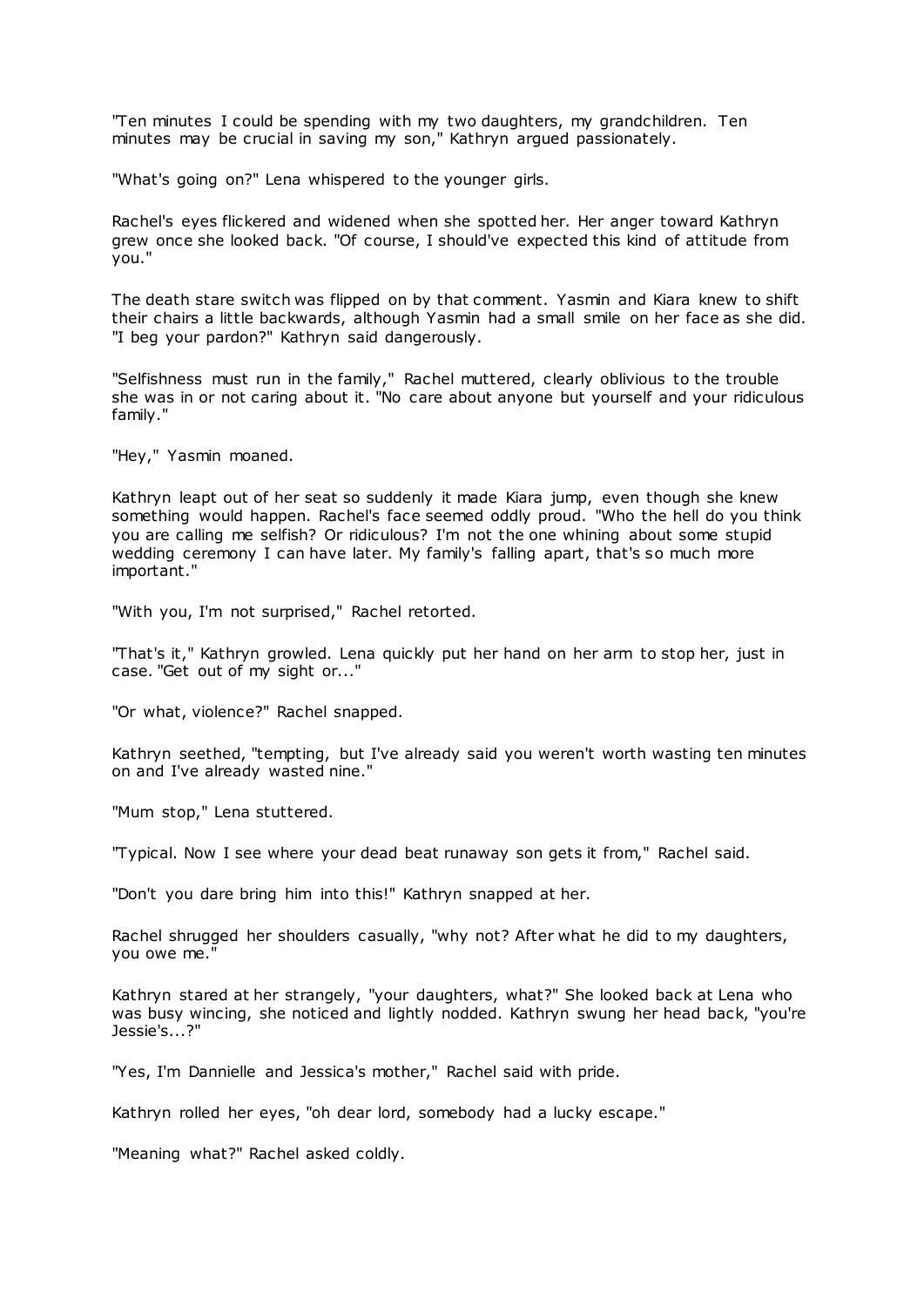"Ten minutes I could be spending with my two daughters, my grandchildren. Ten minutes may be crucial in saving my son," Kathryn argued passionately.

"What's going on?" Lena whispered to the younger girls.

Rachel's eyes flickered and widened when she spotted her. Her anger toward Kathryn grew once she looked back. "Of course, I should've expected this kind of attitude from you."

The death stare switch was flipped on by that comment. Yasmin and Kiara knew to shift their chairs a little backwards, although Yasmin had a small smile on her face as she did. "I beg your pardon?" Kathryn said dangerously.

"Selfishness must run in the family," Rachel muttered, clearly oblivious to the trouble she was in or not caring about it. "No care about anyone but yourself and your ridiculous family."

"Hey," Yasmin moaned.

Kathryn leapt out of her seat so suddenly it made Kiara jump, even though she knew something would happen. Rachel's face seemed oddly proud. "Who the hell do you think you are calling me selfish? Or ridiculous? I'm not the one whining about some stupid wedding ceremony I can have later. My family's falling apart, that's so much more important."

"With you, I'm not surprised," Rachel retorted.

"That's it," Kathryn growled. Lena quickly put her hand on her arm to stop her, just in case. "Get out of my sight or..."

"Or what, violence?" Rachel snapped.

Kathryn seethed, "tempting, but I've already said you weren't worth wasting ten minutes on and I've already wasted nine."

"Mum stop," Lena stuttered.

"Typical. Now I see where your dead beat runaway son gets it from," Rachel said.

"Don't you dare bring him into this!" Kathryn snapped at her.

Rachel shrugged her shoulders casually, "why not? After what he did to my daughters, you owe me."

Kathryn stared at her strangely, "your daughters, what?" She looked back at Lena who was busy wincing, she noticed and lightly nodded. Kathryn swung her head back, "you're Jessie's...?"

"Yes, I'm Dannielle and Jessica's mother," Rachel said with pride.

Kathryn rolled her eyes, "oh dear lord, somebody had a lucky escape."

"Meaning what?" Rachel asked coldly.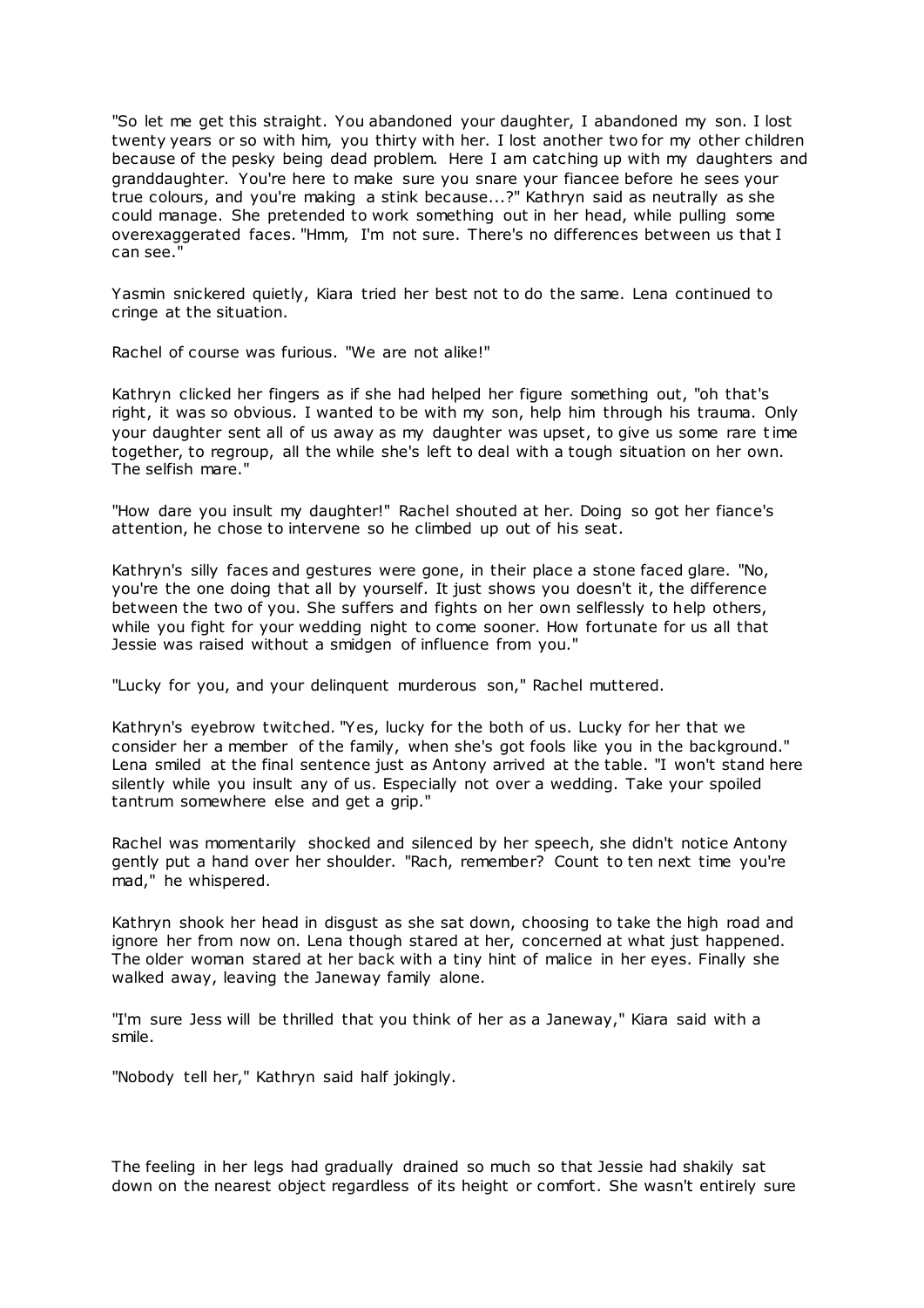"So let me get this straight. You abandoned your daughter, I abandoned my son. I lost twenty years or so with him, you thirty with her. I lost another two for my other children because of the pesky being dead problem. Here I am catching up with my daughters and granddaughter. You're here to make sure you snare your fiancee before he sees your true colours, and you're making a stink because...?" Kathryn said as neutrally as she could manage. She pretended to work something out in her head, while pulling some overexaggerated faces. "Hmm, I'm not sure. There's no differences between us that I can see."

Yasmin snickered quietly, Kiara tried her best not to do the same. Lena continued to cringe at the situation.

Rachel of course was furious. "We are not alike!"

Kathryn clicked her fingers as if she had helped her figure something out, "oh that's right, it was so obvious. I wanted to be with my son, help him through his trauma. Only your daughter sent all of us away as my daughter was upset, to give us some rare time together, to regroup, all the while she's left to deal with a tough situation on her own. The selfish mare."

"How dare you insult my daughter!" Rachel shouted at her. Doing so got her fiance's attention, he chose to intervene so he climbed up out of his seat.

Kathryn's silly faces and gestures were gone, in their place a stone faced glare. "No, you're the one doing that all by yourself. It just shows you doesn't it, the difference between the two of you. She suffers and fights on her own selflessly to help others, while you fight for your wedding night to come sooner. How fortunate for us all that Jessie was raised without a smidgen of influence from you."

"Lucky for you, and your delinquent murderous son," Rachel muttered.

Kathryn's eyebrow twitched. "Yes, lucky for the both of us. Lucky for her that we consider her a member of the family, when she's got fools like you in the background." Lena smiled at the final sentence just as Antony arrived at the table. "I won't stand here silently while you insult any of us. Especially not over a wedding. Take your spoiled tantrum somewhere else and get a grip."

Rachel was momentarily shocked and silenced by her speech, she didn't notice Antony gently put a hand over her shoulder. "Rach, remember? Count to ten next time you're mad," he whispered.

Kathryn shook her head in disgust as she sat down, choosing to take the high road and ignore her from now on. Lena though stared at her, concerned at what just happened. The older woman stared at her back with a tiny hint of malice in her eyes. Finally she walked away, leaving the Janeway family alone.

"I'm sure Jess will be thrilled that you think of her as a Janeway," Kiara said with a smile.

"Nobody tell her," Kathryn said half jokingly.

The feeling in her legs had gradually drained so much so that Jessie had shakily sat down on the nearest object regardless of its height or comfort. She wasn't entirely sure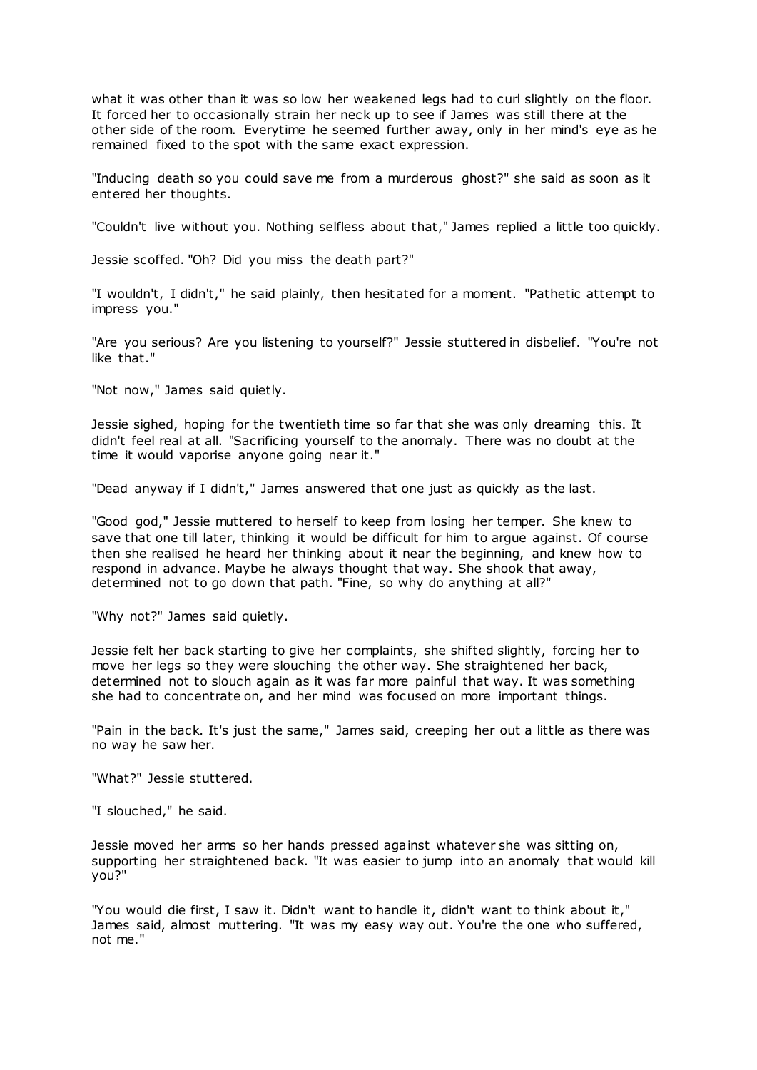what it was other than it was so low her weakened legs had to curl slightly on the floor. It forced her to occasionally strain her neck up to see if James was still there at the other side of the room. Everytime he seemed further away, only in her mind's eye as he remained fixed to the spot with the same exact expression.

"Inducing death so you could save me from a murderous ghost?" she said as soon as it entered her thoughts.

"Couldn't live without you. Nothing selfless about that," James replied a little too quickly.

Jessie scoffed. "Oh? Did you miss the death part?"

"I wouldn't, I didn't," he said plainly, then hesitated for a moment. "Pathetic attempt to impress you."

"Are you serious? Are you listening to yourself?" Jessie stuttered in disbelief. "You're not like that."

"Not now," James said quietly.

Jessie sighed, hoping for the twentieth time so far that she was only dreaming this. It didn't feel real at all. "Sacrificing yourself to the anomaly. There was no doubt at the time it would vaporise anyone going near it."

"Dead anyway if I didn't," James answered that one just as quickly as the last.

"Good god," Jessie muttered to herself to keep from losing her temper. She knew to save that one till later, thinking it would be difficult for him to argue against. Of course then she realised he heard her thinking about it near the beginning, and knew how to respond in advance. Maybe he always thought that way. She shook that away, determined not to go down that path. "Fine, so why do anything at all?"

"Why not?" James said quietly.

Jessie felt her back starting to give her complaints, she shifted slightly, forcing her to move her legs so they were slouching the other way. She straightened her back, determined not to slouch again as it was far more painful that way. It was something she had to concentrate on, and her mind was focused on more important things.

"Pain in the back. It's just the same," James said, creeping her out a little as there was no way he saw her.

"What?" Jessie stuttered.

"I slouched," he said.

Jessie moved her arms so her hands pressed against whatever she was sitting on, supporting her straightened back. "It was easier to jump into an anomaly that would kill you?"

"You would die first, I saw it. Didn't want to handle it, didn't want to think about it," James said, almost muttering. "It was my easy way out. You're the one who suffered, not me."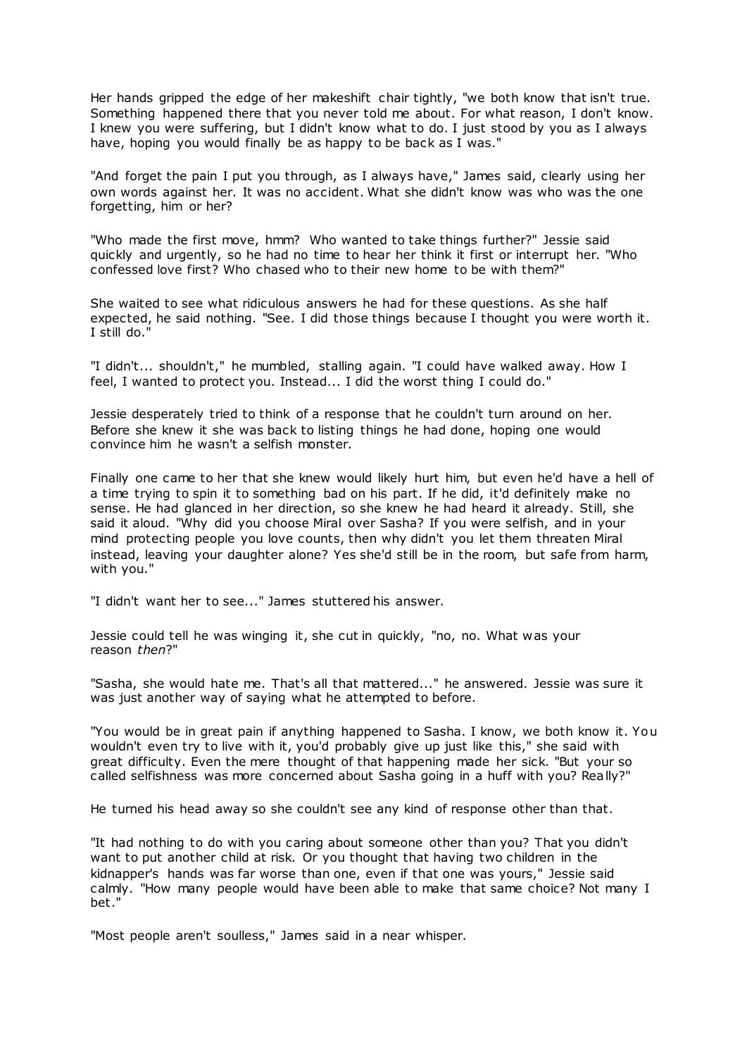Her hands gripped the edge of her makeshift chair tightly, "we both know that isn't true. Something happened there that you never told me about. For what reason, I don't know. I knew you were suffering, but I didn't know what to do. I just stood by you as I always have, hoping you would finally be as happy to be back as I was."

"And forget the pain I put you through, as I always have," James said, clearly using her own words against her. It was no accident. What she didn't know was who was the one forgetting, him or her?

"Who made the first move, hmm? Who wanted to take things further?" Jessie said quickly and urgently, so he had no time to hear her think it first or interrupt her. "Who confessed love first? Who chased who to their new home to be with them?"

She waited to see what ridiculous answers he had for these questions. As she half expected, he said nothing. "See. I did those things because I thought you were worth it. I still do."

"I didn't... shouldn't," he mumbled, stalling again. "I could have walked away. How I feel, I wanted to protect you. Instead... I did the worst thing I could do."

Jessie desperately tried to think of a response that he couldn't turn around on her. Before she knew it she was back to listing things he had done, hoping one would convince him he wasn't a selfish monster.

Finally one came to her that she knew would likely hurt him, but even he'd have a hell of a time trying to spin it to something bad on his part. If he did, it'd definitely make no sense. He had glanced in her direction, so she knew he had heard it already. Still, she said it aloud. "Why did you choose Miral over Sasha? If you were selfish, and in your mind protecting people you love counts, then why didn't you let them threaten Miral instead, leaving your daughter alone? Yes she'd still be in the room, but safe from harm, with you."

"I didn't want her to see..." James stuttered his answer.

Jessie could tell he was winging it, she cut in quickly, "no, no. What was your reason *then*?"

"Sasha, she would hate me. That's all that mattered..." he answered. Jessie was sure it was just another way of saying what he attempted to before.

"You would be in great pain if anything happened to Sasha. I know, we both know it. You wouldn't even try to live with it, you'd probably give up just like this," she said with great difficulty. Even the mere thought of that happening made her sick. "But your so called selfishness was more concerned about Sasha going in a huff with you? Really?"

He turned his head away so she couldn't see any kind of response other than that.

"It had nothing to do with you caring about someone other than you? That you didn't want to put another child at risk. Or you thought that having two children in the kidnapper's hands was far worse than one, even if that one was yours," Jessie said calmly. "How many people would have been able to make that same choice? Not many I bet."

"Most people aren't soulless," James said in a near whisper.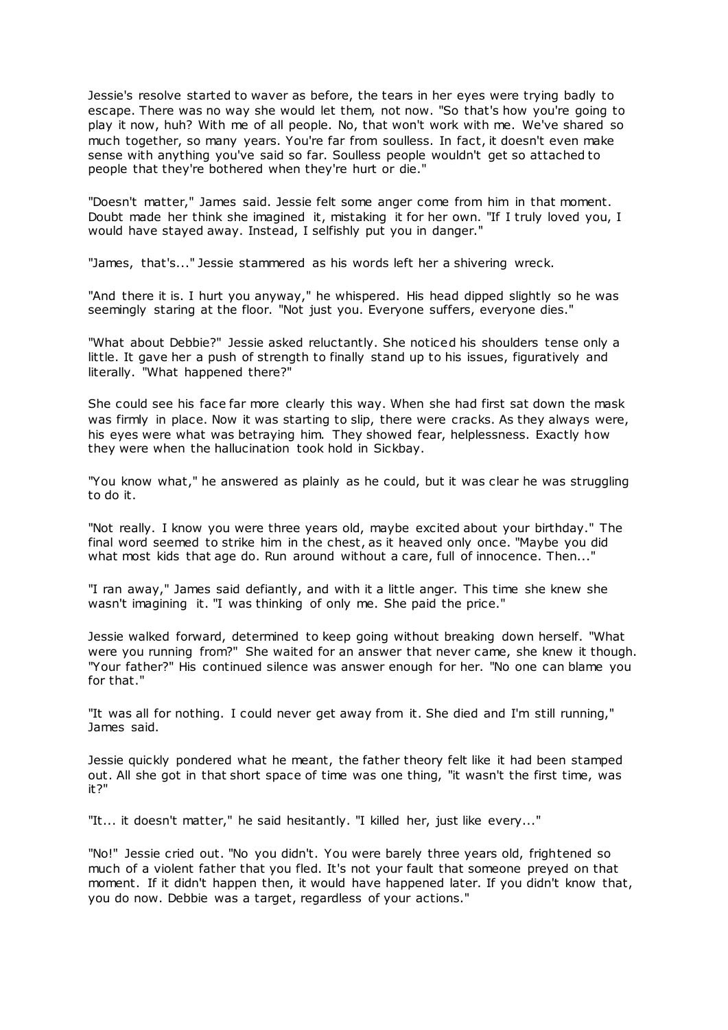Jessie's resolve started to waver as before, the tears in her eyes were trying badly to escape. There was no way she would let them, not now. "So that's how you're going to play it now, huh? With me of all people. No, that won't work with me. We've shared so much together, so many years. You're far from soulless. In fact, it doesn't even make sense with anything you've said so far. Soulless people wouldn't get so attached to people that they're bothered when they're hurt or die."

"Doesn't matter," James said. Jessie felt some anger come from him in that moment. Doubt made her think she imagined it, mistaking it for her own. "If I truly loved you, I would have stayed away. Instead, I selfishly put you in danger."

"James, that's..." Jessie stammered as his words left her a shivering wreck.

"And there it is. I hurt you anyway," he whispered. His head dipped slightly so he was seemingly staring at the floor. "Not just you. Everyone suffers, everyone dies."

"What about Debbie?" Jessie asked reluctantly. She noticed his shoulders tense only a little. It gave her a push of strength to finally stand up to his issues, figuratively and literally. "What happened there?"

She could see his face far more clearly this way. When she had first sat down the mask was firmly in place. Now it was starting to slip, there were cracks. As they always were, his eyes were what was betraying him. They showed fear, helplessness. Exactly how they were when the hallucination took hold in Sickbay.

"You know what," he answered as plainly as he could, but it was clear he was struggling to do it.

"Not really. I know you were three years old, maybe excited about your birthday." The final word seemed to strike him in the chest, as it heaved only once. "Maybe you did what most kids that age do. Run around without a care, full of innocence. Then..."

"I ran away," James said defiantly, and with it a little anger. This time she knew she wasn't imagining it. "I was thinking of only me. She paid the price."

Jessie walked forward, determined to keep going without breaking down herself. "What were you running from?" She waited for an answer that never came, she knew it though. "Your father?" His continued silence was answer enough for her. "No one can blame you for that."

"It was all for nothing. I could never get away from it. She died and I'm still running," James said.

Jessie quickly pondered what he meant, the father theory felt like it had been stamped out. All she got in that short space of time was one thing, "it wasn't the first time, was it?"

"It... it doesn't matter," he said hesitantly. "I killed her, just like every..."

"No!" Jessie cried out. "No you didn't. You were barely three years old, frightened so much of a violent father that you fled. It's not your fault that someone preyed on that moment. If it didn't happen then, it would have happened later. If you didn't know that, you do now. Debbie was a target, regardless of your actions."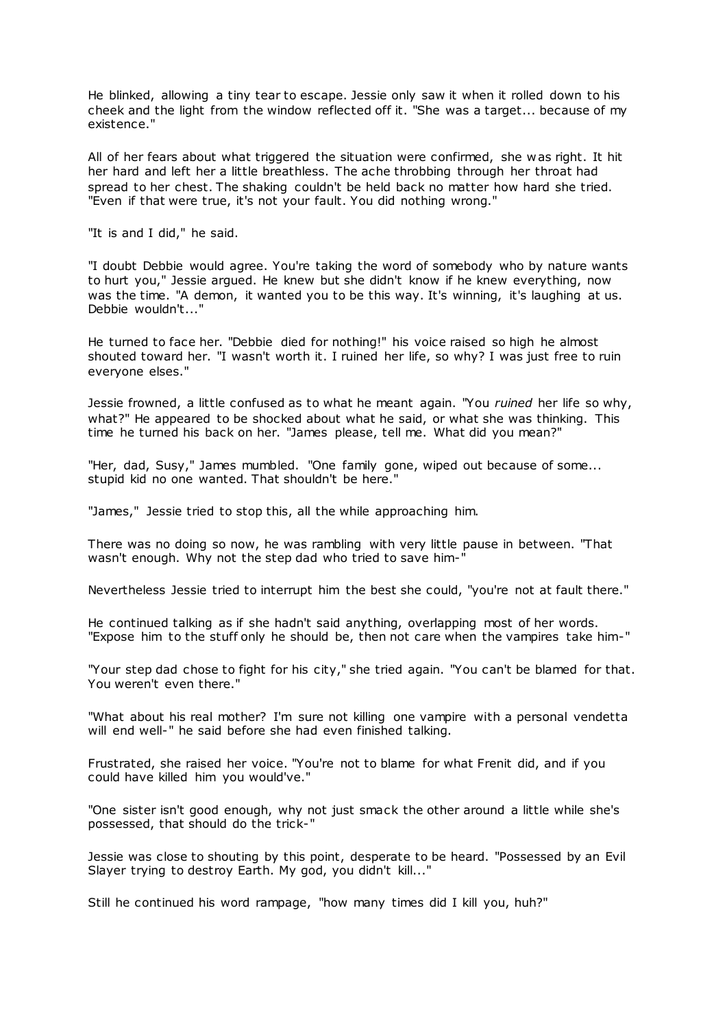He blinked, allowing a tiny tear to escape. Jessie only saw it when it rolled down to his cheek and the light from the window reflected off it. "She was a target... because of my existence."

All of her fears about what triggered the situation were confirmed, she was right. It hit her hard and left her a little breathless. The ache throbbing through her throat had spread to her chest. The shaking couldn't be held back no matter how hard she tried. "Even if that were true, it's not your fault. You did nothing wrong."

"It is and I did," he said.

"I doubt Debbie would agree. You're taking the word of somebody who by nature wants to hurt you," Jessie argued. He knew but she didn't know if he knew everything, now was the time. "A demon, it wanted you to be this way. It's winning, it's laughing at us. Debbie wouldn't..."

He turned to face her. "Debbie died for nothing!" his voice raised so high he almost shouted toward her. "I wasn't worth it. I ruined her life, so why? I was just free to ruin everyone elses."

Jessie frowned, a little confused as to what he meant again. "You *ruined* her life so why, what?" He appeared to be shocked about what he said, or what she was thinking. This time he turned his back on her. "James please, tell me. What did you mean?"

"Her, dad, Susy," James mumbled. "One family gone, wiped out because of some... stupid kid no one wanted. That shouldn't be here."

"James," Jessie tried to stop this, all the while approaching him.

There was no doing so now, he was rambling with very little pause in between. "That wasn't enough. Why not the step dad who tried to save him-"

Nevertheless Jessie tried to interrupt him the best she could, "you're not at fault there."

He continued talking as if she hadn't said anything, overlapping most of her words. "Expose him to the stuff only he should be, then not care when the vampires take him-"

"Your step dad chose to fight for his city," she tried again. "You can't be blamed for that. You weren't even there."

"What about his real mother? I'm sure not killing one vampire with a personal vendetta will end well-" he said before she had even finished talking.

Frustrated, she raised her voice. "You're not to blame for what Frenit did, and if you could have killed him you would've."

"One sister isn't good enough, why not just smack the other around a little while she's possessed, that should do the trick-"

Jessie was close to shouting by this point, desperate to be heard. "Possessed by an Evil Slayer trying to destroy Earth. My god, you didn't kill..."

Still he continued his word rampage, "how many times did I kill you, huh?"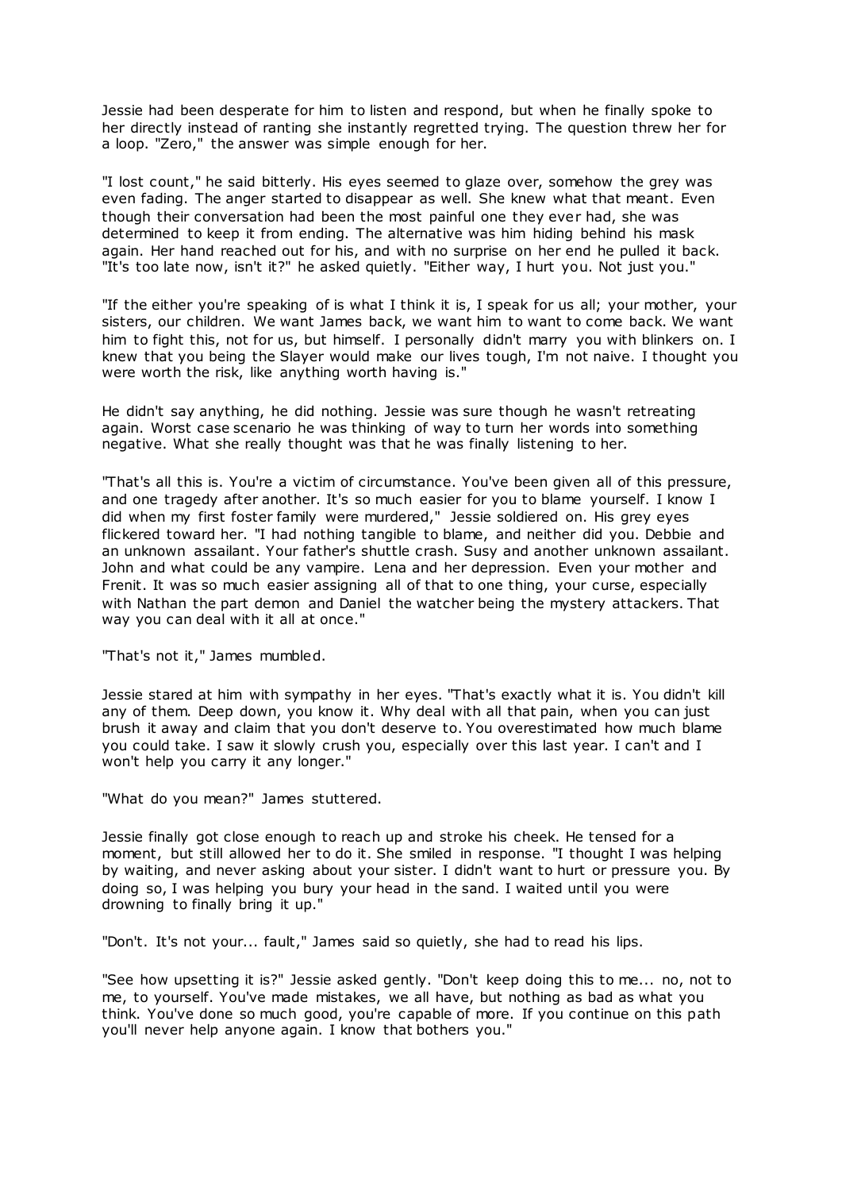Jessie had been desperate for him to listen and respond, but when he finally spoke to her directly instead of ranting she instantly regretted trying. The question threw her for a loop. "Zero," the answer was simple enough for her.

"I lost count," he said bitterly. His eyes seemed to glaze over, somehow the grey was even fading. The anger started to disappear as well. She knew what that meant. Even though their conversation had been the most painful one they ever had, she was determined to keep it from ending. The alternative was him hiding behind his mask again. Her hand reached out for his, and with no surprise on her end he pulled it back. "It's too late now, isn't it?" he asked quietly. "Either way, I hurt you. Not just you."

"If the either you're speaking of is what I think it is, I speak for us all; your mother, your sisters, our children. We want James back, we want him to want to come back. We want him to fight this, not for us, but himself. I personally didn't marry you with blinkers on. I knew that you being the Slayer would make our lives tough, I'm not naive. I thought you were worth the risk, like anything worth having is."

He didn't say anything, he did nothing. Jessie was sure though he wasn't retreating again. Worst case scenario he was thinking of way to turn her words into something negative. What she really thought was that he was finally listening to her.

"That's all this is. You're a victim of circumstance. You've been given all of this pressure, and one tragedy after another. It's so much easier for you to blame yourself. I know I did when my first foster family were murdered," Jessie soldiered on. His grey eyes flickered toward her. "I had nothing tangible to blame, and neither did you. Debbie and an unknown assailant. Your father's shuttle crash. Susy and another unknown assailant. John and what could be any vampire. Lena and her depression. Even your mother and Frenit. It was so much easier assigning all of that to one thing, your curse, especially with Nathan the part demon and Daniel the watcher being the mystery attackers. That way you can deal with it all at once."

"That's not it," James mumbled.

Jessie stared at him with sympathy in her eyes. "That's exactly what it is. You didn't kill any of them. Deep down, you know it. Why deal with all that pain, when you can just brush it away and claim that you don't deserve to. You overestimated how much blame you could take. I saw it slowly crush you, especially over this last year. I can't and I won't help you carry it any longer."

"What do you mean?" James stuttered.

Jessie finally got close enough to reach up and stroke his cheek. He tensed for a moment, but still allowed her to do it. She smiled in response. "I thought I was helping by waiting, and never asking about your sister. I didn't want to hurt or pressure you. By doing so, I was helping you bury your head in the sand. I waited until you were drowning to finally bring it up."

"Don't. It's not your... fault," James said so quietly, she had to read his lips.

"See how upsetting it is?" Jessie asked gently. "Don't keep doing this to me... no, not to me, to yourself. You've made mistakes, we all have, but nothing as bad as what you think. You've done so much good, you're capable of more. If you continue on this path you'll never help anyone again. I know that bothers you."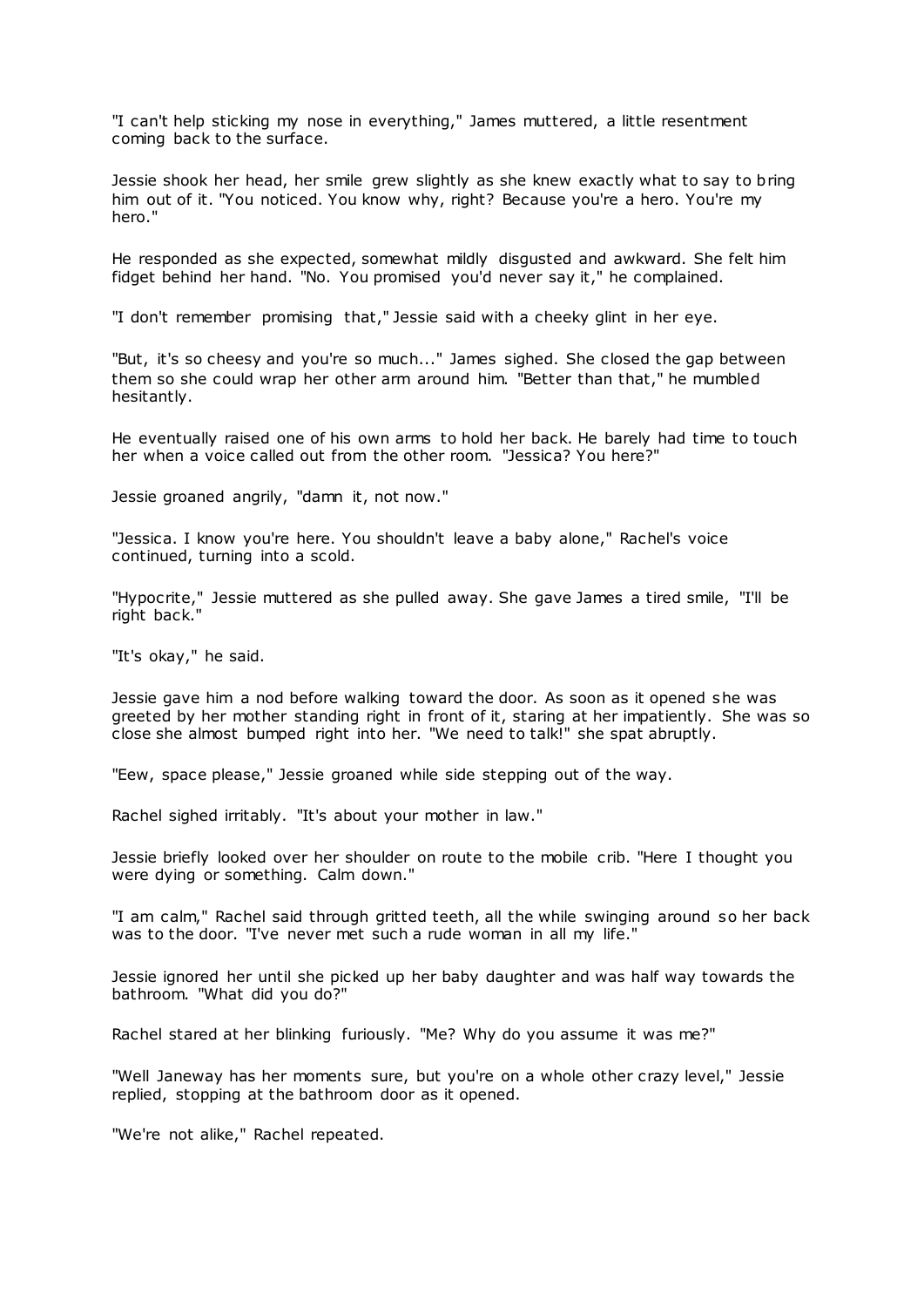"I can't help sticking my nose in everything," James muttered, a little resentment coming back to the surface.

Jessie shook her head, her smile grew slightly as she knew exactly what to say to bring him out of it. "You noticed. You know why, right? Because you're a hero. You're my hero."

He responded as she expected, somewhat mildly disgusted and awkward. She felt him fidget behind her hand. "No. You promised you'd never say it," he complained.

"I don't remember promising that," Jessie said with a cheeky glint in her eye.

"But, it's so cheesy and you're so much..." James sighed. She closed the gap between them so she could wrap her other arm around him. "Better than that," he mumbled hesitantly.

He eventually raised one of his own arms to hold her back. He barely had time to touch her when a voice called out from the other room. "Jessica? You here?"

Jessie groaned angrily, "damn it, not now."

"Jessica. I know you're here. You shouldn't leave a baby alone," Rachel's voice continued, turning into a scold.

"Hypocrite," Jessie muttered as she pulled away. She gave James a tired smile, "I'll be right back."

"It's okay," he said.

Jessie gave him a nod before walking toward the door. As soon as it opened she was greeted by her mother standing right in front of it, staring at her impatiently. She was so close she almost bumped right into her. "We need to talk!" she spat abruptly.

"Eew, space please," Jessie groaned while side stepping out of the way.

Rachel sighed irritably. "It's about your mother in law."

Jessie briefly looked over her shoulder on route to the mobile crib. "Here I thought you were dying or something. Calm down."

"I am calm," Rachel said through gritted teeth, all the while swinging around so her back was to the door. "I've never met such a rude woman in all my life."

Jessie ignored her until she picked up her baby daughter and was half way towards the bathroom. "What did you do?"

Rachel stared at her blinking furiously. "Me? Why do you assume it was me?"

"Well Janeway has her moments sure, but you're on a whole other crazy level," Jessie replied, stopping at the bathroom door as it opened.

"We're not alike," Rachel repeated.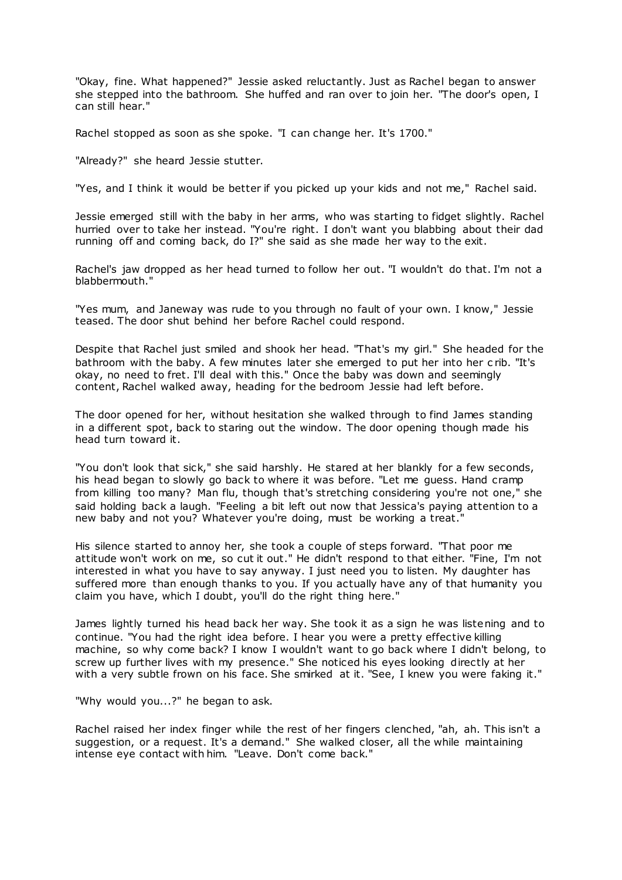"Okay, fine. What happened?" Jessie asked reluctantly. Just as Rachel began to answer she stepped into the bathroom. She huffed and ran over to join her. "The door's open, I can still hear."

Rachel stopped as soon as she spoke. "I can change her. It's 1700."

"Already?" she heard Jessie stutter.

"Yes, and I think it would be better if you picked up your kids and not me," Rachel said.

Jessie emerged still with the baby in her arms, who was starting to fidget slightly. Rachel hurried over to take her instead. "You're right. I don't want you blabbing about their dad running off and coming back, do I?" she said as she made her way to the exit.

Rachel's jaw dropped as her head turned to follow her out. "I wouldn't do that. I'm not a blabbermouth."

"Yes mum, and Janeway was rude to you through no fault of your own. I know," Jessie teased. The door shut behind her before Rachel could respond.

Despite that Rachel just smiled and shook her head. "That's my girl." She headed for the bathroom with the baby. A few minutes later she emerged to put her into her crib. "It's okay, no need to fret. I'll deal with this." Once the baby was down and seemingly content, Rachel walked away, heading for the bedroom Jessie had left before.

The door opened for her, without hesitation she walked through to find James standing in a different spot, back to staring out the window. The door opening though made his head turn toward it.

"You don't look that sick," she said harshly. He stared at her blankly for a few seconds, his head began to slowly go back to where it was before. "Let me guess. Hand cramp from killing too many? Man flu, though that's stretching considering you're not one," she said holding back a laugh. "Feeling a bit left out now that Jessica's paying attention to a new baby and not you? Whatever you're doing, must be working a treat."

His silence started to annoy her, she took a couple of steps forward. "That poor me attitude won't work on me, so cut it out." He didn't respond to that either. "Fine, I'm not interested in what you have to say anyway. I just need you to listen. My daughter has suffered more than enough thanks to you. If you actually have any of that humanity you claim you have, which I doubt, you'll do the right thing here."

James lightly turned his head back her way. She took it as a sign he was listening and to continue. "You had the right idea before. I hear you were a pretty effective killing machine, so why come back? I know I wouldn't want to go back where I didn't belong, to screw up further lives with my presence." She noticed his eyes looking directly at her with a very subtle frown on his face. She smirked at it. "See, I knew you were faking it."

"Why would you...?" he began to ask.

Rachel raised her index finger while the rest of her fingers clenched, "ah, ah. This isn't a suggestion, or a request. It's a demand." She walked closer, all the while maintaining intense eye contact with him. "Leave. Don't come back."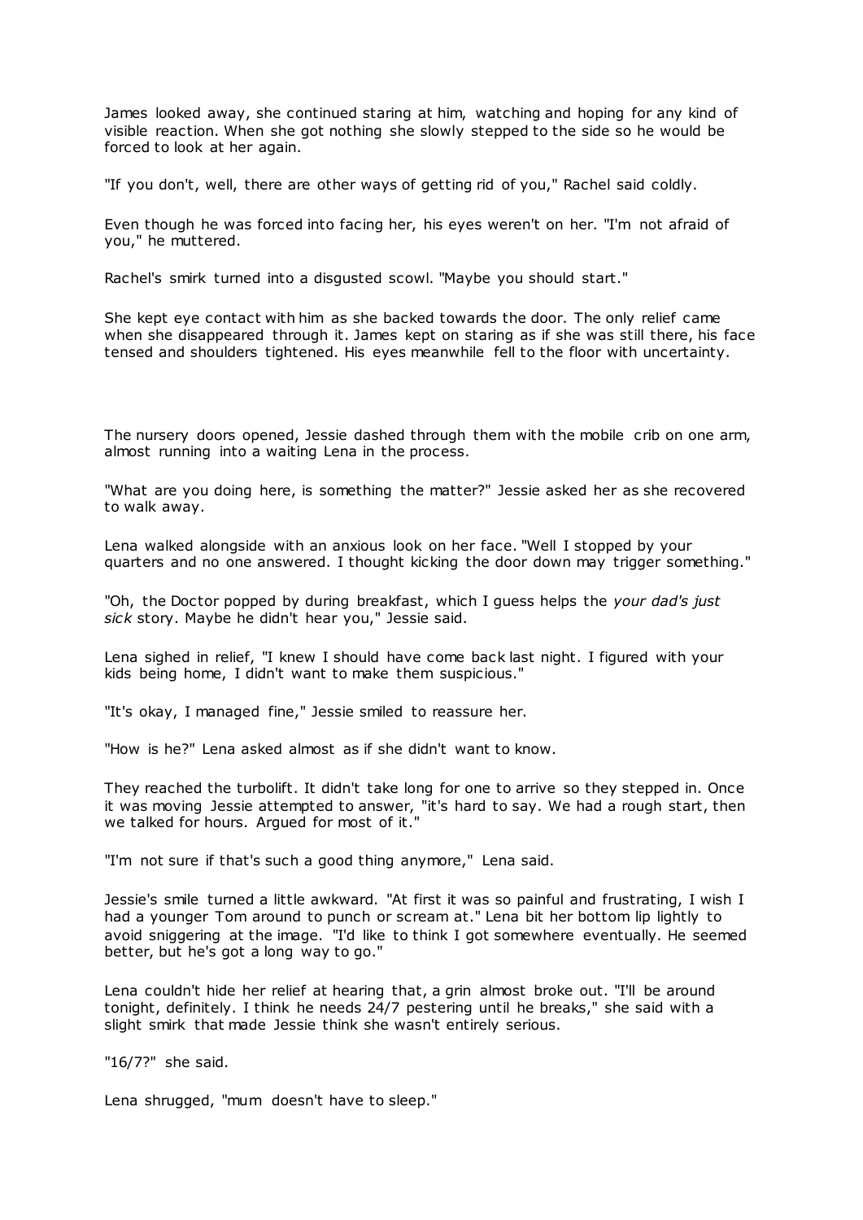James looked away, she continued staring at him, watching and hoping for any kind of visible reaction. When she got nothing she slowly stepped to the side so he would be forced to look at her again.

"If you don't, well, there are other ways of getting rid of you," Rachel said coldly.

Even though he was forced into facing her, his eyes weren't on her. "I'm not afraid of you," he muttered.

Rachel's smirk turned into a disgusted scowl. "Maybe you should start."

She kept eye contact with him as she backed towards the door. The only relief came when she disappeared through it. James kept on staring as if she was still there, his face tensed and shoulders tightened. His eyes meanwhile fell to the floor with uncertainty.

The nursery doors opened, Jessie dashed through them with the mobile crib on one arm, almost running into a waiting Lena in the process.

"What are you doing here, is something the matter?" Jessie asked her as she recovered to walk away.

Lena walked alongside with an anxious look on her face. "Well I stopped by your quarters and no one answered. I thought kicking the door down may trigger something."

"Oh, the Doctor popped by during breakfast, which I guess helps the *your dad's just sick* story. Maybe he didn't hear you," Jessie said.

Lena sighed in relief, "I knew I should have come back last night. I figured with your kids being home, I didn't want to make them suspicious."

"It's okay, I managed fine," Jessie smiled to reassure her.

"How is he?" Lena asked almost as if she didn't want to know.

They reached the turbolift. It didn't take long for one to arrive so they stepped in. Once it was moving Jessie attempted to answer, "it's hard to say. We had a rough start, then we talked for hours. Argued for most of it."

"I'm not sure if that's such a good thing anymore," Lena said.

Jessie's smile turned a little awkward. "At first it was so painful and frustrating, I wish I had a younger Tom around to punch or scream at." Lena bit her bottom lip lightly to avoid sniggering at the image. "I'd like to think I got somewhere eventually. He seemed better, but he's got a long way to go."

Lena couldn't hide her relief at hearing that, a grin almost broke out. "I'll be around tonight, definitely. I think he needs 24/7 pestering until he breaks," she said with a slight smirk that made Jessie think she wasn't entirely serious.

"16/7?" she said.

Lena shrugged, "mum doesn't have to sleep."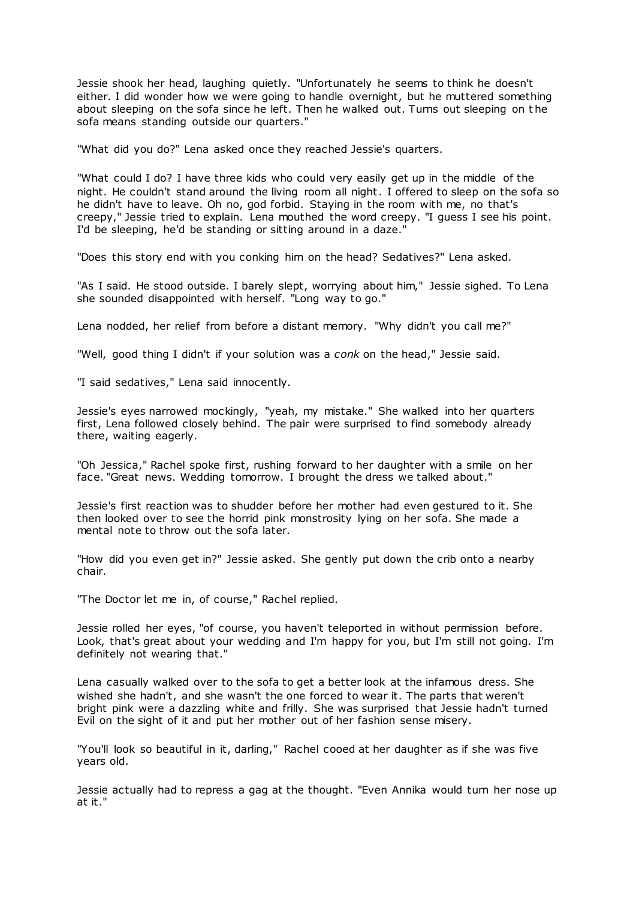Jessie shook her head, laughing quietly. "Unfortunately he seems to think he doesn't either. I did wonder how we were going to handle overnight, but he muttered something about sleeping on the sofa since he left. Then he walked out. Turns out sleeping on the sofa means standing outside our quarters."

"What did you do?" Lena asked once they reached Jessie's quarters.

"What could I do? I have three kids who could very easily get up in the middle of the night. He couldn't stand around the living room all night. I offered to sleep on the sofa so he didn't have to leave. Oh no, god forbid. Staying in the room with me, no that's creepy," Jessie tried to explain. Lena mouthed the word creepy. "I guess I see his point. I'd be sleeping, he'd be standing or sitting around in a daze."

"Does this story end with you conking him on the head? Sedatives?" Lena asked.

"As I said. He stood outside. I barely slept, worrying about him," Jessie sighed. To Lena she sounded disappointed with herself. "Long way to go."

Lena nodded, her relief from before a distant memory. "Why didn't you call me?"

"Well, good thing I didn't if your solution was a *conk* on the head," Jessie said.

"I said sedatives," Lena said innocently.

Jessie's eyes narrowed mockingly, "yeah, my mistake." She walked into her quarters first, Lena followed closely behind. The pair were surprised to find somebody already there, waiting eagerly.

"Oh Jessica," Rachel spoke first, rushing forward to her daughter with a smile on her face. "Great news. Wedding tomorrow. I brought the dress we talked about."

Jessie's first reaction was to shudder before her mother had even gestured to it. She then looked over to see the horrid pink monstrosity lying on her sofa. She made a mental note to throw out the sofa later.

"How did you even get in?" Jessie asked. She gently put down the crib onto a nearby chair.

"The Doctor let me in, of course," Rachel replied.

Jessie rolled her eyes, "of course, you haven't teleported in without permission before. Look, that's great about your wedding and I'm happy for you, but I'm still not going. I'm definitely not wearing that."

Lena casually walked over to the sofa to get a better look at the infamous dress. She wished she hadn't, and she wasn't the one forced to wear it. The parts that weren't bright pink were a dazzling white and frilly. She was surprised that Jessie hadn't turned Evil on the sight of it and put her mother out of her fashion sense misery.

"You'll look so beautiful in it, darling," Rachel cooed at her daughter as if she was five years old.

Jessie actually had to repress a gag at the thought. "Even Annika would turn her nose up at it."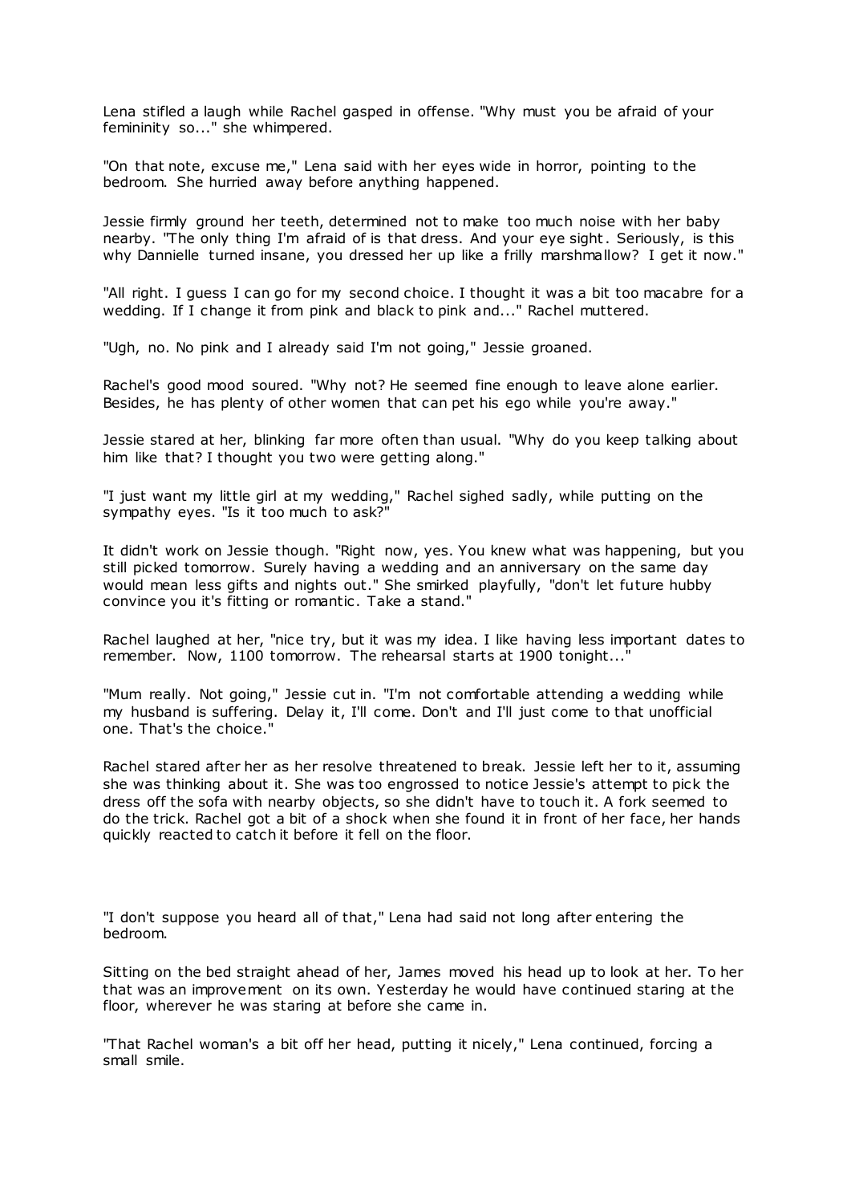Lena stifled a laugh while Rachel gasped in offense. "Why must you be afraid of your femininity so..." she whimpered.

"On that note, excuse me," Lena said with her eyes wide in horror, pointing to the bedroom. She hurried away before anything happened.

Jessie firmly ground her teeth, determined not to make too much noise with her baby nearby. "The only thing I'm afraid of is that dress. And your eye sight. Seriously, is this why Dannielle turned insane, you dressed her up like a frilly marshmallow? I get it now."

"All right. I guess I can go for my second choice. I thought it was a bit too macabre for a wedding. If I change it from pink and black to pink and..." Rachel muttered.

"Ugh, no. No pink and I already said I'm not going," Jessie groaned.

Rachel's good mood soured. "Why not? He seemed fine enough to leave alone earlier. Besides, he has plenty of other women that can pet his ego while you're away."

Jessie stared at her, blinking far more often than usual. "Why do you keep talking about him like that? I thought you two were getting along."

"I just want my little girl at my wedding," Rachel sighed sadly, while putting on the sympathy eyes. "Is it too much to ask?"

It didn't work on Jessie though. "Right now, yes. You knew what was happening, but you still picked tomorrow. Surely having a wedding and an anniversary on the same day would mean less gifts and nights out." She smirked playfully, "don't let future hubby convince you it's fitting or romantic. Take a stand."

Rachel laughed at her, "nice try, but it was my idea. I like having less important dates to remember. Now, 1100 tomorrow. The rehearsal starts at 1900 tonight..."

"Mum really. Not going," Jessie cut in. "I'm not comfortable attending a wedding while my husband is suffering. Delay it, I'll come. Don't and I'll just come to that unofficial one. That's the choice."

Rachel stared after her as her resolve threatened to break. Jessie left her to it, assuming she was thinking about it. She was too engrossed to notice Jessie's attempt to pick the dress off the sofa with nearby objects, so she didn't have to touch it. A fork seemed to do the trick. Rachel got a bit of a shock when she found it in front of her face, her hands quickly reacted to catch it before it fell on the floor.

"I don't suppose you heard all of that," Lena had said not long after entering the bedroom.

Sitting on the bed straight ahead of her, James moved his head up to look at her. To her that was an improvement on its own. Yesterday he would have continued staring at the floor, wherever he was staring at before she came in.

"That Rachel woman's a bit off her head, putting it nicely," Lena continued, forcing a small smile.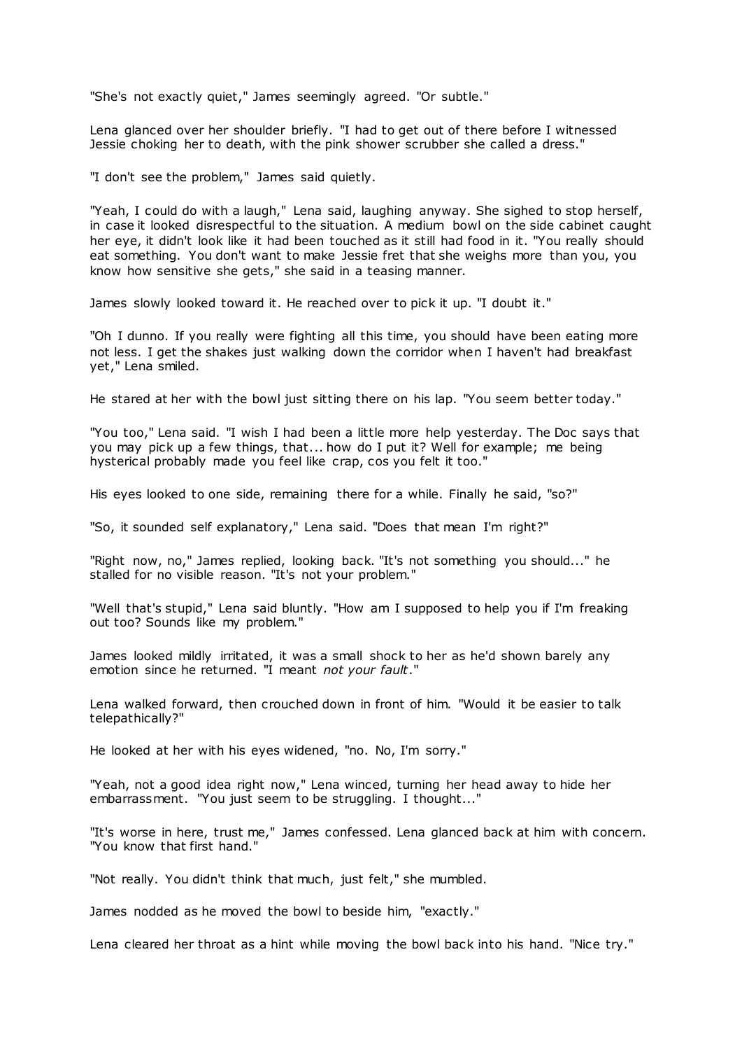"She's not exactly quiet," James seemingly agreed. "Or subtle."

Lena glanced over her shoulder briefly. "I had to get out of there before I witnessed Jessie choking her to death, with the pink shower scrubber she called a dress."

"I don't see the problem," James said quietly.

"Yeah, I could do with a laugh," Lena said, laughing anyway. She sighed to stop herself, in case it looked disrespectful to the situation. A medium bowl on the side cabinet caught her eye, it didn't look like it had been touched as it still had food in it. "You really should eat something. You don't want to make Jessie fret that she weighs more than you, you know how sensitive she gets," she said in a teasing manner.

James slowly looked toward it. He reached over to pick it up. "I doubt it."

"Oh I dunno. If you really were fighting all this time, you should have been eating more not less. I get the shakes just walking down the corridor when I haven't had breakfast yet," Lena smiled.

He stared at her with the bowl just sitting there on his lap. "You seem better today."

"You too," Lena said. "I wish I had been a little more help yesterday. The Doc says that you may pick up a few things, that... how do I put it? Well for example; me being hysterical probably made you feel like crap, cos you felt it too."

His eyes looked to one side, remaining there for a while. Finally he said, "so?"

"So, it sounded self explanatory," Lena said. "Does that mean I'm right?"

"Right now, no," James replied, looking back. "It's not something you should..." he stalled for no visible reason. "It's not your problem."

"Well that's stupid," Lena said bluntly. "How am I supposed to help you if I'm freaking out too? Sounds like my problem."

James looked mildly irritated, it was a small shock to her as he'd shown barely any emotion since he returned. "I meant *not your fault*."

Lena walked forward, then crouched down in front of him. "Would it be easier to talk telepathically?"

He looked at her with his eyes widened, "no. No, I'm sorry."

"Yeah, not a good idea right now," Lena winced, turning her head away to hide her embarrassment. "You just seem to be struggling. I thought..."

"It's worse in here, trust me," James confessed. Lena glanced back at him with concern. "You know that first hand."

"Not really. You didn't think that much, just felt," she mumbled.

James nodded as he moved the bowl to beside him, "exactly."

Lena cleared her throat as a hint while moving the bowl back into his hand. "Nice try."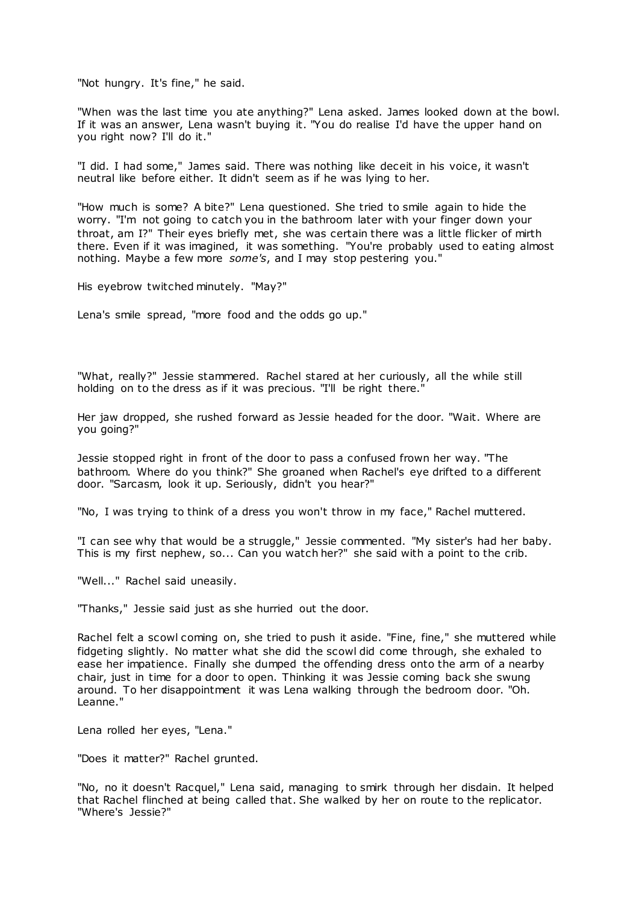"Not hungry. It's fine," he said.

"When was the last time you ate anything?" Lena asked. James looked down at the bowl. If it was an answer, Lena wasn't buying it. "You do realise I'd have the upper hand on you right now? I'll do it."

"I did. I had some," James said. There was nothing like deceit in his voice, it wasn't neutral like before either. It didn't seem as if he was lying to her.

"How much is some? A bite?" Lena questioned. She tried to smile again to hide the worry. "I'm not going to catch you in the bathroom later with your finger down your throat, am I?" Their eyes briefly met, she was certain there was a little flicker of mirth there. Even if it was imagined, it was something. "You're probably used to eating almost nothing. Maybe a few more *some's*, and I may stop pestering you."

His eyebrow twitched minutely. "May?"

Lena's smile spread, "more food and the odds go up."

"What, really?" Jessie stammered. Rachel stared at her curiously, all the while still holding on to the dress as if it was precious. "I'll be right there."

Her jaw dropped, she rushed forward as Jessie headed for the door. "Wait. Where are you going?"

Jessie stopped right in front of the door to pass a confused frown her way. "The bathroom. Where do you think?" She groaned when Rachel's eye drifted to a different door. "Sarcasm, look it up. Seriously, didn't you hear?"

"No, I was trying to think of a dress you won't throw in my face," Rachel muttered.

"I can see why that would be a struggle," Jessie commented. "My sister's had her baby. This is my first nephew, so... Can you watch her?" she said with a point to the crib.

"Well..." Rachel said uneasily.

"Thanks," Jessie said just as she hurried out the door.

Rachel felt a scowl coming on, she tried to push it aside. "Fine, fine," she muttered while fidgeting slightly. No matter what she did the scowl did come through, she exhaled to ease her impatience. Finally she dumped the offending dress onto the arm of a nearby chair, just in time for a door to open. Thinking it was Jessie coming back she swung around. To her disappointment it was Lena walking through the bedroom door. "Oh. Leanne."

Lena rolled her eyes, "Lena."

"Does it matter?" Rachel grunted.

"No, no it doesn't Racquel," Lena said, managing to smirk through her disdain. It helped that Rachel flinched at being called that. She walked by her on route to the replicator. "Where's Jessie?"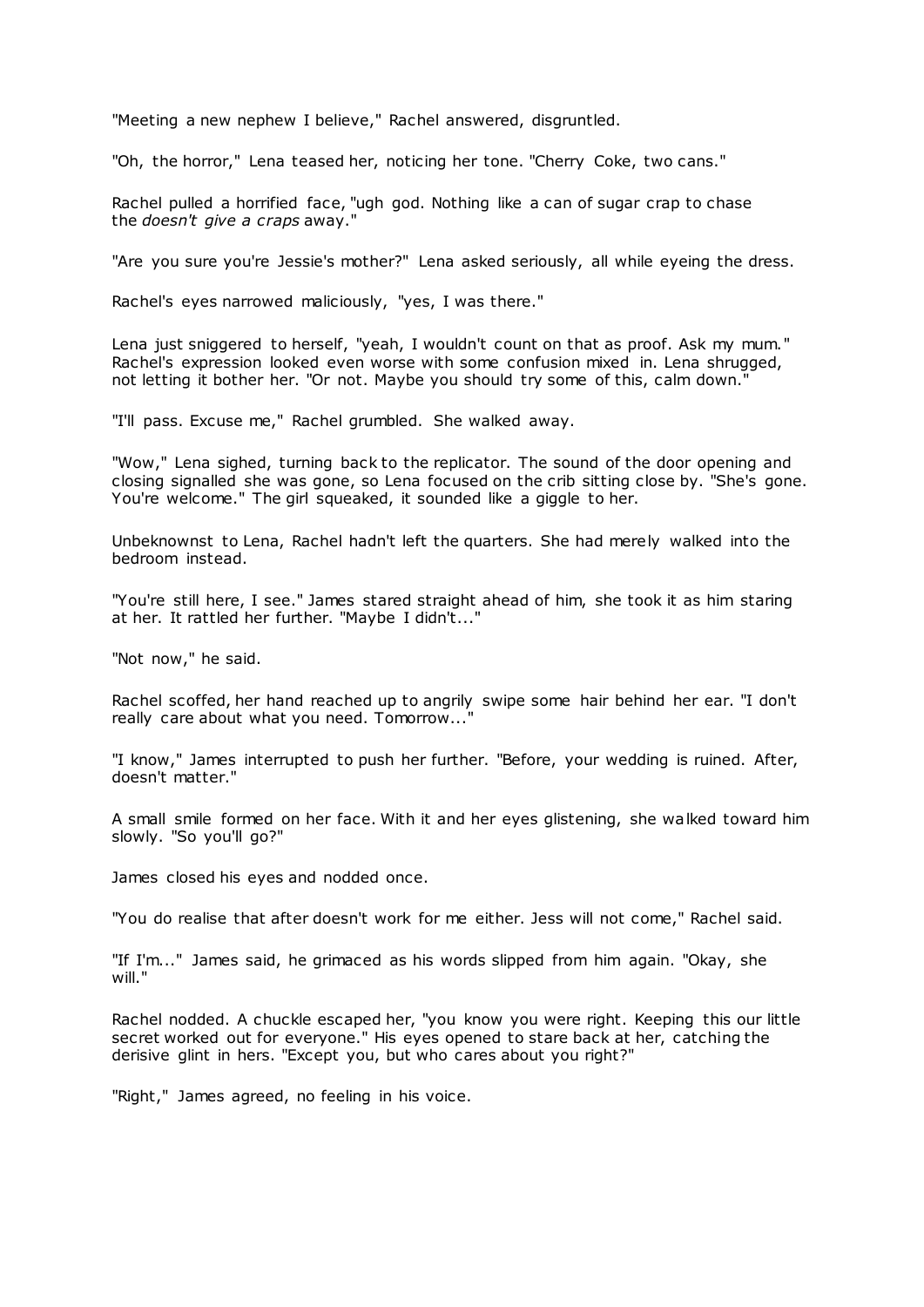"Meeting a new nephew I believe," Rachel answered, disgruntled.

"Oh, the horror," Lena teased her, noticing her tone. "Cherry Coke, two cans."

Rachel pulled a horrified face, "ugh god. Nothing like a can of sugar crap to chase the *doesn't give a craps* away."

"Are you sure you're Jessie's mother?" Lena asked seriously, all while eyeing the dress.

Rachel's eyes narrowed maliciously, "yes, I was there."

Lena just sniggered to herself, "yeah, I wouldn't count on that as proof. Ask my mum." Rachel's expression looked even worse with some confusion mixed in. Lena shrugged, not letting it bother her. "Or not. Maybe you should try some of this, calm down."

"I'll pass. Excuse me," Rachel grumbled. She walked away.

"Wow," Lena sighed, turning back to the replicator. The sound of the door opening and closing signalled she was gone, so Lena focused on the crib sitting close by. "She's gone. You're welcome." The girl squeaked, it sounded like a giggle to her.

Unbeknownst to Lena, Rachel hadn't left the quarters. She had merely walked into the bedroom instead.

"You're still here, I see." James stared straight ahead of him, she took it as him staring at her. It rattled her further. "Maybe I didn't..."

"Not now," he said.

Rachel scoffed, her hand reached up to angrily swipe some hair behind her ear. "I don't really care about what you need. Tomorrow..."

"I know," James interrupted to push her further. "Before, your wedding is ruined. After, doesn't matter."

A small smile formed on her face. With it and her eyes glistening, she walked toward him slowly. "So you'll go?"

James closed his eyes and nodded once.

"You do realise that after doesn't work for me either. Jess will not come," Rachel said.

"If I'm..." James said, he grimaced as his words slipped from him again. "Okay, she will."

Rachel nodded. A chuckle escaped her, "you know you were right. Keeping this our little secret worked out for everyone." His eyes opened to stare back at her, catching the derisive glint in hers. "Except you, but who cares about you right?"

"Right," James agreed, no feeling in his voice.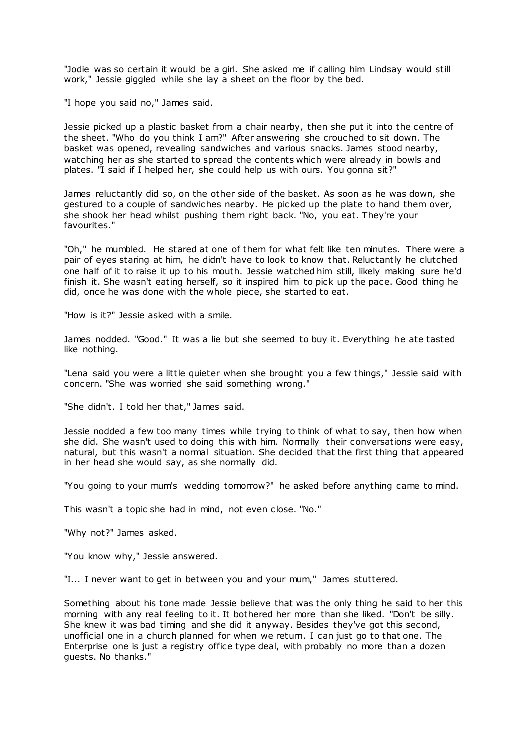"Jodie was so certain it would be a girl. She asked me if calling him Lindsay would still work," Jessie giggled while she lay a sheet on the floor by the bed.

"I hope you said no," James said.

Jessie picked up a plastic basket from a chair nearby, then she put it into the centre of the sheet. "Who do you think I am?" After answering she crouched to sit down. The basket was opened, revealing sandwiches and various snacks. James stood nearby, watching her as she started to spread the contents which were already in bowls and plates. "I said if I helped her, she could help us with ours. You gonna sit?"

James reluctantly did so, on the other side of the basket. As soon as he was down, she gestured to a couple of sandwiches nearby. He picked up the plate to hand them over, she shook her head whilst pushing them right back. "No, you eat. They're your favourites."

"Oh," he mumbled. He stared at one of them for what felt like ten minutes. There were a pair of eyes staring at him, he didn't have to look to know that. Reluctantly he clutched one half of it to raise it up to his mouth. Jessie watched him still, likely making sure he'd finish it. She wasn't eating herself, so it inspired him to pick up the pace. Good thing he did, once he was done with the whole piece, she started to eat.

"How is it?" Jessie asked with a smile.

James nodded. "Good." It was a lie but she seemed to buy it. Everything he ate tasted like nothing.

"Lena said you were a little quieter when she brought you a few things," Jessie said with concern. "She was worried she said something wrong."

"She didn't. I told her that," James said.

Jessie nodded a few too many times while trying to think of what to say, then how when she did. She wasn't used to doing this with him. Normally their conversations were easy, natural, but this wasn't a normal situation. She decided that the first thing that appeared in her head she would say, as she normally did.

"You going to your mum's wedding tomorrow?" he asked before anything came to mind.

This wasn't a topic she had in mind, not even close. "No."

"Why not?" James asked.

"You know why," Jessie answered.

"I... I never want to get in between you and your mum," James stuttered.

Something about his tone made Jessie believe that was the only thing he said to her this morning with any real feeling to it. It bothered her more than she liked. "Don't be silly. She knew it was bad timing and she did it anyway. Besides they've got this second, unofficial one in a church planned for when we return. I can just go to that one. The Enterprise one is just a registry office type deal, with probably no more than a dozen guests. No thanks."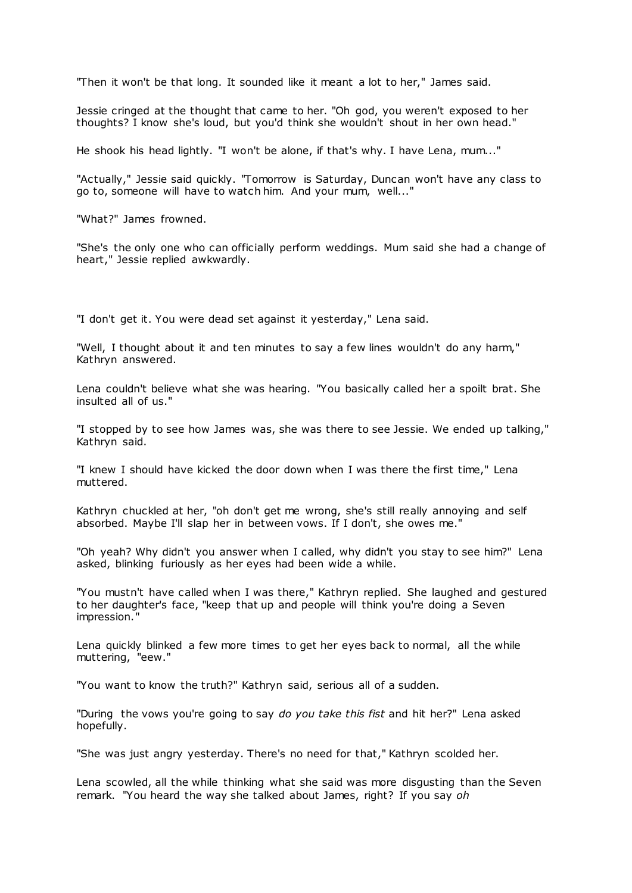"Then it won't be that long. It sounded like it meant a lot to her," James said.

Jessie cringed at the thought that came to her. "Oh god, you weren't exposed to her thoughts? I know she's loud, but you'd think she wouldn't shout in her own head."

He shook his head lightly. "I won't be alone, if that's why. I have Lena, mum..."

"Actually," Jessie said quickly. "Tomorrow is Saturday, Duncan won't have any class to go to, someone will have to watch him. And your mum, well..."

"What?" James frowned.

"She's the only one who can officially perform weddings. Mum said she had a change of heart," Jessie replied awkwardly.

"I don't get it. You were dead set against it yesterday," Lena said.

"Well, I thought about it and ten minutes to say a few lines wouldn't do any harm," Kathryn answered.

Lena couldn't believe what she was hearing. "You basically called her a spoilt brat. She insulted all of us."

"I stopped by to see how James was, she was there to see Jessie. We ended up talking," Kathryn said.

"I knew I should have kicked the door down when I was there the first time," Lena muttered.

Kathryn chuckled at her, "oh don't get me wrong, she's still really annoying and self absorbed. Maybe I'll slap her in between vows. If I don't, she owes me."

"Oh yeah? Why didn't you answer when I called, why didn't you stay to see him?" Lena asked, blinking furiously as her eyes had been wide a while.

"You mustn't have called when I was there," Kathryn replied. She laughed and gestured to her daughter's face, "keep that up and people will think you're doing a Seven impression."

Lena quickly blinked a few more times to get her eyes back to normal, all the while muttering, "eew."

"You want to know the truth?" Kathryn said, serious all of a sudden.

"During the vows you're going to say *do you take this fist* and hit her?" Lena asked hopefully.

"She was just angry yesterday. There's no need for that," Kathryn scolded her.

Lena scowled, all the while thinking what she said was more disgusting than the Seven remark. "You heard the way she talked about James, right? If you say *oh*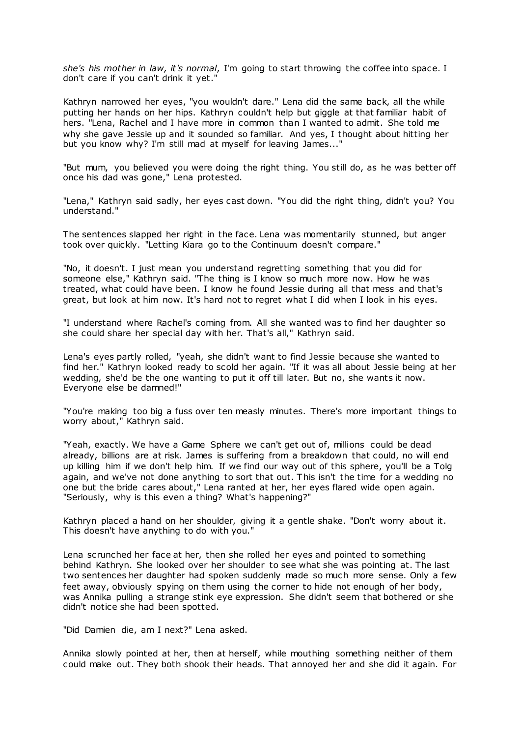*she's his mother in law, it's normal*, I'm going to start throwing the coffee into space. I don't care if you can't drink it yet."

Kathryn narrowed her eyes, "you wouldn't dare." Lena did the same back, all the while putting her hands on her hips. Kathryn couldn't help but giggle at that familiar habit of hers. "Lena, Rachel and I have more in common than I wanted to admit. She told me why she gave Jessie up and it sounded so familiar. And yes, I thought about hitting her but you know why? I'm still mad at myself for leaving James..."

"But mum, you believed you were doing the right thing. You still do, as he was better off once his dad was gone," Lena protested.

"Lena," Kathryn said sadly, her eyes cast down. "You did the right thing, didn't you? You understand."

The sentences slapped her right in the face. Lena was momentarily stunned, but anger took over quickly. "Letting Kiara go to the Continuum doesn't compare."

"No, it doesn't. I just mean you understand regretting something that you did for someone else," Kathryn said. "The thing is I know so much more now. How he was treated, what could have been. I know he found Jessie during all that mess and that's great, but look at him now. It's hard not to regret what I did when I look in his eyes.

"I understand where Rachel's coming from. All she wanted was to find her daughter so she could share her special day with her. That's all," Kathryn said.

Lena's eyes partly rolled, "yeah, she didn't want to find Jessie because she wanted to find her." Kathryn looked ready to scold her again. "If it was all about Jessie being at her wedding, she'd be the one wanting to put it off till later. But no, she wants it now. Everyone else be damned!"

"You're making too big a fuss over ten measly minutes. There's more important things to worry about," Kathryn said.

"Yeah, exactly. We have a Game Sphere we can't get out of, millions could be dead already, billions are at risk. James is suffering from a breakdown that could, no will end up killing him if we don't help him. If we find our way out of this sphere, you'll be a Tolg again, and we've not done anything to sort that out. This isn't the time for a wedding no one but the bride cares about," Lena ranted at her, her eyes flared wide open again. "Seriously, why is this even a thing? What's happening?"

Kathryn placed a hand on her shoulder, giving it a gentle shake. "Don't worry about it. This doesn't have anything to do with you."

Lena scrunched her face at her, then she rolled her eyes and pointed to something behind Kathryn. She looked over her shoulder to see what she was pointing at. The last two sentences her daughter had spoken suddenly made so much more sense. Only a few feet away, obviously spying on them using the corner to hide not enough of her body, was Annika pulling a strange stink eye expression. She didn't seem that bothered or she didn't notice she had been spotted.

"Did Damien die, am I next?" Lena asked.

Annika slowly pointed at her, then at herself, while mouthing something neither of them could make out. They both shook their heads. That annoyed her and she did it again. For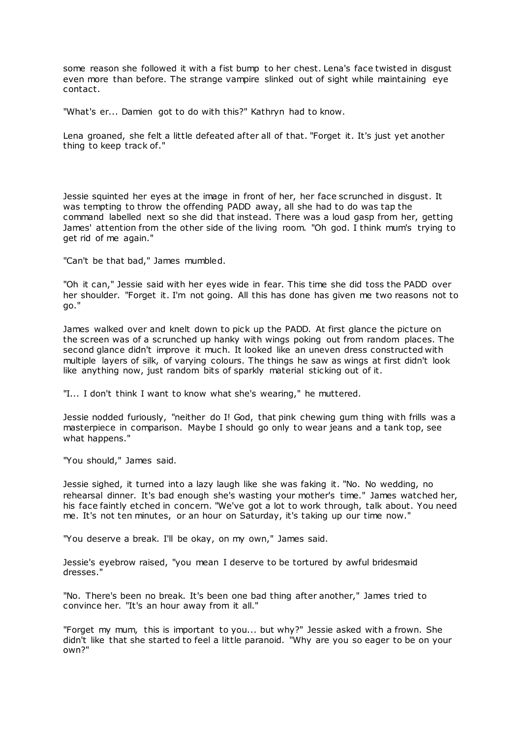some reason she followed it with a fist bump to her chest. Lena's face twisted in disgust even more than before. The strange vampire slinked out of sight while maintaining eye contact.

"What's er... Damien got to do with this?" Kathryn had to know.

Lena groaned, she felt a little defeated after all of that. "Forget it. It's just yet another thing to keep track of."

Jessie squinted her eyes at the image in front of her, her face scrunched in disgust. It was tempting to throw the offending PADD away, all she had to do was tap the command labelled next so she did that instead. There was a loud gasp from her, getting James' attention from the other side of the living room. "Oh god. I think mum's trying to get rid of me again."

"Can't be that bad," James mumbled.

"Oh it can," Jessie said with her eyes wide in fear. This time she did toss the PADD over her shoulder. "Forget it. I'm not going. All this has done has given me two reasons not to go."

James walked over and knelt down to pick up the PADD. At first glance the picture on the screen was of a scrunched up hanky with wings poking out from random places. The second glance didn't improve it much. It looked like an uneven dress constructed with multiple layers of silk, of varying colours. The things he saw as wings at first didn't look like anything now, just random bits of sparkly material sticking out of it.

"I... I don't think I want to know what she's wearing," he muttered.

Jessie nodded furiously, "neither do I! God, that pink chewing gum thing with frills was a masterpiece in comparison. Maybe I should go only to wear jeans and a tank top, see what happens."

"You should," James said.

Jessie sighed, it turned into a lazy laugh like she was faking it. "No. No wedding, no rehearsal dinner. It's bad enough she's wasting your mother's time." James watched her, his face faintly etched in concern. "We've got a lot to work through, talk about. You need me. It's not ten minutes, or an hour on Saturday, it's taking up our time now."

"You deserve a break. I'll be okay, on my own," James said.

Jessie's eyebrow raised, "you mean I deserve to be tortured by awful bridesmaid dresses."

"No. There's been no break. It's been one bad thing after another," James tried to convince her. "It's an hour away from it all."

"Forget my mum, this is important to you... but why?" Jessie asked with a frown. She didn't like that she started to feel a little paranoid. "Why are you so eager to be on your own?"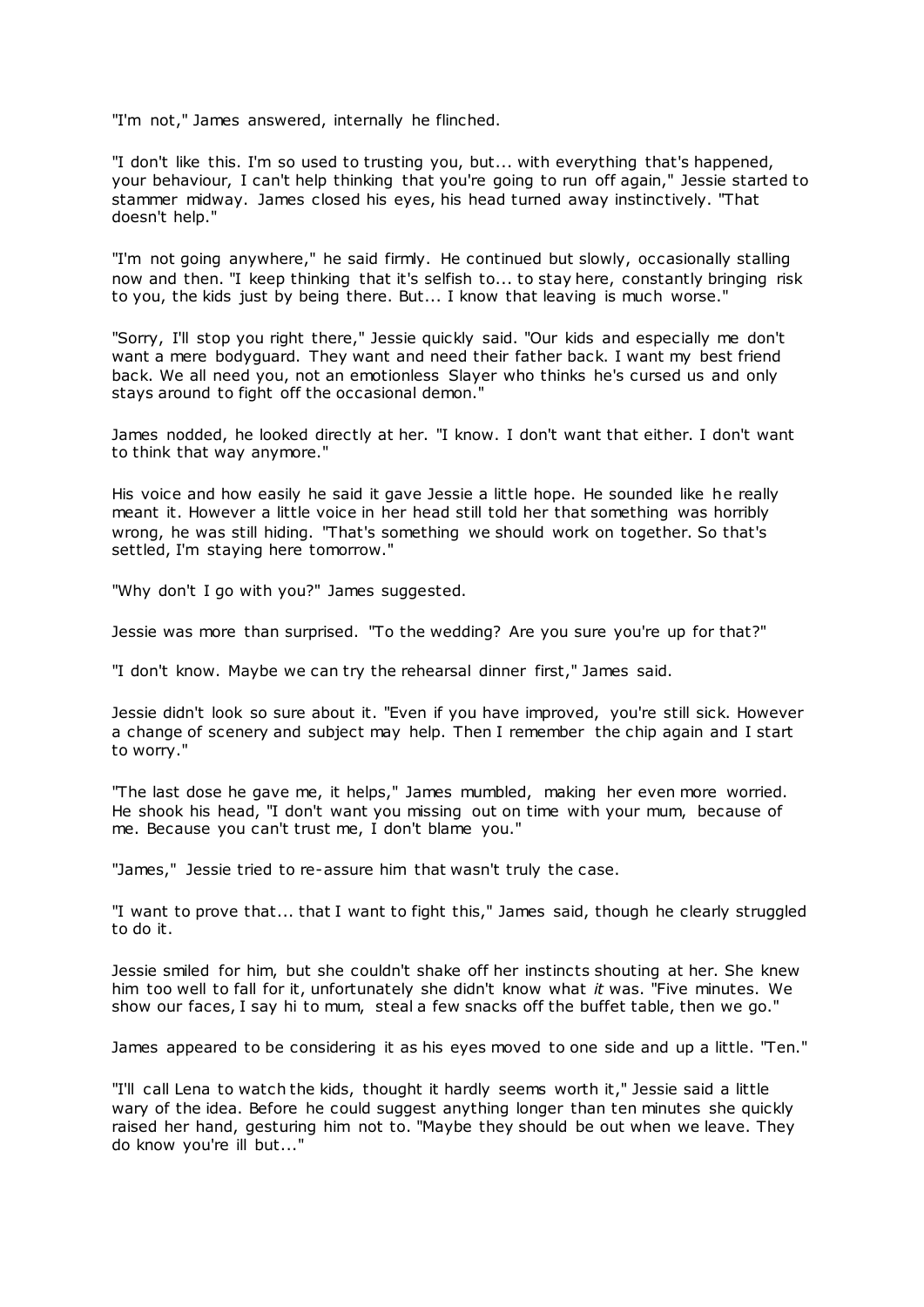"I'm not," James answered, internally he flinched.

"I don't like this. I'm so used to trusting you, but... with everything that's happened, your behaviour, I can't help thinking that you're going to run off again," Jessie started to stammer midway. James closed his eyes, his head turned away instinctively. "That doesn't help."

"I'm not going anywhere," he said firmly. He continued but slowly, occasionally stalling now and then. "I keep thinking that it's selfish to... to stay here, constantly bringing risk to you, the kids just by being there. But... I know that leaving is much worse."

"Sorry, I'll stop you right there," Jessie quickly said. "Our kids and especially me don't want a mere bodyguard. They want and need their father back. I want my best friend back. We all need you, not an emotionless Slayer who thinks he's cursed us and only stays around to fight off the occasional demon."

James nodded, he looked directly at her. "I know. I don't want that either. I don't want to think that way anymore."

His voice and how easily he said it gave Jessie a little hope. He sounded like he really meant it. However a little voice in her head still told her that something was horribly wrong, he was still hiding. "That's something we should work on together. So that's settled, I'm staying here tomorrow."

"Why don't I go with you?" James suggested.

Jessie was more than surprised. "To the wedding? Are you sure you're up for that?"

"I don't know. Maybe we can try the rehearsal dinner first," James said.

Jessie didn't look so sure about it. "Even if you have improved, you're still sick. However a change of scenery and subject may help. Then I remember the chip again and I start to worry."

"The last dose he gave me, it helps," James mumbled, making her even more worried. He shook his head, "I don't want you missing out on time with your mum, because of me. Because you can't trust me, I don't blame you."

"James," Jessie tried to re-assure him that wasn't truly the case.

"I want to prove that... that I want to fight this," James said, though he clearly struggled to do it.

Jessie smiled for him, but she couldn't shake off her instincts shouting at her. She knew him too well to fall for it, unfortunately she didn't know what *it* was. "Five minutes. We show our faces, I say hi to mum, steal a few snacks off the buffet table, then we go."

James appeared to be considering it as his eyes moved to one side and up a little. "Ten."

"I'll call Lena to watch the kids, thought it hardly seems worth it," Jessie said a little wary of the idea. Before he could suggest anything longer than ten minutes she quickly raised her hand, gesturing him not to. "Maybe they should be out when we leave. They do know you're ill but..."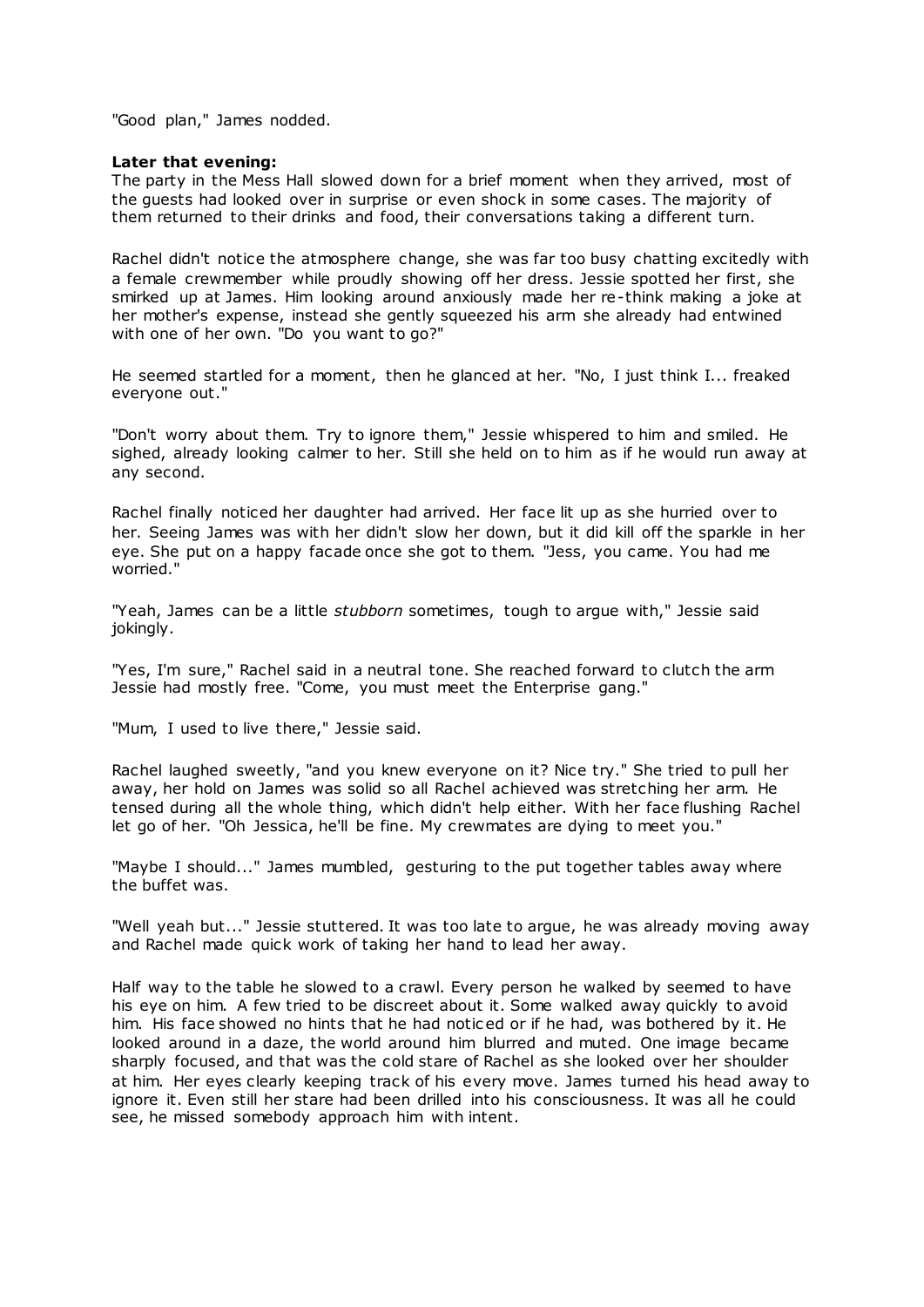"Good plan," James nodded.

**Later that evening:**

The party in the Mess Hall slowed down for a brief moment when they arrived, most of the guests had looked over in surprise or even shock in some cases. The majority of them returned to their drinks and food, their conversations taking a different turn.

Rachel didn't notice the atmosphere change, she was far too busy chatting excitedly with a female crewmember while proudly showing off her dress. Jessie spotted her first, she smirked up at James. Him looking around anxiously made her re-think making a joke at her mother's expense, instead she gently squeezed his arm she already had entwined with one of her own. "Do you want to go?"

He seemed startled for a moment, then he glanced at her. "No, I just think I... freaked everyone out."

"Don't worry about them. Try to ignore them," Jessie whispered to him and smiled. He sighed, already looking calmer to her. Still she held on to him as if he would run away at any second.

Rachel finally noticed her daughter had arrived. Her face lit up as she hurried over to her. Seeing James was with her didn't slow her down, but it did kill off the sparkle in her eye. She put on a happy facade once she got to them. "Jess, you came. You had me worried."

"Yeah, James can be a little *stubborn* sometimes, tough to argue with," Jessie said jokingly.

"Yes, I'm sure," Rachel said in a neutral tone. She reached forward to clutch the arm Jessie had mostly free. "Come, you must meet the Enterprise gang."

"Mum, I used to live there," Jessie said.

Rachel laughed sweetly, "and you knew everyone on it? Nice try." She tried to pull her away, her hold on James was solid so all Rachel achieved was stretching her arm. He tensed during all the whole thing, which didn't help either. With her face flushing Rachel let go of her. "Oh Jessica, he'll be fine. My crewmates are dying to meet you."

"Maybe I should..." James mumbled, gesturing to the put together tables away where the buffet was.

"Well yeah but..." Jessie stuttered. It was too late to argue, he was already moving away and Rachel made quick work of taking her hand to lead her away.

Half way to the table he slowed to a crawl. Every person he walked by seemed to have his eye on him. A few tried to be discreet about it. Some walked away quickly to avoid him. His face showed no hints that he had noticed or if he had, was bothered by it. He looked around in a daze, the world around him blurred and muted. One image became sharply focused, and that was the cold stare of Rachel as she looked over her shoulder at him. Her eyes clearly keeping track of his every move. James turned his head away to ignore it. Even still her stare had been drilled into his consciousness. It was all he could see, he missed somebody approach him with intent.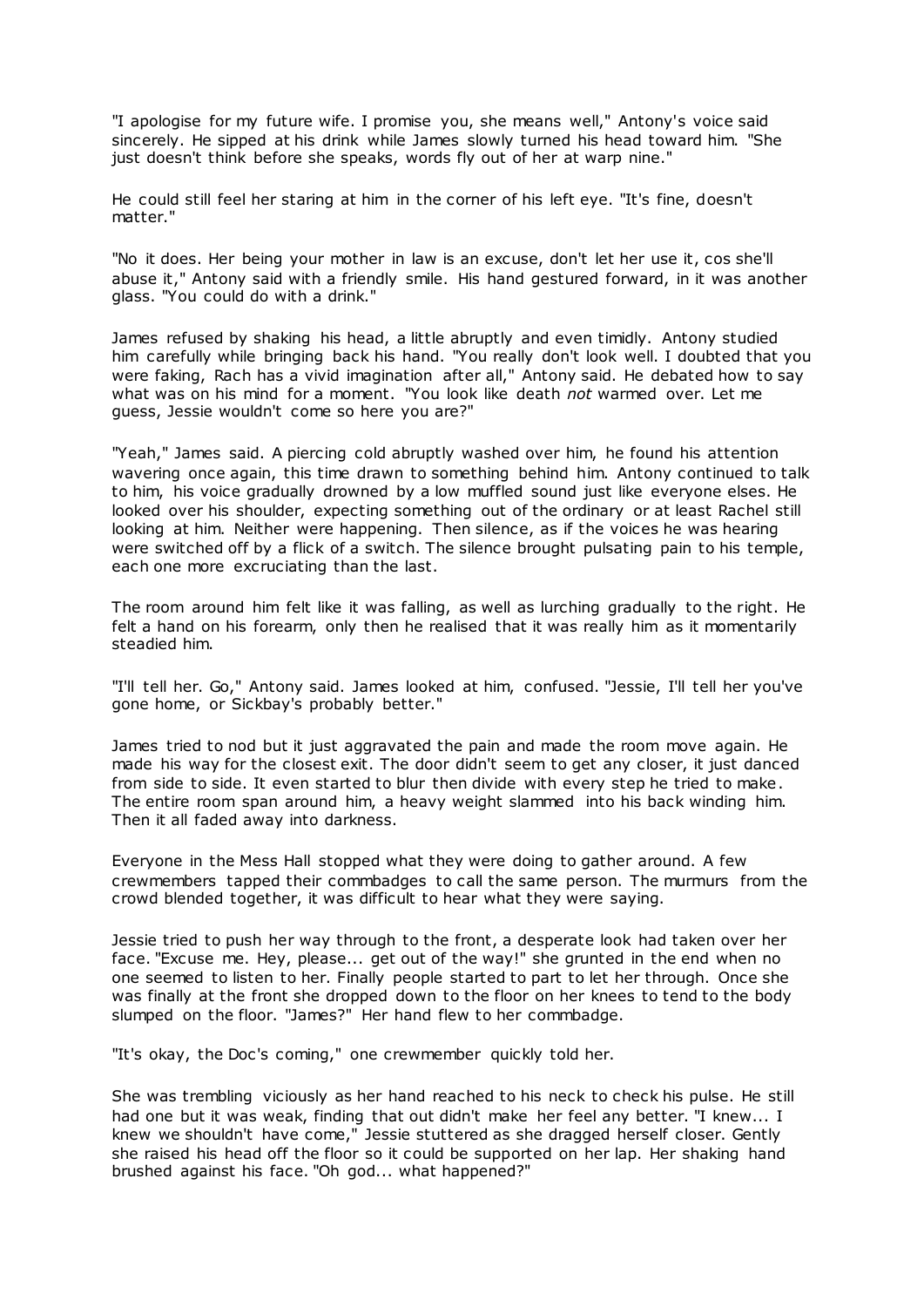"I apologise for my future wife. I promise you, she means well," Antony's voice said sincerely. He sipped at his drink while James slowly turned his head toward him. "She just doesn't think before she speaks, words fly out of her at warp nine."

He could still feel her staring at him in the corner of his left eye. "It's fine, doesn't matter."

"No it does. Her being your mother in law is an excuse, don't let her use it, cos she'll abuse it," Antony said with a friendly smile. His hand gestured forward, in it was another glass. "You could do with a drink."

James refused by shaking his head, a little abruptly and even timidly. Antony studied him carefully while bringing back his hand. "You really don't look well. I doubted that you were faking, Rach has a vivid imagination after all," Antony said. He debated how to say what was on his mind for a moment. "You look like death *not* warmed over. Let me guess, Jessie wouldn't come so here you are?"

"Yeah," James said. A piercing cold abruptly washed over him, he found his attention wavering once again, this time drawn to something behind him. Antony continued to talk to him, his voice gradually drowned by a low muffled sound just like everyone elses. He looked over his shoulder, expecting something out of the ordinary or at least Rachel still looking at him. Neither were happening. Then silence, as if the voices he was hearing were switched off by a flick of a switch. The silence brought pulsating pain to his temple, each one more excruciating than the last.

The room around him felt like it was falling, as well as lurching gradually to the right. He felt a hand on his forearm, only then he realised that it was really him as it momentarily steadied him.

"I'll tell her. Go," Antony said. James looked at him, confused. "Jessie, I'll tell her you've gone home, or Sickbay's probably better."

James tried to nod but it just aggravated the pain and made the room move again. He made his way for the closest exit. The door didn't seem to get any closer, it just danced from side to side. It even started to blur then divide with every step he tried to make. The entire room span around him, a heavy weight slammed into his back winding him. Then it all faded away into darkness.

Everyone in the Mess Hall stopped what they were doing to gather around. A few crewmembers tapped their commbadges to call the same person. The murmurs from the crowd blended together, it was difficult to hear what they were saying.

Jessie tried to push her way through to the front, a desperate look had taken over her face. "Excuse me. Hey, please... get out of the way!" she grunted in the end when no one seemed to listen to her. Finally people started to part to let her through. Once she was finally at the front she dropped down to the floor on her knees to tend to the body slumped on the floor. "James?" Her hand flew to her commbadge.

"It's okay, the Doc's coming," one crewmember quickly told her.

She was trembling viciously as her hand reached to his neck to check his pulse. He still had one but it was weak, finding that out didn't make her feel any better. "I knew... I knew we shouldn't have come," Jessie stuttered as she dragged herself closer. Gently she raised his head off the floor so it could be supported on her lap. Her shaking hand brushed against his face. "Oh god... what happened?"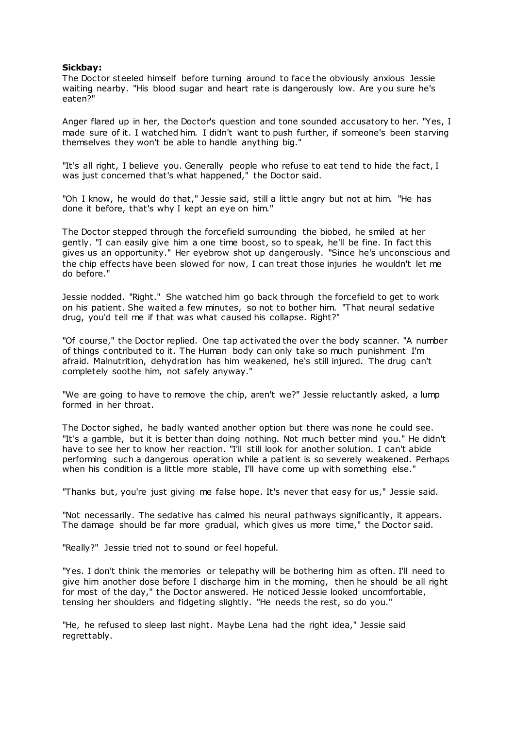**Sickbay:**

The Doctor steeled himself before turning around to face the obviously anxious Jessie waiting nearby. "His blood sugar and heart rate is dangerously low. Are you sure he's eaten?"

Anger flared up in her, the Doctor's question and tone sounded accusatory to her. "Yes, I made sure of it. I watched him. I didn't want to push further, if someone's been starving themselves they won't be able to handle anything big."

"It's all right, I believe you. Generally people who refuse to eat tend to hide the fact, I was just concerned that's what happened," the Doctor said.

"Oh I know, he would do that," Jessie said, still a little angry but not at him. "He has done it before, that's why I kept an eye on him."

The Doctor stepped through the forcefield surrounding the biobed, he smiled at her gently. "I can easily give him a one time boost, so to speak, he'll be fine. In fact this gives us an opportunity." Her eyebrow shot up dangerously. "Since he's unconscious and the chip effects have been slowed for now, I can treat those injuries he wouldn't let me do before."

Jessie nodded. "Right." She watched him go back through the forcefield to get to work on his patient. She waited a few minutes, so not to bother him. "That neural sedative drug, you'd tell me if that was what caused his collapse. Right?"

"Of course," the Doctor replied. One tap activated the over the body scanner. "A number of things contributed to it. The Human body can only take so much punishment I'm afraid. Malnutrition, dehydration has him weakened, he's still injured. The drug can't completely soothe him, not safely anyway."

"We are going to have to remove the chip, aren't we?" Jessie reluctantly asked, a lump formed in her throat.

The Doctor sighed, he badly wanted another option but there was none he could see. "It's a gamble, but it is better than doing nothing. Not much better mind you." He didn't have to see her to know her reaction. "I'll still look for another solution. I can't abide performing such a dangerous operation while a patient is so severely weakened. Perhaps when his condition is a little more stable, I'll have come up with something else."

"Thanks but, you're just giving me false hope. It's never that easy for us," Jessie said.

"Not necessarily. The sedative has calmed his neural pathways significantly, it appears. The damage should be far more gradual, which gives us more time," the Doctor said.

"Really?" Jessie tried not to sound or feel hopeful.

"Yes. I don't think the memories or telepathy will be bothering him as often. I'll need to give him another dose before I discharge him in the morning, then he should be all right for most of the day," the Doctor answered. He noticed Jessie looked uncomfortable, tensing her shoulders and fidgeting slightly. "He needs the rest, so do you."

"He, he refused to sleep last night. Maybe Lena had the right idea," Jessie said regrettably.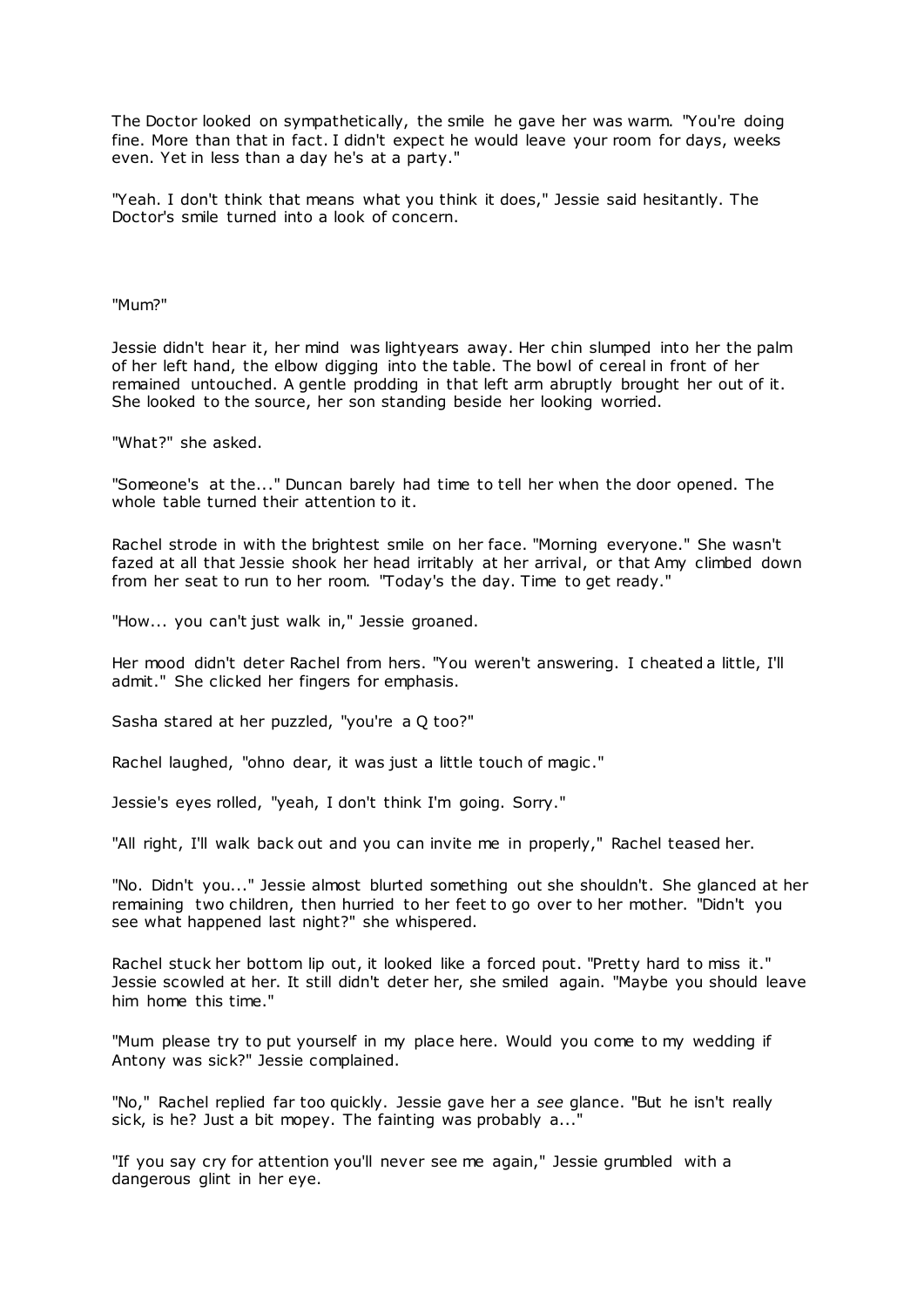The Doctor looked on sympathetically, the smile he gave her was warm. "You're doing fine. More than that in fact. I didn't expect he would leave your room for days, weeks even. Yet in less than a day he's at a party."

"Yeah. I don't think that means what you think it does," Jessie said hesitantly. The Doctor's smile turned into a look of concern.

"Mum?"

Jessie didn't hear it, her mind was lightyears away. Her chin slumped into her the palm of her left hand, the elbow digging into the table. The bowl of cereal in front of her remained untouched. A gentle prodding in that left arm abruptly brought her out of it. She looked to the source, her son standing beside her looking worried.

"What?" she asked.

"Someone's at the..." Duncan barely had time to tell her when the door opened. The whole table turned their attention to it.

Rachel strode in with the brightest smile on her face. "Morning everyone." She wasn't fazed at all that Jessie shook her head irritably at her arrival, or that Amy climbed down from her seat to run to her room. "Today's the day. Time to get ready."

"How... you can't just walk in," Jessie groaned.

Her mood didn't deter Rachel from hers. "You weren't answering. I cheated a little, I'll admit." She clicked her fingers for emphasis.

Sasha stared at her puzzled, "you're a Q too?"

Rachel laughed, "ohno dear, it was just a little touch of magic."

Jessie's eyes rolled, "yeah, I don't think I'm going. Sorry."

"All right, I'll walk back out and you can invite me in properly," Rachel teased her.

"No. Didn't you..." Jessie almost blurted something out she shouldn't. She glanced at her remaining two children, then hurried to her feet to go over to her mother. "Didn't you see what happened last night?" she whispered.

Rachel stuck her bottom lip out, it looked like a forced pout. "Pretty hard to miss it." Jessie scowled at her. It still didn't deter her, she smiled again. "Maybe you should leave him home this time."

"Mum please try to put yourself in my place here. Would you come to my wedding if Antony was sick?" Jessie complained.

"No," Rachel replied far too quickly. Jessie gave her a *see* glance. "But he isn't really sick, is he? Just a bit mopey. The fainting was probably a..."

"If you say cry for attention you'll never see me again," Jessie grumbled with a dangerous glint in her eye.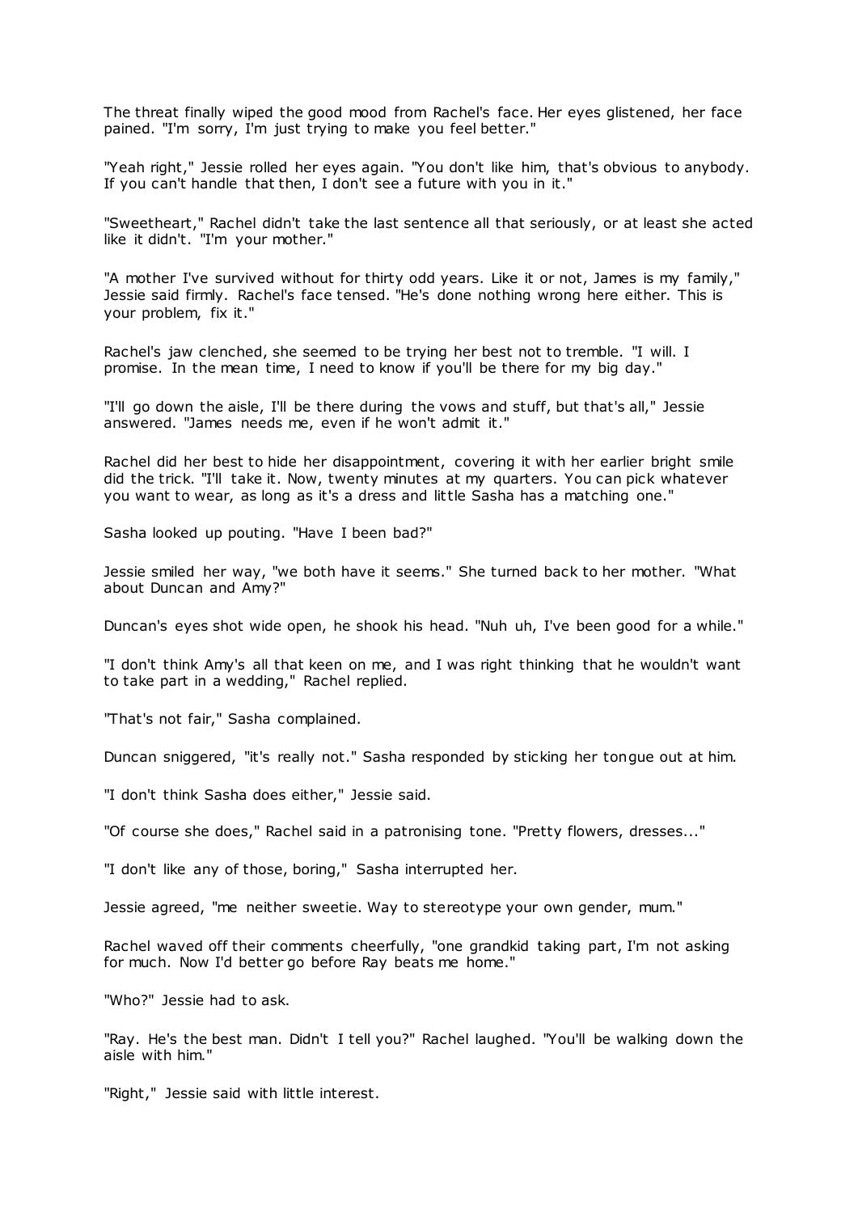The threat finally wiped the good mood from Rachel's face. Her eyes glistened, her face pained. "I'm sorry, I'm just trying to make you feel better."

"Yeah right," Jessie rolled her eyes again. "You don't like him, that's obvious to anybody. If you can't handle that then, I don't see a future with you in it."

"Sweetheart," Rachel didn't take the last sentence all that seriously, or at least she acted like it didn't. "I'm your mother."

"A mother I've survived without for thirty odd years. Like it or not, James is my family," Jessie said firmly. Rachel's face tensed. "He's done nothing wrong here either. This is your problem, fix it."

Rachel's jaw clenched, she seemed to be trying her best not to tremble. "I will. I promise. In the mean time, I need to know if you'll be there for my big day."

"I'll go down the aisle, I'll be there during the vows and stuff, but that's all," Jessie answered. "James needs me, even if he won't admit it."

Rachel did her best to hide her disappointment, covering it with her earlier bright smile did the trick. "I'll take it. Now, twenty minutes at my quarters. You can pick whatever you want to wear, as long as it's a dress and little Sasha has a matching one."

Sasha looked up pouting. "Have I been bad?"

Jessie smiled her way, "we both have it seems." She turned back to her mother. "What about Duncan and Amy?"

Duncan's eyes shot wide open, he shook his head. "Nuh uh, I've been good for a while."

"I don't think Amy's all that keen on me, and I was right thinking that he wouldn't want to take part in a wedding," Rachel replied.

"That's not fair," Sasha complained.

Duncan sniggered, "it's really not." Sasha responded by sticking her tongue out at him.

"I don't think Sasha does either," Jessie said.

"Of course she does," Rachel said in a patronising tone. "Pretty flowers, dresses..."

"I don't like any of those, boring," Sasha interrupted her.

Jessie agreed, "me neither sweetie. Way to stereotype your own gender, mum."

Rachel waved off their comments cheerfully, "one grandkid taking part, I'm not asking for much. Now I'd better go before Ray beats me home."

"Who?" Jessie had to ask.

"Ray. He's the best man. Didn't I tell you?" Rachel laughed. "You'll be walking down the aisle with him."

"Right," Jessie said with little interest.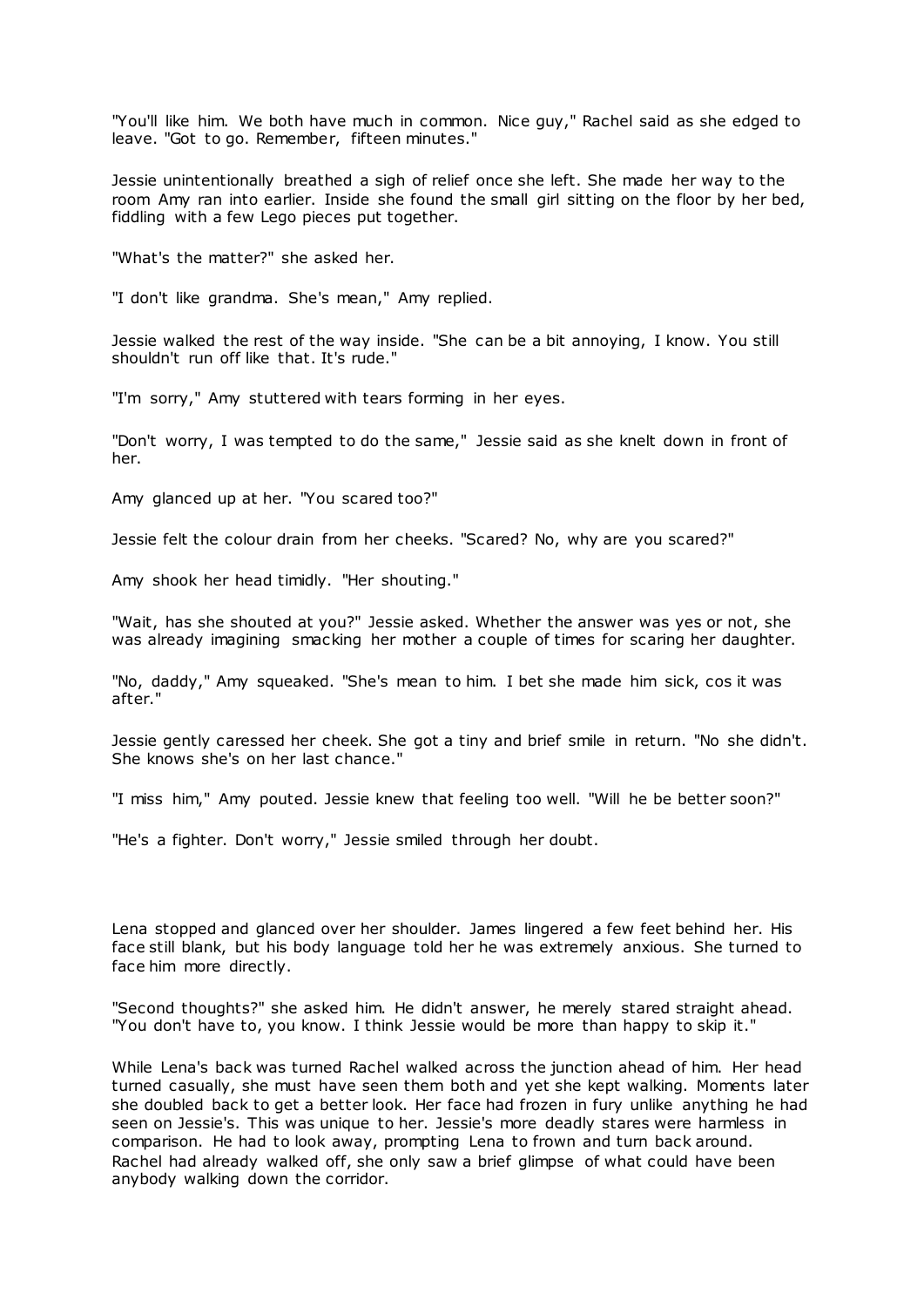"You'll like him. We both have much in common. Nice guy," Rachel said as she edged to leave. "Got to go. Remember, fifteen minutes."

Jessie unintentionally breathed a sigh of relief once she left. She made her way to the room Amy ran into earlier. Inside she found the small girl sitting on the floor by her bed, fiddling with a few Lego pieces put together.

"What's the matter?" she asked her.

"I don't like grandma. She's mean," Amy replied.

Jessie walked the rest of the way inside. "She can be a bit annoying, I know. You still shouldn't run off like that. It's rude."

"I'm sorry," Amy stuttered with tears forming in her eyes.

"Don't worry, I was tempted to do the same," Jessie said as she knelt down in front of her.

Amy glanced up at her. "You scared too?"

Jessie felt the colour drain from her cheeks. "Scared? No, why are you scared?"

Amy shook her head timidly. "Her shouting."

"Wait, has she shouted at you?" Jessie asked. Whether the answer was yes or not, she was already imagining smacking her mother a couple of times for scaring her daughter.

"No, daddy," Amy squeaked. "She's mean to him. I bet she made him sick, cos it was after."

Jessie gently caressed her cheek. She got a tiny and brief smile in return. "No she didn't. She knows she's on her last chance."

"I miss him," Amy pouted. Jessie knew that feeling too well. "Will he be better soon?"

"He's a fighter. Don't worry," Jessie smiled through her doubt.

Lena stopped and glanced over her shoulder. James lingered a few feet behind her. His face still blank, but his body language told her he was extremely anxious. She turned to face him more directly.

"Second thoughts?" she asked him. He didn't answer, he merely stared straight ahead. "You don't have to, you know. I think Jessie would be more than happy to skip it."

While Lena's back was turned Rachel walked across the junction ahead of him. Her head turned casually, she must have seen them both and yet she kept walking. Moments later she doubled back to get a better look. Her face had frozen in fury unlike anything he had seen on Jessie's. This was unique to her. Jessie's more deadly stares were harmless in comparison. He had to look away, prompting Lena to frown and turn back around. Rachel had already walked off, she only saw a brief glimpse of what could have been anybody walking down the corridor.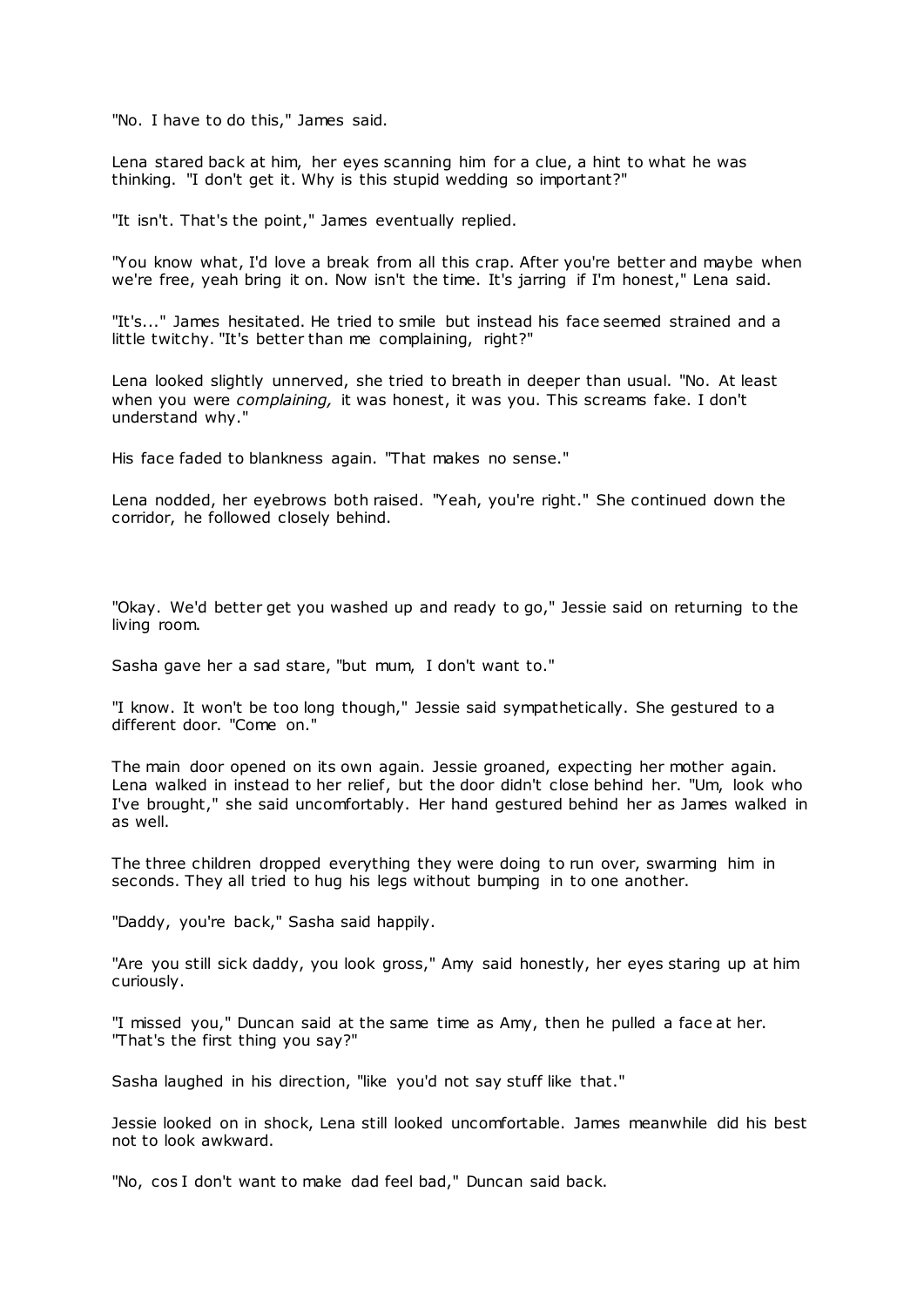"No. I have to do this," James said.

Lena stared back at him, her eyes scanning him for a clue, a hint to what he was thinking. "I don't get it. Why is this stupid wedding so important?"

"It isn't. That's the point," James eventually replied.

"You know what, I'd love a break from all this crap. After you're better and maybe when we're free, yeah bring it on. Now isn't the time. It's jarring if I'm honest," Lena said.

"It's..." James hesitated. He tried to smile but instead his face seemed strained and a little twitchy. "It's better than me complaining, right?"

Lena looked slightly unnerved, she tried to breath in deeper than usual. "No. At least when you were *complaining,* it was honest, it was you. This screams fake. I don't understand why."

His face faded to blankness again. "That makes no sense."

Lena nodded, her eyebrows both raised. "Yeah, you're right." She continued down the corridor, he followed closely behind.

"Okay. We'd better get you washed up and ready to go," Jessie said on returning to the living room.

Sasha gave her a sad stare, "but mum, I don't want to."

"I know. It won't be too long though," Jessie said sympathetically. She gestured to a different door. "Come on."

The main door opened on its own again. Jessie groaned, expecting her mother again. Lena walked in instead to her relief, but the door didn't close behind her. "Um, look who I've brought," she said uncomfortably. Her hand gestured behind her as James walked in as well.

The three children dropped everything they were doing to run over, swarming him in seconds. They all tried to hug his legs without bumping in to one another.

"Daddy, you're back," Sasha said happily.

"Are you still sick daddy, you look gross," Amy said honestly, her eyes staring up at him curiously.

"I missed you," Duncan said at the same time as Amy, then he pulled a face at her. "That's the first thing you say?"

Sasha laughed in his direction, "like you'd not say stuff like that."

Jessie looked on in shock, Lena still looked uncomfortable. James meanwhile did his best not to look awkward.

"No, cos I don't want to make dad feel bad," Duncan said back.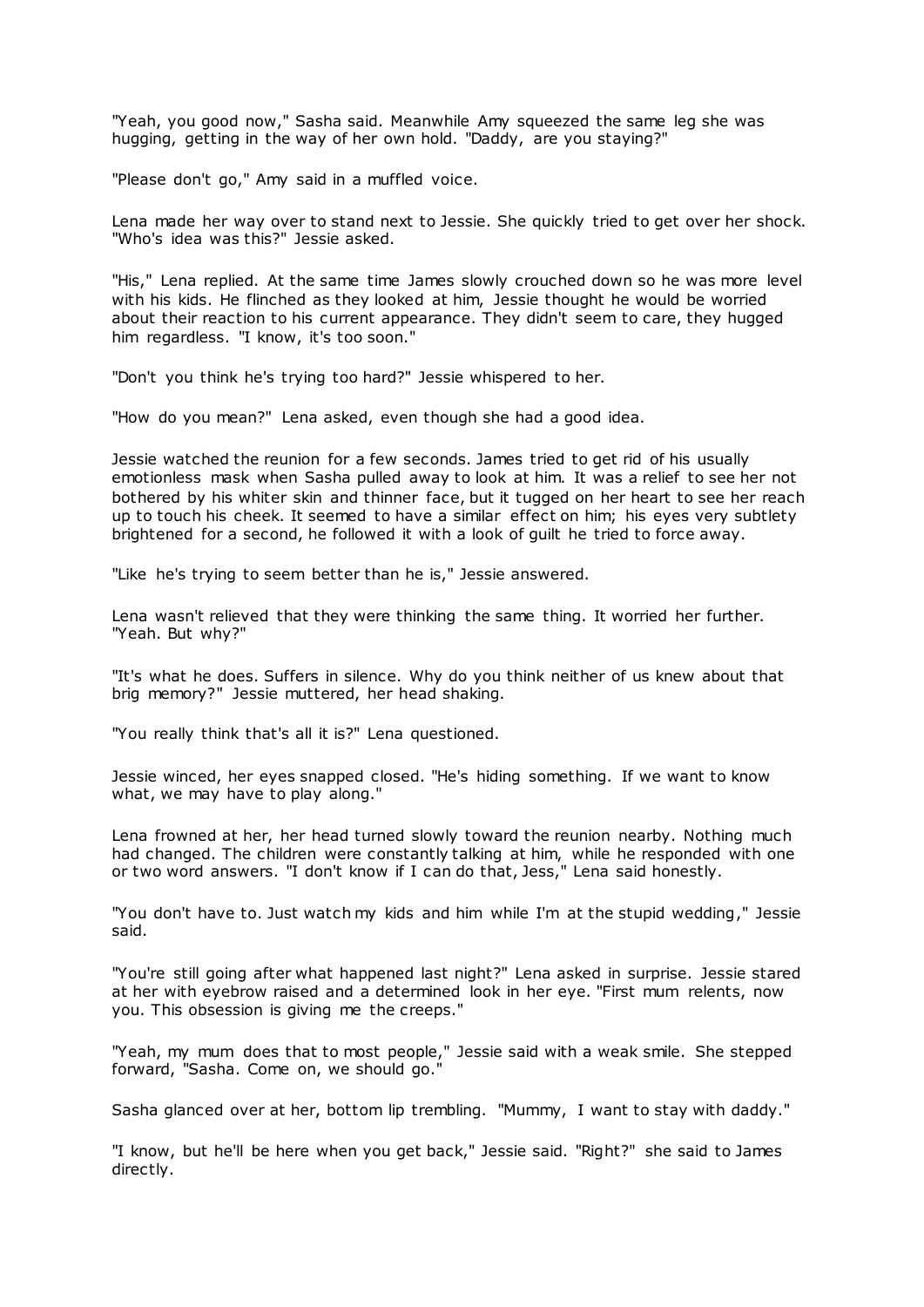"Yeah, you good now," Sasha said. Meanwhile Amy squeezed the same leg she was hugging, getting in the way of her own hold. "Daddy, are you staying?"

"Please don't go," Amy said in a muffled voice.

Lena made her way over to stand next to Jessie. She quickly tried to get over her shock. "Who's idea was this?" Jessie asked.

"His," Lena replied. At the same time James slowly crouched down so he was more level with his kids. He flinched as they looked at him, Jessie thought he would be worried about their reaction to his current appearance. They didn't seem to care, they hugged him regardless. "I know, it's too soon."

"Don't you think he's trying too hard?" Jessie whispered to her.

"How do you mean?" Lena asked, even though she had a good idea.

Jessie watched the reunion for a few seconds. James tried to get rid of his usually emotionless mask when Sasha pulled away to look at him. It was a relief to see her not bothered by his whiter skin and thinner face, but it tugged on her heart to see her reach up to touch his cheek. It seemed to have a similar effect on him; his eyes very subtlety brightened for a second, he followed it with a look of guilt he tried to force away.

"Like he's trying to seem better than he is," Jessie answered.

Lena wasn't relieved that they were thinking the same thing. It worried her further. "Yeah. But why?"

"It's what he does. Suffers in silence. Why do you think neither of us knew about that brig memory?" Jessie muttered, her head shaking.

"You really think that's all it is?" Lena questioned.

Jessie winced, her eyes snapped closed. "He's hiding something. If we want to know what, we may have to play along."

Lena frowned at her, her head turned slowly toward the reunion nearby. Nothing much had changed. The children were constantly talking at him, while he responded with one or two word answers. "I don't know if I can do that, Jess," Lena said honestly.

"You don't have to. Just watch my kids and him while I'm at the stupid wedding," Jessie said.

"You're still going after what happened last night?" Lena asked in surprise. Jessie stared at her with eyebrow raised and a determined look in her eye. "First mum relents, now you. This obsession is giving me the creeps."

"Yeah, my mum does that to most people," Jessie said with a weak smile. She stepped forward, "Sasha. Come on, we should go."

Sasha glanced over at her, bottom lip trembling. "Mummy, I want to stay with daddy."

"I know, but he'll be here when you get back," Jessie said. "Right?" she said to James directly.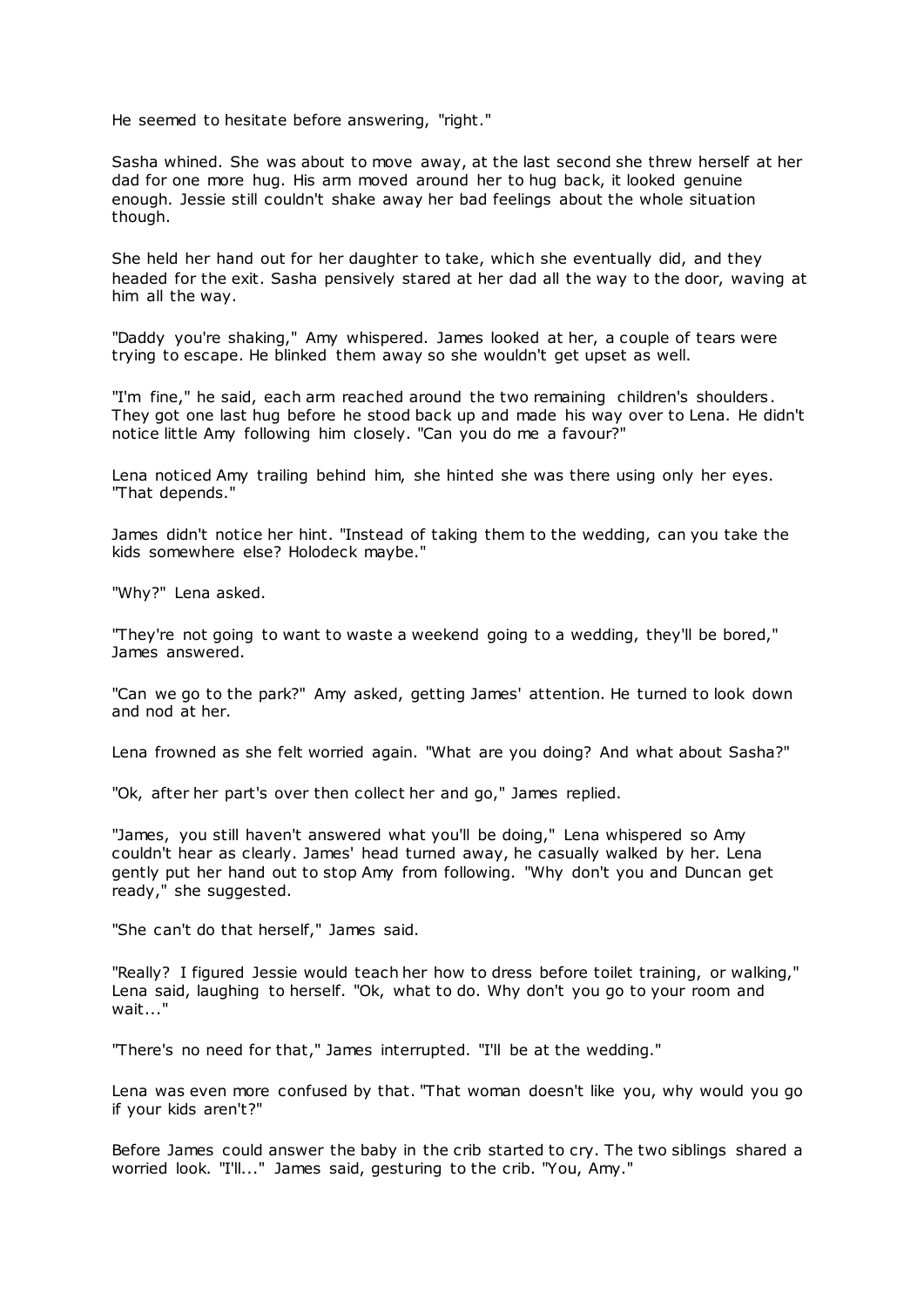He seemed to hesitate before answering, "right."

Sasha whined. She was about to move away, at the last second she threw herself at her dad for one more hug. His arm moved around her to hug back, it looked genuine enough. Jessie still couldn't shake away her bad feelings about the whole situation though.

She held her hand out for her daughter to take, which she eventually did, and they headed for the exit. Sasha pensively stared at her dad all the way to the door, waving at him all the way.

"Daddy you're shaking," Amy whispered. James looked at her, a couple of tears were trying to escape. He blinked them away so she wouldn't get upset as well.

"I'm fine," he said, each arm reached around the two remaining children's shoulders. They got one last hug before he stood back up and made his way over to Lena. He didn't notice little Amy following him closely. "Can you do me a favour?"

Lena noticed Amy trailing behind him, she hinted she was there using only her eyes. "That depends."

James didn't notice her hint. "Instead of taking them to the wedding, can you take the kids somewhere else? Holodeck maybe."

"Why?" Lena asked.

"They're not going to want to waste a weekend going to a wedding, they'll be bored," James answered.

"Can we go to the park?" Amy asked, getting James' attention. He turned to look down and nod at her.

Lena frowned as she felt worried again. "What are you doing? And what about Sasha?"

"Ok, after her part's over then collect her and go," James replied.

"James, you still haven't answered what you'll be doing," Lena whispered so Amy couldn't hear as clearly. James' head turned away, he casually walked by her. Lena gently put her hand out to stop Amy from following. "Why don't you and Duncan get ready," she suggested.

"She can't do that herself," James said.

"Really? I figured Jessie would teach her how to dress before toilet training, or walking," Lena said, laughing to herself. "Ok, what to do. Why don't you go to your room and wait..."

"There's no need for that," James interrupted. "I'll be at the wedding."

Lena was even more confused by that. "That woman doesn't like you, why would you go if your kids aren't?"

Before James could answer the baby in the crib started to cry. The two siblings shared a worried look. "I'll..." James said, gesturing to the crib. "You, Amy."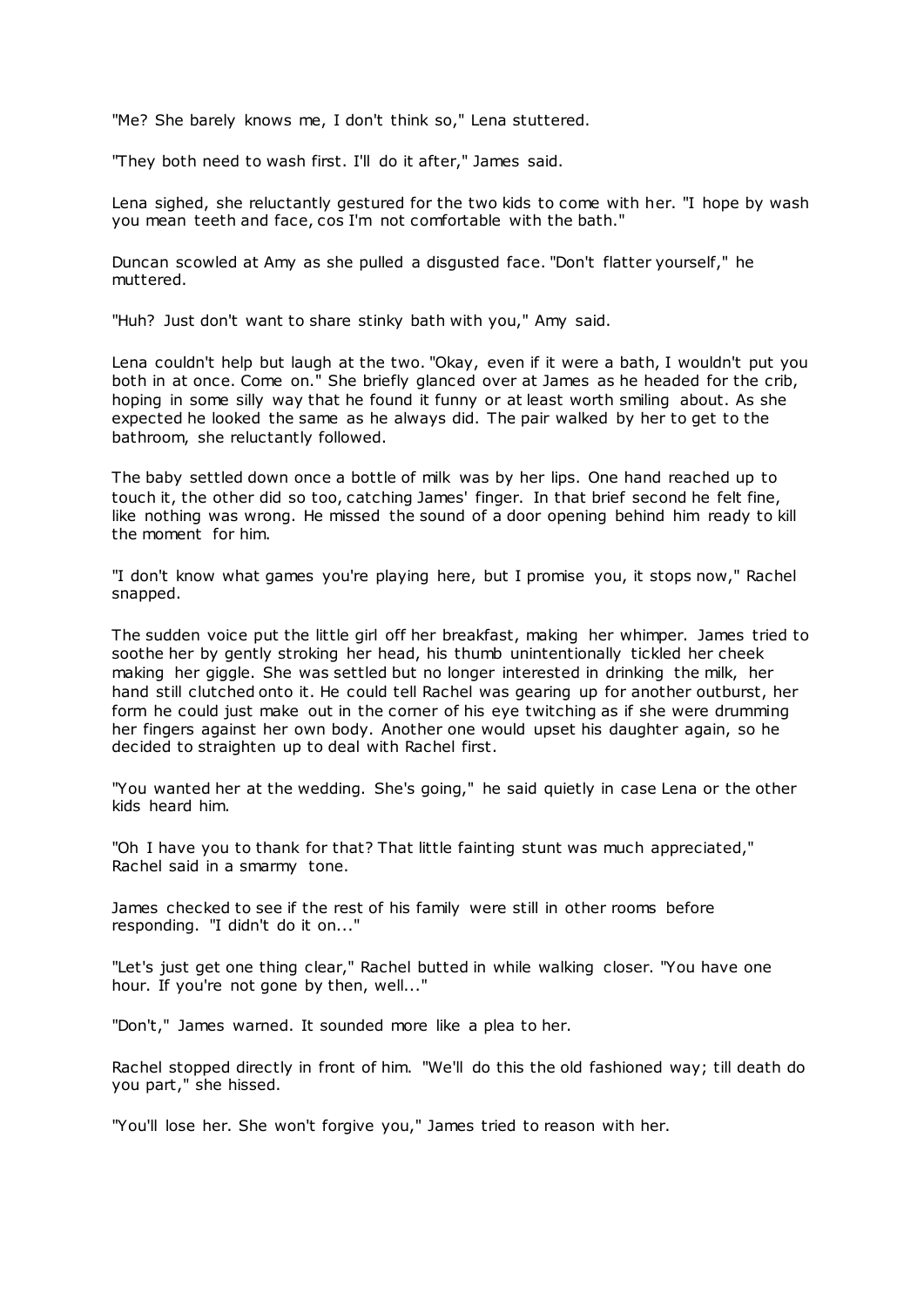"Me? She barely knows me, I don't think so," Lena stuttered.

"They both need to wash first. I'll do it after," James said.

Lena sighed, she reluctantly gestured for the two kids to come with her. "I hope by wash you mean teeth and face, cos I'm not comfortable with the bath."

Duncan scowled at Amy as she pulled a disgusted face. "Don't flatter yourself," he muttered.

"Huh? Just don't want to share stinky bath with you," Amy said.

Lena couldn't help but laugh at the two. "Okay, even if it were a bath, I wouldn't put you both in at once. Come on." She briefly glanced over at James as he headed for the crib, hoping in some silly way that he found it funny or at least worth smiling about. As she expected he looked the same as he always did. The pair walked by her to get to the bathroom, she reluctantly followed.

The baby settled down once a bottle of milk was by her lips. One hand reached up to touch it, the other did so too, catching James' finger. In that brief second he felt fine, like nothing was wrong. He missed the sound of a door opening behind him ready to kill the moment for him.

"I don't know what games you're playing here, but I promise you, it stops now," Rachel snapped.

The sudden voice put the little girl off her breakfast, making her whimper. James tried to soothe her by gently stroking her head, his thumb unintentionally tickled her cheek making her giggle. She was settled but no longer interested in drinking the milk, her hand still clutched onto it. He could tell Rachel was gearing up for another outburst, her form he could just make out in the corner of his eye twitching as if she were drumming her fingers against her own body. Another one would upset his daughter again, so he decided to straighten up to deal with Rachel first.

"You wanted her at the wedding. She's going," he said quietly in case Lena or the other kids heard him.

"Oh I have you to thank for that? That little fainting stunt was much appreciated," Rachel said in a smarmy tone.

James checked to see if the rest of his family were still in other rooms before responding. "I didn't do it on..."

"Let's just get one thing clear," Rachel butted in while walking closer. "You have one hour. If you're not gone by then, well..."

"Don't," James warned. It sounded more like a plea to her.

Rachel stopped directly in front of him. "We'll do this the old fashioned way; till death do you part," she hissed.

"You'll lose her. She won't forgive you," James tried to reason with her.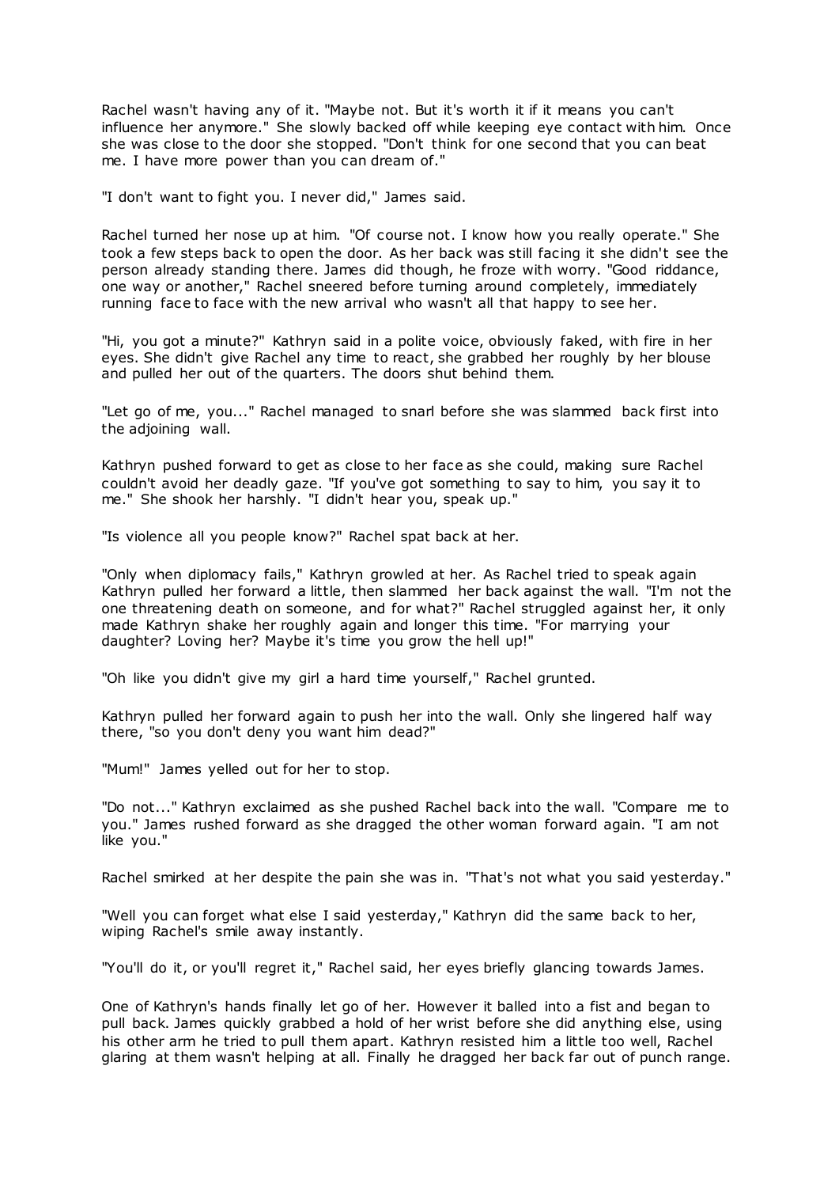Rachel wasn't having any of it. "Maybe not. But it's worth it if it means you can't influence her anymore." She slowly backed off while keeping eye contact with him. Once she was close to the door she stopped. "Don't think for one second that you can beat me. I have more power than you can dream of."

"I don't want to fight you. I never did," James said.

Rachel turned her nose up at him. "Of course not. I know how you really operate." She took a few steps back to open the door. As her back was still facing it she didn't see the person already standing there. James did though, he froze with worry. "Good riddance, one way or another," Rachel sneered before turning around completely, immediately running face to face with the new arrival who wasn't all that happy to see her.

"Hi, you got a minute?" Kathryn said in a polite voice, obviously faked, with fire in her eyes. She didn't give Rachel any time to react, she grabbed her roughly by her blouse and pulled her out of the quarters. The doors shut behind them.

"Let go of me, you..." Rachel managed to snarl before she was slammed back first into the adjoining wall.

Kathryn pushed forward to get as close to her face as she could, making sure Rachel couldn't avoid her deadly gaze. "If you've got something to say to him, you say it to me." She shook her harshly. "I didn't hear you, speak up."

"Is violence all you people know?" Rachel spat back at her.

"Only when diplomacy fails," Kathryn growled at her. As Rachel tried to speak again Kathryn pulled her forward a little, then slammed her back against the wall. "I'm not the one threatening death on someone, and for what?" Rachel struggled against her, it only made Kathryn shake her roughly again and longer this time. "For marrying your daughter? Loving her? Maybe it's time you grow the hell up!"

"Oh like you didn't give my girl a hard time yourself," Rachel grunted.

Kathryn pulled her forward again to push her into the wall. Only she lingered half way there, "so you don't deny you want him dead?"

"Mum!" James yelled out for her to stop.

"Do not..." Kathryn exclaimed as she pushed Rachel back into the wall. "Compare me to you." James rushed forward as she dragged the other woman forward again. "I am not like you."

Rachel smirked at her despite the pain she was in. "That's not what you said yesterday."

"Well you can forget what else I said yesterday," Kathryn did the same back to her, wiping Rachel's smile away instantly.

"You'll do it, or you'll regret it," Rachel said, her eyes briefly glancing towards James.

One of Kathryn's hands finally let go of her. However it balled into a fist and began to pull back. James quickly grabbed a hold of her wrist before she did anything else, using his other arm he tried to pull them apart. Kathryn resisted him a little too well, Rachel glaring at them wasn't helping at all. Finally he dragged her back far out of punch range.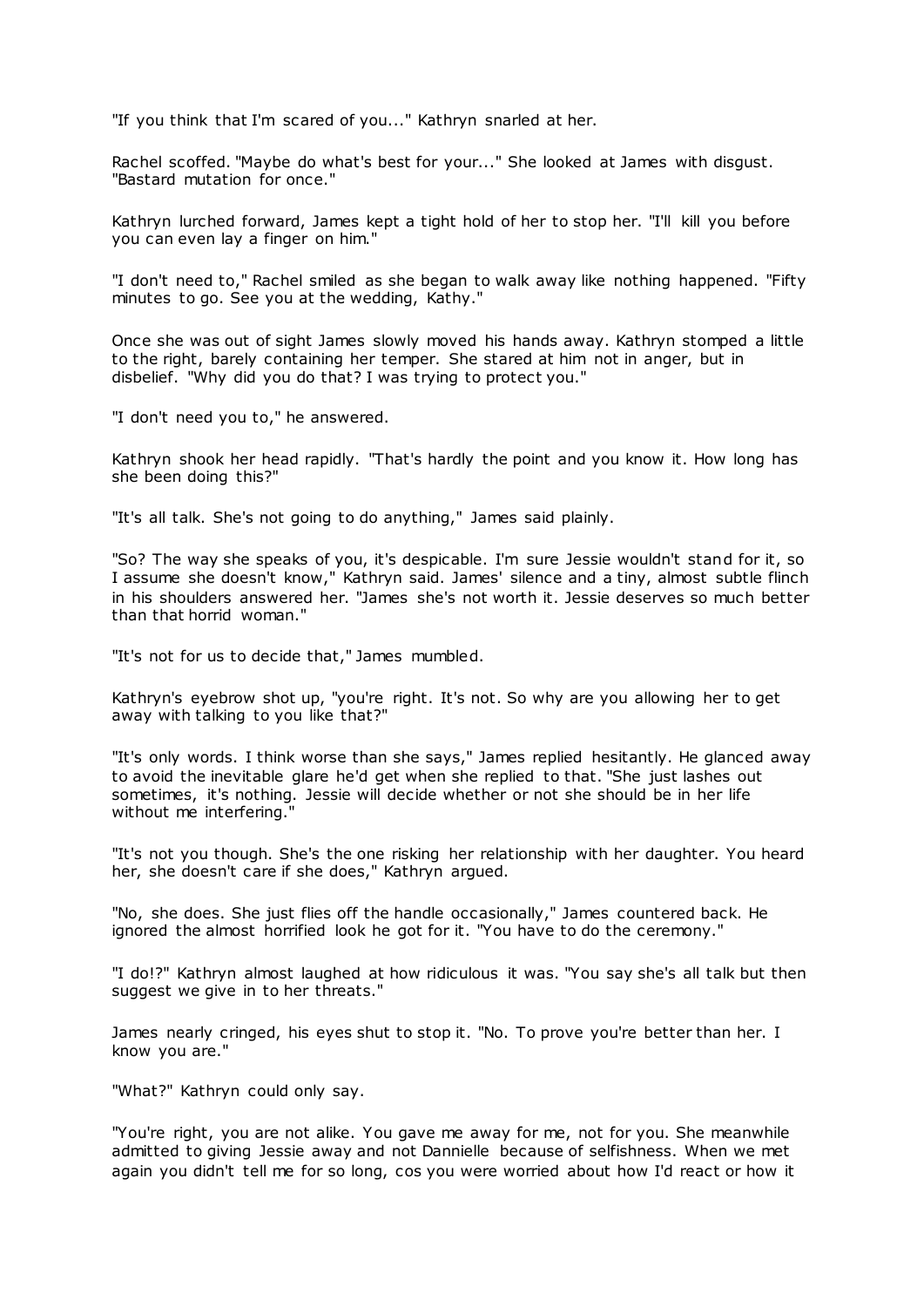"If you think that I'm scared of you..." Kathryn snarled at her.

Rachel scoffed. "Maybe do what's best for your..." She looked at James with disgust. "Bastard mutation for once."

Kathryn lurched forward, James kept a tight hold of her to stop her. "I'll kill you before you can even lay a finger on him."

"I don't need to," Rachel smiled as she began to walk away like nothing happened. "Fifty minutes to go. See you at the wedding, Kathy."

Once she was out of sight James slowly moved his hands away. Kathryn stomped a little to the right, barely containing her temper. She stared at him not in anger, but in disbelief. "Why did you do that? I was trying to protect you."

"I don't need you to," he answered.

Kathryn shook her head rapidly. "That's hardly the point and you know it. How long has she been doing this?"

"It's all talk. She's not going to do anything," James said plainly.

"So? The way she speaks of you, it's despicable. I'm sure Jessie wouldn't stand for it, so I assume she doesn't know," Kathryn said. James' silence and a tiny, almost subtle flinch in his shoulders answered her. "James she's not worth it. Jessie deserves so much better than that horrid woman."

"It's not for us to decide that," James mumbled.

Kathryn's eyebrow shot up, "you're right. It's not. So why are you allowing her to get away with talking to you like that?"

"It's only words. I think worse than she says," James replied hesitantly. He glanced away to avoid the inevitable glare he'd get when she replied to that. "She just lashes out sometimes, it's nothing. Jessie will decide whether or not she should be in her life without me interfering."

"It's not you though. She's the one risking her relationship with her daughter. You heard her, she doesn't care if she does," Kathryn argued.

"No, she does. She just flies off the handle occasionally," James countered back. He ignored the almost horrified look he got for it. "You have to do the ceremony."

"I do!?" Kathryn almost laughed at how ridiculous it was. "You say she's all talk but then suggest we give in to her threats."

James nearly cringed, his eyes shut to stop it. "No. To prove you're better than her. I know you are."

"What?" Kathryn could only say.

"You're right, you are not alike. You gave me away for me, not for you. She meanwhile admitted to giving Jessie away and not Dannielle because of selfishness. When we met again you didn't tell me for so long, cos you were worried about how I'd react or how it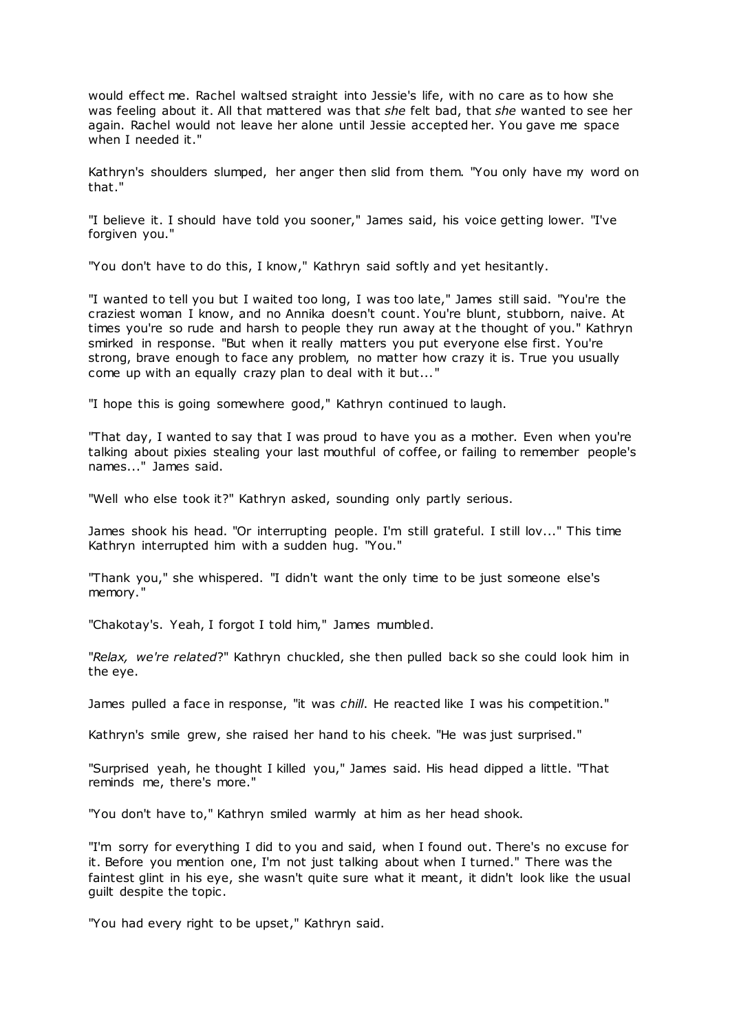would effect me. Rachel waltsed straight into Jessie's life, with no care as to how she was feeling about it. All that mattered was that *she* felt bad, that *she* wanted to see her again. Rachel would not leave her alone until Jessie accepted her. You gave me space when I needed it."

Kathryn's shoulders slumped, her anger then slid from them. "You only have my word on that."

"I believe it. I should have told you sooner," James said, his voice getting lower. "I've forgiven you."

"You don't have to do this, I know," Kathryn said softly and yet hesitantly.

"I wanted to tell you but I waited too long, I was too late," James still said. "You're the craziest woman I know, and no Annika doesn't count. You're blunt, stubborn, naive. At times you're so rude and harsh to people they run away at the thought of you." Kathryn smirked in response. "But when it really matters you put everyone else first. You're strong, brave enough to face any problem, no matter how crazy it is. True you usually come up with an equally crazy plan to deal with it but..."

"I hope this is going somewhere good," Kathryn continued to laugh.

"That day, I wanted to say that I was proud to have you as a mother. Even when you're talking about pixies stealing your last mouthful of coffee, or failing to remember people's names..." James said.

"Well who else took it?" Kathryn asked, sounding only partly serious.

James shook his head. "Or interrupting people. I'm still grateful. I still lov..." This time Kathryn interrupted him with a sudden hug. "You."

"Thank you," she whispered. "I didn't want the only time to be just someone else's memory."

"Chakotay's. Yeah, I forgot I told him," James mumbled.

"*Relax, we're related*?" Kathryn chuckled, she then pulled back so she could look him in the eye.

James pulled a face in response, "it was *chill*. He reacted like I was his competition."

Kathryn's smile grew, she raised her hand to his cheek. "He was just surprised."

"Surprised yeah, he thought I killed you," James said. His head dipped a little. "That reminds me, there's more."

"You don't have to," Kathryn smiled warmly at him as her head shook.

"I'm sorry for everything I did to you and said, when I found out. There's no excuse for it. Before you mention one, I'm not just talking about when I turned." There was the faintest glint in his eye, she wasn't quite sure what it meant, it didn't look like the usual guilt despite the topic.

"You had every right to be upset," Kathryn said.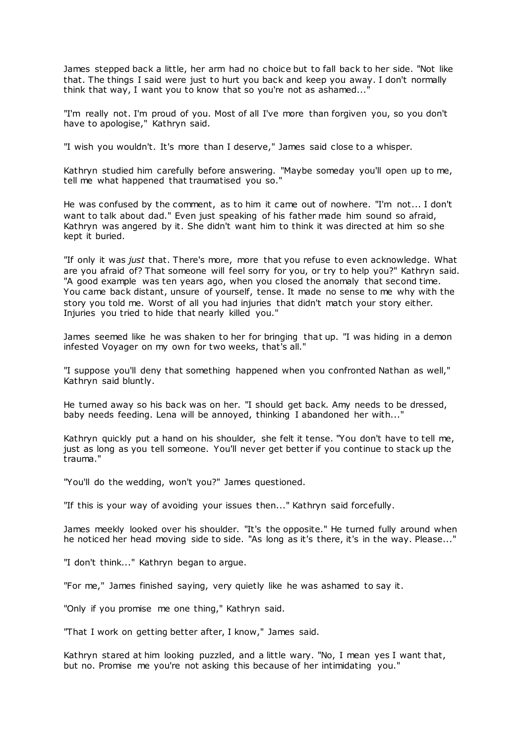James stepped back a little, her arm had no choice but to fall back to her side. "Not like that. The things I said were just to hurt you back and keep you away. I don't normally think that way, I want you to know that so you're not as ashamed..."

"I'm really not. I'm proud of you. Most of all I've more than forgiven you, so you don't have to apologise," Kathryn said.

"I wish you wouldn't. It's more than I deserve," James said close to a whisper.

Kathryn studied him carefully before answering. "Maybe someday you'll open up to me, tell me what happened that traumatised you so."

He was confused by the comment, as to him it came out of nowhere. "I'm not... I don't want to talk about dad." Even just speaking of his father made him sound so afraid, Kathryn was angered by it. She didn't want him to think it was directed at him so she kept it buried.

"If only it was *just* that. There's more, more that you refuse to even acknowledge. What are you afraid of? That someone will feel sorry for you, or try to help you?" Kathryn said. "A good example was ten years ago, when you closed the anomaly that second time. You came back distant, unsure of yourself, tense. It made no sense to me why with the story you told me. Worst of all you had injuries that didn't match your story either. Injuries you tried to hide that nearly killed you."

James seemed like he was shaken to her for bringing that up. "I was hiding in a demon infested Voyager on my own for two weeks, that's all."

"I suppose you'll deny that something happened when you confronted Nathan as well," Kathryn said bluntly.

He turned away so his back was on her. "I should get back. Amy needs to be dressed, baby needs feeding. Lena will be annoyed, thinking I abandoned her with..."

Kathryn quickly put a hand on his shoulder, she felt it tense. "You don't have to tell me, just as long as you tell someone. You'll never get better if you continue to stack up the trauma."

"You'll do the wedding, won't you?" James questioned.

"If this is your way of avoiding your issues then..." Kathryn said forcefully.

James meekly looked over his shoulder. "It's the opposite." He turned fully around when he noticed her head moving side to side. "As long as it's there, it's in the way. Please..."

"I don't think..." Kathryn began to argue.

"For me," James finished saying, very quietly like he was ashamed to say it.

"Only if you promise me one thing," Kathryn said.

"That I work on getting better after, I know," James said.

Kathryn stared at him looking puzzled, and a little wary. "No, I mean yes I want that, but no. Promise me you're not asking this because of her intimidating you."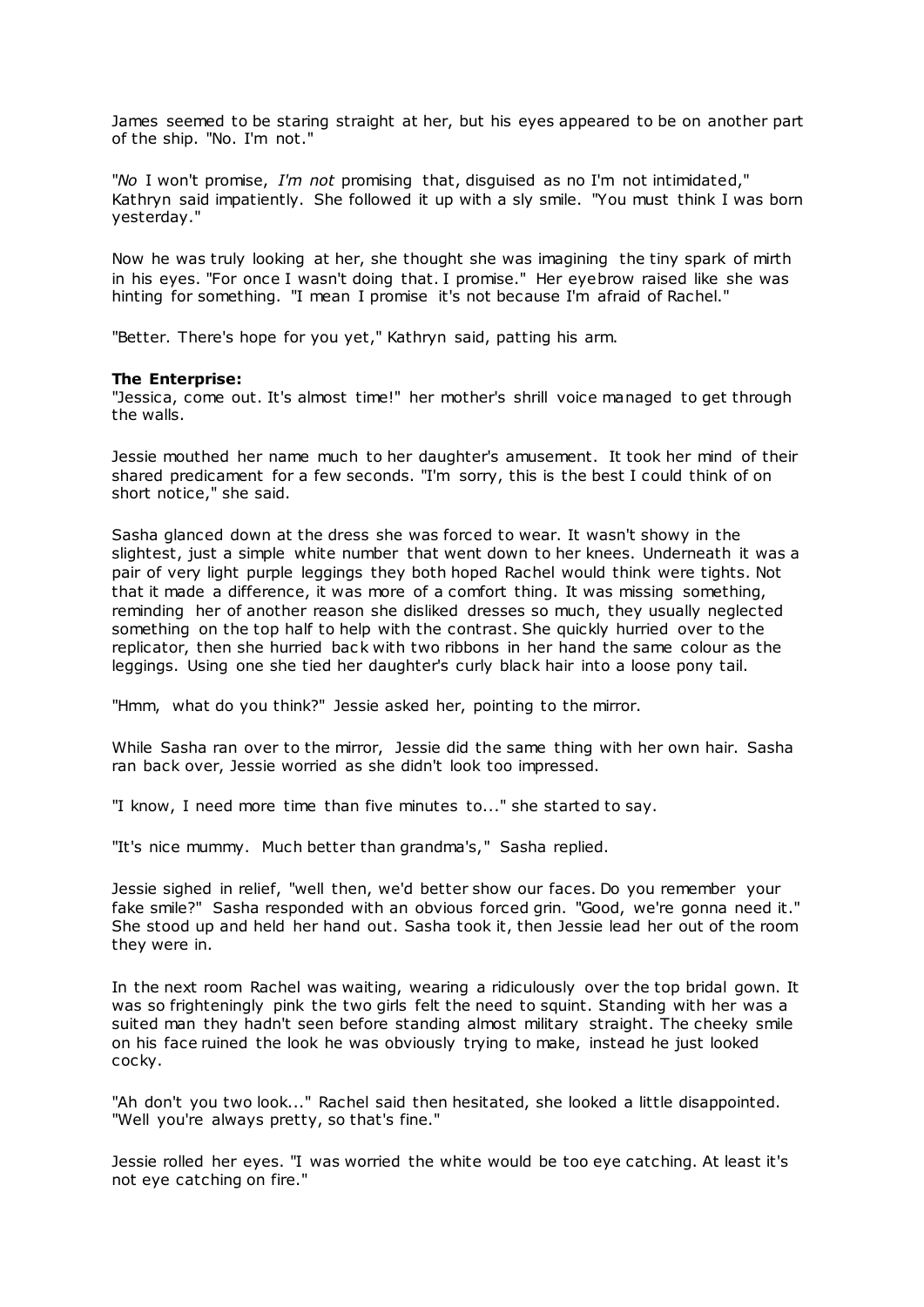James seemed to be staring straight at her, but his eyes appeared to be on another part of the ship. "No. I'm not."

"*No* I won't promise, *I'm not* promising that, disguised as no I'm not intimidated," Kathryn said impatiently. She followed it up with a sly smile. "You must think I was born yesterday."

Now he was truly looking at her, she thought she was imagining the tiny spark of mirth in his eyes. "For once I wasn't doing that. I promise." Her eyebrow raised like she was hinting for something. "I mean I promise it's not because I'm afraid of Rachel."

"Better. There's hope for you yet," Kathryn said, patting his arm.

**The Enterprise:**

"Jessica, come out. It's almost time!" her mother's shrill voice managed to get through the walls.

Jessie mouthed her name much to her daughter's amusement. It took her mind of their shared predicament for a few seconds. "I'm sorry, this is the best I could think of on short notice," she said.

Sasha glanced down at the dress she was forced to wear. It wasn't showy in the slightest, just a simple white number that went down to her knees. Underneath it was a pair of very light purple leggings they both hoped Rachel would think were tights. Not that it made a difference, it was more of a comfort thing. It was missing something, reminding her of another reason she disliked dresses so much, they usually neglected something on the top half to help with the contrast. She quickly hurried over to the replicator, then she hurried back with two ribbons in her hand the same colour as the leggings. Using one she tied her daughter's curly black hair into a loose pony tail.

"Hmm, what do you think?" Jessie asked her, pointing to the mirror.

While Sasha ran over to the mirror, Jessie did the same thing with her own hair. Sasha ran back over, Jessie worried as she didn't look too impressed.

"I know, I need more time than five minutes to..." she started to say.

"It's nice mummy. Much better than grandma's," Sasha replied.

Jessie sighed in relief, "well then, we'd better show our faces. Do you remember your fake smile?" Sasha responded with an obvious forced grin. "Good, we're gonna need it." She stood up and held her hand out. Sasha took it, then Jessie lead her out of the room they were in.

In the next room Rachel was waiting, wearing a ridiculously over the top bridal gown. It was so frighteningly pink the two girls felt the need to squint. Standing with her was a suited man they hadn't seen before standing almost military straight. The cheeky smile on his face ruined the look he was obviously trying to make, instead he just looked cocky.

"Ah don't you two look..." Rachel said then hesitated, she looked a little disappointed. "Well you're always pretty, so that's fine."

Jessie rolled her eyes. "I was worried the white would be too eye catching. At least it's not eye catching on fire."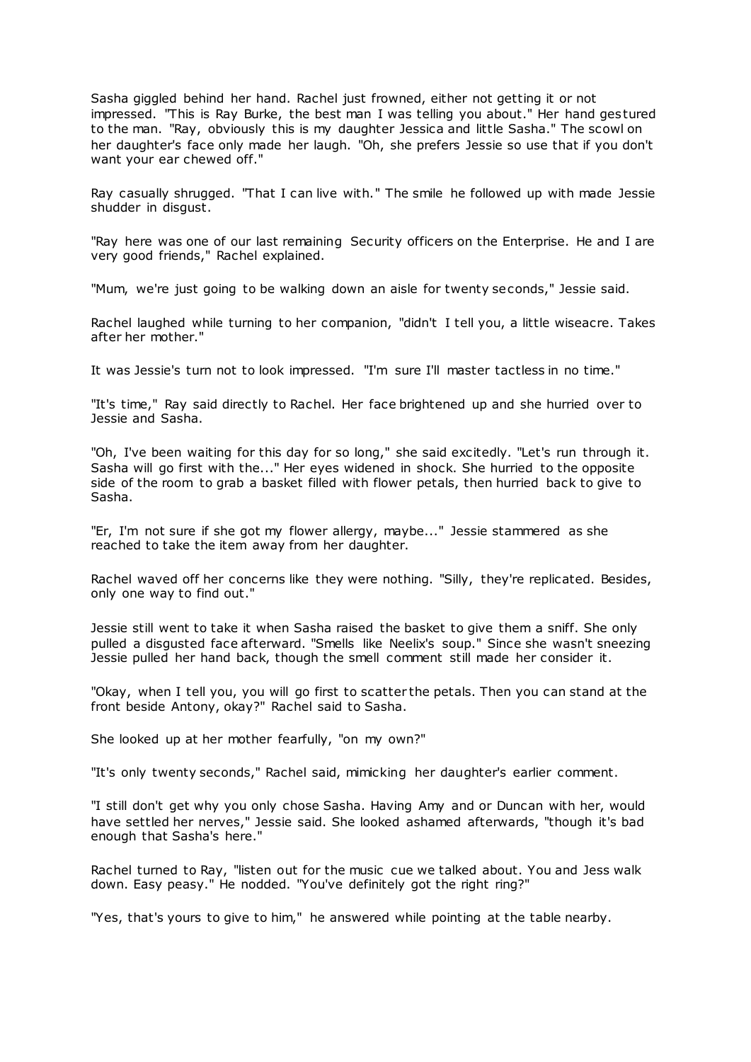Sasha giggled behind her hand. Rachel just frowned, either not getting it or not impressed. "This is Ray Burke, the best man I was telling you about." Her hand gestured to the man. "Ray, obviously this is my daughter Jessica and little Sasha." The scowl on her daughter's face only made her laugh. "Oh, she prefers Jessie so use that if you don't want your ear chewed off."

Ray casually shrugged. "That I can live with." The smile he followed up with made Jessie shudder in disgust.

"Ray here was one of our last remaining Security officers on the Enterprise. He and I are very good friends," Rachel explained.

"Mum, we're just going to be walking down an aisle for twenty seconds," Jessie said.

Rachel laughed while turning to her companion, "didn't I tell you, a little wiseacre. Takes after her mother."

It was Jessie's turn not to look impressed. "I'm sure I'll master tactless in no time."

"It's time," Ray said directly to Rachel. Her face brightened up and she hurried over to Jessie and Sasha.

"Oh, I've been waiting for this day for so long," she said excitedly. "Let's run through it. Sasha will go first with the..." Her eyes widened in shock. She hurried to the opposite side of the room to grab a basket filled with flower petals, then hurried back to give to Sasha.

"Er, I'm not sure if she got my flower allergy, maybe..." Jessie stammered as she reached to take the item away from her daughter.

Rachel waved off her concerns like they were nothing. "Silly, they're replicated. Besides, only one way to find out."

Jessie still went to take it when Sasha raised the basket to give them a sniff. She only pulled a disgusted face afterward. "Smells like Neelix's soup." Since she wasn't sneezing Jessie pulled her hand back, though the smell comment still made her consider it.

"Okay, when I tell you, you will go first to scatter the petals. Then you can stand at the front beside Antony, okay?" Rachel said to Sasha.

She looked up at her mother fearfully, "on my own?"

"It's only twenty seconds," Rachel said, mimicking her daughter's earlier comment.

"I still don't get why you only chose Sasha. Having Amy and or Duncan with her, would have settled her nerves," Jessie said. She looked ashamed afterwards, "though it's bad enough that Sasha's here."

Rachel turned to Ray, "listen out for the music cue we talked about. You and Jess walk down. Easy peasy." He nodded. "You've definitely got the right ring?"

"Yes, that's yours to give to him," he answered while pointing at the table nearby.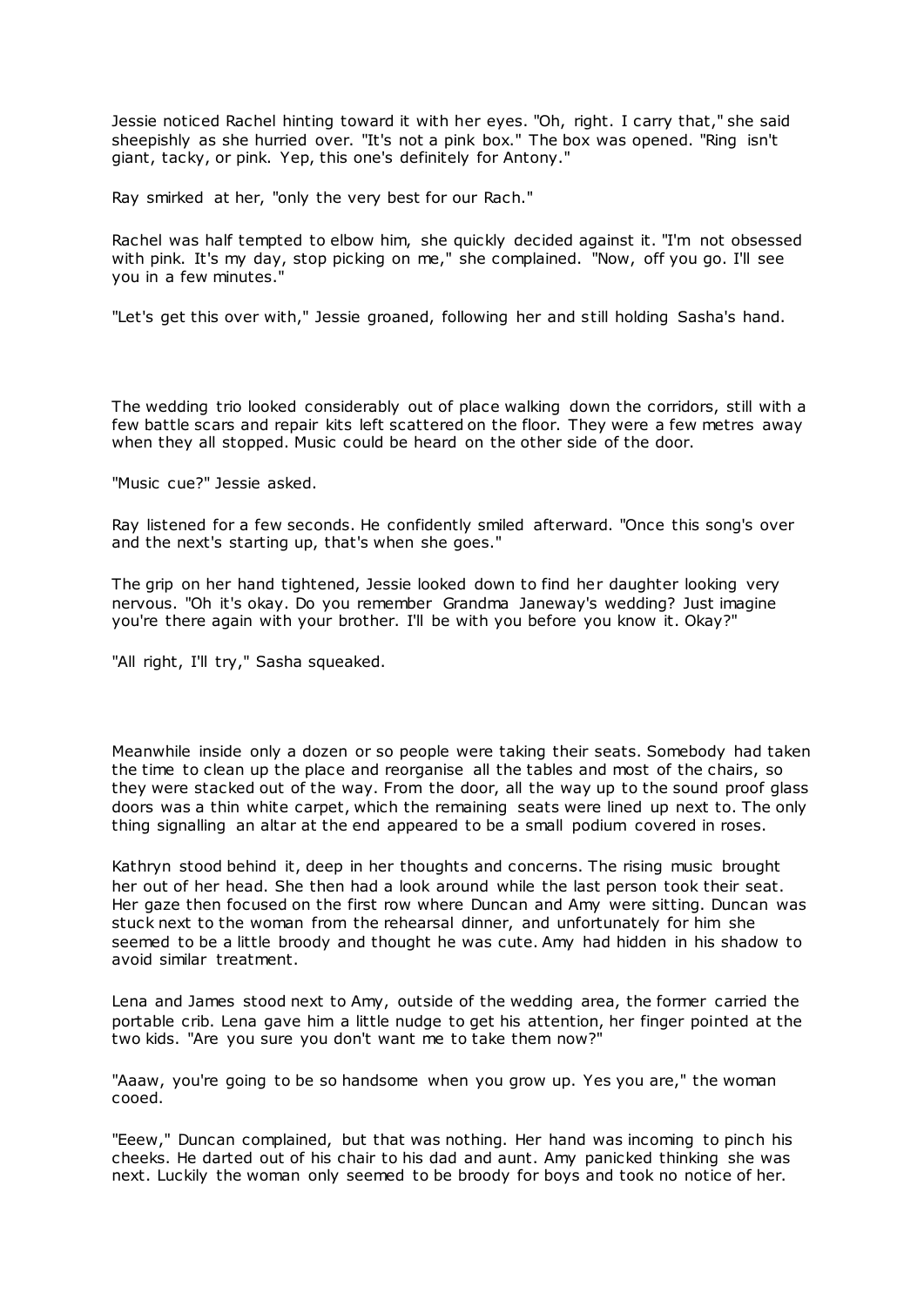Jessie noticed Rachel hinting toward it with her eyes. "Oh, right. I carry that," she said sheepishly as she hurried over. "It's not a pink box." The box was opened. "Ring isn't giant, tacky, or pink. Yep, this one's definitely for Antony."

Ray smirked at her, "only the very best for our Rach."

Rachel was half tempted to elbow him, she quickly decided against it. "I'm not obsessed with pink. It's my day, stop picking on me," she complained. "Now, off you go. I'll see you in a few minutes."

"Let's get this over with," Jessie groaned, following her and still holding Sasha's hand.

The wedding trio looked considerably out of place walking down the corridors, still with a few battle scars and repair kits left scattered on the floor. They were a few metres away when they all stopped. Music could be heard on the other side of the door.

"Music cue?" Jessie asked.

Ray listened for a few seconds. He confidently smiled afterward. "Once this song's over and the next's starting up, that's when she goes."

The grip on her hand tightened, Jessie looked down to find her daughter looking very nervous. "Oh it's okay. Do you remember Grandma Janeway's wedding? Just imagine you're there again with your brother. I'll be with you before you know it. Okay?"

"All right, I'll try," Sasha squeaked.

Meanwhile inside only a dozen or so people were taking their seats. Somebody had taken the time to clean up the place and reorganise all the tables and most of the chairs, so they were stacked out of the way. From the door, all the way up to the sound proof glass doors was a thin white carpet, which the remaining seats were lined up next to. The only thing signalling an altar at the end appeared to be a small podium covered in roses.

Kathryn stood behind it, deep in her thoughts and concerns. The rising music brought her out of her head. She then had a look around while the last person took their seat. Her gaze then focused on the first row where Duncan and Amy were sitting. Duncan was stuck next to the woman from the rehearsal dinner, and unfortunately for him she seemed to be a little broody and thought he was cute. Amy had hidden in his shadow to avoid similar treatment.

Lena and James stood next to Amy, outside of the wedding area, the former carried the portable crib. Lena gave him a little nudge to get his attention, her finger pointed at the two kids. "Are you sure you don't want me to take them now?"

"Aaaw, you're going to be so handsome when you grow up. Yes you are," the woman cooed.

"Eeew," Duncan complained, but that was nothing. Her hand was incoming to pinch his cheeks. He darted out of his chair to his dad and aunt. Amy panicked thinking she was next. Luckily the woman only seemed to be broody for boys and took no notice of her.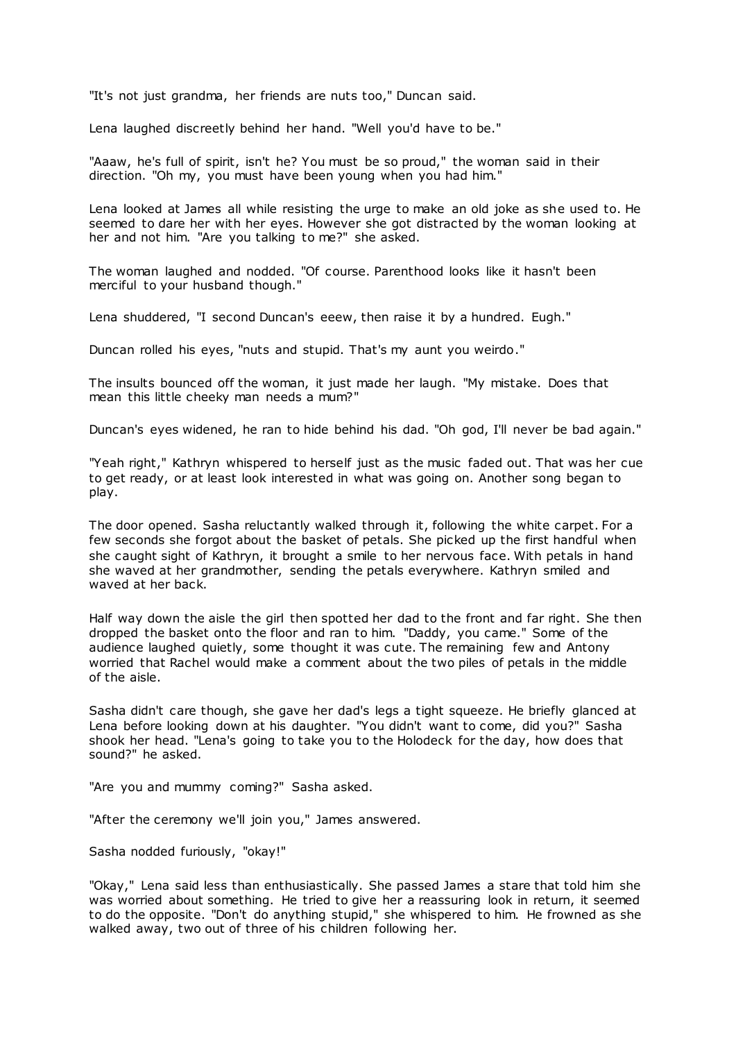"It's not just grandma, her friends are nuts too," Duncan said.

Lena laughed discreetly behind her hand. "Well you'd have to be."

"Aaaw, he's full of spirit, isn't he? You must be so proud," the woman said in their direction. "Oh my, you must have been young when you had him."

Lena looked at James all while resisting the urge to make an old joke as she used to. He seemed to dare her with her eyes. However she got distracted by the woman looking at her and not him. "Are you talking to me?" she asked.

The woman laughed and nodded. "Of course. Parenthood looks like it hasn't been merciful to your husband though."

Lena shuddered, "I second Duncan's eeew, then raise it by a hundred. Eugh."

Duncan rolled his eyes, "nuts and stupid. That's my aunt you weirdo."

The insults bounced off the woman, it just made her laugh. "My mistake. Does that mean this little cheeky man needs a mum?"

Duncan's eyes widened, he ran to hide behind his dad. "Oh god, I'll never be bad again."

"Yeah right," Kathryn whispered to herself just as the music faded out. That was her cue to get ready, or at least look interested in what was going on. Another song began to play.

The door opened. Sasha reluctantly walked through it, following the white carpet. For a few seconds she forgot about the basket of petals. She picked up the first handful when she caught sight of Kathryn, it brought a smile to her nervous face. With petals in hand she waved at her grandmother, sending the petals everywhere. Kathryn smiled and waved at her back.

Half way down the aisle the girl then spotted her dad to the front and far right. She then dropped the basket onto the floor and ran to him. "Daddy, you came." Some of the audience laughed quietly, some thought it was cute. The remaining few and Antony worried that Rachel would make a comment about the two piles of petals in the middle of the aisle.

Sasha didn't care though, she gave her dad's legs a tight squeeze. He briefly glanced at Lena before looking down at his daughter. "You didn't want to come, did you?" Sasha shook her head. "Lena's going to take you to the Holodeck for the day, how does that sound?" he asked.

"Are you and mummy coming?" Sasha asked.

"After the ceremony we'll join you," James answered.

Sasha nodded furiously, "okay!"

"Okay," Lena said less than enthusiastically. She passed James a stare that told him she was worried about something. He tried to give her a reassuring look in return, it seemed to do the opposite. "Don't do anything stupid," she whispered to him. He frowned as she walked away, two out of three of his children following her.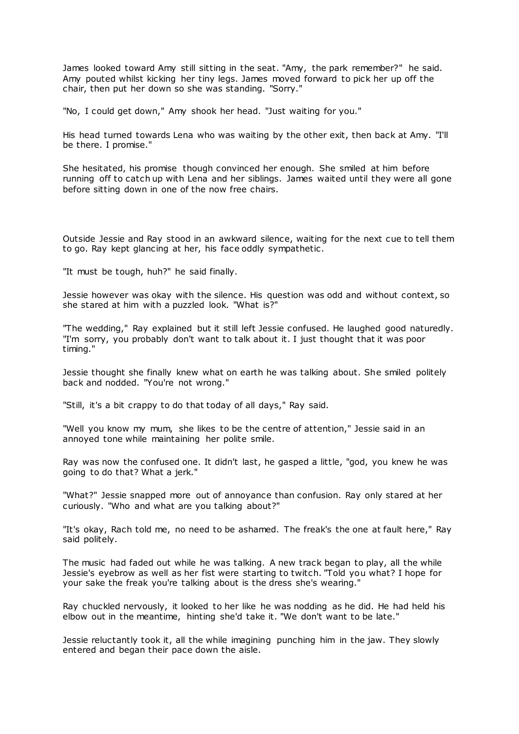James looked toward Amy still sitting in the seat. "Amy, the park remember?" he said. Amy pouted whilst kicking her tiny legs. James moved forward to pick her up off the chair, then put her down so she was standing. "Sorry."

"No, I could get down," Amy shook her head. "Just waiting for you."

His head turned towards Lena who was waiting by the other exit, then back at Amy. "I'll be there. I promise."

She hesitated, his promise though convinced her enough. She smiled at him before running off to catch up with Lena and her siblings. James waited until they were all gone before sitting down in one of the now free chairs.

Outside Jessie and Ray stood in an awkward silence, waiting for the next cue to tell them to go. Ray kept glancing at her, his face oddly sympathetic.

"It must be tough, huh?" he said finally.

Jessie however was okay with the silence. His question was odd and without context, so she stared at him with a puzzled look. "What is?"

"The wedding," Ray explained but it still left Jessie confused. He laughed good naturedly. "I'm sorry, you probably don't want to talk about it. I just thought that it was poor timing."

Jessie thought she finally knew what on earth he was talking about. She smiled politely back and nodded. "You're not wrong."

"Still, it's a bit crappy to do that today of all days," Ray said.

"Well you know my mum, she likes to be the centre of attention," Jessie said in an annoyed tone while maintaining her polite smile.

Ray was now the confused one. It didn't last, he gasped a little, "god, you knew he was going to do that? What a jerk."

"What?" Jessie snapped more out of annoyance than confusion. Ray only stared at her curiously. "Who and what are you talking about?"

"It's okay, Rach told me, no need to be ashamed. The freak's the one at fault here," Ray said politely.

The music had faded out while he was talking. A new track began to play, all the while Jessie's eyebrow as well as her fist were starting to twitch. "Told you what? I hope for your sake the freak you're talking about is the dress she's wearing."

Ray chuckled nervously, it looked to her like he was nodding as he did. He had held his elbow out in the meantime, hinting she'd take it. "We don't want to be late."

Jessie reluctantly took it, all the while imagining punching him in the jaw. They slowly entered and began their pace down the aisle.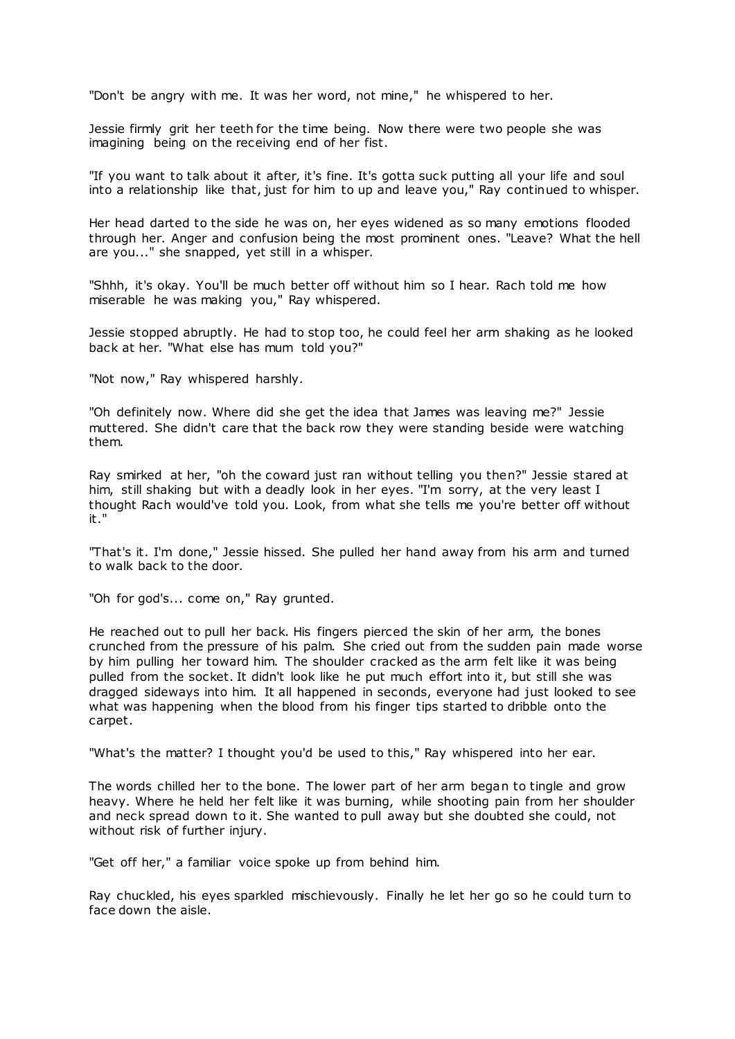"Don't be angry with me. It was her word, not mine," he whispered to her.

Jessie firmly grit her teeth for the time being. Now there were two people she was imagining being on the receiving end of her fist.

"If you want to talk about it after, it's fine. It's gotta suck putting all your life and soul into a relationship like that, just for him to up and leave you," Ray continued to whisper.

Her head darted to the side he was on, her eyes widened as so many emotions flooded through her. Anger and confusion being the most prominent ones. "Leave? What the hell are you..." she snapped, yet still in a whisper.

"Shhh, it's okay. You'll be much better off without him so I hear. Rach told me how miserable he was making you," Ray whispered.

Jessie stopped abruptly. He had to stop too, he could feel her arm shaking as he looked back at her. "What else has mum told you?"

"Not now," Ray whispered harshly.

"Oh definitely now. Where did she get the idea that James was leaving me?" Jessie muttered. She didn't care that the back row they were standing beside were watching them.

Ray smirked at her, "oh the coward just ran without telling you then?" Jessie stared at him, still shaking but with a deadly look in her eyes. "I'm sorry, at the very least I thought Rach would've told you. Look, from what she tells me you're better off without it."

"That's it. I'm done," Jessie hissed. She pulled her hand away from his arm and turned to walk back to the door.

"Oh for god's... come on," Ray grunted.

He reached out to pull her back. His fingers pierced the skin of her arm, the bones crunched from the pressure of his palm. She cried out from the sudden pain made worse by him pulling her toward him. The shoulder cracked as the arm felt like it was being pulled from the socket. It didn't look like he put much effort into it, but still she was dragged sideways into him. It all happened in seconds, everyone had just looked to see what was happening when the blood from his finger tips started to dribble onto the carpet.

"What's the matter? I thought you'd be used to this," Ray whispered into her ear.

The words chilled her to the bone. The lower part of her arm began to tingle and grow heavy. Where he held her felt like it was burning, while shooting pain from her shoulder and neck spread down to it. She wanted to pull away but she doubted she could, not without risk of further injury.

"Get off her," a familiar voice spoke up from behind him.

Ray chuckled, his eyes sparkled mischievously. Finally he let her go so he could turn to face down the aisle.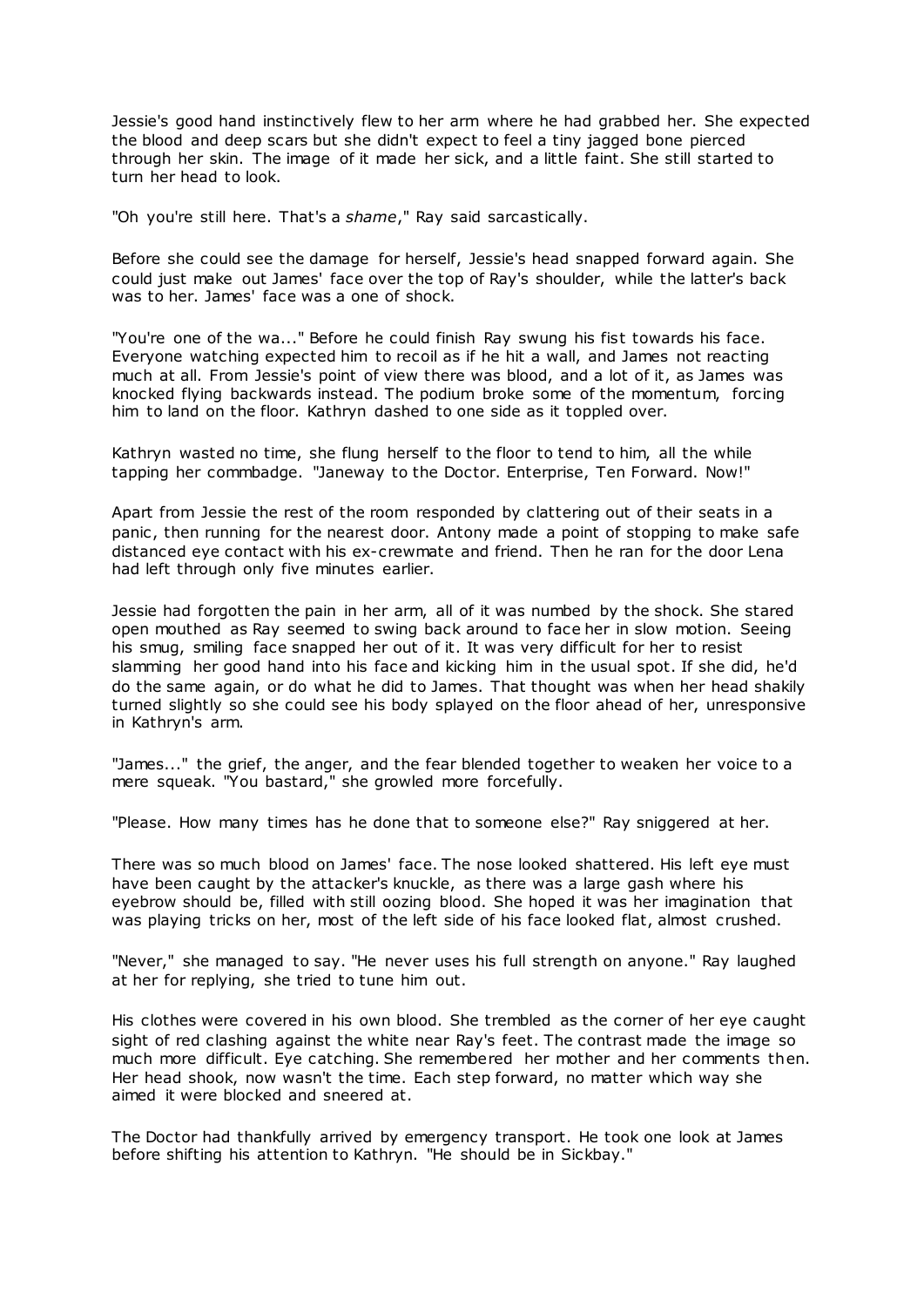Jessie's good hand instinctively flew to her arm where he had grabbed her. She expected the blood and deep scars but she didn't expect to feel a tiny jagged bone pierced through her skin. The image of it made her sick, and a little faint. She still started to turn her head to look.

"Oh you're still here. That's a *shame*," Ray said sarcastically.

Before she could see the damage for herself, Jessie's head snapped forward again. She could just make out James' face over the top of Ray's shoulder, while the latter's back was to her. James' face was a one of shock.

"You're one of the wa..." Before he could finish Ray swung his fist towards his face. Everyone watching expected him to recoil as if he hit a wall, and James not reacting much at all. From Jessie's point of view there was blood, and a lot of it, as James was knocked flying backwards instead. The podium broke some of the momentum, forcing him to land on the floor. Kathryn dashed to one side as it toppled over.

Kathryn wasted no time, she flung herself to the floor to tend to him, all the while tapping her commbadge. "Janeway to the Doctor. Enterprise, Ten Forward. Now!"

Apart from Jessie the rest of the room responded by clattering out of their seats in a panic, then running for the nearest door. Antony made a point of stopping to make safe distanced eye contact with his ex-crewmate and friend. Then he ran for the door Lena had left through only five minutes earlier.

Jessie had forgotten the pain in her arm, all of it was numbed by the shock. She stared open mouthed as Ray seemed to swing back around to face her in slow motion. Seeing his smug, smiling face snapped her out of it. It was very difficult for her to resist slamming her good hand into his face and kicking him in the usual spot. If she did, he'd do the same again, or do what he did to James. That thought was when her head shakily turned slightly so she could see his body splayed on the floor ahead of her, unresponsive in Kathryn's arm.

"James..." the grief, the anger, and the fear blended together to weaken her voice to a mere squeak. "You bastard," she growled more forcefully.

"Please. How many times has he done that to someone else?" Ray sniggered at her.

There was so much blood on James' face. The nose looked shattered. His left eye must have been caught by the attacker's knuckle, as there was a large gash where his eyebrow should be, filled with still oozing blood. She hoped it was her imagination that was playing tricks on her, most of the left side of his face looked flat, almost crushed.

"Never," she managed to say. "He never uses his full strength on anyone." Ray laughed at her for replying, she tried to tune him out.

His clothes were covered in his own blood. She trembled as the corner of her eye caught sight of red clashing against the white near Ray's feet. The contrast made the image so much more difficult. Eye catching. She remembered her mother and her comments then. Her head shook, now wasn't the time. Each step forward, no matter which way she aimed it were blocked and sneered at.

The Doctor had thankfully arrived by emergency transport. He took one look at James before shifting his attention to Kathryn. "He should be in Sickbay."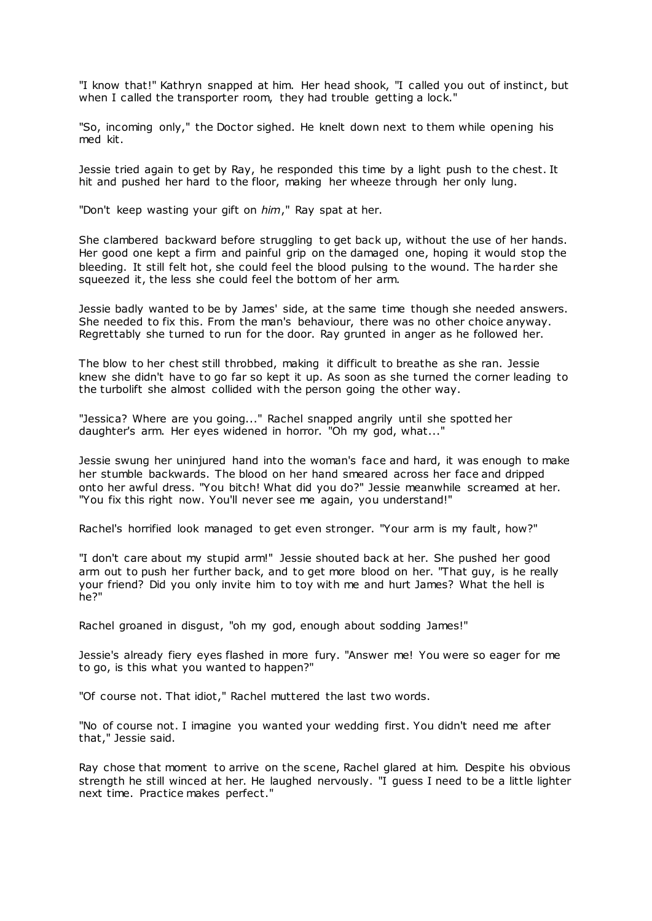"I know that!" Kathryn snapped at him. Her head shook, "I called you out of instinct, but when I called the transporter room, they had trouble getting a lock."

"So, incoming only," the Doctor sighed. He knelt down next to them while opening his med kit.

Jessie tried again to get by Ray, he responded this time by a light push to the chest. It hit and pushed her hard to the floor, making her wheeze through her only lung.

"Don't keep wasting your gift on *him*," Ray spat at her.

She clambered backward before struggling to get back up, without the use of her hands. Her good one kept a firm and painful grip on the damaged one, hoping it would stop the bleeding. It still felt hot, she could feel the blood pulsing to the wound. The harder she squeezed it, the less she could feel the bottom of her arm.

Jessie badly wanted to be by James' side, at the same time though she needed answers. She needed to fix this. From the man's behaviour, there was no other choice anyway. Regrettably she turned to run for the door. Ray grunted in anger as he followed her.

The blow to her chest still throbbed, making it difficult to breathe as she ran. Jessie knew she didn't have to go far so kept it up. As soon as she turned the corner leading to the turbolift she almost collided with the person going the other way.

"Jessica? Where are you going..." Rachel snapped angrily until she spotted her daughter's arm. Her eyes widened in horror. "Oh my god, what..."

Jessie swung her uninjured hand into the woman's face and hard, it was enough to make her stumble backwards. The blood on her hand smeared across her face and dripped onto her awful dress. "You bitch! What did you do?" Jessie meanwhile screamed at her. "You fix this right now. You'll never see me again, you understand!"

Rachel's horrified look managed to get even stronger. "Your arm is my fault, how?"

"I don't care about my stupid arm!" Jessie shouted back at her. She pushed her good arm out to push her further back, and to get more blood on her. "That guy, is he really your friend? Did you only invite him to toy with me and hurt James? What the hell is he?"

Rachel groaned in disgust, "oh my god, enough about sodding James!"

Jessie's already fiery eyes flashed in more fury. "Answer me! You were so eager for me to go, is this what you wanted to happen?"

"Of course not. That idiot," Rachel muttered the last two words.

"No of course not. I imagine you wanted your wedding first. You didn't need me after that," Jessie said.

Ray chose that moment to arrive on the scene, Rachel glared at him. Despite his obvious strength he still winced at her. He laughed nervously. "I guess I need to be a little lighter next time. Practice makes perfect."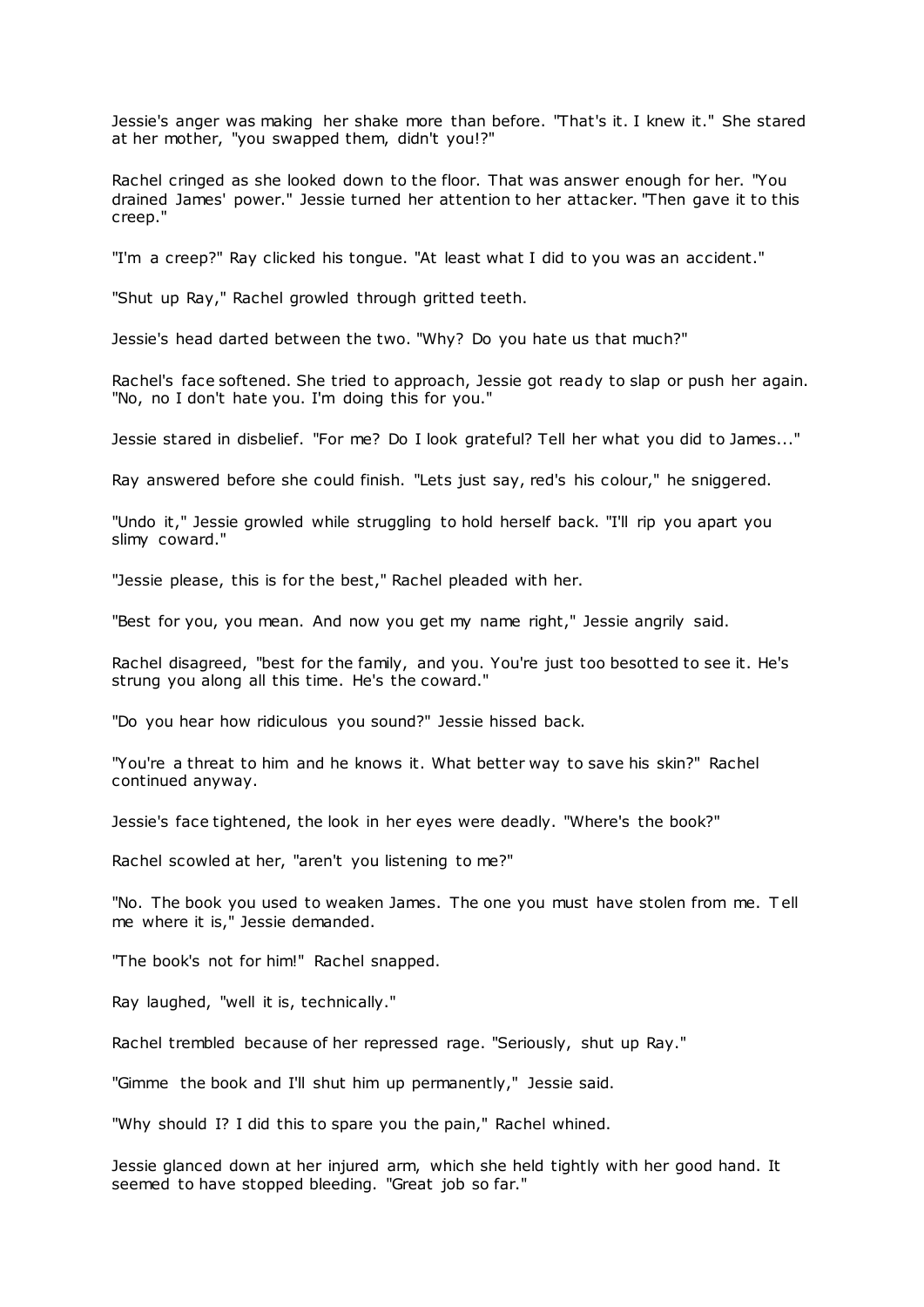Jessie's anger was making her shake more than before. "That's it. I knew it." She stared at her mother, "you swapped them, didn't you!?"

Rachel cringed as she looked down to the floor. That was answer enough for her. "You drained James' power." Jessie turned her attention to her attacker. "Then gave it to this creep."

"I'm a creep?" Ray clicked his tongue. "At least what I did to you was an accident."

"Shut up Ray," Rachel growled through gritted teeth.

Jessie's head darted between the two. "Why? Do you hate us that much?"

Rachel's face softened. She tried to approach, Jessie got ready to slap or push her again. "No, no I don't hate you. I'm doing this for you."

Jessie stared in disbelief. "For me? Do I look grateful? Tell her what you did to James..."

Ray answered before she could finish. "Lets just say, red's his colour," he sniggered.

"Undo it," Jessie growled while struggling to hold herself back. "I'll rip you apart you slimy coward."

"Jessie please, this is for the best," Rachel pleaded with her.

"Best for you, you mean. And now you get my name right," Jessie angrily said.

Rachel disagreed, "best for the family, and you. You're just too besotted to see it. He's strung you along all this time. He's the coward."

"Do you hear how ridiculous you sound?" Jessie hissed back.

"You're a threat to him and he knows it. What better way to save his skin?" Rachel continued anyway.

Jessie's face tightened, the look in her eyes were deadly. "Where's the book?"

Rachel scowled at her, "aren't you listening to me?"

"No. The book you used to weaken James. The one you must have stolen from me. Tell me where it is," Jessie demanded.

"The book's not for him!" Rachel snapped.

Ray laughed, "well it is, technically."

Rachel trembled because of her repressed rage. "Seriously, shut up Ray."

"Gimme the book and I'll shut him up permanently," Jessie said.

"Why should I? I did this to spare you the pain," Rachel whined.

Jessie glanced down at her injured arm, which she held tightly with her good hand. It seemed to have stopped bleeding. "Great job so far."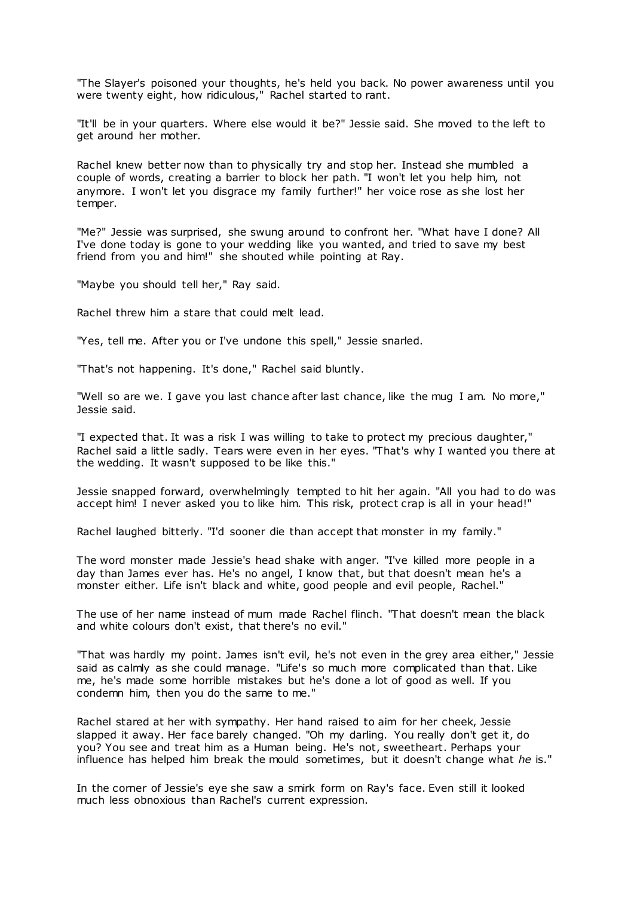"The Slayer's poisoned your thoughts, he's held you back. No power awareness until you were twenty eight, how ridiculous," Rachel started to rant.

"It'll be in your quarters. Where else would it be?" Jessie said. She moved to the left to get around her mother.

Rachel knew better now than to physically try and stop her. Instead she mumbled a couple of words, creating a barrier to block her path. "I won't let you help him, not anymore. I won't let you disgrace my family further!" her voice rose as she lost her temper.

"Me?" Jessie was surprised, she swung around to confront her. "What have I done? All I've done today is gone to your wedding like you wanted, and tried to save my best friend from you and him!" she shouted while pointing at Ray.

"Maybe you should tell her," Ray said.

Rachel threw him a stare that could melt lead.

"Yes, tell me. After you or I've undone this spell," Jessie snarled.

"That's not happening. It's done," Rachel said bluntly.

"Well so are we. I gave you last chance after last chance, like the mug I am. No more," Jessie said.

"I expected that. It was a risk I was willing to take to protect my precious daughter," Rachel said a little sadly. Tears were even in her eyes. "That's why I wanted you there at the wedding. It wasn't supposed to be like this."

Jessie snapped forward, overwhelmingly tempted to hit her again. "All you had to do was accept him! I never asked you to like him. This risk, protect crap is all in your head!"

Rachel laughed bitterly. "I'd sooner die than accept that monster in my family."

The word monster made Jessie's head shake with anger. "I've killed more people in a day than James ever has. He's no angel, I know that, but that doesn't mean he's a monster either. Life isn't black and white, good people and evil people, Rachel."

The use of her name instead of mum made Rachel flinch. "That doesn't mean the black and white colours don't exist, that there's no evil."

"That was hardly my point. James isn't evil, he's not even in the grey area either," Jessie said as calmly as she could manage. "Life's so much more complicated than that. Like me, he's made some horrible mistakes but he's done a lot of good as well. If you condemn him, then you do the same to me."

Rachel stared at her with sympathy. Her hand raised to aim for her cheek, Jessie slapped it away. Her face barely changed. "Oh my darling. You really don't get it, do you? You see and treat him as a Human being. He's not, sweetheart. Perhaps your influence has helped him break the mould sometimes, but it doesn't change what *he* is."

In the corner of Jessie's eye she saw a smirk form on Ray's face. Even still it looked much less obnoxious than Rachel's current expression.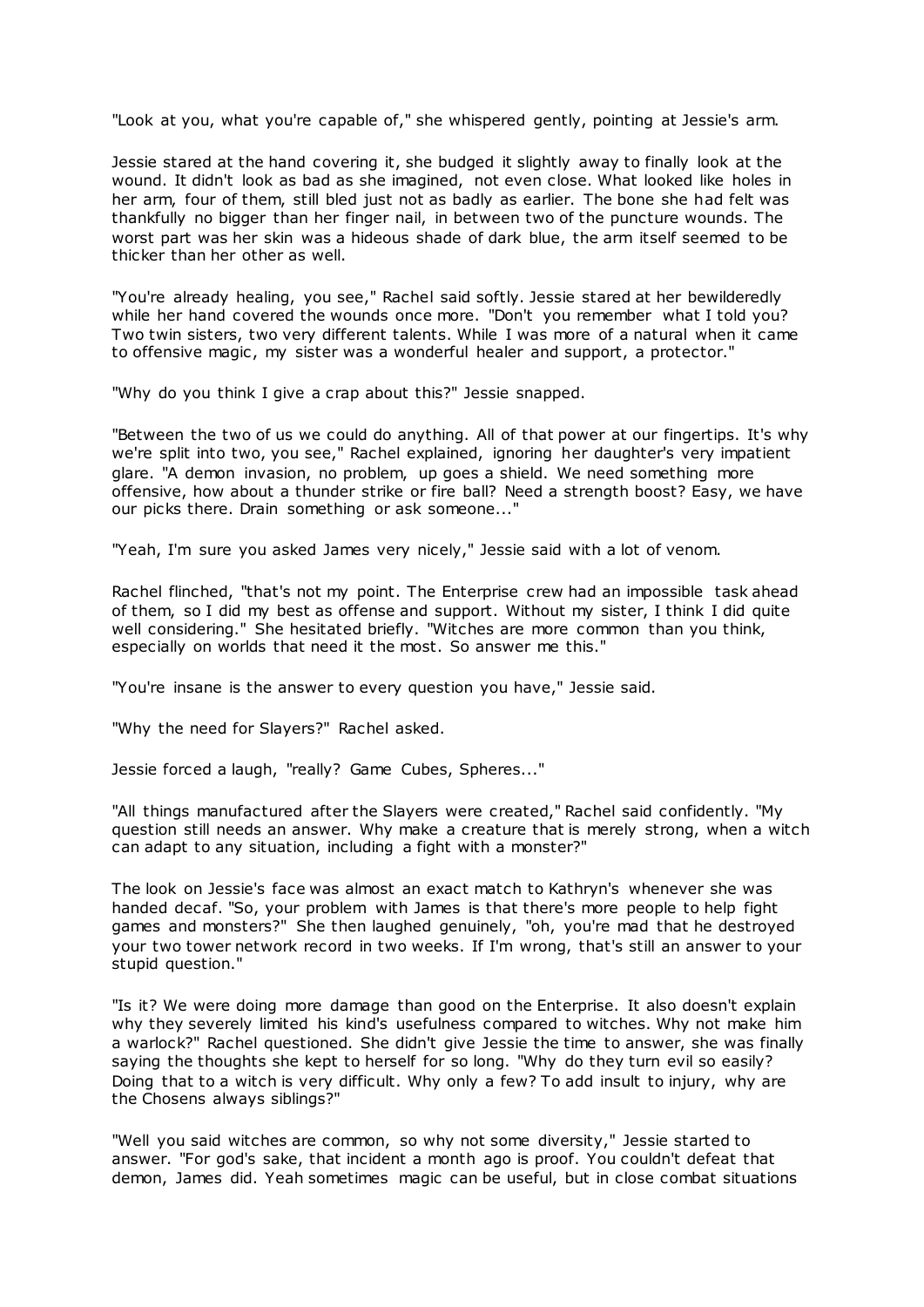"Look at you, what you're capable of," she whispered gently, pointing at Jessie's arm.

Jessie stared at the hand covering it, she budged it slightly away to finally look at the wound. It didn't look as bad as she imagined, not even close. What looked like holes in her arm, four of them, still bled just not as badly as earlier. The bone she had felt was thankfully no bigger than her finger nail, in between two of the puncture wounds. The worst part was her skin was a hideous shade of dark blue, the arm itself seemed to be thicker than her other as well.

"You're already healing, you see," Rachel said softly. Jessie stared at her bewilderedly while her hand covered the wounds once more. "Don't you remember what I told you? Two twin sisters, two very different talents. While I was more of a natural when it came to offensive magic, my sister was a wonderful healer and support, a protector."

"Why do you think I give a crap about this?" Jessie snapped.

"Between the two of us we could do anything. All of that power at our fingertips. It's why we're split into two, you see," Rachel explained, ignoring her daughter's very impatient glare. "A demon invasion, no problem, up goes a shield. We need something more offensive, how about a thunder strike or fire ball? Need a strength boost? Easy, we have our picks there. Drain something or ask someone..."

"Yeah, I'm sure you asked James very nicely," Jessie said with a lot of venom.

Rachel flinched, "that's not my point. The Enterprise crew had an impossible task ahead of them, so I did my best as offense and support. Without my sister, I think I did quite well considering." She hesitated briefly. "Witches are more common than you think, especially on worlds that need it the most. So answer me this."

"You're insane is the answer to every question you have," Jessie said.

"Why the need for Slayers?" Rachel asked.

Jessie forced a laugh, "really? Game Cubes, Spheres..."

"All things manufactured after the Slayers were created," Rachel said confidently. "My question still needs an answer. Why make a creature that is merely strong, when a witch can adapt to any situation, including a fight with a monster?"

The look on Jessie's face was almost an exact match to Kathryn's whenever she was handed decaf. "So, your problem with James is that there's more people to help fight games and monsters?" She then laughed genuinely, "oh, you're mad that he destroyed your two tower network record in two weeks. If I'm wrong, that's still an answer to your stupid question."

"Is it? We were doing more damage than good on the Enterprise. It also doesn't explain why they severely limited his kind's usefulness compared to witches. Why not make him a warlock?" Rachel questioned. She didn't give Jessie the time to answer, she was finally saying the thoughts she kept to herself for so long. "Why do they turn evil so easily? Doing that to a witch is very difficult. Why only a few? To add insult to injury, why are the Chosens always siblings?"

"Well you said witches are common, so why not some diversity," Jessie started to answer. "For god's sake, that incident a month ago is proof. You couldn't defeat that demon, James did. Yeah sometimes magic can be useful, but in close combat situations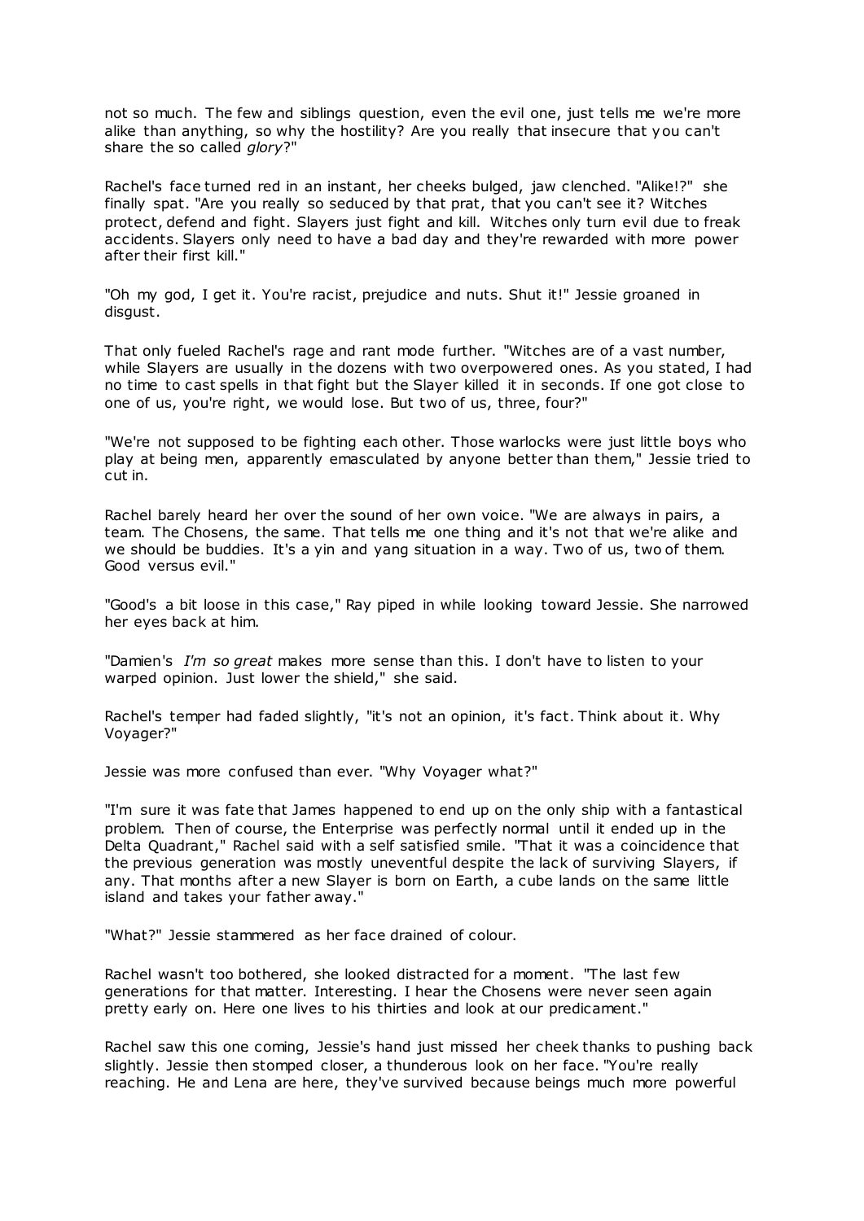not so much. The few and siblings question, even the evil one, just tells me we're more alike than anything, so why the hostility? Are you really that insecure that you can't share the so called *glory*?"

Rachel's face turned red in an instant, her cheeks bulged, jaw clenched. "Alike!?" she finally spat. "Are you really so seduced by that prat, that you can't see it? Witches protect, defend and fight. Slayers just fight and kill. Witches only turn evil due to freak accidents. Slayers only need to have a bad day and they're rewarded with more power after their first kill."

"Oh my god, I get it. You're racist, prejudice and nuts. Shut it!" Jessie groaned in disgust.

That only fueled Rachel's rage and rant mode further. "Witches are of a vast number, while Slayers are usually in the dozens with two overpowered ones. As you stated, I had no time to cast spells in that fight but the Slayer killed it in seconds. If one got close to one of us, you're right, we would lose. But two of us, three, four?"

"We're not supposed to be fighting each other. Those warlocks were just little boys who play at being men, apparently emasculated by anyone better than them," Jessie tried to cut in.

Rachel barely heard her over the sound of her own voice. "We are always in pairs, a team. The Chosens, the same. That tells me one thing and it's not that we're alike and we should be buddies. It's a yin and yang situation in a way. Two of us, two of them. Good versus evil."

"Good's a bit loose in this case," Ray piped in while looking toward Jessie. She narrowed her eyes back at him.

"Damien's *I'm so great* makes more sense than this. I don't have to listen to your warped opinion. Just lower the shield," she said.

Rachel's temper had faded slightly, "it's not an opinion, it's fact. Think about it. Why Voyager?"

Jessie was more confused than ever. "Why Voyager what?"

"I'm sure it was fate that James happened to end up on the only ship with a fantastical problem. Then of course, the Enterprise was perfectly normal until it ended up in the Delta Quadrant," Rachel said with a self satisfied smile. "That it was a coincidence that the previous generation was mostly uneventful despite the lack of surviving Slayers, if any. That months after a new Slayer is born on Earth, a cube lands on the same little island and takes your father away."

"What?" Jessie stammered as her face drained of colour.

Rachel wasn't too bothered, she looked distracted for a moment. "The last few generations for that matter. Interesting. I hear the Chosens were never seen again pretty early on. Here one lives to his thirties and look at our predicament."

Rachel saw this one coming, Jessie's hand just missed her cheek thanks to pushing back slightly. Jessie then stomped closer, a thunderous look on her face. "You're really reaching. He and Lena are here, they've survived because beings much more powerful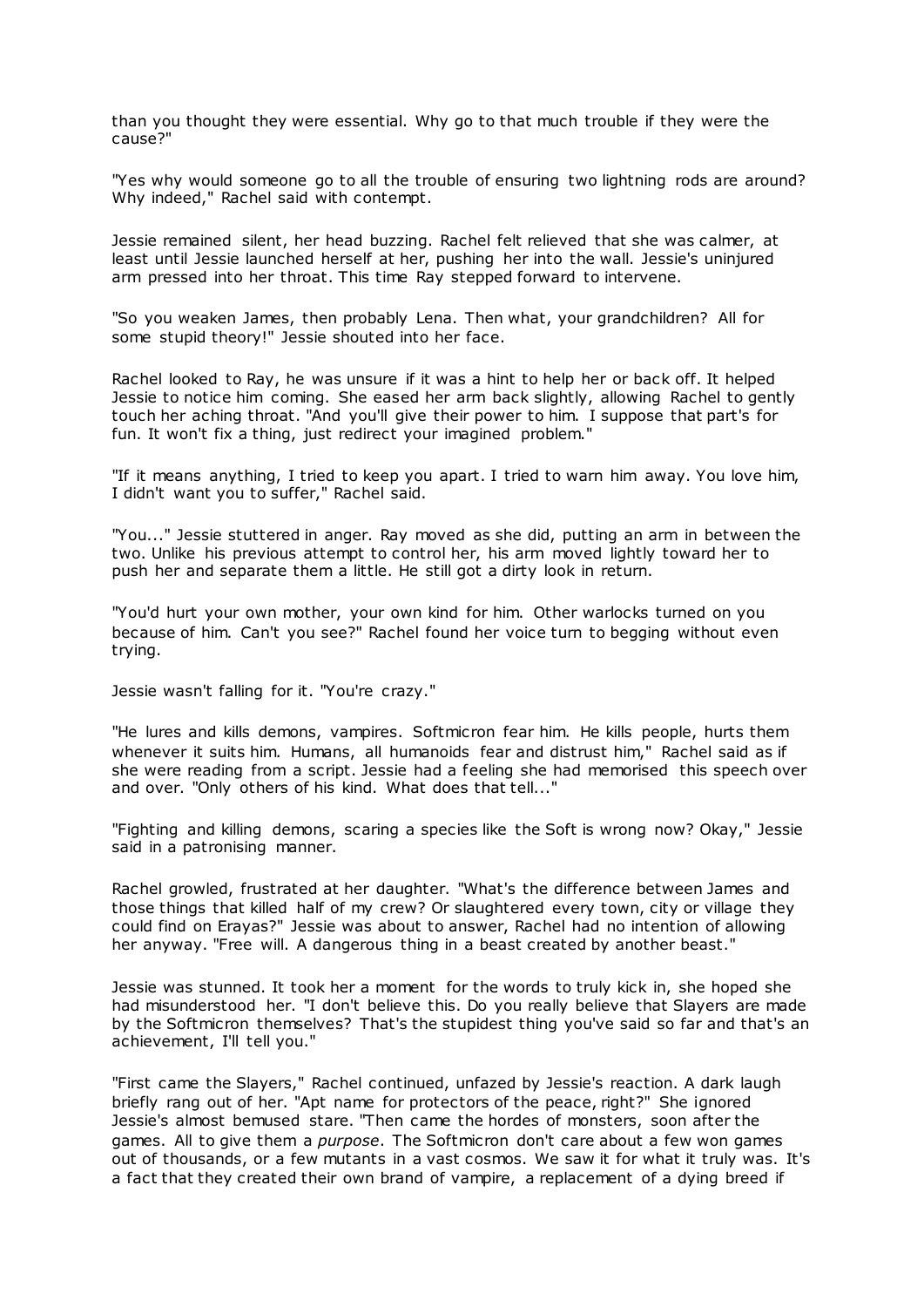than you thought they were essential. Why go to that much trouble if they were the cause?"

"Yes why would someone go to all the trouble of ensuring two lightning rods are around? Why indeed," Rachel said with contempt.

Jessie remained silent, her head buzzing. Rachel felt relieved that she was calmer, at least until Jessie launched herself at her, pushing her into the wall. Jessie's uninjured arm pressed into her throat. This time Ray stepped forward to intervene.

"So you weaken James, then probably Lena. Then what, your grandchildren? All for some stupid theory!" Jessie shouted into her face.

Rachel looked to Ray, he was unsure if it was a hint to help her or back off. It helped Jessie to notice him coming. She eased her arm back slightly, allowing Rachel to gently touch her aching throat. "And you'll give their power to him. I suppose that part's for fun. It won't fix a thing, just redirect your imagined problem."

"If it means anything, I tried to keep you apart. I tried to warn him away. You love him, I didn't want you to suffer," Rachel said.

"You..." Jessie stuttered in anger. Ray moved as she did, putting an arm in between the two. Unlike his previous attempt to control her, his arm moved lightly toward her to push her and separate them a little. He still got a dirty look in return.

"You'd hurt your own mother, your own kind for him. Other warlocks turned on you because of him. Can't you see?" Rachel found her voice turn to begging without even trying.

Jessie wasn't falling for it. "You're crazy."

"He lures and kills demons, vampires. Softmicron fear him. He kills people, hurts them whenever it suits him. Humans, all humanoids fear and distrust him," Rachel said as if she were reading from a script. Jessie had a feeling she had memorised this speech over and over. "Only others of his kind. What does that tell..."

"Fighting and killing demons, scaring a species like the Soft is wrong now? Okay," Jessie said in a patronising manner.

Rachel growled, frustrated at her daughter. "What's the difference between James and those things that killed half of my crew? Or slaughtered every town, city or village they could find on Erayas?" Jessie was about to answer, Rachel had no intention of allowing her anyway. "Free will. A dangerous thing in a beast created by another beast."

Jessie was stunned. It took her a moment for the words to truly kick in, she hoped she had misunderstood her. "I don't believe this. Do you really believe that Slayers are made by the Softmicron themselves? That's the stupidest thing you've said so far and that's an achievement, I'll tell you."

"First came the Slayers," Rachel continued, unfazed by Jessie's reaction. A dark laugh briefly rang out of her. "Apt name for protectors of the peace, right?" She ignored Jessie's almost bemused stare. "Then came the hordes of monsters, soon after the games. All to give them a *purpose*. The Softmicron don't care about a few won games out of thousands, or a few mutants in a vast cosmos. We saw it for what it truly was. It's a fact that they created their own brand of vampire, a replacement of a dying breed if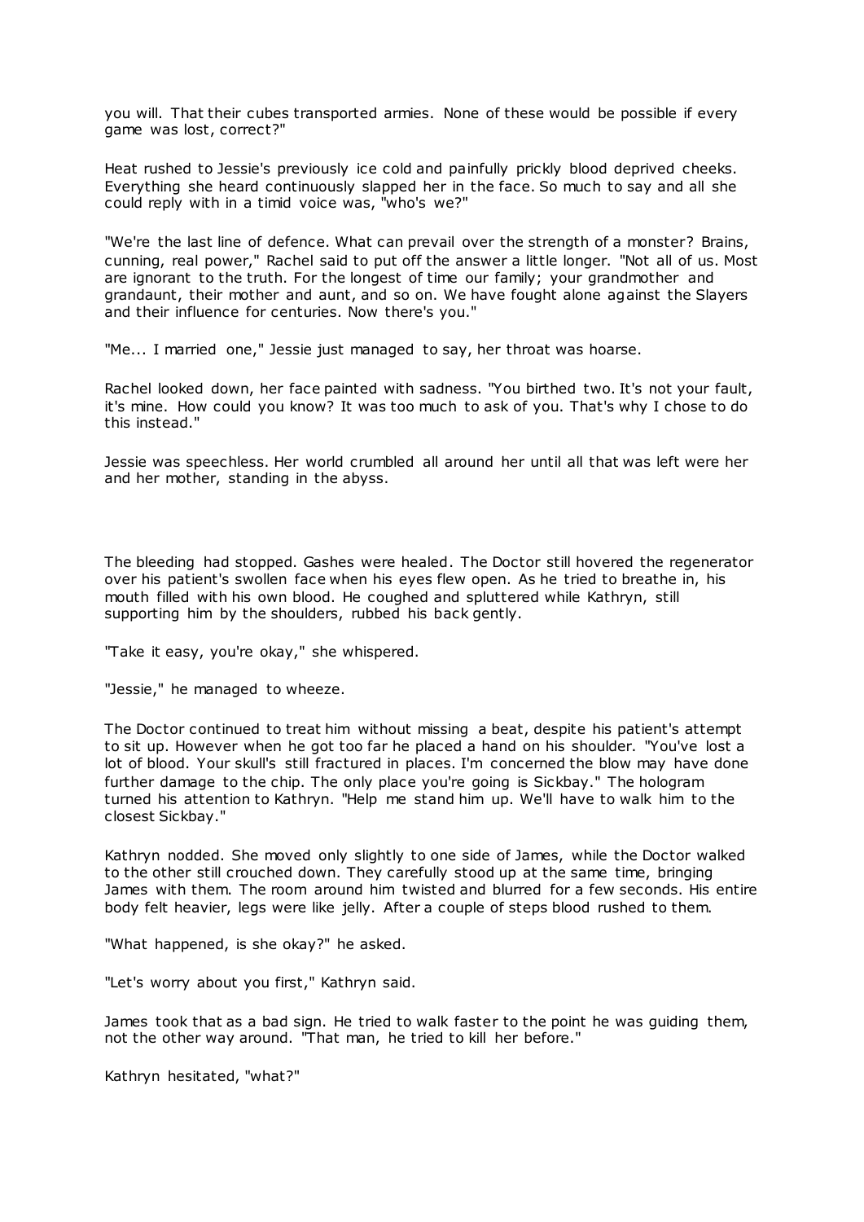you will. That their cubes transported armies. None of these would be possible if every game was lost, correct?"

Heat rushed to Jessie's previously ice cold and painfully prickly blood deprived cheeks. Everything she heard continuously slapped her in the face. So much to say and all she could reply with in a timid voice was, "who's we?"

"We're the last line of defence. What can prevail over the strength of a monster? Brains, cunning, real power," Rachel said to put off the answer a little longer. "Not all of us. Most are ignorant to the truth. For the longest of time our family; your grandmother and grandaunt, their mother and aunt, and so on. We have fought alone against the Slayers and their influence for centuries. Now there's you."

"Me... I married one," Jessie just managed to say, her throat was hoarse.

Rachel looked down, her face painted with sadness. "You birthed two. It's not your fault, it's mine. How could you know? It was too much to ask of you. That's why I chose to do this instead."

Jessie was speechless. Her world crumbled all around her until all that was left were her and her mother, standing in the abyss.

The bleeding had stopped. Gashes were healed. The Doctor still hovered the regenerator over his patient's swollen face when his eyes flew open. As he tried to breathe in, his mouth filled with his own blood. He coughed and spluttered while Kathryn, still supporting him by the shoulders, rubbed his back gently.

"Take it easy, you're okay," she whispered.

"Jessie," he managed to wheeze.

The Doctor continued to treat him without missing a beat, despite his patient's attempt to sit up. However when he got too far he placed a hand on his shoulder. "You've lost a lot of blood. Your skull's still fractured in places. I'm concerned the blow may have done further damage to the chip. The only place you're going is Sickbay." The hologram turned his attention to Kathryn. "Help me stand him up. We'll have to walk him to the closest Sickbay."

Kathryn nodded. She moved only slightly to one side of James, while the Doctor walked to the other still crouched down. They carefully stood up at the same time, bringing James with them. The room around him twisted and blurred for a few seconds. His entire body felt heavier, legs were like jelly. After a couple of steps blood rushed to them.

"What happened, is she okay?" he asked.

"Let's worry about you first," Kathryn said.

James took that as a bad sign. He tried to walk faster to the point he was guiding them, not the other way around. "That man, he tried to kill her before."

Kathryn hesitated, "what?"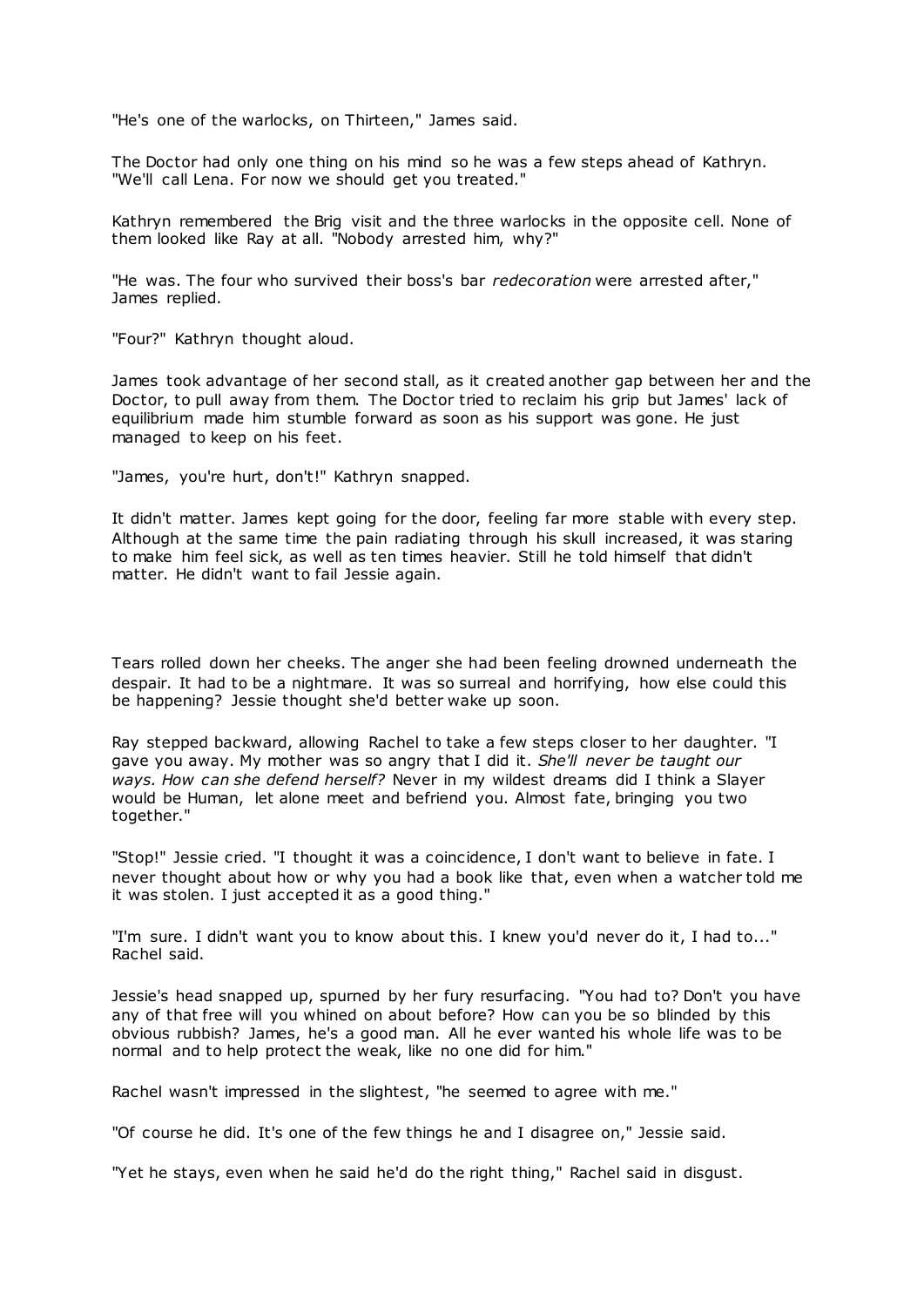"He's one of the warlocks, on Thirteen," James said.

The Doctor had only one thing on his mind so he was a few steps ahead of Kathryn. "We'll call Lena. For now we should get you treated."

Kathryn remembered the Brig visit and the three warlocks in the opposite cell. None of them looked like Ray at all. "Nobody arrested him, why?"

"He was. The four who survived their boss's bar *redecoration* were arrested after," James replied.

"Four?" Kathryn thought aloud.

James took advantage of her second stall, as it created another gap between her and the Doctor, to pull away from them. The Doctor tried to reclaim his grip but James' lack of equilibrium made him stumble forward as soon as his support was gone. He just managed to keep on his feet.

"James, you're hurt, don't!" Kathryn snapped.

It didn't matter. James kept going for the door, feeling far more stable with every step. Although at the same time the pain radiating through his skull increased, it was staring to make him feel sick, as well as ten times heavier. Still he told himself that didn't matter. He didn't want to fail Jessie again.

Tears rolled down her cheeks. The anger she had been feeling drowned underneath the despair. It had to be a nightmare. It was so surreal and horrifying, how else could this be happening? Jessie thought she'd better wake up soon.

Ray stepped backward, allowing Rachel to take a few steps closer to her daughter. "I gave you away. My mother was so angry that I did it. *She'll never be taught our ways. How can she defend herself?* Never in my wildest dreams did I think a Slayer would be Human, let alone meet and befriend you. Almost fate, bringing you two together."

"Stop!" Jessie cried. "I thought it was a coincidence, I don't want to believe in fate. I never thought about how or why you had a book like that, even when a watcher told me it was stolen. I just accepted it as a good thing."

"I'm sure. I didn't want you to know about this. I knew you'd never do it, I had to..." Rachel said.

Jessie's head snapped up, spurned by her fury resurfacing. "You had to? Don't you have any of that free will you whined on about before? How can you be so blinded by this obvious rubbish? James, he's a good man. All he ever wanted his whole life was to be normal and to help protect the weak, like no one did for him."

Rachel wasn't impressed in the slightest, "he seemed to agree with me."

"Of course he did. It's one of the few things he and I disagree on," Jessie said.

"Yet he stays, even when he said he'd do the right thing," Rachel said in disgust.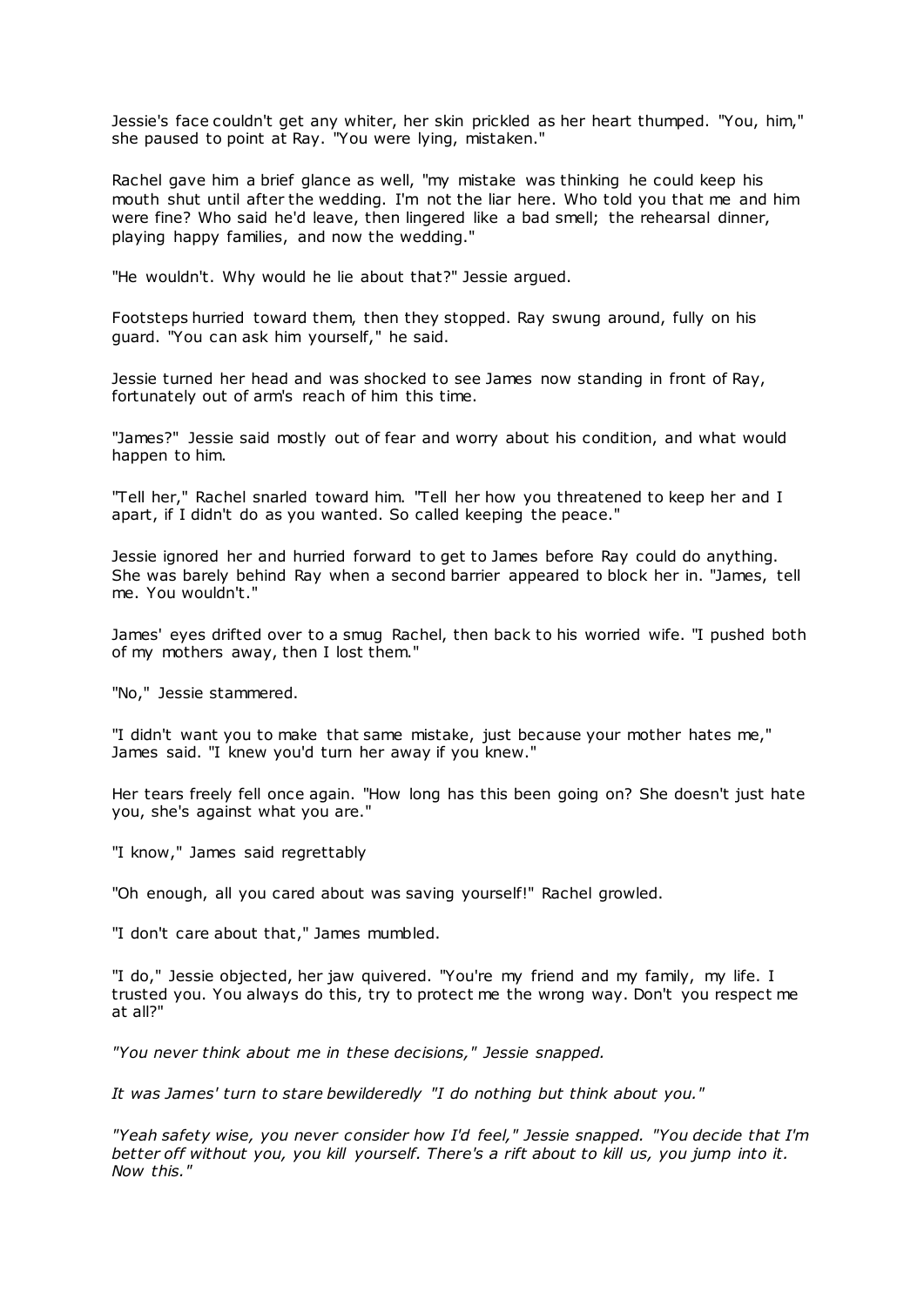Jessie's face couldn't get any whiter, her skin prickled as her heart thumped. "You, him," she paused to point at Ray. "You were lying, mistaken."

Rachel gave him a brief glance as well, "my mistake was thinking he could keep his mouth shut until after the wedding. I'm not the liar here. Who told you that me and him were fine? Who said he'd leave, then lingered like a bad smell; the rehearsal dinner, playing happy families, and now the wedding."

"He wouldn't. Why would he lie about that?" Jessie argued.

Footsteps hurried toward them, then they stopped. Ray swung around, fully on his guard. "You can ask him yourself," he said.

Jessie turned her head and was shocked to see James now standing in front of Ray, fortunately out of arm's reach of him this time.

"James?" Jessie said mostly out of fear and worry about his condition, and what would happen to him.

"Tell her," Rachel snarled toward him. "Tell her how you threatened to keep her and I apart, if I didn't do as you wanted. So called keeping the peace."

Jessie ignored her and hurried forward to get to James before Ray could do anything. She was barely behind Ray when a second barrier appeared to block her in. "James, tell me. You wouldn't."

James' eyes drifted over to a smug Rachel, then back to his worried wife. "I pushed both of my mothers away, then I lost them."

"No," Jessie stammered.

"I didn't want you to make that same mistake, just because your mother hates me," James said. "I knew you'd turn her away if you knew."

Her tears freely fell once again. "How long has this been going on? She doesn't just hate you, she's against what you are."

"I know," James said regrettably

"Oh enough, all you cared about was saving yourself!" Rachel growled.

"I don't care about that," James mumbled.

"I do," Jessie objected, her jaw quivered. "You're my friend and my family, my life. I trusted you. You always do this, try to protect me the wrong way. Don't you respect me at all?"

*"You never think about me in these decisions," Jessie snapped.*

*It was James' turn to stare bewilderedly "I do nothing but think about you."*

*"Yeah safety wise, you never consider how I'd feel," Jessie snapped. "You decide that I'm better off without you, you kill yourself. There's a rift about to kill us, you jump into it. Now this."*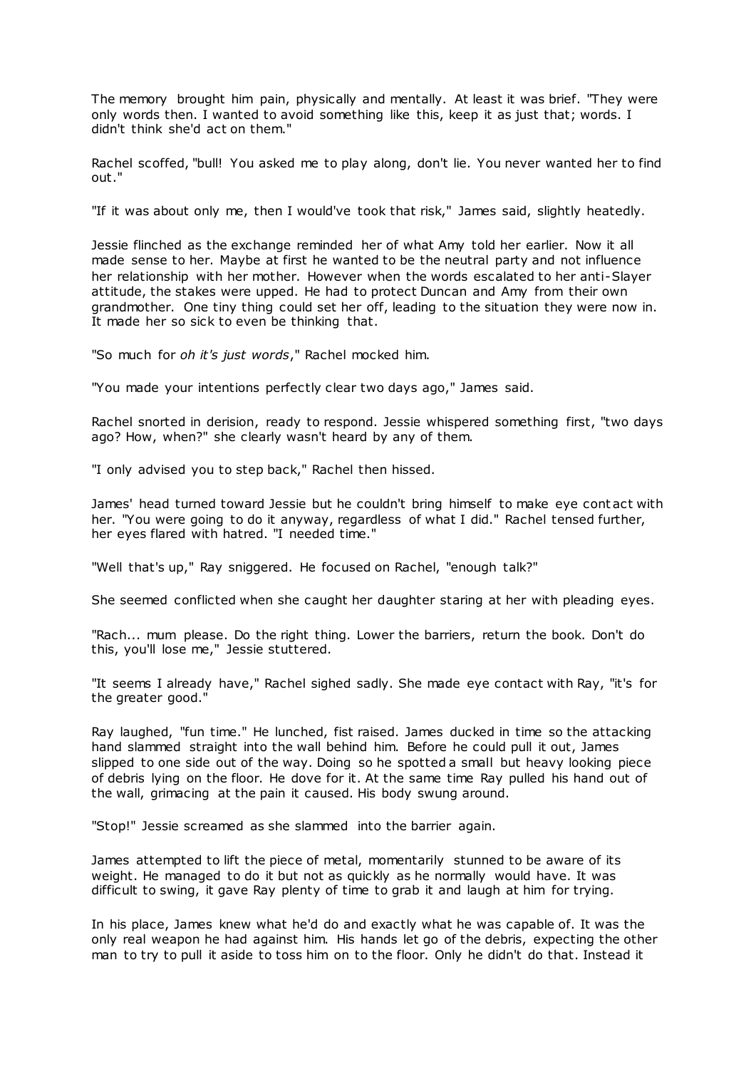The memory brought him pain, physically and mentally. At least it was brief. "They were only words then. I wanted to avoid something like this, keep it as just that; words. I didn't think she'd act on them."

Rachel scoffed, "bull! You asked me to play along, don't lie. You never wanted her to find out."

"If it was about only me, then I would've took that risk," James said, slightly heatedly.

Jessie flinched as the exchange reminded her of what Amy told her earlier. Now it all made sense to her. Maybe at first he wanted to be the neutral party and not influence her relationship with her mother. However when the words escalated to her anti-Slayer attitude, the stakes were upped. He had to protect Duncan and Amy from their own grandmother. One tiny thing could set her off, leading to the situation they were now in. It made her so sick to even be thinking that.

"So much for *oh it's just words*," Rachel mocked him.

"You made your intentions perfectly clear two days ago," James said.

Rachel snorted in derision, ready to respond. Jessie whispered something first, "two days ago? How, when?" she clearly wasn't heard by any of them.

"I only advised you to step back," Rachel then hissed.

James' head turned toward Jessie but he couldn't bring himself to make eye contact with her. "You were going to do it anyway, regardless of what I did." Rachel tensed further, her eyes flared with hatred. "I needed time."

"Well that's up," Ray sniggered. He focused on Rachel, "enough talk?"

She seemed conflicted when she caught her daughter staring at her with pleading eyes.

"Rach... mum please. Do the right thing. Lower the barriers, return the book. Don't do this, you'll lose me," Jessie stuttered.

"It seems I already have," Rachel sighed sadly. She made eye contact with Ray, "it's for the greater good."

Ray laughed, "fun time." He lunched, fist raised. James ducked in time so the attacking hand slammed straight into the wall behind him. Before he could pull it out, James slipped to one side out of the way. Doing so he spotted a small but heavy looking piece of debris lying on the floor. He dove for it. At the same time Ray pulled his hand out of the wall, grimacing at the pain it caused. His body swung around.

"Stop!" Jessie screamed as she slammed into the barrier again.

James attempted to lift the piece of metal, momentarily stunned to be aware of its weight. He managed to do it but not as quickly as he normally would have. It was difficult to swing, it gave Ray plenty of time to grab it and laugh at him for trying.

In his place, James knew what he'd do and exactly what he was capable of. It was the only real weapon he had against him. His hands let go of the debris, expecting the other man to try to pull it aside to toss him on to the floor. Only he didn't do that. Instead it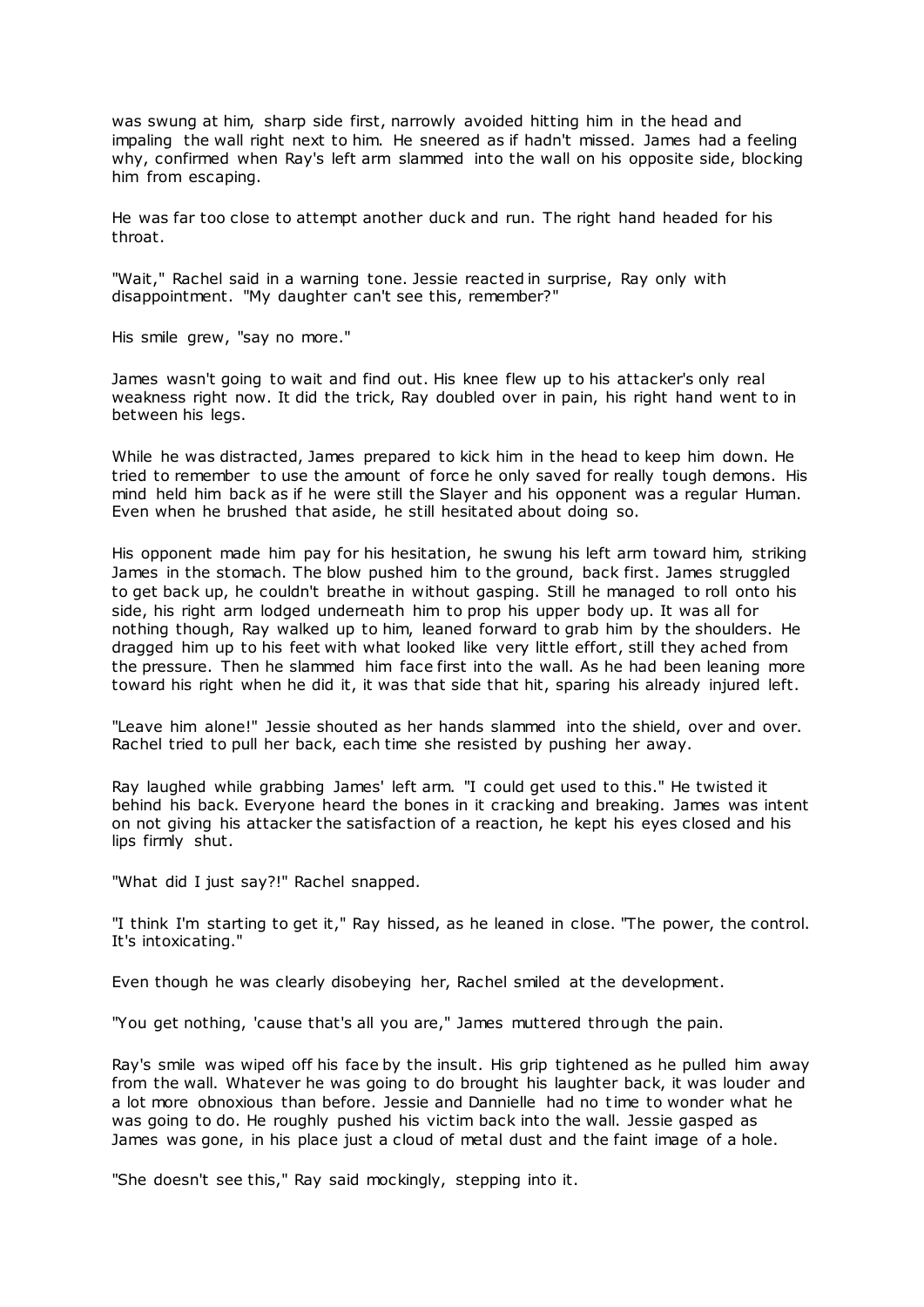was swung at him, sharp side first, narrowly avoided hitting him in the head and impaling the wall right next to him. He sneered as if hadn't missed. James had a feeling why, confirmed when Ray's left arm slammed into the wall on his opposite side, blocking him from escaping.

He was far too close to attempt another duck and run. The right hand headed for his throat.

"Wait," Rachel said in a warning tone. Jessie reacted in surprise, Ray only with disappointment. "My daughter can't see this, remember?"

His smile grew, "say no more."

James wasn't going to wait and find out. His knee flew up to his attacker's only real weakness right now. It did the trick, Ray doubled over in pain, his right hand went to in between his legs.

While he was distracted, James prepared to kick him in the head to keep him down. He tried to remember to use the amount of force he only saved for really tough demons. His mind held him back as if he were still the Slayer and his opponent was a regular Human. Even when he brushed that aside, he still hesitated about doing so.

His opponent made him pay for his hesitation, he swung his left arm toward him, striking James in the stomach. The blow pushed him to the ground, back first. James struggled to get back up, he couldn't breathe in without gasping. Still he managed to roll onto his side, his right arm lodged underneath him to prop his upper body up. It was all for nothing though, Ray walked up to him, leaned forward to grab him by the shoulders. He dragged him up to his feet with what looked like very little effort, still they ached from the pressure. Then he slammed him face first into the wall. As he had been leaning more toward his right when he did it, it was that side that hit, sparing his already injured left.

"Leave him alone!" Jessie shouted as her hands slammed into the shield, over and over. Rachel tried to pull her back, each time she resisted by pushing her away.

Ray laughed while grabbing James' left arm. "I could get used to this." He twisted it behind his back. Everyone heard the bones in it cracking and breaking. James was intent on not giving his attacker the satisfaction of a reaction, he kept his eyes closed and his lips firmly shut.

"What did I just say?!" Rachel snapped.

"I think I'm starting to get it," Ray hissed, as he leaned in close. "The power, the control. It's intoxicating."

Even though he was clearly disobeying her, Rachel smiled at the development.

"You get nothing, 'cause that's all you are," James muttered through the pain.

Ray's smile was wiped off his face by the insult. His grip tightened as he pulled him away from the wall. Whatever he was going to do brought his laughter back, it was louder and a lot more obnoxious than before. Jessie and Dannielle had no time to wonder what he was going to do. He roughly pushed his victim back into the wall. Jessie gasped as James was gone, in his place just a cloud of metal dust and the faint image of a hole.

"She doesn't see this," Ray said mockingly, stepping into it.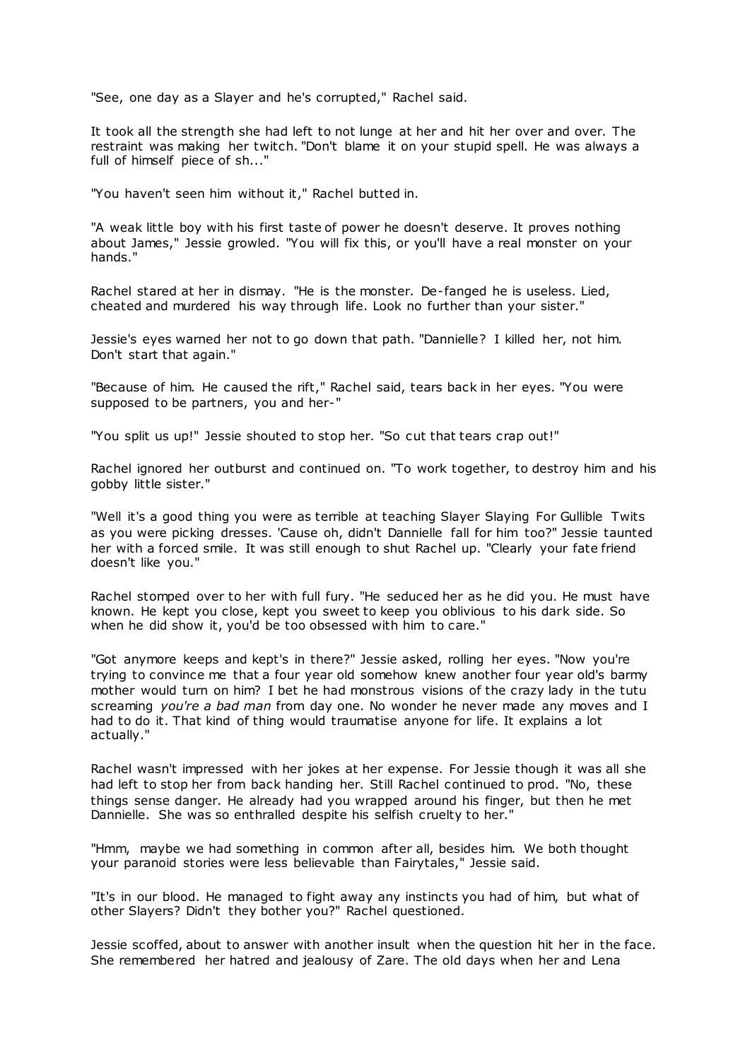"See, one day as a Slayer and he's corrupted," Rachel said.

It took all the strength she had left to not lunge at her and hit her over and over. The restraint was making her twitch. "Don't blame it on your stupid spell. He was always a full of himself piece of sh..."

"You haven't seen him without it," Rachel butted in.

"A weak little boy with his first taste of power he doesn't deserve. It proves nothing about James," Jessie growled. "You will fix this, or you'll have a real monster on your hands."

Rachel stared at her in dismay. "He is the monster. De-fanged he is useless. Lied, cheated and murdered his way through life. Look no further than your sister."

Jessie's eyes warned her not to go down that path. "Dannielle? I killed her, not him. Don't start that again."

"Because of him. He caused the rift," Rachel said, tears back in her eyes. "You were supposed to be partners, you and her-"

"You split us up!" Jessie shouted to stop her. "So cut that tears crap out!"

Rachel ignored her outburst and continued on. "To work together, to destroy him and his gobby little sister."

"Well it's a good thing you were as terrible at teaching Slayer Slaying For Gullible Twits as you were picking dresses. 'Cause oh, didn't Dannielle fall for him too?" Jessie taunted her with a forced smile. It was still enough to shut Rachel up. "Clearly your fate friend doesn't like you."

Rachel stomped over to her with full fury. "He seduced her as he did you. He must have known. He kept you close, kept you sweet to keep you oblivious to his dark side. So when he did show it, you'd be too obsessed with him to care."

"Got anymore keeps and kept's in there?" Jessie asked, rolling her eyes. "Now you're trying to convince me that a four year old somehow knew another four year old's barmy mother would turn on him? I bet he had monstrous visions of the crazy lady in the tutu screaming *you're a bad man* from day one. No wonder he never made any moves and I had to do it. That kind of thing would traumatise anyone for life. It explains a lot actually."

Rachel wasn't impressed with her jokes at her expense. For Jessie though it was all she had left to stop her from back handing her. Still Rachel continued to prod. "No, these things sense danger. He already had you wrapped around his finger, but then he met Dannielle. She was so enthralled despite his selfish cruelty to her."

"Hmm, maybe we had something in common after all, besides him. We both thought your paranoid stories were less believable than Fairytales," Jessie said.

"It's in our blood. He managed to fight away any instincts you had of him, but what of other Slayers? Didn't they bother you?" Rachel questioned.

Jessie scoffed, about to answer with another insult when the question hit her in the face. She remembered her hatred and jealousy of Zare. The old days when her and Lena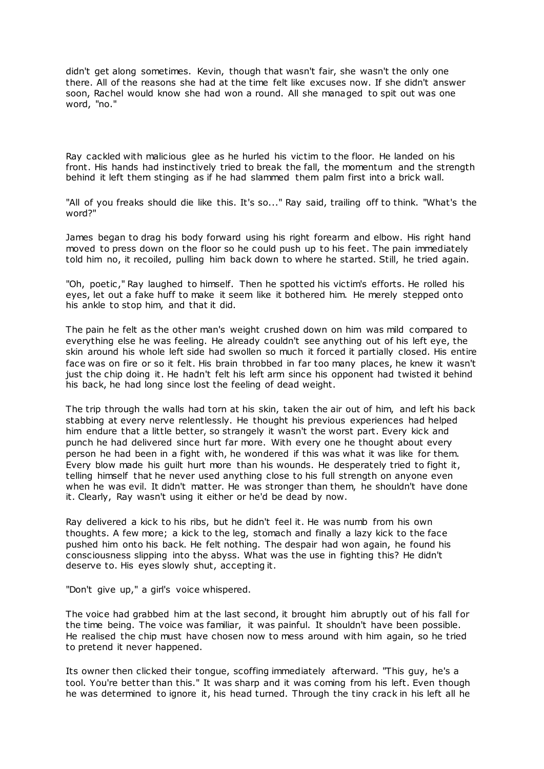didn't get along sometimes. Kevin, though that wasn't fair, she wasn't the only one there. All of the reasons she had at the time felt like excuses now. If she didn't answer soon, Rachel would know she had won a round. All she managed to spit out was one word, "no."

Ray cackled with malicious glee as he hurled his victim to the floor. He landed on his front. His hands had instinctively tried to break the fall, the momentum and the strength behind it left them stinging as if he had slammed them palm first into a brick wall.

"All of you freaks should die like this. It's so..." Ray said, trailing off to think. "What's the word?"

James began to drag his body forward using his right forearm and elbow. His right hand moved to press down on the floor so he could push up to his feet. The pain immediately told him no, it recoiled, pulling him back down to where he started. Still, he tried again.

"Oh, poetic," Ray laughed to himself. Then he spotted his victim's efforts. He rolled his eyes, let out a fake huff to make it seem like it bothered him. He merely stepped onto his ankle to stop him, and that it did.

The pain he felt as the other man's weight crushed down on him was mild compared to everything else he was feeling. He already couldn't see anything out of his left eye, the skin around his whole left side had swollen so much it forced it partially closed. His entire face was on fire or so it felt. His brain throbbed in far too many places, he knew it wasn't just the chip doing it. He hadn't felt his left arm since his opponent had twisted it behind his back, he had long since lost the feeling of dead weight.

The trip through the walls had torn at his skin, taken the air out of him, and left his back stabbing at every nerve relentlessly. He thought his previous experiences had helped him endure that a little better, so strangely it wasn't the worst part. Every kick and punch he had delivered since hurt far more. With every one he thought about every person he had been in a fight with, he wondered if this was what it was like for them. Every blow made his guilt hurt more than his wounds. He desperately tried to fight it, telling himself that he never used anything close to his full strength on anyone even when he was evil. It didn't matter. He was stronger than them, he shouldn't have done it. Clearly, Ray wasn't using it either or he'd be dead by now.

Ray delivered a kick to his ribs, but he didn't feel it. He was numb from his own thoughts. A few more; a kick to the leg, stomach and finally a lazy kick to the face pushed him onto his back. He felt nothing. The despair had won again, he found his consciousness slipping into the abyss. What was the use in fighting this? He didn't deserve to. His eyes slowly shut, accepting it.

"Don't give up," a girl's voice whispered.

The voice had grabbed him at the last second, it brought him abruptly out of his fall for the time being. The voice was familiar, it was painful. It shouldn't have been possible. He realised the chip must have chosen now to mess around with him again, so he tried to pretend it never happened.

Its owner then clicked their tongue, scoffing immediately afterward. "This guy, he's a tool. You're better than this." It was sharp and it was coming from his left. Even though he was determined to ignore it, his head turned. Through the tiny crack in his left all he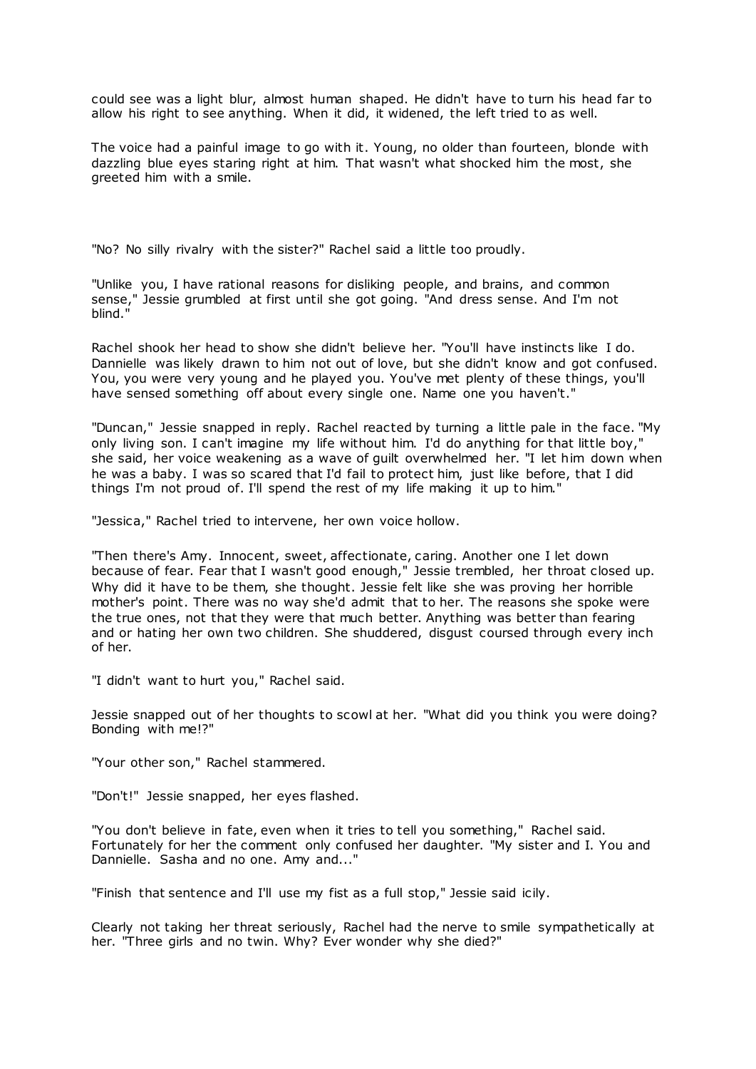could see was a light blur, almost human shaped. He didn't have to turn his head far to allow his right to see anything. When it did, it widened, the left tried to as well.

The voice had a painful image to go with it. Young, no older than fourteen, blonde with dazzling blue eyes staring right at him. That wasn't what shocked him the most, she greeted him with a smile.

"No? No silly rivalry with the sister?" Rachel said a little too proudly.

"Unlike you, I have rational reasons for disliking people, and brains, and common sense," Jessie grumbled at first until she got going. "And dress sense. And I'm not blind."

Rachel shook her head to show she didn't believe her. "You'll have instincts like I do. Dannielle was likely drawn to him not out of love, but she didn't know and got confused. You, you were very young and he played you. You've met plenty of these things, you'll have sensed something off about every single one. Name one you haven't."

"Duncan," Jessie snapped in reply. Rachel reacted by turning a little pale in the face. "My only living son. I can't imagine my life without him. I'd do anything for that little boy," she said, her voice weakening as a wave of guilt overwhelmed her. "I let him down when he was a baby. I was so scared that I'd fail to protect him, just like before, that I did things I'm not proud of. I'll spend the rest of my life making it up to him."

"Jessica," Rachel tried to intervene, her own voice hollow.

"Then there's Amy. Innocent, sweet, affectionate, caring. Another one I let down because of fear. Fear that I wasn't good enough," Jessie trembled, her throat closed up. Why did it have to be them, she thought. Jessie felt like she was proving her horrible mother's point. There was no way she'd admit that to her. The reasons she spoke were the true ones, not that they were that much better. Anything was better than fearing and or hating her own two children. She shuddered, disgust coursed through every inch of her.

"I didn't want to hurt you," Rachel said.

Jessie snapped out of her thoughts to scowl at her. "What did you think you were doing? Bonding with me!?"

"Your other son," Rachel stammered.

"Don't!" Jessie snapped, her eyes flashed.

"You don't believe in fate, even when it tries to tell you something," Rachel said. Fortunately for her the comment only confused her daughter. "My sister and I. You and Dannielle. Sasha and no one. Amy and..."

"Finish that sentence and I'll use my fist as a full stop," Jessie said icily.

Clearly not taking her threat seriously, Rachel had the nerve to smile sympathetically at her. "Three girls and no twin. Why? Ever wonder why she died?"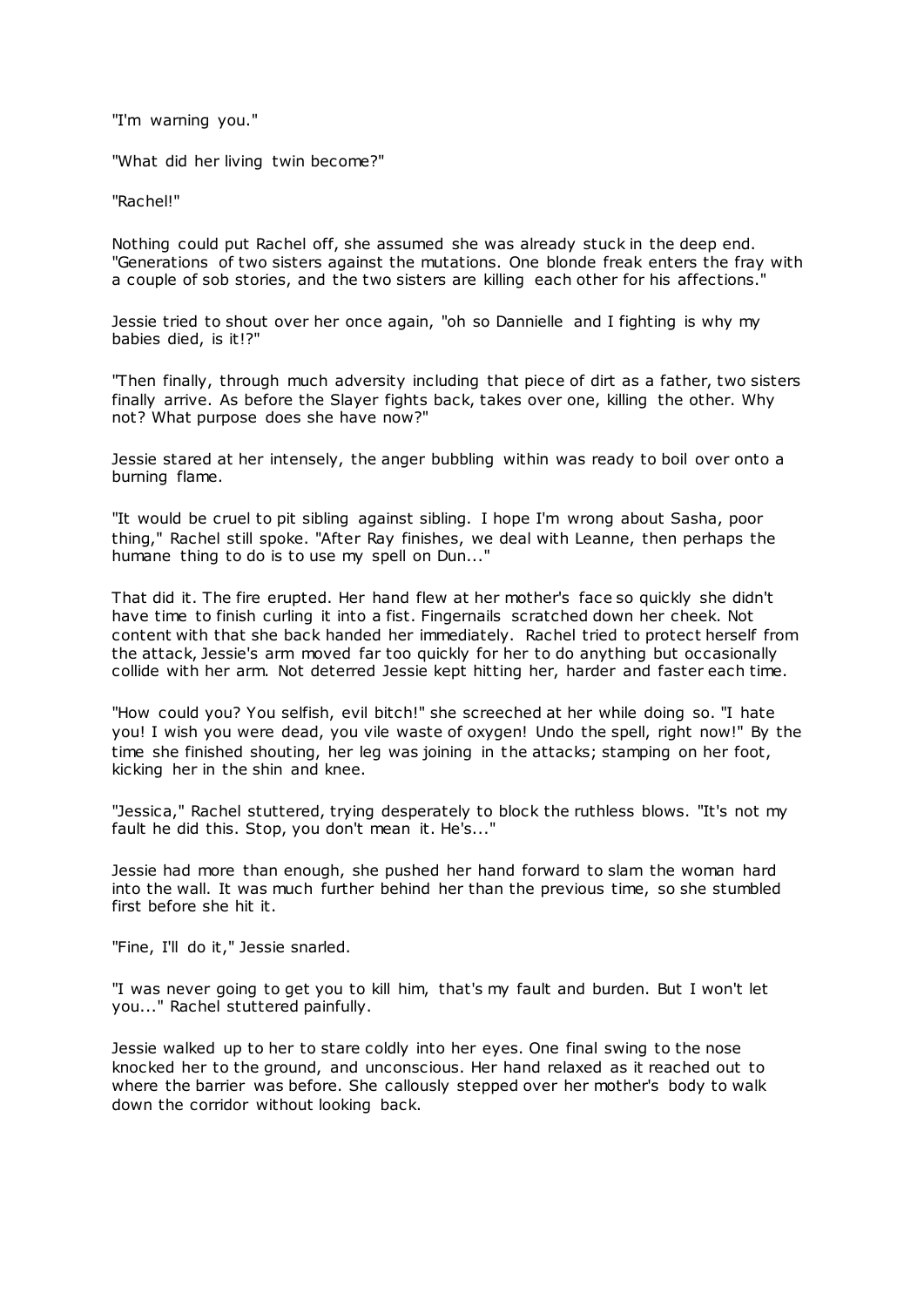"I'm warning you."

"What did her living twin become?"

"Rachel!"

Nothing could put Rachel off, she assumed she was already stuck in the deep end. "Generations of two sisters against the mutations. One blonde freak enters the fray with a couple of sob stories, and the two sisters are killing each other for his affections."

Jessie tried to shout over her once again, "oh so Dannielle and I fighting is why my babies died, is it!?"

"Then finally, through much adversity including that piece of dirt as a father, two sisters finally arrive. As before the Slayer fights back, takes over one, killing the other. Why not? What purpose does she have now?"

Jessie stared at her intensely, the anger bubbling within was ready to boil over onto a burning flame.

"It would be cruel to pit sibling against sibling. I hope I'm wrong about Sasha, poor thing," Rachel still spoke. "After Ray finishes, we deal with Leanne, then perhaps the humane thing to do is to use my spell on Dun..."

That did it. The fire erupted. Her hand flew at her mother's face so quickly she didn't have time to finish curling it into a fist. Fingernails scratched down her cheek. Not content with that she back handed her immediately. Rachel tried to protect herself from the attack, Jessie's arm moved far too quickly for her to do anything but occasionally collide with her arm. Not deterred Jessie kept hitting her, harder and faster each time.

"How could you? You selfish, evil bitch!" she screeched at her while doing so. "I hate you! I wish you were dead, you vile waste of oxygen! Undo the spell, right now!" By the time she finished shouting, her leg was joining in the attacks; stamping on her foot, kicking her in the shin and knee.

"Jessica," Rachel stuttered, trying desperately to block the ruthless blows. "It's not my fault he did this. Stop, you don't mean it. He's..."

Jessie had more than enough, she pushed her hand forward to slam the woman hard into the wall. It was much further behind her than the previous time, so she stumbled first before she hit it.

"Fine, I'll do it," Jessie snarled.

"I was never going to get you to kill him, that's my fault and burden. But I won't let you..." Rachel stuttered painfully.

Jessie walked up to her to stare coldly into her eyes. One final swing to the nose knocked her to the ground, and unconscious. Her hand relaxed as it reached out to where the barrier was before. She callously stepped over her mother's body to walk down the corridor without looking back.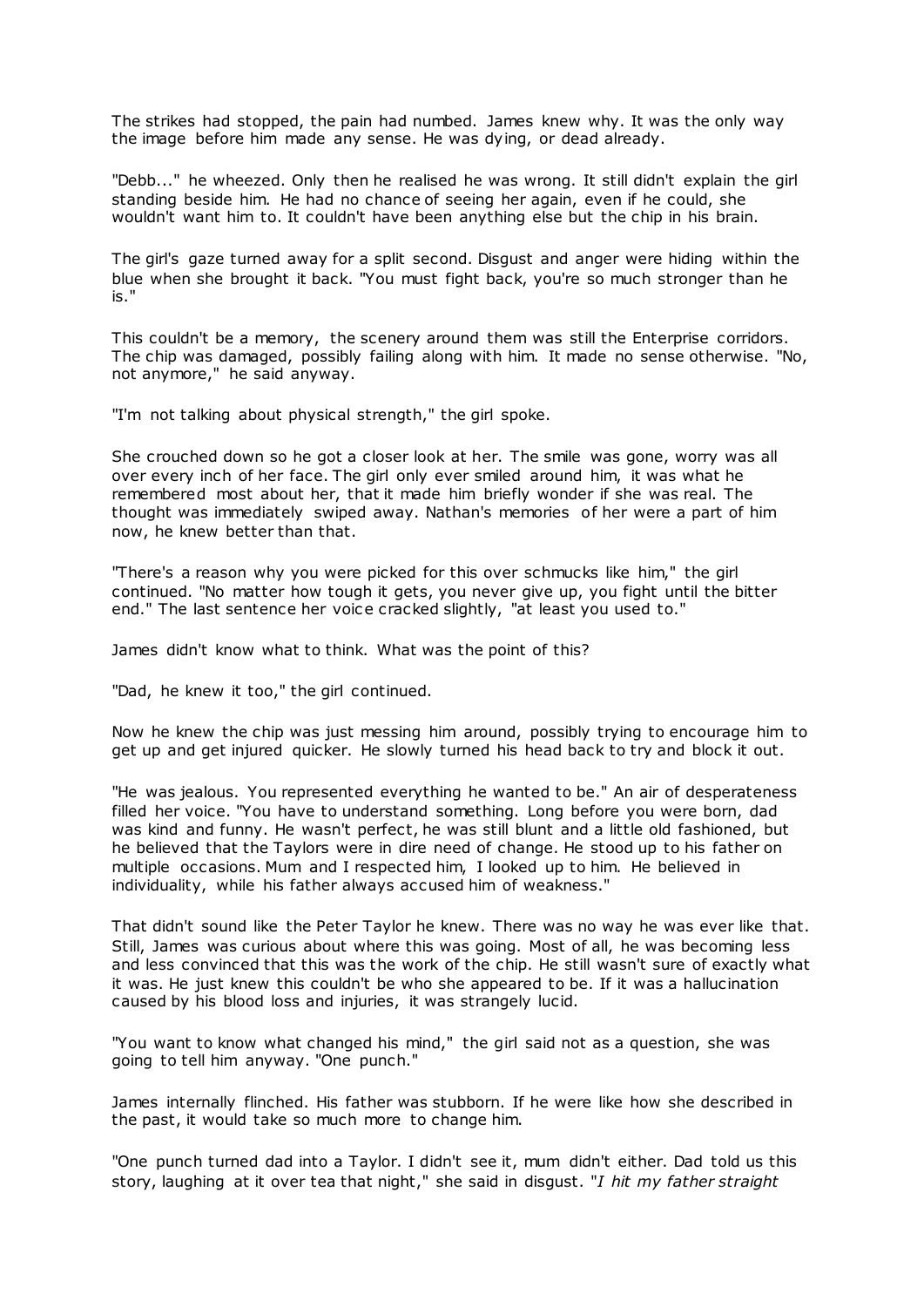The strikes had stopped, the pain had numbed. James knew why. It was the only way the image before him made any sense. He was dying, or dead already.

"Debb..." he wheezed. Only then he realised he was wrong. It still didn't explain the girl standing beside him. He had no chance of seeing her again, even if he could, she wouldn't want him to. It couldn't have been anything else but the chip in his brain.

The girl's gaze turned away for a split second. Disgust and anger were hiding within the blue when she brought it back. "You must fight back, you're so much stronger than he is."

This couldn't be a memory, the scenery around them was still the Enterprise corridors. The chip was damaged, possibly failing along with him. It made no sense otherwise. "No, not anymore," he said anyway.

"I'm not talking about physical strength," the girl spoke.

She crouched down so he got a closer look at her. The smile was gone, worry was all over every inch of her face. The girl only ever smiled around him, it was what he remembered most about her, that it made him briefly wonder if she was real. The thought was immediately swiped away. Nathan's memories of her were a part of him now, he knew better than that.

"There's a reason why you were picked for this over schmucks like him," the girl continued. "No matter how tough it gets, you never give up, you fight until the bitter end." The last sentence her voice cracked slightly, "at least you used to."

James didn't know what to think. What was the point of this?

"Dad, he knew it too," the girl continued.

Now he knew the chip was just messing him around, possibly trying to encourage him to get up and get injured quicker. He slowly turned his head back to try and block it out.

"He was jealous. You represented everything he wanted to be." An air of desperateness filled her voice. "You have to understand something. Long before you were born, dad was kind and funny. He wasn't perfect, he was still blunt and a little old fashioned, but he believed that the Taylors were in dire need of change. He stood up to his father on multiple occasions. Mum and I respected him, I looked up to him. He believed in individuality, while his father always accused him of weakness."

That didn't sound like the Peter Taylor he knew. There was no way he was ever like that. Still, James was curious about where this was going. Most of all, he was becoming less and less convinced that this was the work of the chip. He still wasn't sure of exactly what it was. He just knew this couldn't be who she appeared to be. If it was a hallucination caused by his blood loss and injuries, it was strangely lucid.

"You want to know what changed his mind," the girl said not as a question, she was going to tell him anyway. "One punch."

James internally flinched. His father was stubborn. If he were like how she described in the past, it would take so much more to change him.

"One punch turned dad into a Taylor. I didn't see it, mum didn't either. Dad told us this story, laughing at it over tea that night," she said in disgust. "*I hit my father straight*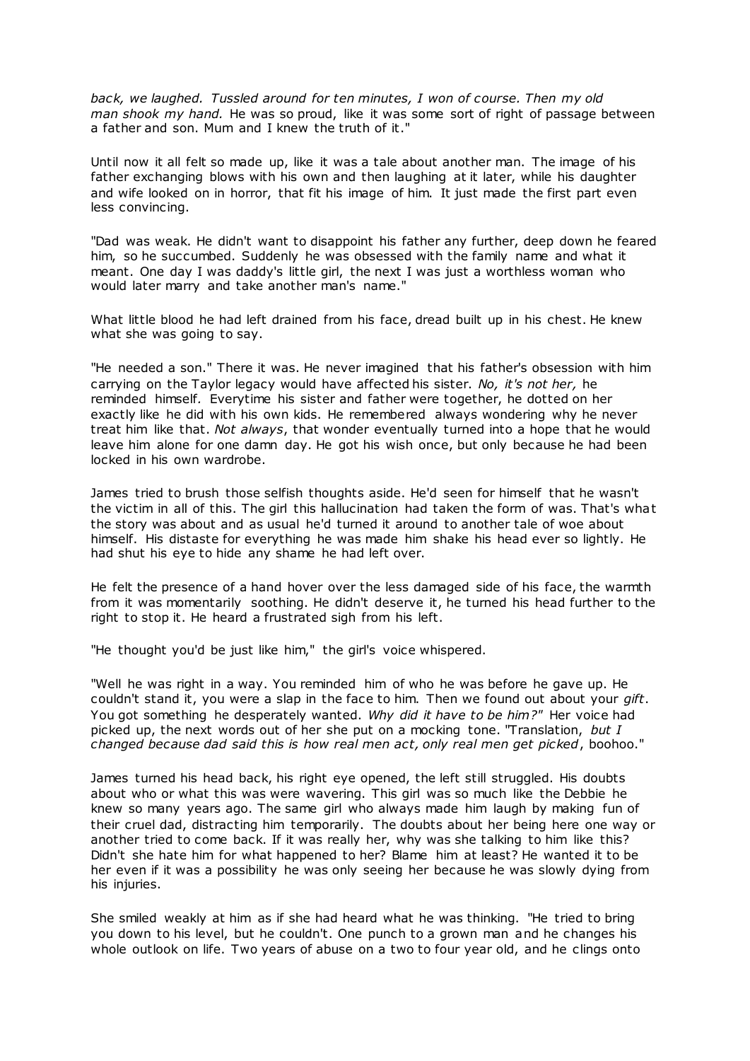*back, we laughed. Tussled around for ten minutes, I won of course. Then my old man shook my hand.* He was so proud, like it was some sort of right of passage between a father and son. Mum and I knew the truth of it."

Until now it all felt so made up, like it was a tale about another man. The image of his father exchanging blows with his own and then laughing at it later, while his daughter and wife looked on in horror, that fit his image of him. It just made the first part even less convincing.

"Dad was weak. He didn't want to disappoint his father any further, deep down he feared him, so he succumbed. Suddenly he was obsessed with the family name and what it meant. One day I was daddy's little girl, the next I was just a worthless woman who would later marry and take another man's name."

What little blood he had left drained from his face, dread built up in his chest. He knew what she was going to say.

"He needed a son." There it was. He never imagined that his father's obsession with him carrying on the Taylor legacy would have affected his sister. *No, it's not her,* he reminded himself. Everytime his sister and father were together, he dotted on her exactly like he did with his own kids. He remembered always wondering why he never treat him like that. *Not always*, that wonder eventually turned into a hope that he would leave him alone for one damn day. He got his wish once, but only because he had been locked in his own wardrobe.

James tried to brush those selfish thoughts aside. He'd seen for himself that he wasn't the victim in all of this. The girl this hallucination had taken the form of was. That's what the story was about and as usual he'd turned it around to another tale of woe about himself. His distaste for everything he was made him shake his head ever so lightly. He had shut his eye to hide any shame he had left over.

He felt the presence of a hand hover over the less damaged side of his face, the warmth from it was momentarily soothing. He didn't deserve it, he turned his head further to the right to stop it. He heard a frustrated sigh from his left.

"He thought you'd be just like him," the girl's voice whispered.

"Well he was right in a way. You reminded him of who he was before he gave up. He couldn't stand it, you were a slap in the face to him. Then we found out about your *gift*. You got something he desperately wanted. *Why did it have to be him?"* Her voice had picked up, the next words out of her she put on a mocking tone. "Translation, *but I changed because dad said this is how real men act, only real men get picked*, boohoo."

James turned his head back, his right eye opened, the left still struggled. His doubts about who or what this was were wavering. This girl was so much like the Debbie he knew so many years ago. The same girl who always made him laugh by making fun of their cruel dad, distracting him temporarily. The doubts about her being here one way or another tried to come back. If it was really her, why was she talking to him like this? Didn't she hate him for what happened to her? Blame him at least? He wanted it to be her even if it was a possibility he was only seeing her because he was slowly dying from his injuries.

She smiled weakly at him as if she had heard what he was thinking. "He tried to bring you down to his level, but he couldn't. One punch to a grown man and he changes his whole outlook on life. Two years of abuse on a two to four year old, and he clings onto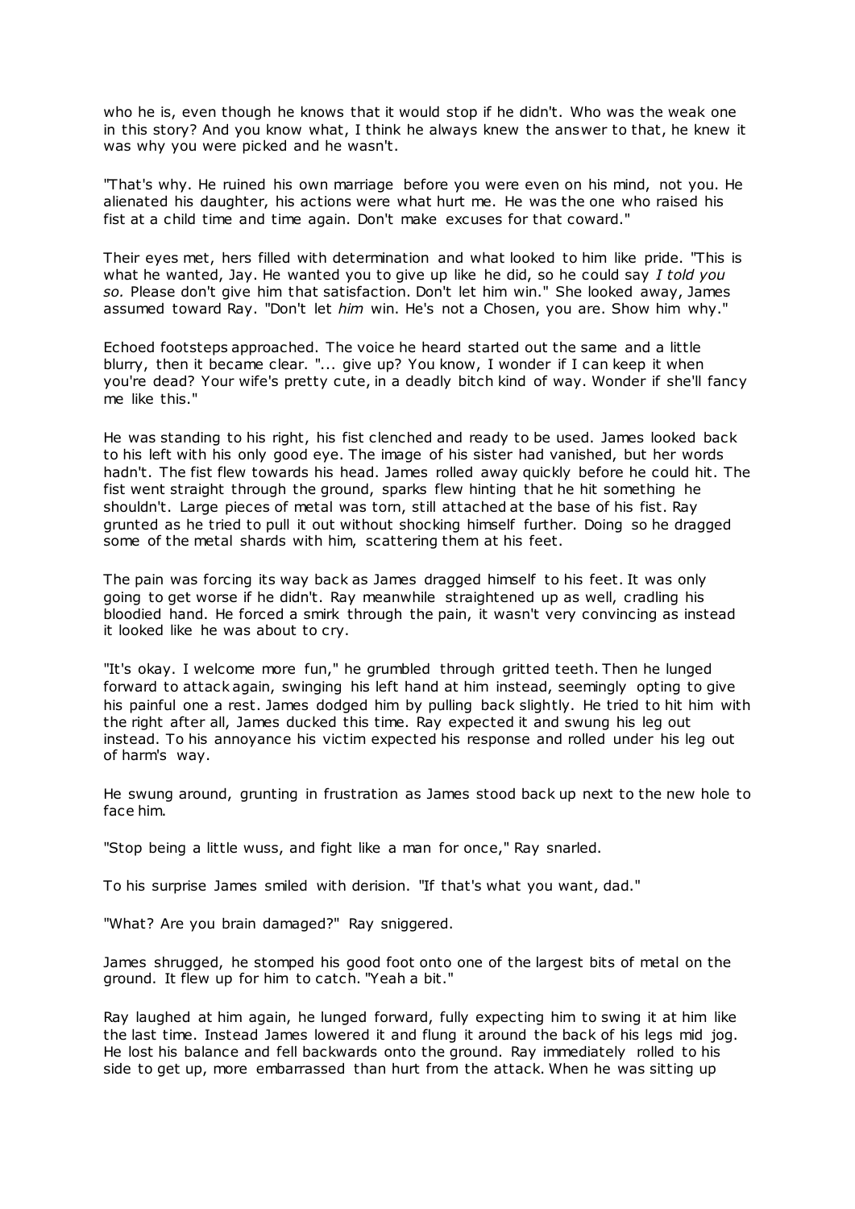who he is, even though he knows that it would stop if he didn't. Who was the weak one in this story? And you know what, I think he always knew the answer to that, he knew it was why you were picked and he wasn't.

"That's why. He ruined his own marriage before you were even on his mind, not you. He alienated his daughter, his actions were what hurt me. He was the one who raised his fist at a child time and time again. Don't make excuses for that coward."

Their eyes met, hers filled with determination and what looked to him like pride. "This is what he wanted, Jay. He wanted you to give up like he did, so he could say *I told you so.* Please don't give him that satisfaction. Don't let him win." She looked away, James assumed toward Ray. "Don't let *him* win. He's not a Chosen, you are. Show him why."

Echoed footsteps approached. The voice he heard started out the same and a little blurry, then it became clear. "... give up? You know, I wonder if I can keep it when you're dead? Your wife's pretty cute, in a deadly bitch kind of way. Wonder if she'll fancy me like this."

He was standing to his right, his fist clenched and ready to be used. James looked back to his left with his only good eye. The image of his sister had vanished, but her words hadn't. The fist flew towards his head. James rolled away quickly before he could hit. The fist went straight through the ground, sparks flew hinting that he hit something he shouldn't. Large pieces of metal was torn, still attached at the base of his fist. Ray grunted as he tried to pull it out without shocking himself further. Doing so he dragged some of the metal shards with him, scattering them at his feet.

The pain was forcing its way back as James dragged himself to his feet. It was only going to get worse if he didn't. Ray meanwhile straightened up as well, cradling his bloodied hand. He forced a smirk through the pain, it wasn't very convincing as instead it looked like he was about to cry.

"It's okay. I welcome more fun," he grumbled through gritted teeth. Then he lunged forward to attack again, swinging his left hand at him instead, seemingly opting to give his painful one a rest. James dodged him by pulling back slightly. He tried to hit him with the right after all, James ducked this time. Ray expected it and swung his leg out instead. To his annoyance his victim expected his response and rolled under his leg out of harm's way.

He swung around, grunting in frustration as James stood back up next to the new hole to face him.

"Stop being a little wuss, and fight like a man for once," Ray snarled.

To his surprise James smiled with derision. "If that's what you want, dad."

"What? Are you brain damaged?" Ray sniggered.

James shrugged, he stomped his good foot onto one of the largest bits of metal on the ground. It flew up for him to catch. "Yeah a bit."

Ray laughed at him again, he lunged forward, fully expecting him to swing it at him like the last time. Instead James lowered it and flung it around the back of his legs mid jog. He lost his balance and fell backwards onto the ground. Ray immediately rolled to his side to get up, more embarrassed than hurt from the attack. When he was sitting up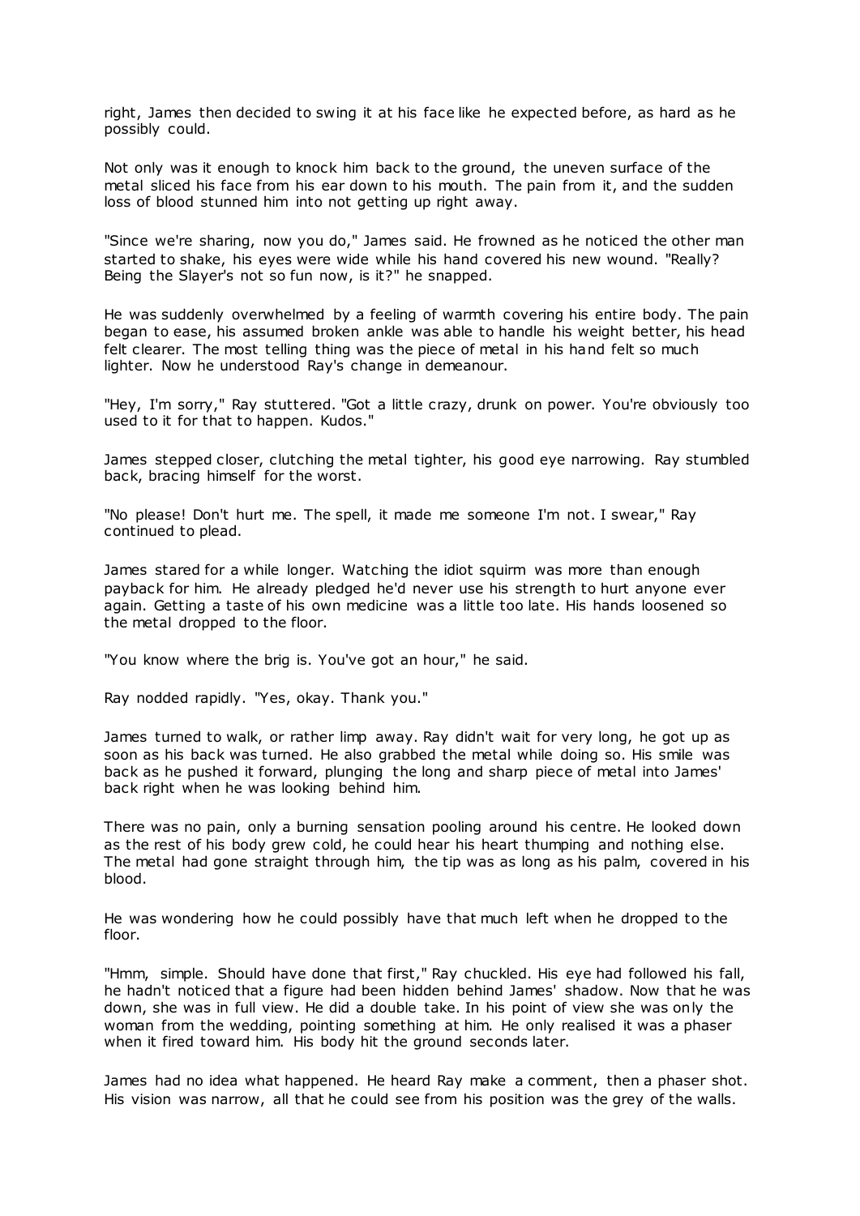right, James then decided to swing it at his face like he expected before, as hard as he possibly could.

Not only was it enough to knock him back to the ground, the uneven surface of the metal sliced his face from his ear down to his mouth. The pain from it, and the sudden loss of blood stunned him into not getting up right away.

"Since we're sharing, now you do," James said. He frowned as he noticed the other man started to shake, his eyes were wide while his hand covered his new wound. "Really? Being the Slayer's not so fun now, is it?" he snapped.

He was suddenly overwhelmed by a feeling of warmth covering his entire body. The pain began to ease, his assumed broken ankle was able to handle his weight better, his head felt clearer. The most telling thing was the piece of metal in his hand felt so much lighter. Now he understood Ray's change in demeanour.

"Hey, I'm sorry," Ray stuttered. "Got a little crazy, drunk on power. You're obviously too used to it for that to happen. Kudos."

James stepped closer, clutching the metal tighter, his good eye narrowing. Ray stumbled back, bracing himself for the worst.

"No please! Don't hurt me. The spell, it made me someone I'm not. I swear," Ray continued to plead.

James stared for a while longer. Watching the idiot squirm was more than enough payback for him. He already pledged he'd never use his strength to hurt anyone ever again. Getting a taste of his own medicine was a little too late. His hands loosened so the metal dropped to the floor.

"You know where the brig is. You've got an hour," he said.

Ray nodded rapidly. "Yes, okay. Thank you."

James turned to walk, or rather limp away. Ray didn't wait for very long, he got up as soon as his back was turned. He also grabbed the metal while doing so. His smile was back as he pushed it forward, plunging the long and sharp piece of metal into James' back right when he was looking behind him.

There was no pain, only a burning sensation pooling around his centre. He looked down as the rest of his body grew cold, he could hear his heart thumping and nothing else. The metal had gone straight through him, the tip was as long as his palm, covered in his blood.

He was wondering how he could possibly have that much left when he dropped to the floor.

"Hmm, simple. Should have done that first," Ray chuckled. His eye had followed his fall, he hadn't noticed that a figure had been hidden behind James' shadow. Now that he was down, she was in full view. He did a double take. In his point of view she was only the woman from the wedding, pointing something at him. He only realised it was a phaser when it fired toward him. His body hit the ground seconds later.

James had no idea what happened. He heard Ray make a comment, then a phaser shot. His vision was narrow, all that he could see from his position was the grey of the walls.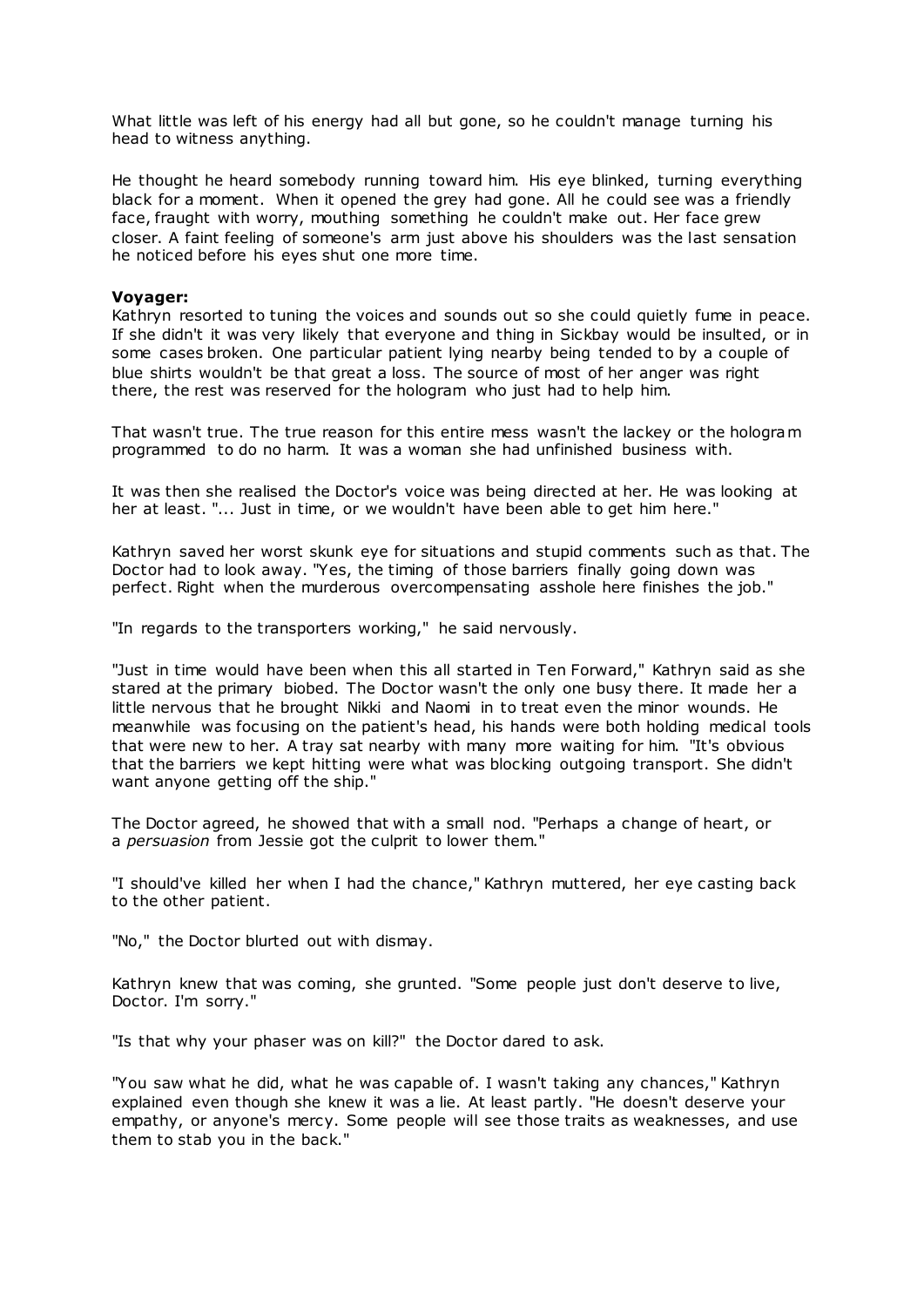What little was left of his energy had all but gone, so he couldn't manage turning his head to witness anything.

He thought he heard somebody running toward him. His eye blinked, turning everything black for a moment. When it opened the grey had gone. All he could see was a friendly face, fraught with worry, mouthing something he couldn't make out. Her face grew closer. A faint feeling of someone's arm just above his shoulders was the last sensation he noticed before his eyes shut one more time.

**Voyager:**
Kathryn resorted to tuning the voices and sounds out so she could quietly fume in peace. If she didn't it was very likely that everyone and thing in Sickbay would be insulted, or in some cases broken. One particular patient lying nearby being tended to by a couple of blue shirts wouldn't be that great a loss. The source of most of her anger was right there, the rest was reserved for the hologram who just had to help him.

That wasn't true. The true reason for this entire mess wasn't the lackey or the hologram programmed to do no harm. It was a woman she had unfinished business with.

It was then she realised the Doctor's voice was being directed at her. He was looking at her at least. "... Just in time, or we wouldn't have been able to get him here."

Kathryn saved her worst skunk eye for situations and stupid comments such as that. The Doctor had to look away. "Yes, the timing of those barriers finally going down was perfect. Right when the murderous overcompensating asshole here finishes the job."

"In regards to the transporters working," he said nervously.

"Just in time would have been when this all started in Ten Forward," Kathryn said as she stared at the primary biobed. The Doctor wasn't the only one busy there. It made her a little nervous that he brought Nikki and Naomi in to treat even the minor wounds. He meanwhile was focusing on the patient's head, his hands were both holding medical tools that were new to her. A tray sat nearby with many more waiting for him. "It's obvious that the barriers we kept hitting were what was blocking outgoing transport. She didn't want anyone getting off the ship."

The Doctor agreed, he showed that with a small nod. "Perhaps a change of heart, or a *persuasion* from Jessie got the culprit to lower them."

"I should've killed her when I had the chance," Kathryn muttered, her eye casting back to the other patient.

"No," the Doctor blurted out with dismay.

Kathryn knew that was coming, she grunted. "Some people just don't deserve to live, Doctor. I'm sorry."

"Is that why your phaser was on kill?" the Doctor dared to ask.

"You saw what he did, what he was capable of. I wasn't taking any chances," Kathryn explained even though she knew it was a lie. At least partly. "He doesn't deserve your empathy, or anyone's mercy. Some people will see those traits as weaknesses, and use them to stab you in the back."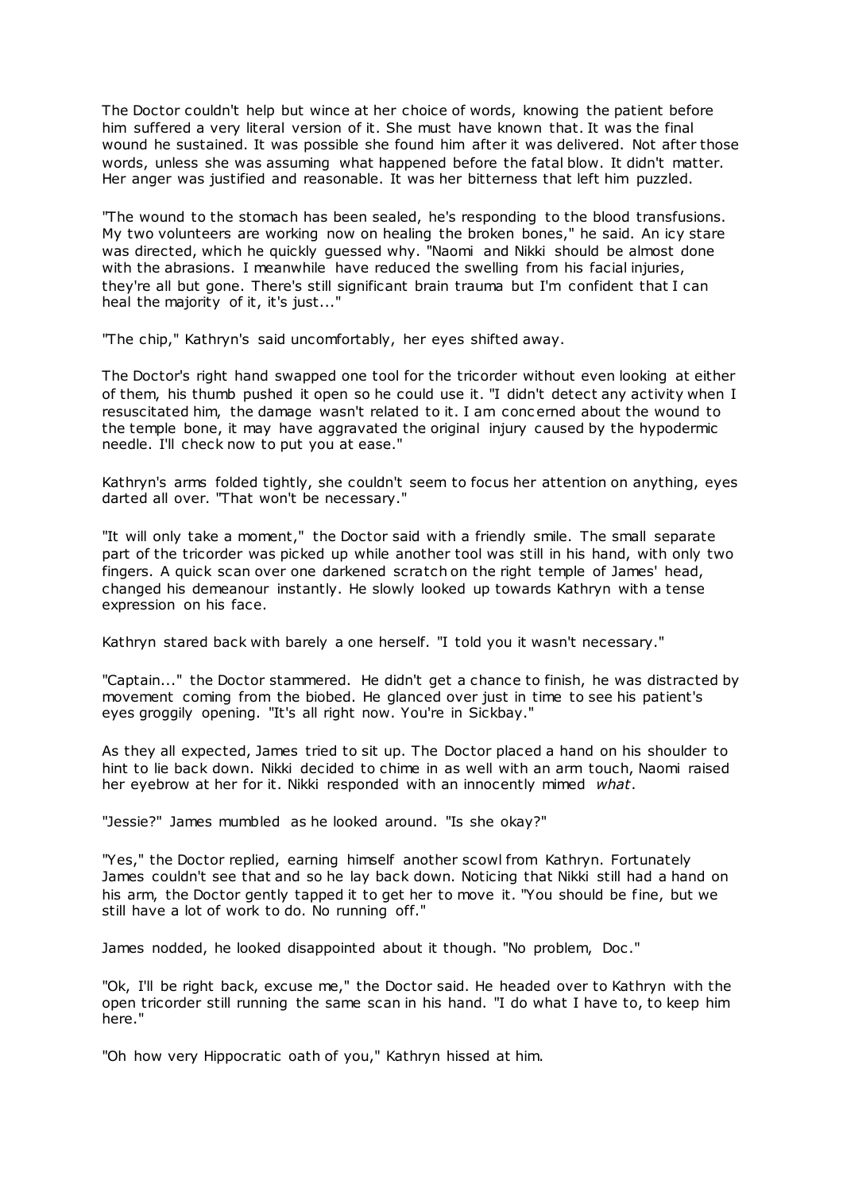The Doctor couldn't help but wince at her choice of words, knowing the patient before him suffered a very literal version of it. She must have known that. It was the final wound he sustained. It was possible she found him after it was delivered. Not after those words, unless she was assuming what happened before the fatal blow. It didn't matter. Her anger was justified and reasonable. It was her bitterness that left him puzzled.

"The wound to the stomach has been sealed, he's responding to the blood transfusions. My two volunteers are working now on healing the broken bones," he said. An icy stare was directed, which he quickly guessed why. "Naomi and Nikki should be almost done with the abrasions. I meanwhile have reduced the swelling from his facial injuries, they're all but gone. There's still significant brain trauma but I'm confident that I can heal the majority of it, it's just..."

"The chip," Kathryn's said uncomfortably, her eyes shifted away.

The Doctor's right hand swapped one tool for the tricorder without even looking at either of them, his thumb pushed it open so he could use it. "I didn't detect any activity when I resuscitated him, the damage wasn't related to it. I am concerned about the wound to the temple bone, it may have aggravated the original injury caused by the hypodermic needle. I'll check now to put you at ease."

Kathryn's arms folded tightly, she couldn't seem to focus her attention on anything, eyes darted all over. "That won't be necessary."

"It will only take a moment," the Doctor said with a friendly smile. The small separate part of the tricorder was picked up while another tool was still in his hand, with only two fingers. A quick scan over one darkened scratch on the right temple of James' head, changed his demeanour instantly. He slowly looked up towards Kathryn with a tense expression on his face.

Kathryn stared back with barely a one herself. "I told you it wasn't necessary."

"Captain..." the Doctor stammered. He didn't get a chance to finish, he was distracted by movement coming from the biobed. He glanced over just in time to see his patient's eyes groggily opening. "It's all right now. You're in Sickbay."

As they all expected, James tried to sit up. The Doctor placed a hand on his shoulder to hint to lie back down. Nikki decided to chime in as well with an arm touch, Naomi raised her eyebrow at her for it. Nikki responded with an innocently mimed *what*.

"Jessie?" James mumbled as he looked around. "Is she okay?"

"Yes," the Doctor replied, earning himself another scowl from Kathryn. Fortunately James couldn't see that and so he lay back down. Noticing that Nikki still had a hand on his arm, the Doctor gently tapped it to get her to move it. "You should be fine, but we still have a lot of work to do. No running off."

James nodded, he looked disappointed about it though. "No problem, Doc."

"Ok, I'll be right back, excuse me," the Doctor said. He headed over to Kathryn with the open tricorder still running the same scan in his hand. "I do what I have to, to keep him here."

"Oh how very Hippocratic oath of you," Kathryn hissed at him.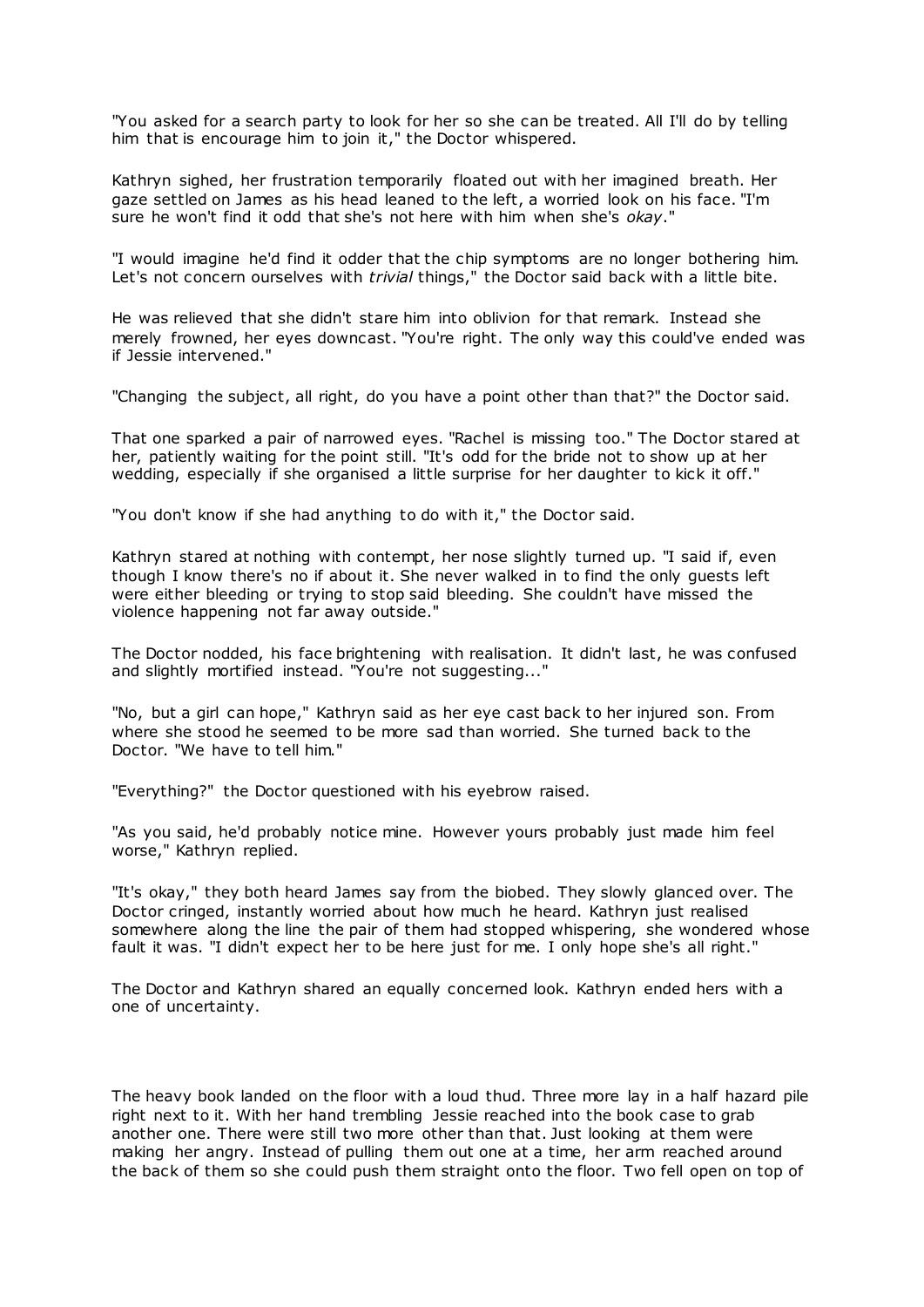"You asked for a search party to look for her so she can be treated. All I'll do by telling him that is encourage him to join it," the Doctor whispered.

Kathryn sighed, her frustration temporarily floated out with her imagined breath. Her gaze settled on James as his head leaned to the left, a worried look on his face. "I'm sure he won't find it odd that she's not here with him when she's *okay*."

"I would imagine he'd find it odder that the chip symptoms are no longer bothering him. Let's not concern ourselves with *trivial* things," the Doctor said back with a little bite.

He was relieved that she didn't stare him into oblivion for that remark. Instead she merely frowned, her eyes downcast. "You're right. The only way this could've ended was if Jessie intervened."

"Changing the subject, all right, do you have a point other than that?" the Doctor said.

That one sparked a pair of narrowed eyes. "Rachel is missing too." The Doctor stared at her, patiently waiting for the point still. "It's odd for the bride not to show up at her wedding, especially if she organised a little surprise for her daughter to kick it off."

"You don't know if she had anything to do with it," the Doctor said.

Kathryn stared at nothing with contempt, her nose slightly turned up. "I said if, even though I know there's no if about it. She never walked in to find the only guests left were either bleeding or trying to stop said bleeding. She couldn't have missed the violence happening not far away outside."

The Doctor nodded, his face brightening with realisation. It didn't last, he was confused and slightly mortified instead. "You're not suggesting..."

"No, but a girl can hope," Kathryn said as her eye cast back to her injured son. From where she stood he seemed to be more sad than worried. She turned back to the Doctor. "We have to tell him."

"Everything?" the Doctor questioned with his eyebrow raised.

"As you said, he'd probably notice mine. However yours probably just made him feel worse," Kathryn replied.

"It's okay," they both heard James say from the biobed. They slowly glanced over. The Doctor cringed, instantly worried about how much he heard. Kathryn just realised somewhere along the line the pair of them had stopped whispering, she wondered whose fault it was. "I didn't expect her to be here just for me. I only hope she's all right."

The Doctor and Kathryn shared an equally concerned look. Kathryn ended hers with a one of uncertainty.

The heavy book landed on the floor with a loud thud. Three more lay in a half hazard pile right next to it. With her hand trembling Jessie reached into the book case to grab another one. There were still two more other than that. Just looking at them were making her angry. Instead of pulling them out one at a time, her arm reached around the back of them so she could push them straight onto the floor. Two fell open on top of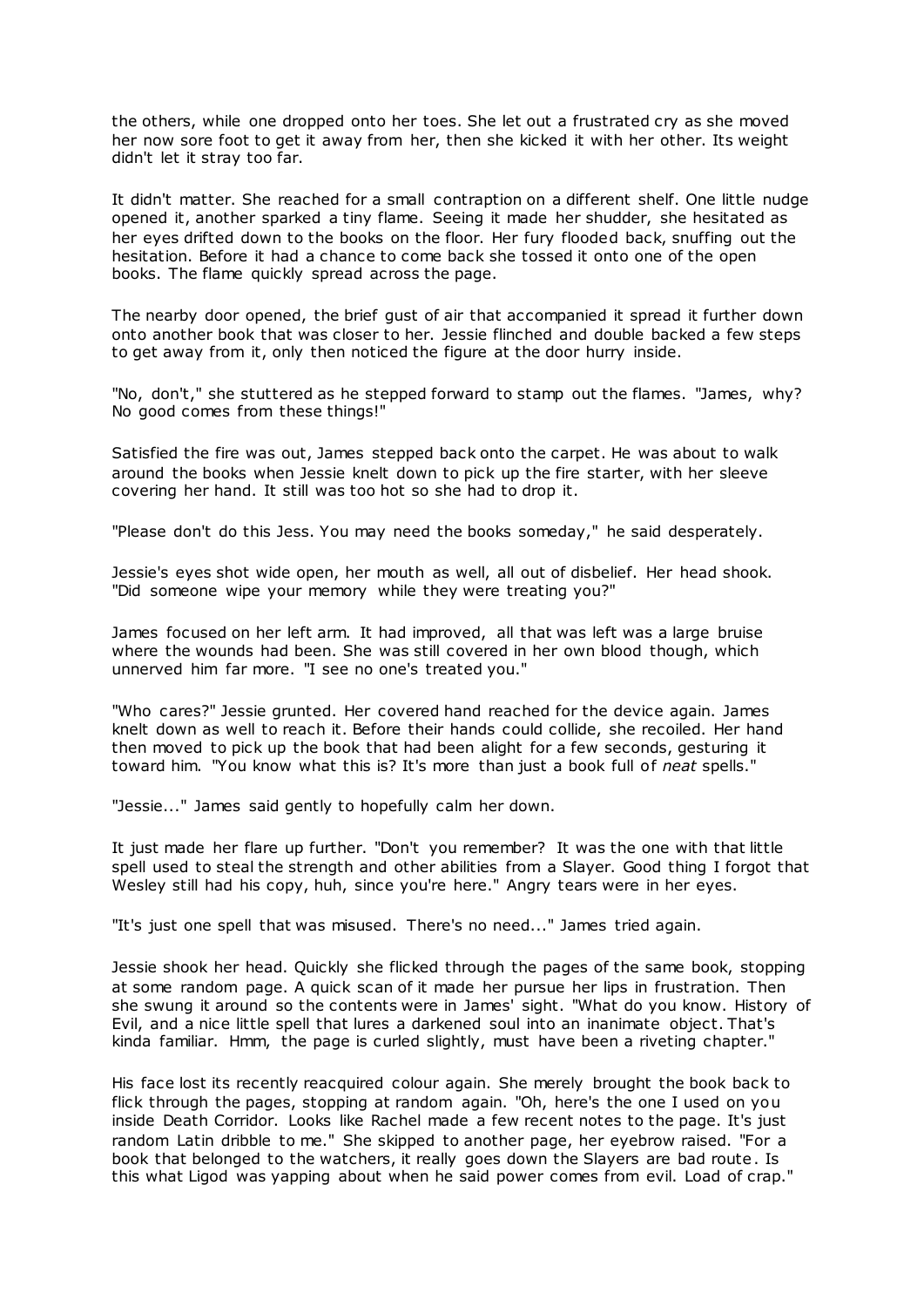the others, while one dropped onto her toes. She let out a frustrated cry as she moved her now sore foot to get it away from her, then she kicked it with her other. Its weight didn't let it stray too far.

It didn't matter. She reached for a small contraption on a different shelf. One little nudge opened it, another sparked a tiny flame. Seeing it made her shudder, she hesitated as her eyes drifted down to the books on the floor. Her fury flooded back, snuffing out the hesitation. Before it had a chance to come back she tossed it onto one of the open books. The flame quickly spread across the page.

The nearby door opened, the brief gust of air that accompanied it spread it further down onto another book that was closer to her. Jessie flinched and double backed a few steps to get away from it, only then noticed the figure at the door hurry inside.

"No, don't," she stuttered as he stepped forward to stamp out the flames. "James, why? No good comes from these things!"

Satisfied the fire was out, James stepped back onto the carpet. He was about to walk around the books when Jessie knelt down to pick up the fire starter, with her sleeve covering her hand. It still was too hot so she had to drop it.

"Please don't do this Jess. You may need the books someday," he said desperately.

Jessie's eyes shot wide open, her mouth as well, all out of disbelief. Her head shook. "Did someone wipe your memory while they were treating you?"

James focused on her left arm. It had improved, all that was left was a large bruise where the wounds had been. She was still covered in her own blood though, which unnerved him far more. "I see no one's treated you."

"Who cares?" Jessie grunted. Her covered hand reached for the device again. James knelt down as well to reach it. Before their hands could collide, she recoiled. Her hand then moved to pick up the book that had been alight for a few seconds, gesturing it toward him. "You know what this is? It's more than just a book full of *neat* spells."

"Jessie..." James said gently to hopefully calm her down.

It just made her flare up further. "Don't you remember? It was the one with that little spell used to steal the strength and other abilities from a Slayer. Good thing I forgot that Wesley still had his copy, huh, since you're here." Angry tears were in her eyes.

"It's just one spell that was misused. There's no need..." James tried again.

Jessie shook her head. Quickly she flicked through the pages of the same book, stopping at some random page. A quick scan of it made her pursue her lips in frustration. Then she swung it around so the contents were in James' sight. "What do you know. History of Evil, and a nice little spell that lures a darkened soul into an inanimate object. That's kinda familiar. Hmm, the page is curled slightly, must have been a riveting chapter."

His face lost its recently reacquired colour again. She merely brought the book back to flick through the pages, stopping at random again. "Oh, here's the one I used on you inside Death Corridor. Looks like Rachel made a few recent notes to the page. It's just random Latin dribble to me." She skipped to another page, her eyebrow raised. "For a book that belonged to the watchers, it really goes down the Slayers are bad route. Is this what Ligod was yapping about when he said power comes from evil. Load of crap."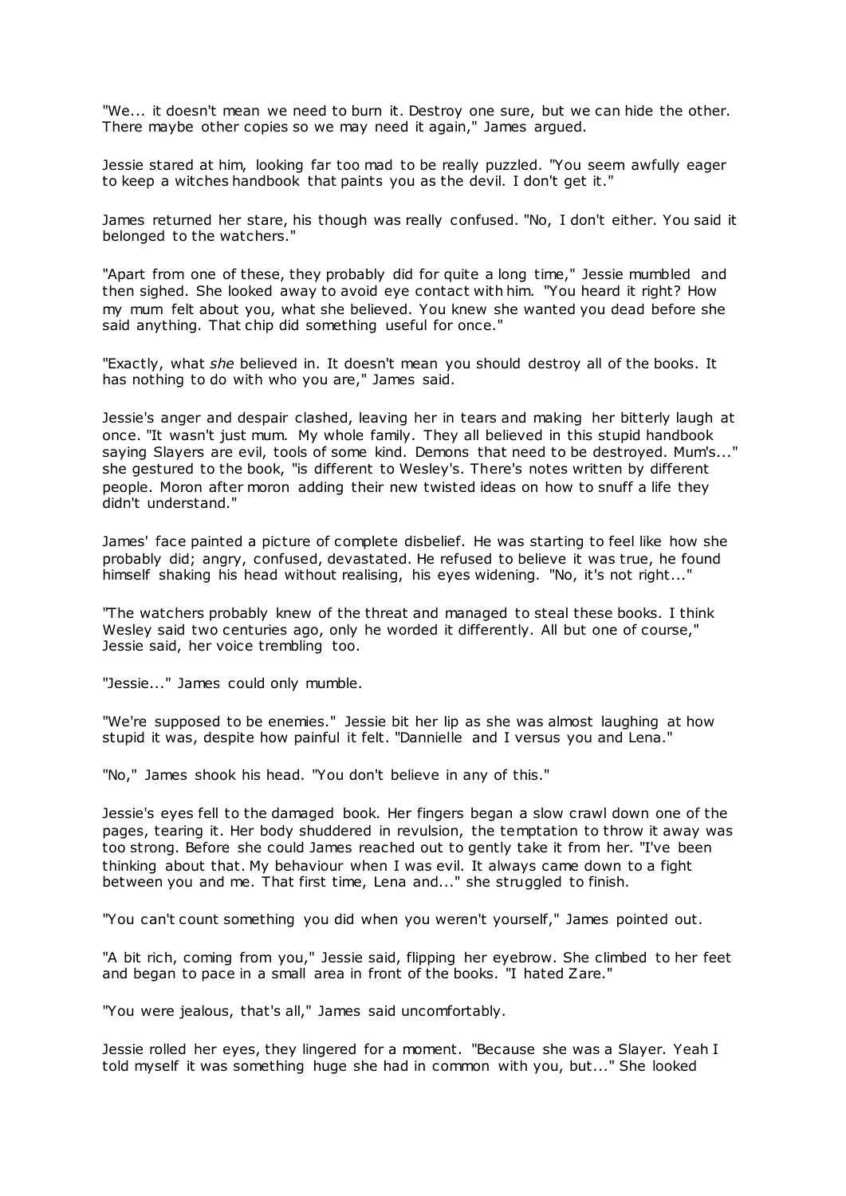"We... it doesn't mean we need to burn it. Destroy one sure, but we can hide the other. There maybe other copies so we may need it again," James argued.

Jessie stared at him, looking far too mad to be really puzzled. "You seem awfully eager to keep a witches handbook that paints you as the devil. I don't get it."

James returned her stare, his though was really confused. "No, I don't either. You said it belonged to the watchers."

"Apart from one of these, they probably did for quite a long time," Jessie mumbled and then sighed. She looked away to avoid eye contact with him. "You heard it right? How my mum felt about you, what she believed. You knew she wanted you dead before she said anything. That chip did something useful for once."

"Exactly, what *she* believed in. It doesn't mean you should destroy all of the books. It has nothing to do with who you are," James said.

Jessie's anger and despair clashed, leaving her in tears and making her bitterly laugh at once. "It wasn't just mum. My whole family. They all believed in this stupid handbook saying Slayers are evil, tools of some kind. Demons that need to be destroyed. Mum's..." she gestured to the book, "is different to Wesley's. There's notes written by different people. Moron after moron adding their new twisted ideas on how to snuff a life they didn't understand."

James' face painted a picture of complete disbelief. He was starting to feel like how she probably did; angry, confused, devastated. He refused to believe it was true, he found himself shaking his head without realising, his eyes widening. "No, it's not right..."

"The watchers probably knew of the threat and managed to steal these books. I think Wesley said two centuries ago, only he worded it differently. All but one of course," Jessie said, her voice trembling too.

"Jessie..." James could only mumble.

"We're supposed to be enemies." Jessie bit her lip as she was almost laughing at how stupid it was, despite how painful it felt. "Dannielle and I versus you and Lena."

"No," James shook his head. "You don't believe in any of this."

Jessie's eyes fell to the damaged book. Her fingers began a slow crawl down one of the pages, tearing it. Her body shuddered in revulsion, the temptation to throw it away was too strong. Before she could James reached out to gently take it from her. "I've been thinking about that. My behaviour when I was evil. It always came down to a fight between you and me. That first time, Lena and..." she struggled to finish.

"You can't count something you did when you weren't yourself," James pointed out.

"A bit rich, coming from you," Jessie said, flipping her eyebrow. She climbed to her feet and began to pace in a small area in front of the books. "I hated Zare."

"You were jealous, that's all," James said uncomfortably.

Jessie rolled her eyes, they lingered for a moment. "Because she was a Slayer. Yeah I told myself it was something huge she had in common with you, but..." She looked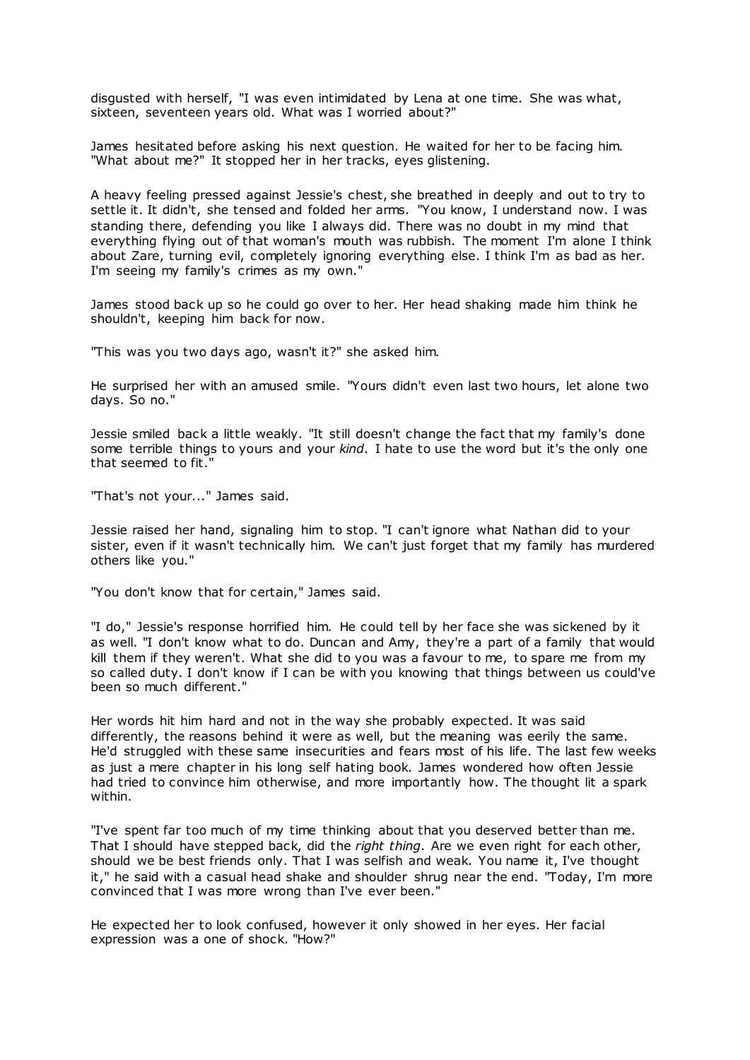disgusted with herself, "I was even intimidated by Lena at one time. She was what, sixteen, seventeen years old. What was I worried about?"

James hesitated before asking his next question. He waited for her to be facing him. "What about me?" It stopped her in her tracks, eyes glistening.

A heavy feeling pressed against Jessie's chest, she breathed in deeply and out to try to settle it. It didn't, she tensed and folded her arms. "You know, I understand now. I was standing there, defending you like I always did. There was no doubt in my mind that everything flying out of that woman's mouth was rubbish. The moment I'm alone I think about Zare, turning evil, completely ignoring everything else. I think I'm as bad as her. I'm seeing my family's crimes as my own."

James stood back up so he could go over to her. Her head shaking made him think he shouldn't, keeping him back for now.

"This was you two days ago, wasn't it?" she asked him.

He surprised her with an amused smile. "Yours didn't even last two hours, let alone two days. So no."

Jessie smiled back a little weakly. "It still doesn't change the fact that my family's done some terrible things to yours and your *kind*. I hate to use the word but it's the only one that seemed to fit."

"That's not your..." James said.

Jessie raised her hand, signaling him to stop. "I can't ignore what Nathan did to your sister, even if it wasn't technically him. We can't just forget that my family has murdered others like you."

"You don't know that for certain," James said.

"I do," Jessie's response horrified him. He could tell by her face she was sickened by it as well. "I don't know what to do. Duncan and Amy, they're a part of a family that would kill them if they weren't. What she did to you was a favour to me, to spare me from my so called duty. I don't know if I can be with you knowing that things between us could've been so much different."

Her words hit him hard and not in the way she probably expected. It was said differently, the reasons behind it were as well, but the meaning was eerily the same. He'd struggled with these same insecurities and fears most of his life. The last few weeks as just a mere chapter in his long self hating book. James wondered how often Jessie had tried to convince him otherwise, and more importantly how. The thought lit a spark within.

"I've spent far too much of my time thinking about that you deserved better than me. That I should have stepped back, did the *right thing*. Are we even right for each other, should we be best friends only. That I was selfish and weak. You name it, I've thought it," he said with a casual head shake and shoulder shrug near the end. "Today, I'm more convinced that I was more wrong than I've ever been."

He expected her to look confused, however it only showed in her eyes. Her facial expression was a one of shock. "How?"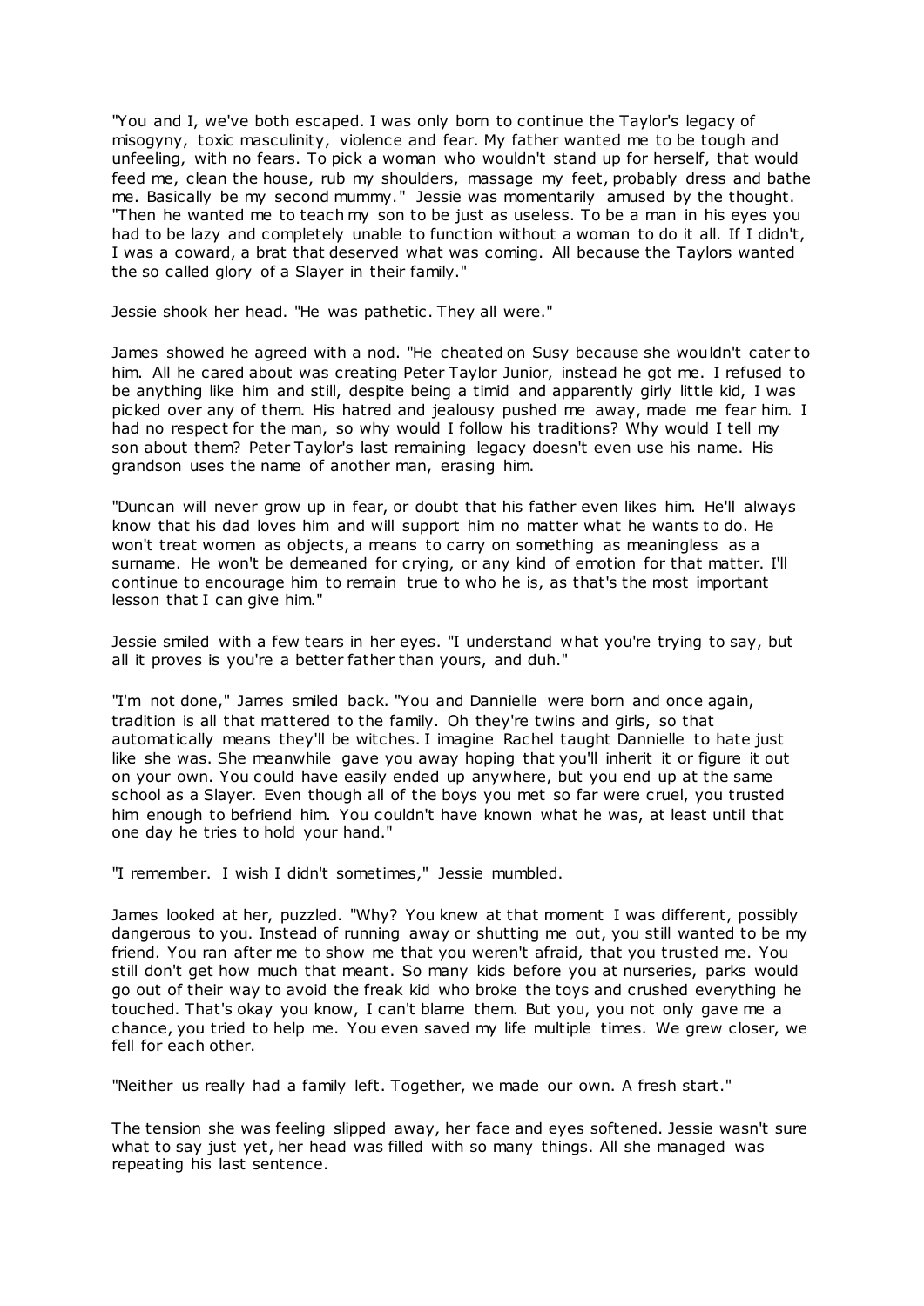"You and I, we've both escaped. I was only born to continue the Taylor's legacy of misogyny, toxic masculinity, violence and fear. My father wanted me to be tough and unfeeling, with no fears. To pick a woman who wouldn't stand up for herself, that would feed me, clean the house, rub my shoulders, massage my feet, probably dress and bathe me. Basically be my second mummy." Jessie was momentarily amused by the thought. "Then he wanted me to teach my son to be just as useless. To be a man in his eyes you had to be lazy and completely unable to function without a woman to do it all. If I didn't, I was a coward, a brat that deserved what was coming. All because the Taylors wanted the so called glory of a Slayer in their family."

Jessie shook her head. "He was pathetic. They all were."

James showed he agreed with a nod. "He cheated on Susy because she wouldn't cater to him. All he cared about was creating Peter Taylor Junior, instead he got me. I refused to be anything like him and still, despite being a timid and apparently girly little kid, I was picked over any of them. His hatred and jealousy pushed me away, made me fear him. I had no respect for the man, so why would I follow his traditions? Why would I tell my son about them? Peter Taylor's last remaining legacy doesn't even use his name. His grandson uses the name of another man, erasing him.

"Duncan will never grow up in fear, or doubt that his father even likes him. He'll always know that his dad loves him and will support him no matter what he wants to do. He won't treat women as objects, a means to carry on something as meaningless as a surname. He won't be demeaned for crying, or any kind of emotion for that matter. I'll continue to encourage him to remain true to who he is, as that's the most important lesson that I can give him."

Jessie smiled with a few tears in her eyes. "I understand what you're trying to say, but all it proves is you're a better father than yours, and duh."

"I'm not done," James smiled back. "You and Dannielle were born and once again, tradition is all that mattered to the family. Oh they're twins and girls, so that automatically means they'll be witches. I imagine Rachel taught Dannielle to hate just like she was. She meanwhile gave you away hoping that you'll inherit it or figure it out on your own. You could have easily ended up anywhere, but you end up at the same school as a Slayer. Even though all of the boys you met so far were cruel, you trusted him enough to befriend him. You couldn't have known what he was, at least until that one day he tries to hold your hand."

"I remember. I wish I didn't sometimes," Jessie mumbled.

James looked at her, puzzled. "Why? You knew at that moment I was different, possibly dangerous to you. Instead of running away or shutting me out, you still wanted to be my friend. You ran after me to show me that you weren't afraid, that you trusted me. You still don't get how much that meant. So many kids before you at nurseries, parks would go out of their way to avoid the freak kid who broke the toys and crushed everything he touched. That's okay you know, I can't blame them. But you, you not only gave me a chance, you tried to help me. You even saved my life multiple times. We grew closer, we fell for each other.

"Neither us really had a family left. Together, we made our own. A fresh start."

The tension she was feeling slipped away, her face and eyes softened. Jessie wasn't sure what to say just yet, her head was filled with so many things. All she managed was repeating his last sentence.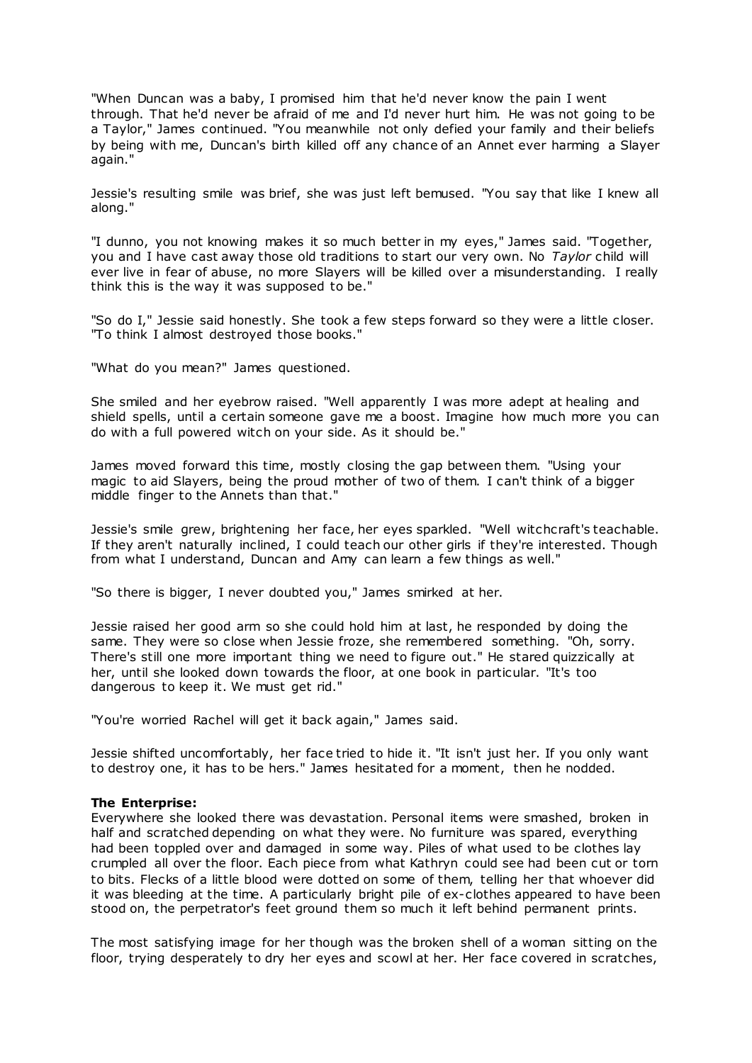"When Duncan was a baby, I promised him that he'd never know the pain I went through. That he'd never be afraid of me and I'd never hurt him. He was not going to be a Taylor," James continued. "You meanwhile not only defied your family and their beliefs by being with me, Duncan's birth killed off any chance of an Annet ever harming a Slayer again."

Jessie's resulting smile was brief, she was just left bemused. "You say that like I knew all along."

"I dunno, you not knowing makes it so much better in my eyes," James said. "Together, you and I have cast away those old traditions to start our very own. No *Taylor* child will ever live in fear of abuse, no more Slayers will be killed over a misunderstanding. I really think this is the way it was supposed to be."

"So do I," Jessie said honestly. She took a few steps forward so they were a little closer. "To think I almost destroyed those books."

"What do you mean?" James questioned.

She smiled and her eyebrow raised. "Well apparently I was more adept at healing and shield spells, until a certain someone gave me a boost. Imagine how much more you can do with a full powered witch on your side. As it should be."

James moved forward this time, mostly closing the gap between them. "Using your magic to aid Slayers, being the proud mother of two of them. I can't think of a bigger middle finger to the Annets than that."

Jessie's smile grew, brightening her face, her eyes sparkled. "Well witchcraft's teachable. If they aren't naturally inclined, I could teach our other girls if they're interested. Though from what I understand, Duncan and Amy can learn a few things as well."

"So there is bigger, I never doubted you," James smirked at her.

Jessie raised her good arm so she could hold him at last, he responded by doing the same. They were so close when Jessie froze, she remembered something. "Oh, sorry. There's still one more important thing we need to figure out." He stared quizzically at her, until she looked down towards the floor, at one book in particular. "It's too dangerous to keep it. We must get rid."

"You're worried Rachel will get it back again," James said.

Jessie shifted uncomfortably, her face tried to hide it. "It isn't just her. If you only want to destroy one, it has to be hers." James hesitated for a moment, then he nodded.

**The Enterprise:**

Everywhere she looked there was devastation. Personal items were smashed, broken in half and scratched depending on what they were. No furniture was spared, everything had been toppled over and damaged in some way. Piles of what used to be clothes lay crumpled all over the floor. Each piece from what Kathryn could see had been cut or torn to bits. Flecks of a little blood were dotted on some of them, telling her that whoever did it was bleeding at the time. A particularly bright pile of ex-clothes appeared to have been stood on, the perpetrator's feet ground them so much it left behind permanent prints.

The most satisfying image for her though was the broken shell of a woman sitting on the floor, trying desperately to dry her eyes and scowl at her. Her face covered in scratches,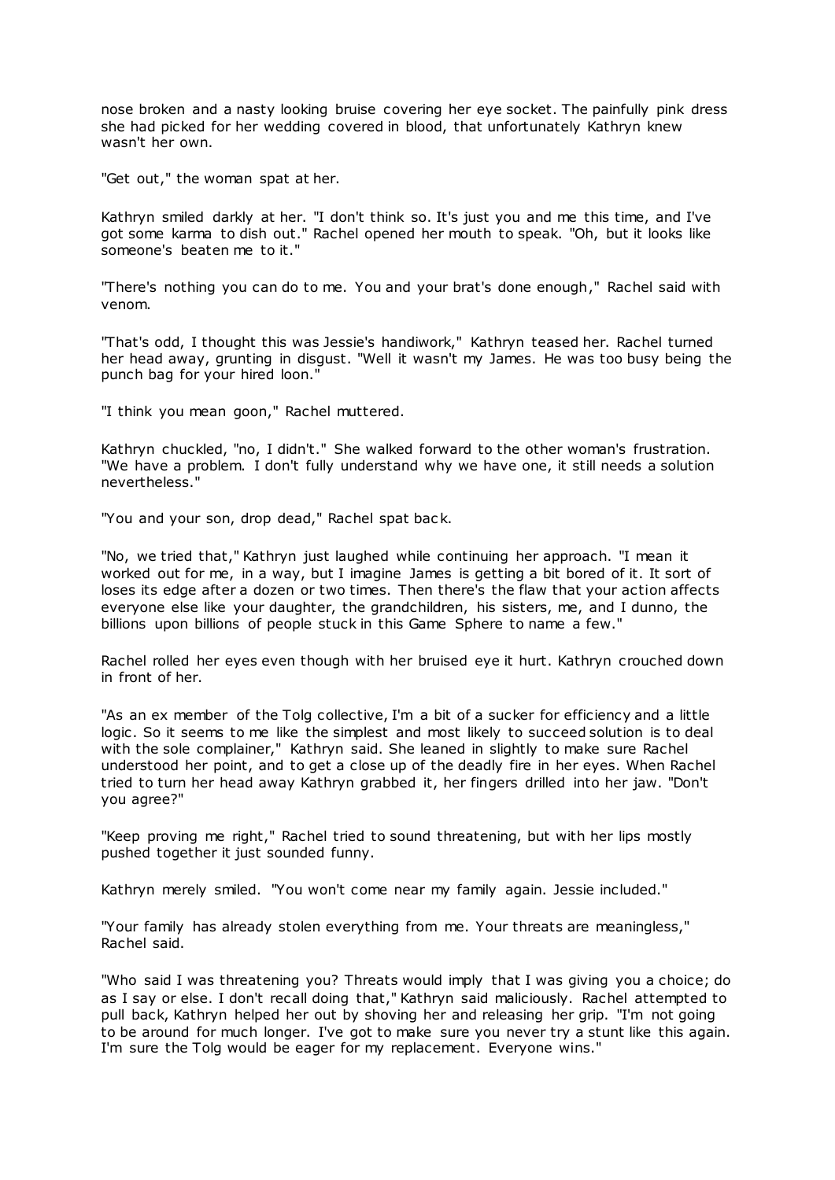nose broken and a nasty looking bruise covering her eye socket. The painfully pink dress she had picked for her wedding covered in blood, that unfortunately Kathryn knew wasn't her own.

"Get out," the woman spat at her.

Kathryn smiled darkly at her. "I don't think so. It's just you and me this time, and I've got some karma to dish out." Rachel opened her mouth to speak. "Oh, but it looks like someone's beaten me to it."

"There's nothing you can do to me. You and your brat's done enough," Rachel said with venom.

"That's odd, I thought this was Jessie's handiwork," Kathryn teased her. Rachel turned her head away, grunting in disgust. "Well it wasn't my James. He was too busy being the punch bag for your hired loon."

"I think you mean goon," Rachel muttered.

Kathryn chuckled, "no, I didn't." She walked forward to the other woman's frustration. "We have a problem. I don't fully understand why we have one, it still needs a solution nevertheless."

"You and your son, drop dead," Rachel spat back.

"No, we tried that," Kathryn just laughed while continuing her approach. "I mean it worked out for me, in a way, but I imagine James is getting a bit bored of it. It sort of loses its edge after a dozen or two times. Then there's the flaw that your action affects everyone else like your daughter, the grandchildren, his sisters, me, and I dunno, the billions upon billions of people stuck in this Game Sphere to name a few."

Rachel rolled her eyes even though with her bruised eye it hurt. Kathryn crouched down in front of her.

"As an ex member of the Tolg collective, I'm a bit of a sucker for efficiency and a little logic. So it seems to me like the simplest and most likely to succeed solution is to deal with the sole complainer," Kathryn said. She leaned in slightly to make sure Rachel understood her point, and to get a close up of the deadly fire in her eyes. When Rachel tried to turn her head away Kathryn grabbed it, her fingers drilled into her jaw. "Don't you agree?"

"Keep proving me right," Rachel tried to sound threatening, but with her lips mostly pushed together it just sounded funny.

Kathryn merely smiled. "You won't come near my family again. Jessie included."

"Your family has already stolen everything from me. Your threats are meaningless," Rachel said.

"Who said I was threatening you? Threats would imply that I was giving you a choice; do as I say or else. I don't recall doing that," Kathryn said maliciously. Rachel attempted to pull back, Kathryn helped her out by shoving her and releasing her grip. "I'm not going to be around for much longer. I've got to make sure you never try a stunt like this again. I'm sure the Tolg would be eager for my replacement. Everyone wins."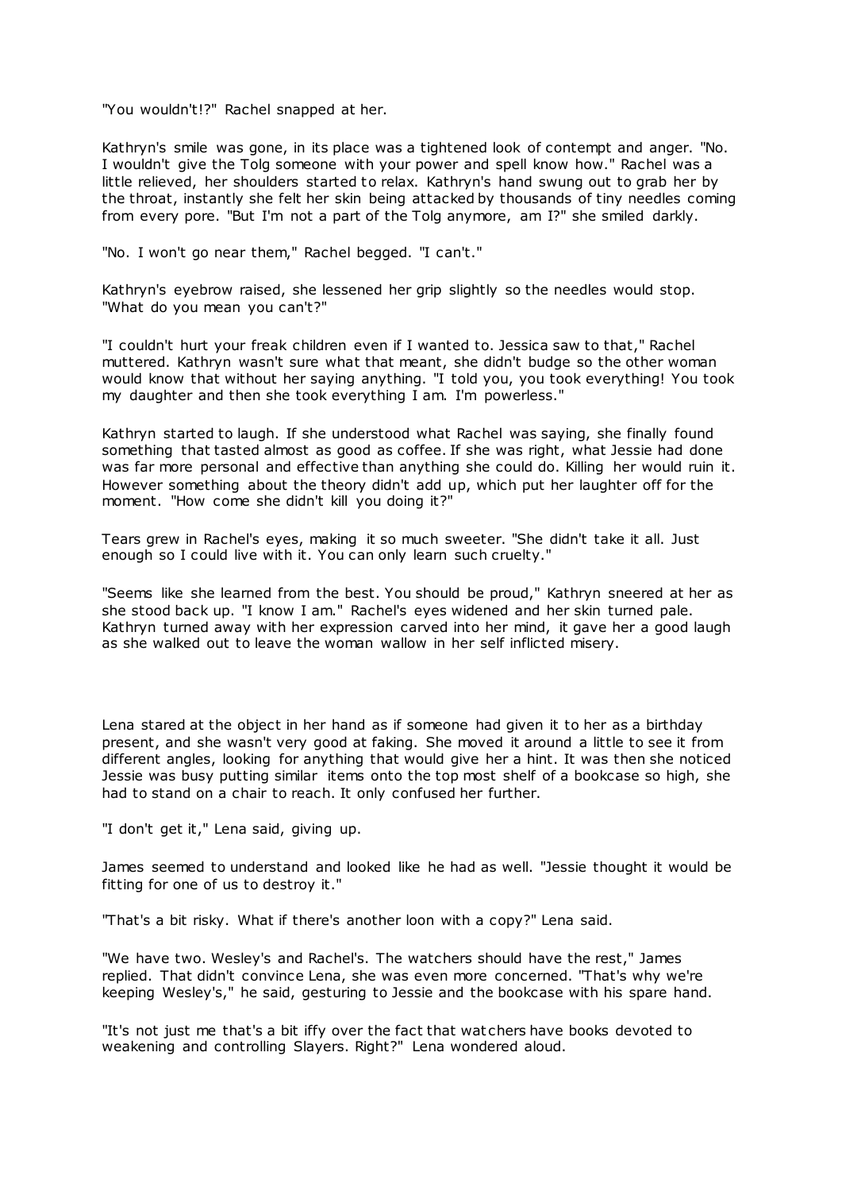"You wouldn't!?" Rachel snapped at her.

Kathryn's smile was gone, in its place was a tightened look of contempt and anger. "No. I wouldn't give the Tolg someone with your power and spell know how." Rachel was a little relieved, her shoulders started to relax. Kathryn's hand swung out to grab her by the throat, instantly she felt her skin being attacked by thousands of tiny needles coming from every pore. "But I'm not a part of the Tolg anymore, am I?" she smiled darkly.

"No. I won't go near them," Rachel begged. "I can't."

Kathryn's eyebrow raised, she lessened her grip slightly so the needles would stop. "What do you mean you can't?"

"I couldn't hurt your freak children even if I wanted to. Jessica saw to that," Rachel muttered. Kathryn wasn't sure what that meant, she didn't budge so the other woman would know that without her saying anything. "I told you, you took everything! You took my daughter and then she took everything I am. I'm powerless."

Kathryn started to laugh. If she understood what Rachel was saying, she finally found something that tasted almost as good as coffee. If she was right, what Jessie had done was far more personal and effective than anything she could do. Killing her would ruin it. However something about the theory didn't add up, which put her laughter off for the moment. "How come she didn't kill you doing it?"

Tears grew in Rachel's eyes, making it so much sweeter. "She didn't take it all. Just enough so I could live with it. You can only learn such cruelty."

"Seems like she learned from the best. You should be proud," Kathryn sneered at her as she stood back up. "I know I am." Rachel's eyes widened and her skin turned pale. Kathryn turned away with her expression carved into her mind, it gave her a good laugh as she walked out to leave the woman wallow in her self inflicted misery.

Lena stared at the object in her hand as if someone had given it to her as a birthday present, and she wasn't very good at faking. She moved it around a little to see it from different angles, looking for anything that would give her a hint. It was then she noticed Jessie was busy putting similar items onto the top most shelf of a bookcase so high, she had to stand on a chair to reach. It only confused her further.

"I don't get it," Lena said, giving up.

James seemed to understand and looked like he had as well. "Jessie thought it would be fitting for one of us to destroy it."

"That's a bit risky. What if there's another loon with a copy?" Lena said.

"We have two. Wesley's and Rachel's. The watchers should have the rest," James replied. That didn't convince Lena, she was even more concerned. "That's why we're keeping Wesley's," he said, gesturing to Jessie and the bookcase with his spare hand.

"It's not just me that's a bit iffy over the fact that watchers have books devoted to weakening and controlling Slayers. Right?" Lena wondered aloud.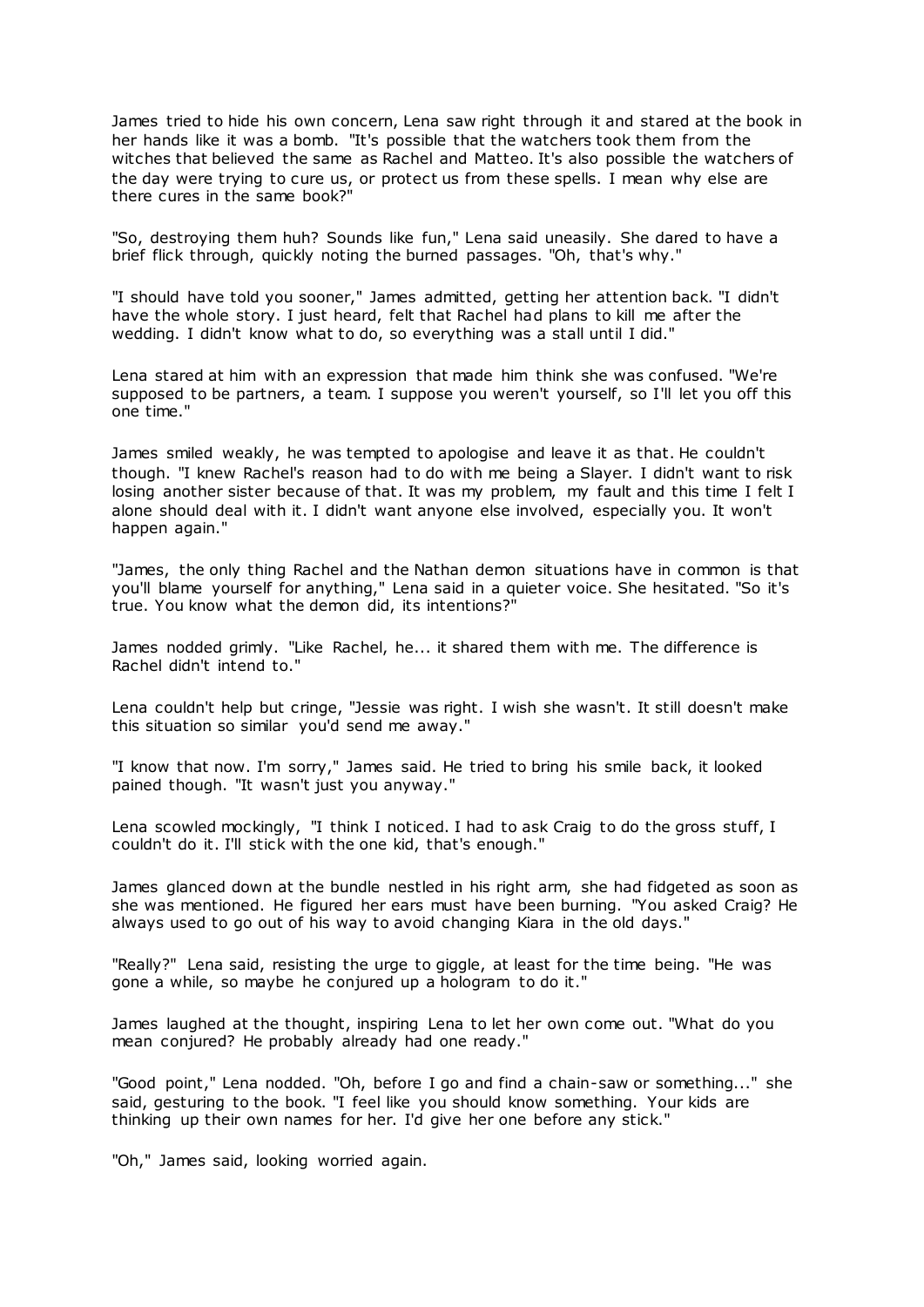James tried to hide his own concern, Lena saw right through it and stared at the book in her hands like it was a bomb. "It's possible that the watchers took them from the witches that believed the same as Rachel and Matteo. It's also possible the watchers of the day were trying to cure us, or protect us from these spells. I mean why else are there cures in the same book?"

"So, destroying them huh? Sounds like fun," Lena said uneasily. She dared to have a brief flick through, quickly noting the burned passages. "Oh, that's why."

"I should have told you sooner," James admitted, getting her attention back. "I didn't have the whole story. I just heard, felt that Rachel had plans to kill me after the wedding. I didn't know what to do, so everything was a stall until I did."

Lena stared at him with an expression that made him think she was confused. "We're supposed to be partners, a team. I suppose you weren't yourself, so I'll let you off this one time."

James smiled weakly, he was tempted to apologise and leave it as that. He couldn't though. "I knew Rachel's reason had to do with me being a Slayer. I didn't want to risk losing another sister because of that. It was my problem, my fault and this time I felt I alone should deal with it. I didn't want anyone else involved, especially you. It won't happen again."

"James, the only thing Rachel and the Nathan demon situations have in common is that you'll blame yourself for anything," Lena said in a quieter voice. She hesitated. "So it's true. You know what the demon did, its intentions?"

James nodded grimly. "Like Rachel, he... it shared them with me. The difference is Rachel didn't intend to."

Lena couldn't help but cringe, "Jessie was right. I wish she wasn't. It still doesn't make this situation so similar you'd send me away."

"I know that now. I'm sorry," James said. He tried to bring his smile back, it looked pained though. "It wasn't just you anyway."

Lena scowled mockingly, "I think I noticed. I had to ask Craig to do the gross stuff, I couldn't do it. I'll stick with the one kid, that's enough."

James glanced down at the bundle nestled in his right arm, she had fidgeted as soon as she was mentioned. He figured her ears must have been burning. "You asked Craig? He always used to go out of his way to avoid changing Kiara in the old days."

"Really?" Lena said, resisting the urge to giggle, at least for the time being. "He was gone a while, so maybe he conjured up a hologram to do it."

James laughed at the thought, inspiring Lena to let her own come out. "What do you mean conjured? He probably already had one ready."

"Good point," Lena nodded. "Oh, before I go and find a chain-saw or something..." she said, gesturing to the book. "I feel like you should know something. Your kids are thinking up their own names for her. I'd give her one before any stick."

"Oh," James said, looking worried again.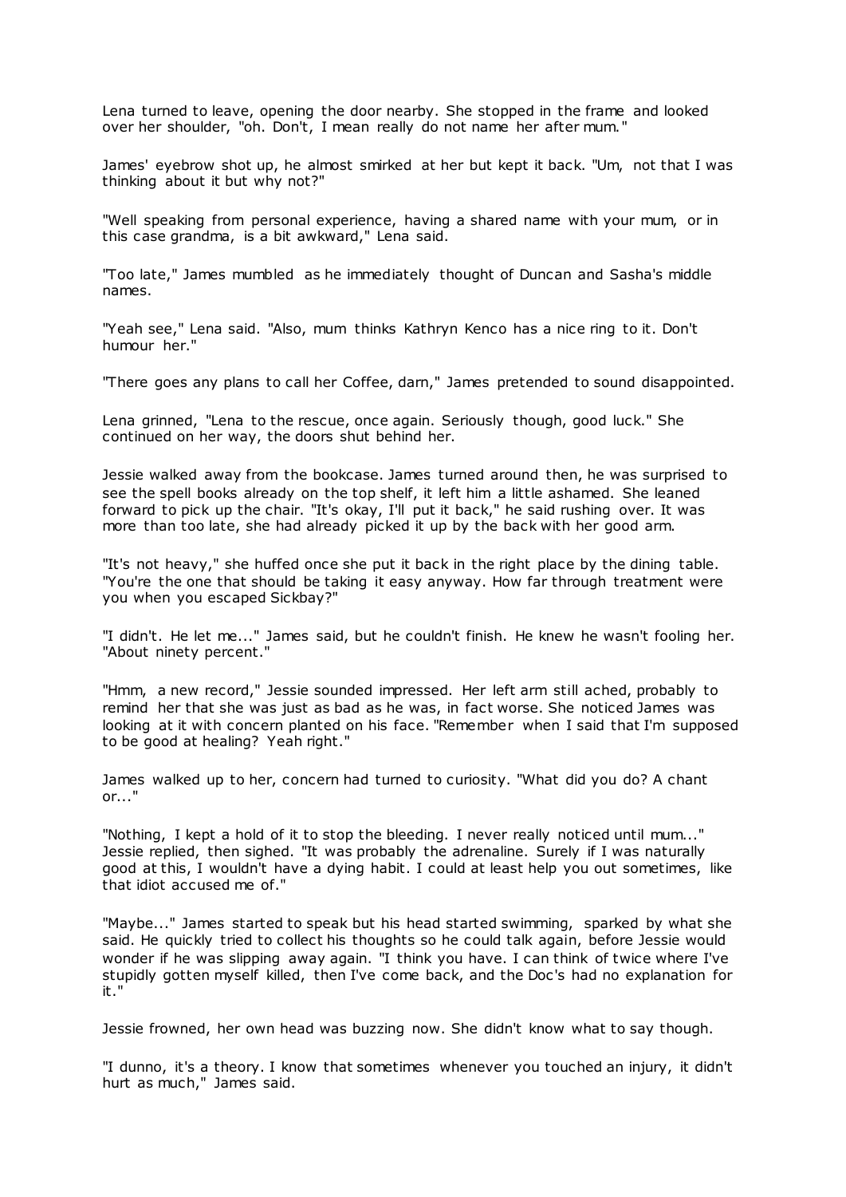Lena turned to leave, opening the door nearby. She stopped in the frame and looked over her shoulder, "oh. Don't, I mean really do not name her after mum."

James' eyebrow shot up, he almost smirked at her but kept it back. "Um, not that I was thinking about it but why not?"

"Well speaking from personal experience, having a shared name with your mum, or in this case grandma, is a bit awkward," Lena said.

"Too late," James mumbled as he immediately thought of Duncan and Sasha's middle names.

"Yeah see," Lena said. "Also, mum thinks Kathryn Kenco has a nice ring to it. Don't humour her."

"There goes any plans to call her Coffee, darn," James pretended to sound disappointed.

Lena grinned, "Lena to the rescue, once again. Seriously though, good luck." She continued on her way, the doors shut behind her.

Jessie walked away from the bookcase. James turned around then, he was surprised to see the spell books already on the top shelf, it left him a little ashamed. She leaned forward to pick up the chair. "It's okay, I'll put it back," he said rushing over. It was more than too late, she had already picked it up by the back with her good arm.

"It's not heavy," she huffed once she put it back in the right place by the dining table. "You're the one that should be taking it easy anyway. How far through treatment were you when you escaped Sickbay?"

"I didn't. He let me..." James said, but he couldn't finish. He knew he wasn't fooling her. "About ninety percent."

"Hmm, a new record," Jessie sounded impressed. Her left arm still ached, probably to remind her that she was just as bad as he was, in fact worse. She noticed James was looking at it with concern planted on his face. "Remember when I said that I'm supposed to be good at healing? Yeah right."

James walked up to her, concern had turned to curiosity. "What did you do? A chant or..."

"Nothing, I kept a hold of it to stop the bleeding. I never really noticed until mum..." Jessie replied, then sighed. "It was probably the adrenaline. Surely if I was naturally good at this, I wouldn't have a dying habit. I could at least help you out sometimes, like that idiot accused me of."

"Maybe..." James started to speak but his head started swimming, sparked by what she said. He quickly tried to collect his thoughts so he could talk again, before Jessie would wonder if he was slipping away again. "I think you have. I can think of twice where I've stupidly gotten myself killed, then I've come back, and the Doc's had no explanation for it."

Jessie frowned, her own head was buzzing now. She didn't know what to say though.

"I dunno, it's a theory. I know that sometimes whenever you touched an injury, it didn't hurt as much," James said.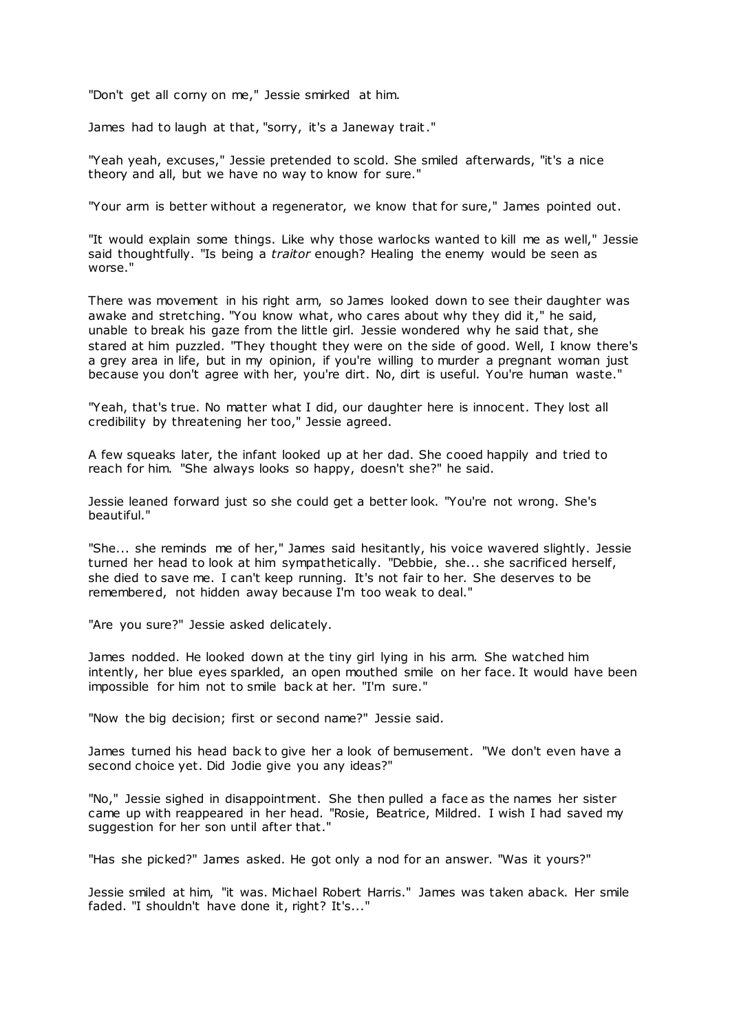"Don't get all corny on me," Jessie smirked at him.

James had to laugh at that, "sorry, it's a Janeway trait."

"Yeah yeah, excuses," Jessie pretended to scold. She smiled afterwards, "it's a nice theory and all, but we have no way to know for sure."

"Your arm is better without a regenerator, we know that for sure," James pointed out.

"It would explain some things. Like why those warlocks wanted to kill me as well," Jessie said thoughtfully. "Is being a *traitor* enough? Healing the enemy would be seen as worse."

There was movement in his right arm, so James looked down to see their daughter was awake and stretching. "You know what, who cares about why they did it," he said, unable to break his gaze from the little girl. Jessie wondered why he said that, she stared at him puzzled. "They thought they were on the side of good. Well, I know there's a grey area in life, but in my opinion, if you're willing to murder a pregnant woman just because you don't agree with her, you're dirt. No, dirt is useful. You're human waste."

"Yeah, that's true. No matter what I did, our daughter here is innocent. They lost all credibility by threatening her too," Jessie agreed.

A few squeaks later, the infant looked up at her dad. She cooed happily and tried to reach for him. "She always looks so happy, doesn't she?" he said.

Jessie leaned forward just so she could get a better look. "You're not wrong. She's beautiful."

"She... she reminds me of her," James said hesitantly, his voice wavered slightly. Jessie turned her head to look at him sympathetically. "Debbie, she... she sacrificed herself, she died to save me. I can't keep running. It's not fair to her. She deserves to be remembered, not hidden away because I'm too weak to deal."

"Are you sure?" Jessie asked delicately.

James nodded. He looked down at the tiny girl lying in his arm. She watched him intently, her blue eyes sparkled, an open mouthed smile on her face. It would have been impossible for him not to smile back at her. "I'm sure."

"Now the big decision; first or second name?" Jessie said.

James turned his head back to give her a look of bemusement. "We don't even have a second choice yet. Did Jodie give you any ideas?"

"No," Jessie sighed in disappointment. She then pulled a face as the names her sister came up with reappeared in her head. "Rosie, Beatrice, Mildred. I wish I had saved my suggestion for her son until after that."

"Has she picked?" James asked. He got only a nod for an answer. "Was it yours?"

Jessie smiled at him, "it was. Michael Robert Harris." James was taken aback. Her smile faded. "I shouldn't have done it, right? It's..."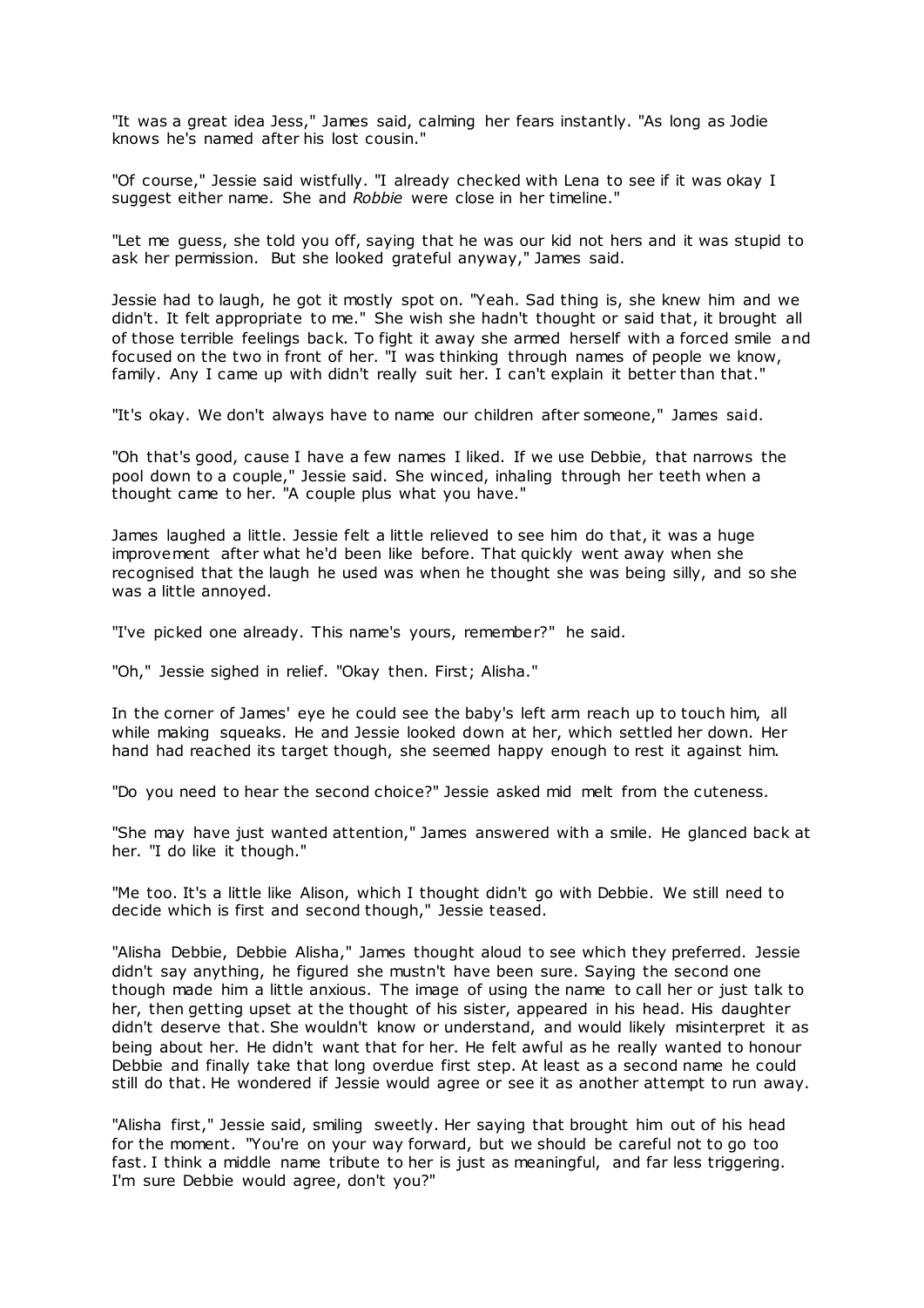"It was a great idea Jess," James said, calming her fears instantly. "As long as Jodie knows he's named after his lost cousin."

"Of course," Jessie said wistfully. "I already checked with Lena to see if it was okay I suggest either name. She and *Robbie* were close in her timeline."

"Let me guess, she told you off, saying that he was our kid not hers and it was stupid to ask her permission. But she looked grateful anyway," James said.

Jessie had to laugh, he got it mostly spot on. "Yeah. Sad thing is, she knew him and we didn't. It felt appropriate to me." She wish she hadn't thought or said that, it brought all of those terrible feelings back. To fight it away she armed herself with a forced smile and focused on the two in front of her. "I was thinking through names of people we know, family. Any I came up with didn't really suit her. I can't explain it better than that."

"It's okay. We don't always have to name our children after someone," James said.

"Oh that's good, cause I have a few names I liked. If we use Debbie, that narrows the pool down to a couple," Jessie said. She winced, inhaling through her teeth when a thought came to her. "A couple plus what you have."

James laughed a little. Jessie felt a little relieved to see him do that, it was a huge improvement after what he'd been like before. That quickly went away when she recognised that the laugh he used was when he thought she was being silly, and so she was a little annoyed.

"I've picked one already. This name's yours, remember?" he said.

"Oh," Jessie sighed in relief. "Okay then. First; Alisha."

In the corner of James' eye he could see the baby's left arm reach up to touch him, all while making squeaks. He and Jessie looked down at her, which settled her down. Her hand had reached its target though, she seemed happy enough to rest it against him.

"Do you need to hear the second choice?" Jessie asked mid melt from the cuteness.

"She may have just wanted attention," James answered with a smile. He glanced back at her. "I do like it though."

"Me too. It's a little like Alison, which I thought didn't go with Debbie. We still need to decide which is first and second though," Jessie teased.

"Alisha Debbie, Debbie Alisha," James thought aloud to see which they preferred. Jessie didn't say anything, he figured she mustn't have been sure. Saying the second one though made him a little anxious. The image of using the name to call her or just talk to her, then getting upset at the thought of his sister, appeared in his head. His daughter didn't deserve that. She wouldn't know or understand, and would likely misinterpret it as being about her. He didn't want that for her. He felt awful as he really wanted to honour Debbie and finally take that long overdue first step. At least as a second name he could still do that. He wondered if Jessie would agree or see it as another attempt to run away.

"Alisha first," Jessie said, smiling sweetly. Her saying that brought him out of his head for the moment. "You're on your way forward, but we should be careful not to go too fast. I think a middle name tribute to her is just as meaningful, and far less triggering. I'm sure Debbie would agree, don't you?"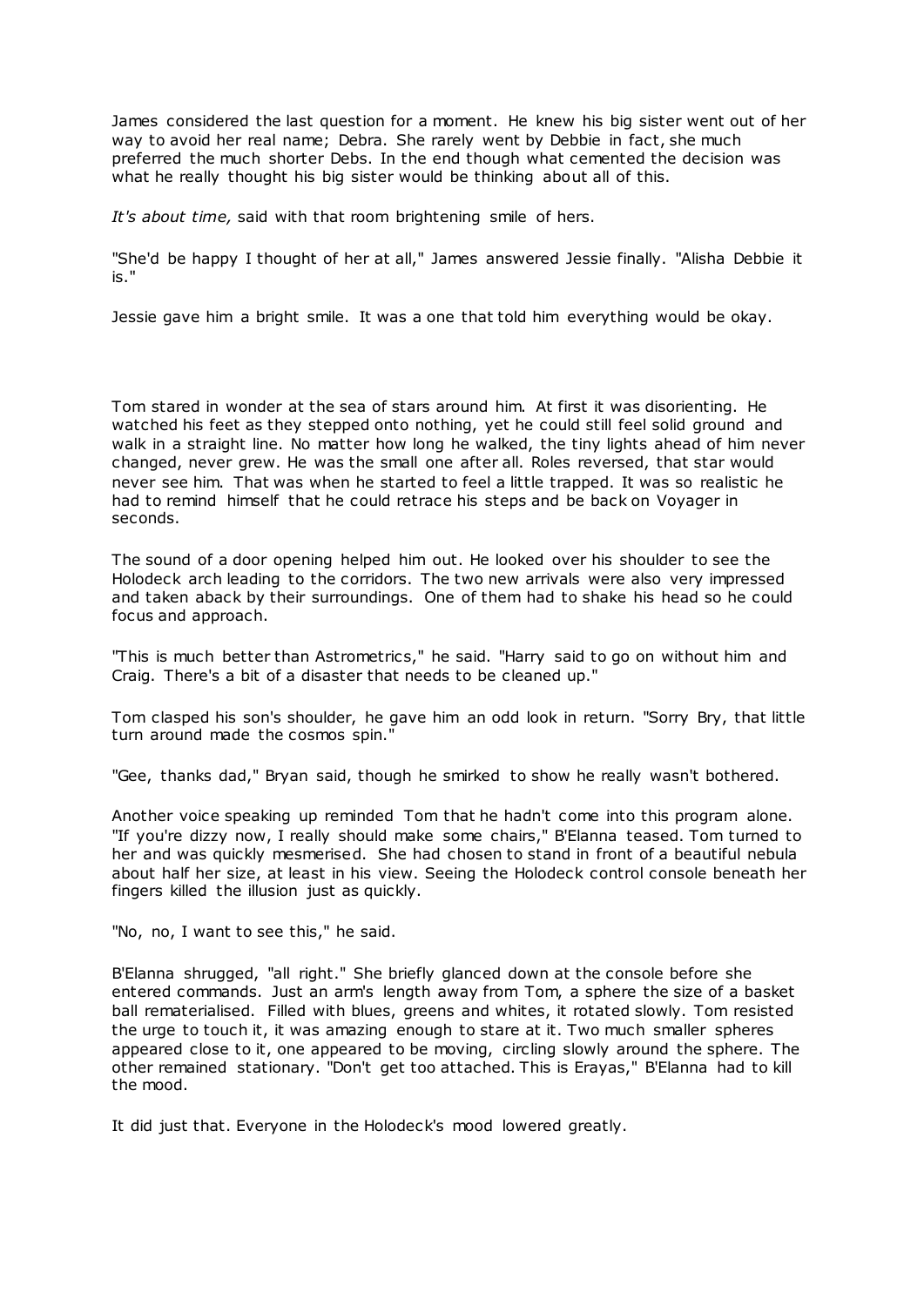James considered the last question for a moment. He knew his big sister went out of her way to avoid her real name; Debra. She rarely went by Debbie in fact, she much preferred the much shorter Debs. In the end though what cemented the decision was what he really thought his big sister would be thinking about all of this.

*It's about time,* said with that room brightening smile of hers.

"She'd be happy I thought of her at all," James answered Jessie finally. "Alisha Debbie it is."

Jessie gave him a bright smile. It was a one that told him everything would be okay.

Tom stared in wonder at the sea of stars around him. At first it was disorienting. He watched his feet as they stepped onto nothing, yet he could still feel solid ground and walk in a straight line. No matter how long he walked, the tiny lights ahead of him never changed, never grew. He was the small one after all. Roles reversed, that star would never see him. That was when he started to feel a little trapped. It was so realistic he had to remind himself that he could retrace his steps and be back on Voyager in seconds.

The sound of a door opening helped him out. He looked over his shoulder to see the Holodeck arch leading to the corridors. The two new arrivals were also very impressed and taken aback by their surroundings. One of them had to shake his head so he could focus and approach.

"This is much better than Astrometrics," he said. "Harry said to go on without him and Craig. There's a bit of a disaster that needs to be cleaned up."

Tom clasped his son's shoulder, he gave him an odd look in return. "Sorry Bry, that little turn around made the cosmos spin."

"Gee, thanks dad," Bryan said, though he smirked to show he really wasn't bothered.

Another voice speaking up reminded Tom that he hadn't come into this program alone. "If you're dizzy now, I really should make some chairs," B'Elanna teased. Tom turned to her and was quickly mesmerised. She had chosen to stand in front of a beautiful nebula about half her size, at least in his view. Seeing the Holodeck control console beneath her fingers killed the illusion just as quickly.

"No, no, I want to see this," he said.

B'Elanna shrugged, "all right." She briefly glanced down at the console before she entered commands. Just an arm's length away from Tom, a sphere the size of a basket ball rematerialised. Filled with blues, greens and whites, it rotated slowly. Tom resisted the urge to touch it, it was amazing enough to stare at it. Two much smaller spheres appeared close to it, one appeared to be moving, circling slowly around the sphere. The other remained stationary. "Don't get too attached. This is Erayas," B'Elanna had to kill the mood.

It did just that. Everyone in the Holodeck's mood lowered greatly.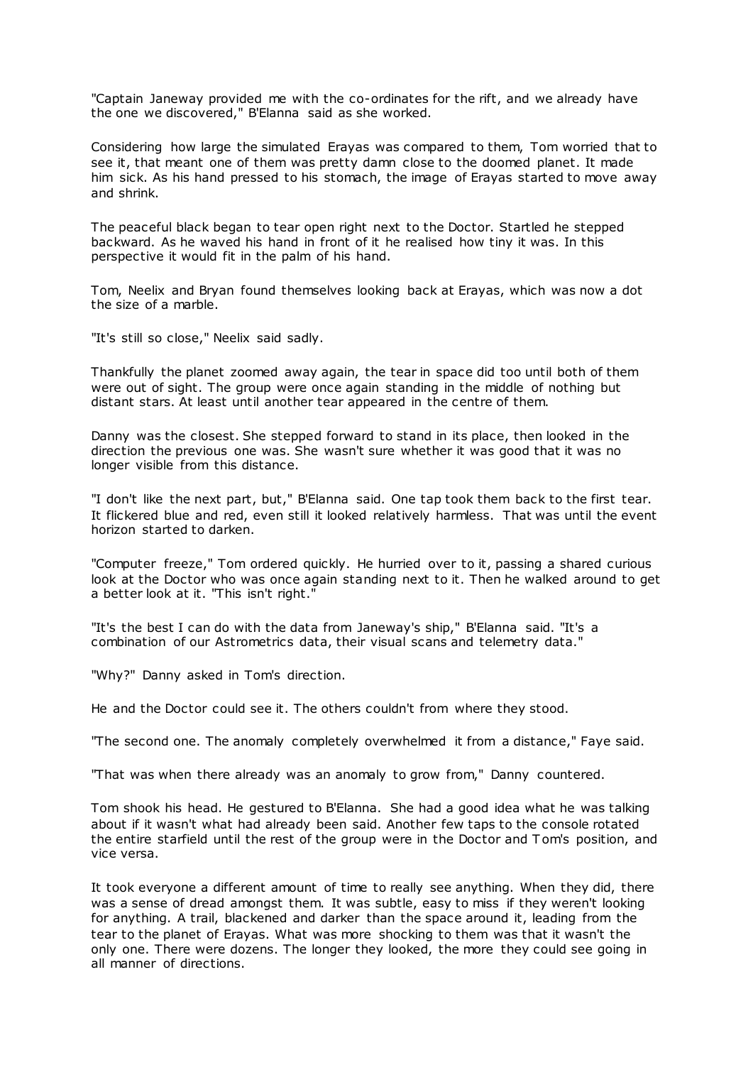"Captain Janeway provided me with the co-ordinates for the rift, and we already have the one we discovered," B'Elanna said as she worked.

Considering how large the simulated Erayas was compared to them, Tom worried that to see it, that meant one of them was pretty damn close to the doomed planet. It made him sick. As his hand pressed to his stomach, the image of Erayas started to move away and shrink.

The peaceful black began to tear open right next to the Doctor. Startled he stepped backward. As he waved his hand in front of it he realised how tiny it was. In this perspective it would fit in the palm of his hand.

Tom, Neelix and Bryan found themselves looking back at Erayas, which was now a dot the size of a marble.

"It's still so close," Neelix said sadly.

Thankfully the planet zoomed away again, the tear in space did too until both of them were out of sight. The group were once again standing in the middle of nothing but distant stars. At least until another tear appeared in the centre of them.

Danny was the closest. She stepped forward to stand in its place, then looked in the direction the previous one was. She wasn't sure whether it was good that it was no longer visible from this distance.

"I don't like the next part, but," B'Elanna said. One tap took them back to the first tear. It flickered blue and red, even still it looked relatively harmless. That was until the event horizon started to darken.

"Computer freeze," Tom ordered quickly. He hurried over to it, passing a shared curious look at the Doctor who was once again standing next to it. Then he walked around to get a better look at it. "This isn't right."

"It's the best I can do with the data from Janeway's ship," B'Elanna said. "It's a combination of our Astrometrics data, their visual scans and telemetry data."

"Why?" Danny asked in Tom's direction.

He and the Doctor could see it. The others couldn't from where they stood.

"The second one. The anomaly completely overwhelmed it from a distance," Faye said.

"That was when there already was an anomaly to grow from," Danny countered.

Tom shook his head. He gestured to B'Elanna. She had a good idea what he was talking about if it wasn't what had already been said. Another few taps to the console rotated the entire starfield until the rest of the group were in the Doctor and Tom's position, and vice versa.

It took everyone a different amount of time to really see anything. When they did, there was a sense of dread amongst them. It was subtle, easy to miss if they weren't looking for anything. A trail, blackened and darker than the space around it, leading from the tear to the planet of Erayas. What was more shocking to them was that it wasn't the only one. There were dozens. The longer they looked, the more they could see going in all manner of directions.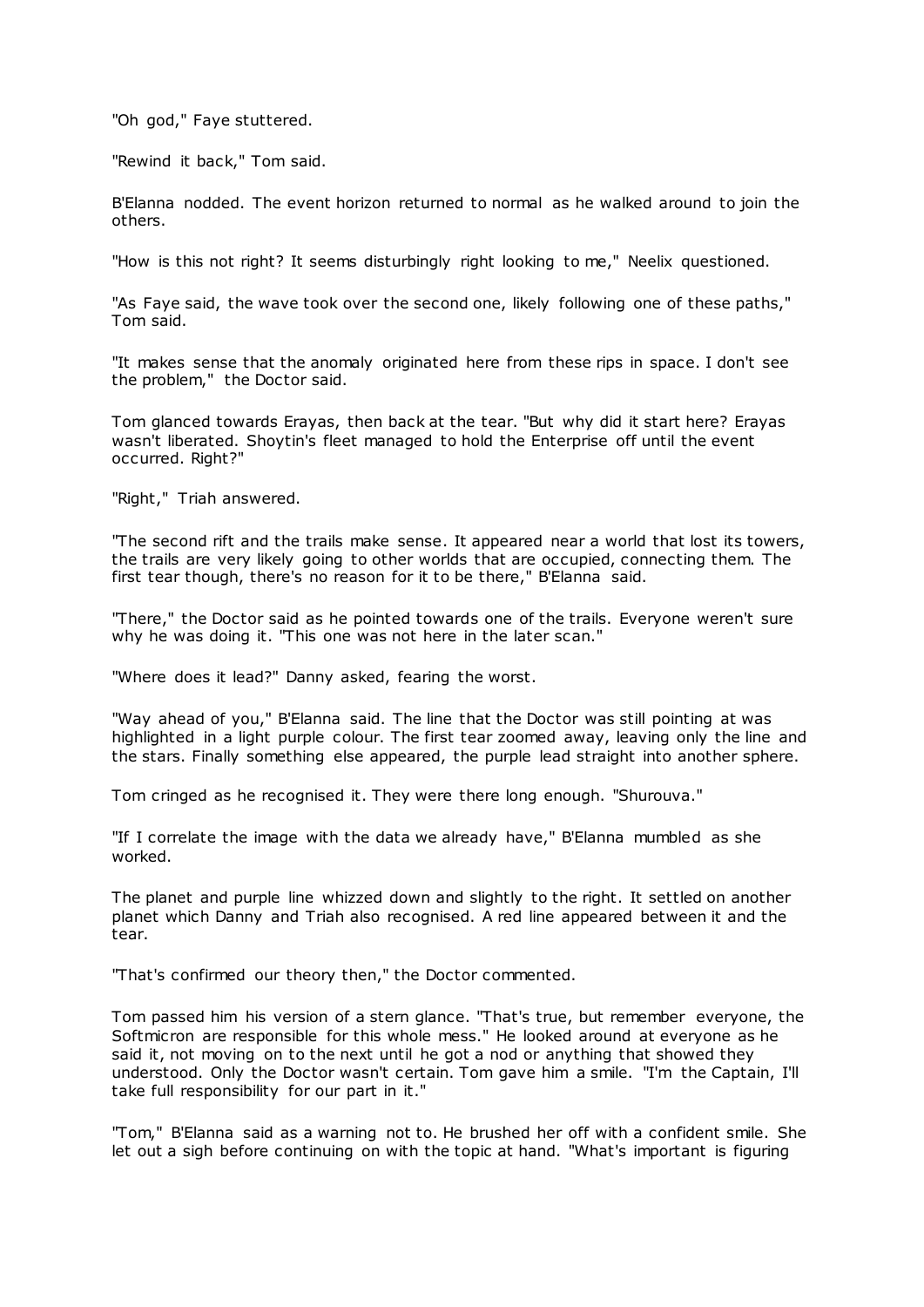"Oh god," Faye stuttered.

"Rewind it back," Tom said.

B'Elanna nodded. The event horizon returned to normal as he walked around to join the others.

"How is this not right? It seems disturbingly right looking to me," Neelix questioned.

"As Faye said, the wave took over the second one, likely following one of these paths," Tom said.

"It makes sense that the anomaly originated here from these rips in space. I don't see the problem," the Doctor said.

Tom glanced towards Erayas, then back at the tear. "But why did it start here? Erayas wasn't liberated. Shoytin's fleet managed to hold the Enterprise off until the event occurred. Right?"

"Right," Triah answered.

"The second rift and the trails make sense. It appeared near a world that lost its towers, the trails are very likely going to other worlds that are occupied, connecting them. The first tear though, there's no reason for it to be there," B'Elanna said.

"There," the Doctor said as he pointed towards one of the trails. Everyone weren't sure why he was doing it. "This one was not here in the later scan."

"Where does it lead?" Danny asked, fearing the worst.

"Way ahead of you," B'Elanna said. The line that the Doctor was still pointing at was highlighted in a light purple colour. The first tear zoomed away, leaving only the line and the stars. Finally something else appeared, the purple lead straight into another sphere.

Tom cringed as he recognised it. They were there long enough. "Shurouva."

"If I correlate the image with the data we already have," B'Elanna mumbled as she worked.

The planet and purple line whizzed down and slightly to the right. It settled on another planet which Danny and Triah also recognised. A red line appeared between it and the tear.

"That's confirmed our theory then," the Doctor commented.

Tom passed him his version of a stern glance. "That's true, but remember everyone, the Softmicron are responsible for this whole mess." He looked around at everyone as he said it, not moving on to the next until he got a nod or anything that showed they understood. Only the Doctor wasn't certain. Tom gave him a smile. "I'm the Captain, I'll take full responsibility for our part in it."

"Tom," B'Elanna said as a warning not to. He brushed her off with a confident smile. She let out a sigh before continuing on with the topic at hand. "What's important is figuring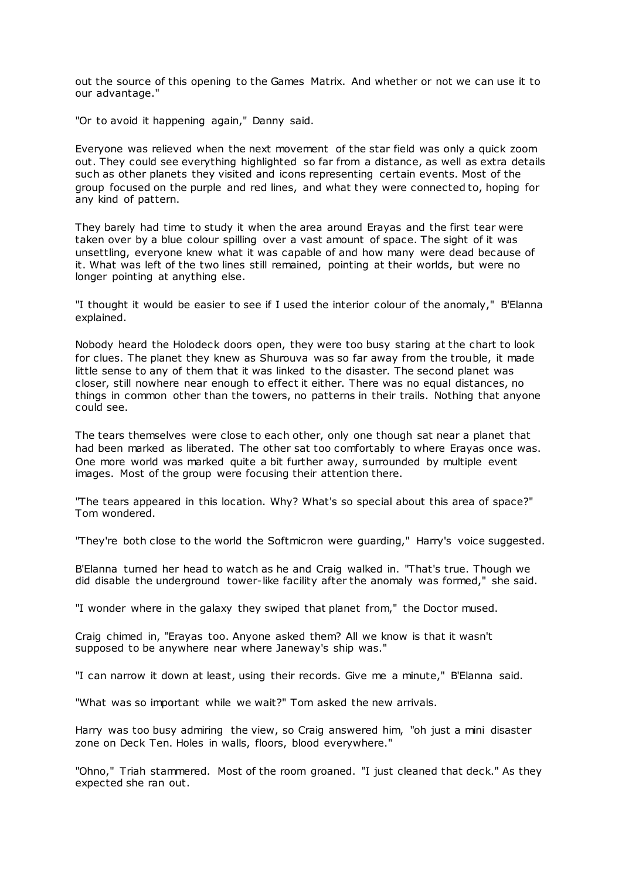out the source of this opening to the Games Matrix. And whether or not we can use it to our advantage."

"Or to avoid it happening again," Danny said.

Everyone was relieved when the next movement of the star field was only a quick zoom out. They could see everything highlighted so far from a distance, as well as extra details such as other planets they visited and icons representing certain events. Most of the group focused on the purple and red lines, and what they were connected to, hoping for any kind of pattern.

They barely had time to study it when the area around Erayas and the first tear were taken over by a blue colour spilling over a vast amount of space. The sight of it was unsettling, everyone knew what it was capable of and how many were dead because of it. What was left of the two lines still remained, pointing at their worlds, but were no longer pointing at anything else.

"I thought it would be easier to see if I used the interior colour of the anomaly," B'Elanna explained.

Nobody heard the Holodeck doors open, they were too busy staring at the chart to look for clues. The planet they knew as Shurouva was so far away from the trouble, it made little sense to any of them that it was linked to the disaster. The second planet was closer, still nowhere near enough to effect it either. There was no equal distances, no things in common other than the towers, no patterns in their trails. Nothing that anyone could see.

The tears themselves were close to each other, only one though sat near a planet that had been marked as liberated. The other sat too comfortably to where Erayas once was. One more world was marked quite a bit further away, surrounded by multiple event images. Most of the group were focusing their attention there.

"The tears appeared in this location. Why? What's so special about this area of space?" Tom wondered.

"They're both close to the world the Softmicron were guarding," Harry's voice suggested.

B'Elanna turned her head to watch as he and Craig walked in. "That's true. Though we did disable the underground tower-like facility after the anomaly was formed," she said.

"I wonder where in the galaxy they swiped that planet from," the Doctor mused.

Craig chimed in, "Erayas too. Anyone asked them? All we know is that it wasn't supposed to be anywhere near where Janeway's ship was."

"I can narrow it down at least, using their records. Give me a minute," B'Elanna said.

"What was so important while we wait?" Tom asked the new arrivals.

Harry was too busy admiring the view, so Craig answered him, "oh just a mini disaster zone on Deck Ten. Holes in walls, floors, blood everywhere."

"Ohno," Triah stammered. Most of the room groaned. "I just cleaned that deck." As they expected she ran out.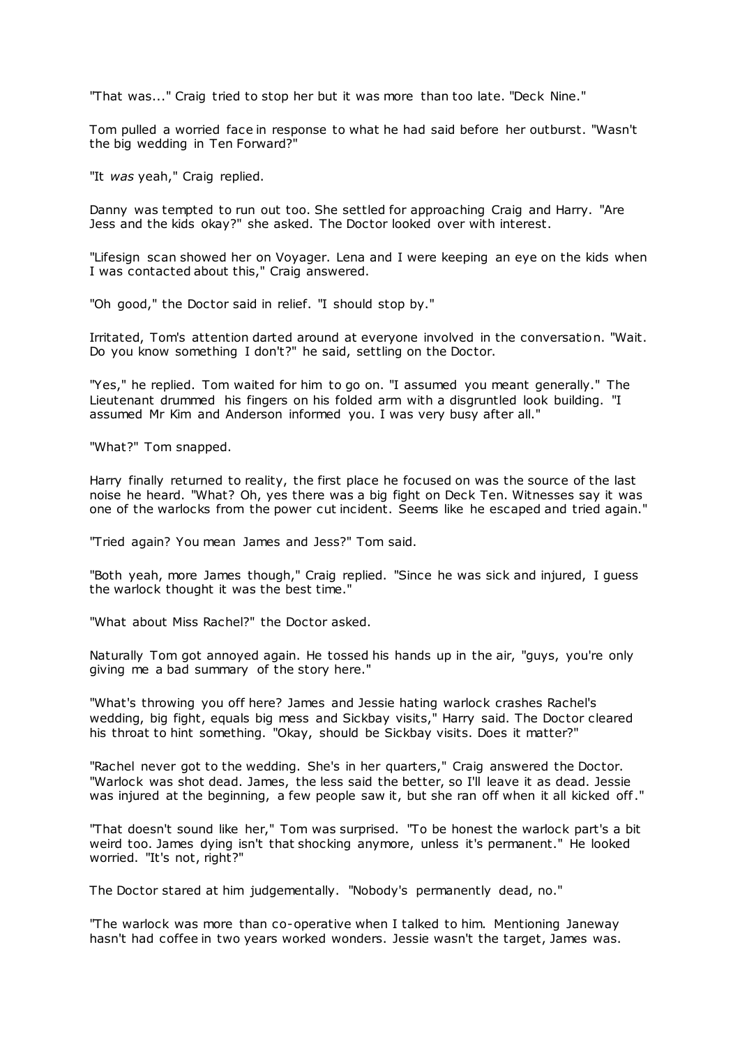"That was..." Craig tried to stop her but it was more than too late. "Deck Nine."

Tom pulled a worried face in response to what he had said before her outburst. "Wasn't the big wedding in Ten Forward?"

"It *was* yeah," Craig replied.

Danny was tempted to run out too. She settled for approaching Craig and Harry. "Are Jess and the kids okay?" she asked. The Doctor looked over with interest.

"Lifesign scan showed her on Voyager. Lena and I were keeping an eye on the kids when I was contacted about this," Craig answered.

"Oh good," the Doctor said in relief. "I should stop by."

Irritated, Tom's attention darted around at everyone involved in the conversation. "Wait. Do you know something I don't?" he said, settling on the Doctor.

"Yes," he replied. Tom waited for him to go on. "I assumed you meant generally." The Lieutenant drummed his fingers on his folded arm with a disgruntled look building. "I assumed Mr Kim and Anderson informed you. I was very busy after all."

"What?" Tom snapped.

Harry finally returned to reality, the first place he focused on was the source of the last noise he heard. "What? Oh, yes there was a big fight on Deck Ten. Witnesses say it was one of the warlocks from the power cut incident. Seems like he escaped and tried again."

"Tried again? You mean James and Jess?" Tom said.

"Both yeah, more James though," Craig replied. "Since he was sick and injured, I guess the warlock thought it was the best time."

"What about Miss Rachel?" the Doctor asked.

Naturally Tom got annoyed again. He tossed his hands up in the air, "guys, you're only giving me a bad summary of the story here."

"What's throwing you off here? James and Jessie hating warlock crashes Rachel's wedding, big fight, equals big mess and Sickbay visits," Harry said. The Doctor cleared his throat to hint something. "Okay, should be Sickbay visits. Does it matter?"

"Rachel never got to the wedding. She's in her quarters," Craig answered the Doctor. "Warlock was shot dead. James, the less said the better, so I'll leave it as dead. Jessie was injured at the beginning, a few people saw it, but she ran off when it all kicked off."

"That doesn't sound like her," Tom was surprised. "To be honest the warlock part's a bit weird too. James dying isn't that shocking anymore, unless it's permanent." He looked worried. "It's not, right?"

The Doctor stared at him judgementally. "Nobody's permanently dead, no."

"The warlock was more than co-operative when I talked to him. Mentioning Janeway hasn't had coffee in two years worked wonders. Jessie wasn't the target, James was.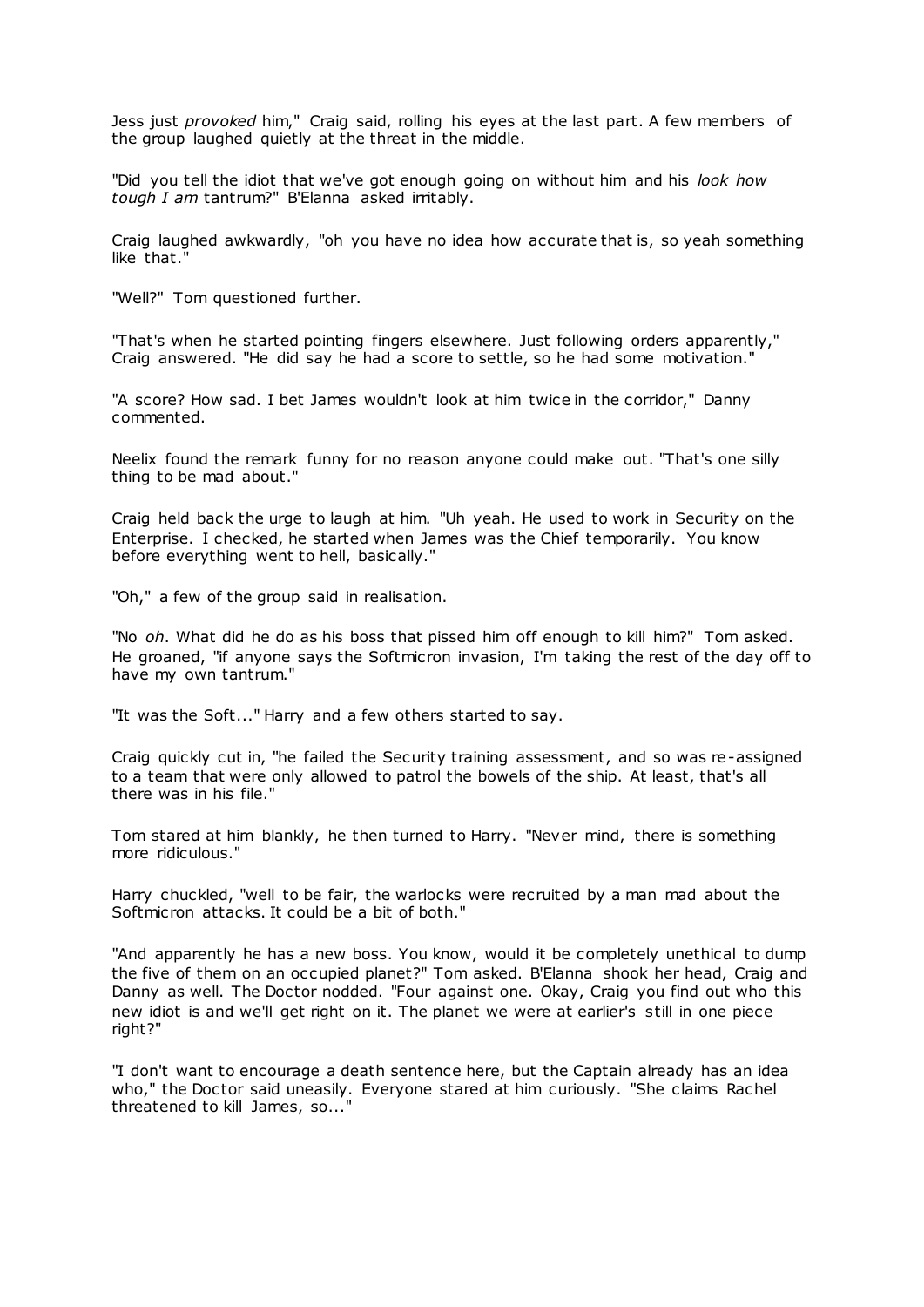Jess just *provoked* him," Craig said, rolling his eyes at the last part. A few members of the group laughed quietly at the threat in the middle.

"Did you tell the idiot that we've got enough going on without him and his *look how tough I am* tantrum?" B'Elanna asked irritably.

Craig laughed awkwardly, "oh you have no idea how accurate that is, so yeah something like that."

"Well?" Tom questioned further.

"That's when he started pointing fingers elsewhere. Just following orders apparently," Craig answered. "He did say he had a score to settle, so he had some motivation."

"A score? How sad. I bet James wouldn't look at him twice in the corridor," Danny commented.

Neelix found the remark funny for no reason anyone could make out. "That's one silly thing to be mad about."

Craig held back the urge to laugh at him. "Uh yeah. He used to work in Security on the Enterprise. I checked, he started when James was the Chief temporarily. You know before everything went to hell, basically."

"Oh," a few of the group said in realisation.

"No *oh*. What did he do as his boss that pissed him off enough to kill him?" Tom asked. He groaned, "if anyone says the Softmicron invasion, I'm taking the rest of the day off to have my own tantrum."

"It was the Soft..." Harry and a few others started to say.

Craig quickly cut in, "he failed the Security training assessment, and so was re-assigned to a team that were only allowed to patrol the bowels of the ship. At least, that's all there was in his file."

Tom stared at him blankly, he then turned to Harry. "Never mind, there is something more ridiculous."

Harry chuckled, "well to be fair, the warlocks were recruited by a man mad about the Softmicron attacks. It could be a bit of both."

"And apparently he has a new boss. You know, would it be completely unethical to dump the five of them on an occupied planet?" Tom asked. B'Elanna shook her head, Craig and Danny as well. The Doctor nodded. "Four against one. Okay, Craig you find out who this new idiot is and we'll get right on it. The planet we were at earlier's still in one piece right?"

"I don't want to encourage a death sentence here, but the Captain already has an idea who," the Doctor said uneasily. Everyone stared at him curiously. "She claims Rachel threatened to kill James, so..."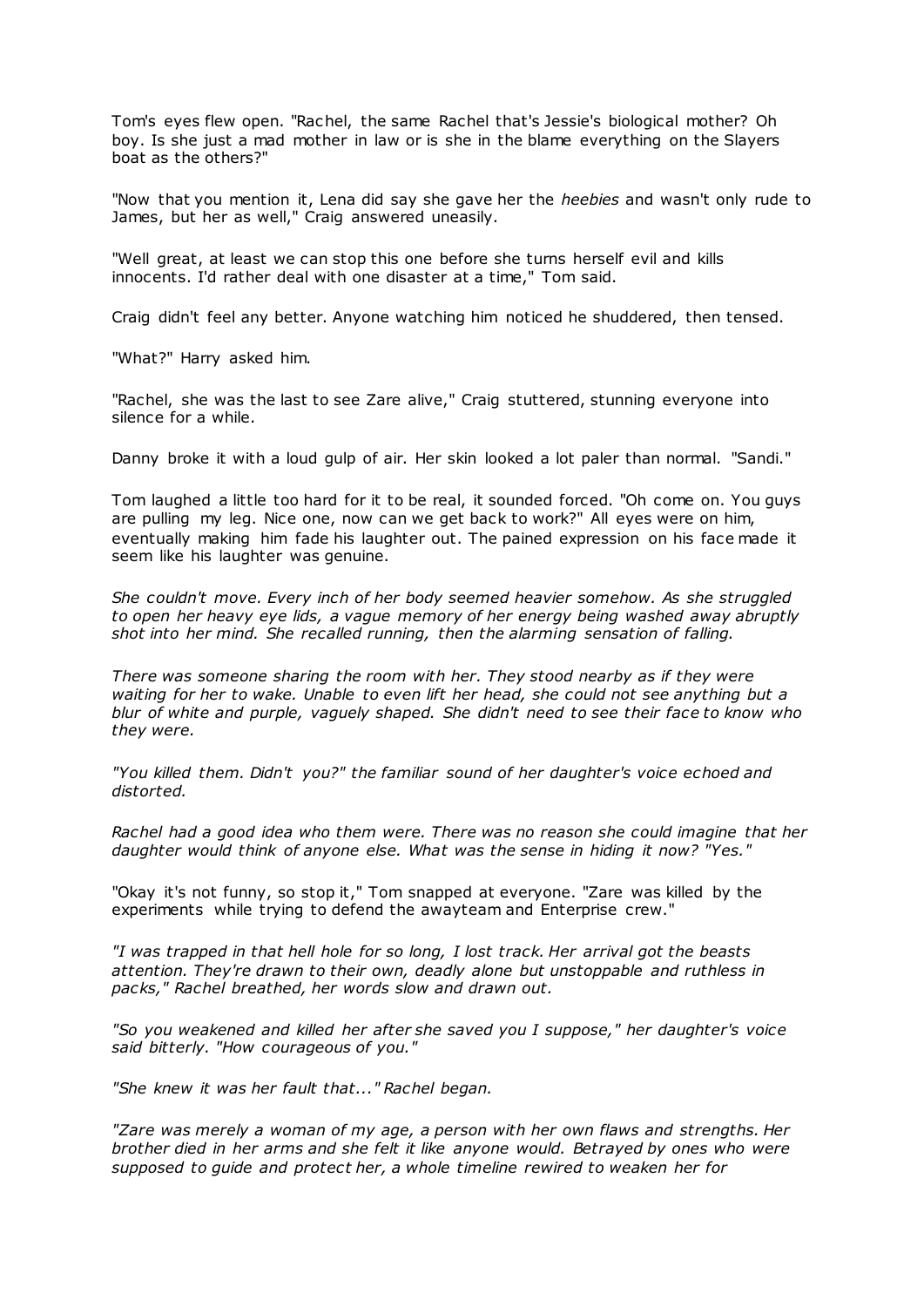Tom's eyes flew open. "Rachel, the same Rachel that's Jessie's biological mother? Oh boy. Is she just a mad mother in law or is she in the blame everything on the Slayers boat as the others?"

"Now that you mention it, Lena did say she gave her the *heebies* and wasn't only rude to James, but her as well," Craig answered uneasily.

"Well great, at least we can stop this one before she turns herself evil and kills innocents. I'd rather deal with one disaster at a time," Tom said.

Craig didn't feel any better. Anyone watching him noticed he shuddered, then tensed.

"What?" Harry asked him.

"Rachel, she was the last to see Zare alive," Craig stuttered, stunning everyone into silence for a while.

Danny broke it with a loud gulp of air. Her skin looked a lot paler than normal. "Sandi."

Tom laughed a little too hard for it to be real, it sounded forced. "Oh come on. You guys are pulling my leg. Nice one, now can we get back to work?" All eyes were on him, eventually making him fade his laughter out. The pained expression on his face made it seem like his laughter was genuine.

*She couldn't move. Every inch of her body seemed heavier somehow. As she struggled to open her heavy eye lids, a vague memory of her energy being washed away abruptly shot into her mind. She recalled running, then the alarming sensation of falling.*

*There was someone sharing the room with her. They stood nearby as if they were waiting for her to wake. Unable to even lift her head, she could not see anything but a blur of white and purple, vaguely shaped. She didn't need to see their face to know who they were.*

*"You killed them. Didn't you?" the familiar sound of her daughter's voice echoed and distorted.*

*Rachel had a good idea who them were. There was no reason she could imagine that her daughter would think of anyone else. What was the sense in hiding it now? "Yes."*

"Okay it's not funny, so stop it," Tom snapped at everyone. "Zare was killed by the experiments while trying to defend the awayteam and Enterprise crew."

*"I was trapped in that hell hole for so long, I lost track. Her arrival got the beasts attention. They're drawn to their own, deadly alone but unstoppable and ruthless in packs," Rachel breathed, her words slow and drawn out.*

*"So you weakened and killed her after she saved you I suppose," her daughter's voice said bitterly. "How courageous of you."*

*"She knew it was her fault that..." Rachel began.*

*"Zare was merely a woman of my age, a person with her own flaws and strengths. Her brother died in her arms and she felt it like anyone would. Betrayed by ones who were supposed to guide and protect her, a whole timeline rewired to weaken her for*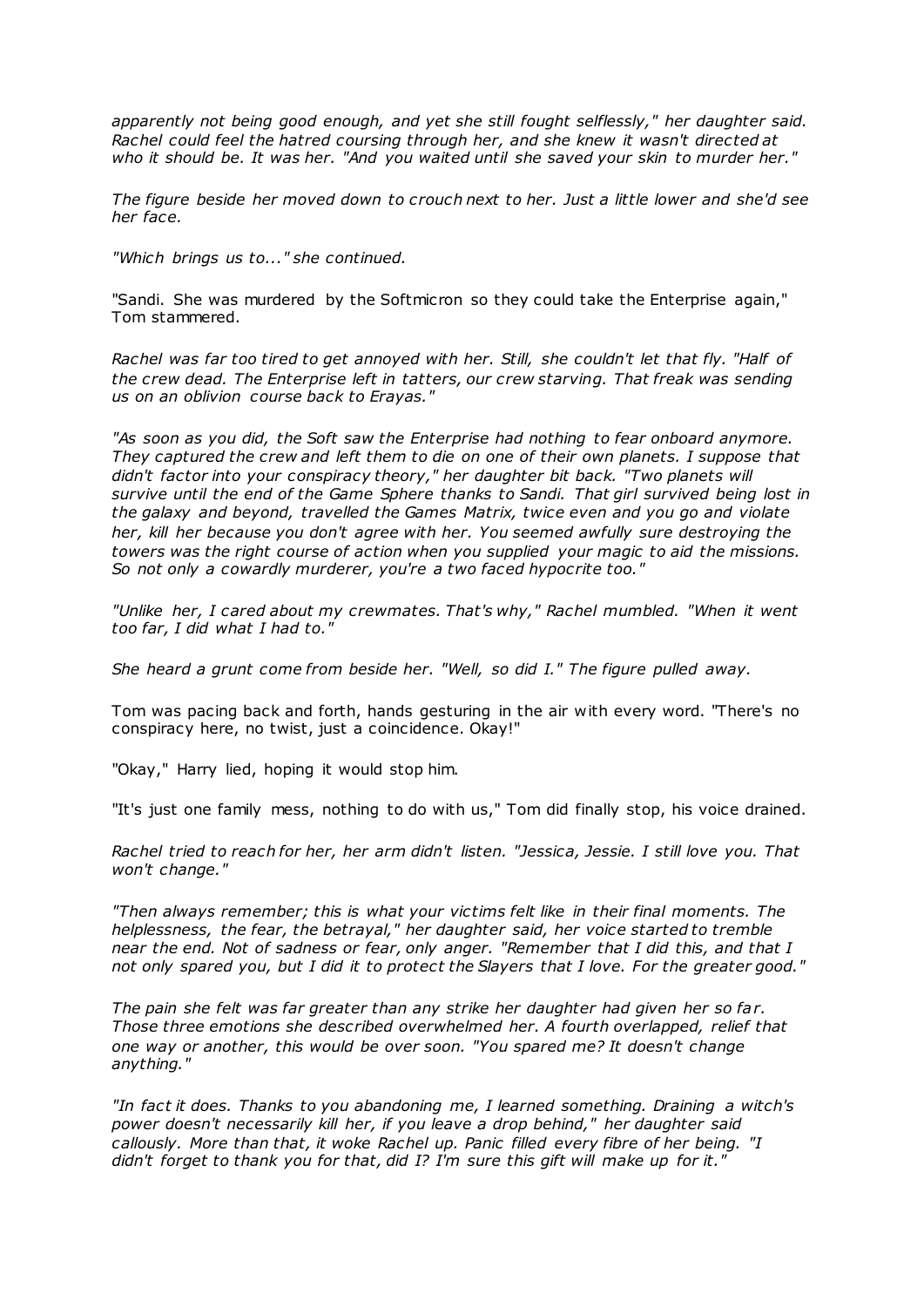*apparently not being good enough, and yet she still fought selflessly," her daughter said. Rachel could feel the hatred coursing through her, and she knew it wasn't directed at who it should be. It was her. "And you waited until she saved your skin to murder her."*

*The figure beside her moved down to crouch next to her. Just a little lower and she'd see her face.*

*"Which brings us to..." she continued.*

"Sandi. She was murdered by the Softmicron so they could take the Enterprise again," Tom stammered.

*Rachel was far too tired to get annoyed with her. Still, she couldn't let that fly. "Half of the crew dead. The Enterprise left in tatters, our crew starving. That freak was sending us on an oblivion course back to Erayas."*

*"As soon as you did, the Soft saw the Enterprise had nothing to fear onboard anymore. They captured the crew and left them to die on one of their own planets. I suppose that didn't factor into your conspiracy theory," her daughter bit back. "Two planets will survive until the end of the Game Sphere thanks to Sandi. That girl survived being lost in the galaxy and beyond, travelled the Games Matrix, twice even and you go and violate her, kill her because you don't agree with her. You seemed awfully sure destroying the towers was the right course of action when you supplied your magic to aid the missions. So not only a cowardly murderer, you're a two faced hypocrite too."*

*"Unlike her, I cared about my crewmates. That's why," Rachel mumbled. "When it went too far, I did what I had to."*

*She heard a grunt come from beside her. "Well, so did I." The figure pulled away.*

Tom was pacing back and forth, hands gesturing in the air with every word. "There's no conspiracy here, no twist, just a coincidence. Okay!"

"Okay," Harry lied, hoping it would stop him.

"It's just one family mess, nothing to do with us," Tom did finally stop, his voice drained.

*Rachel tried to reach for her, her arm didn't listen. "Jessica, Jessie. I still love you. That won't change."*

*"Then always remember; this is what your victims felt like in their final moments. The helplessness, the fear, the betrayal," her daughter said, her voice started to tremble near the end. Not of sadness or fear, only anger. "Remember that I did this, and that I not only spared you, but I did it to protect the Slayers that I love. For the greater good."*

*The pain she felt was far greater than any strike her daughter had given her so far. Those three emotions she described overwhelmed her. A fourth overlapped, relief that one way or another, this would be over soon. "You spared me? It doesn't change anything."*

*"In fact it does. Thanks to you abandoning me, I learned something. Draining a witch's power doesn't necessarily kill her, if you leave a drop behind," her daughter said callously. More than that, it woke Rachel up. Panic filled every fibre of her being. "I didn't forget to thank you for that, did I? I'm sure this gift will make up for it."*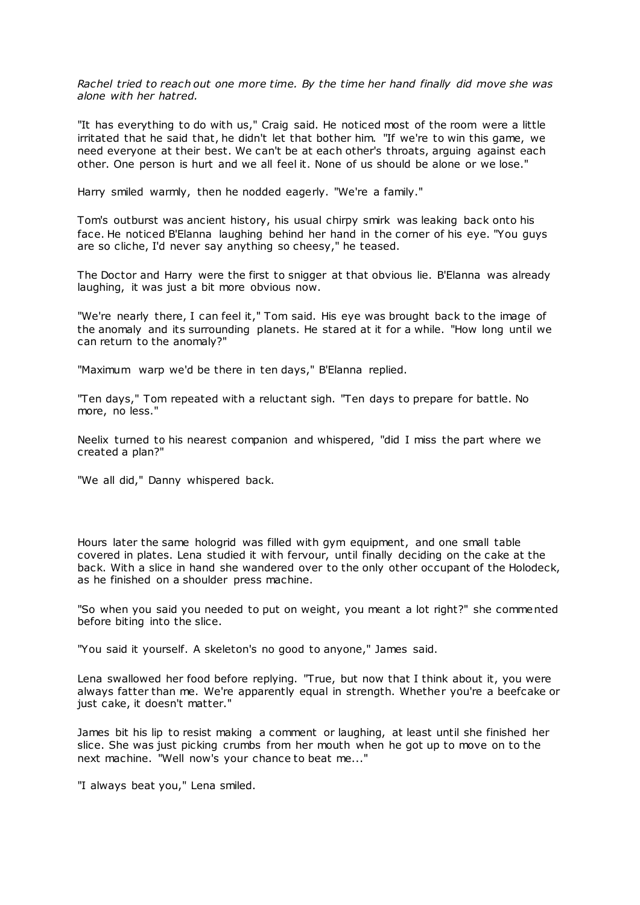*Rachel tried to reach out one more time. By the time her hand finally did move she was alone with her hatred.*

"It has everything to do with us," Craig said. He noticed most of the room were a little irritated that he said that, he didn't let that bother him. "If we're to win this game, we need everyone at their best. We can't be at each other's throats, arguing against each other. One person is hurt and we all feel it. None of us should be alone or we lose."

Harry smiled warmly, then he nodded eagerly. "We're a family."

Tom's outburst was ancient history, his usual chirpy smirk was leaking back onto his face. He noticed B'Elanna laughing behind her hand in the corner of his eye. "You guys are so cliche, I'd never say anything so cheesy," he teased.

The Doctor and Harry were the first to snigger at that obvious lie. B'Elanna was already laughing, it was just a bit more obvious now.

"We're nearly there, I can feel it," Tom said. His eye was brought back to the image of the anomaly and its surrounding planets. He stared at it for a while. "How long until we can return to the anomaly?"

"Maximum warp we'd be there in ten days," B'Elanna replied.

"Ten days," Tom repeated with a reluctant sigh. "Ten days to prepare for battle. No more, no less."

Neelix turned to his nearest companion and whispered, "did I miss the part where we created a plan?"

"We all did," Danny whispered back.

Hours later the same hologrid was filled with gym equipment, and one small table covered in plates. Lena studied it with fervour, until finally deciding on the cake at the back. With a slice in hand she wandered over to the only other occupant of the Holodeck, as he finished on a shoulder press machine.

"So when you said you needed to put on weight, you meant a lot right?" she commented before biting into the slice.

"You said it yourself. A skeleton's no good to anyone," James said.

Lena swallowed her food before replying. "True, but now that I think about it, you were always fatter than me. We're apparently equal in strength. Whether you're a beefcake or just cake, it doesn't matter."

James bit his lip to resist making a comment or laughing, at least until she finished her slice. She was just picking crumbs from her mouth when he got up to move on to the next machine. "Well now's your chance to beat me..."

"I always beat you," Lena smiled.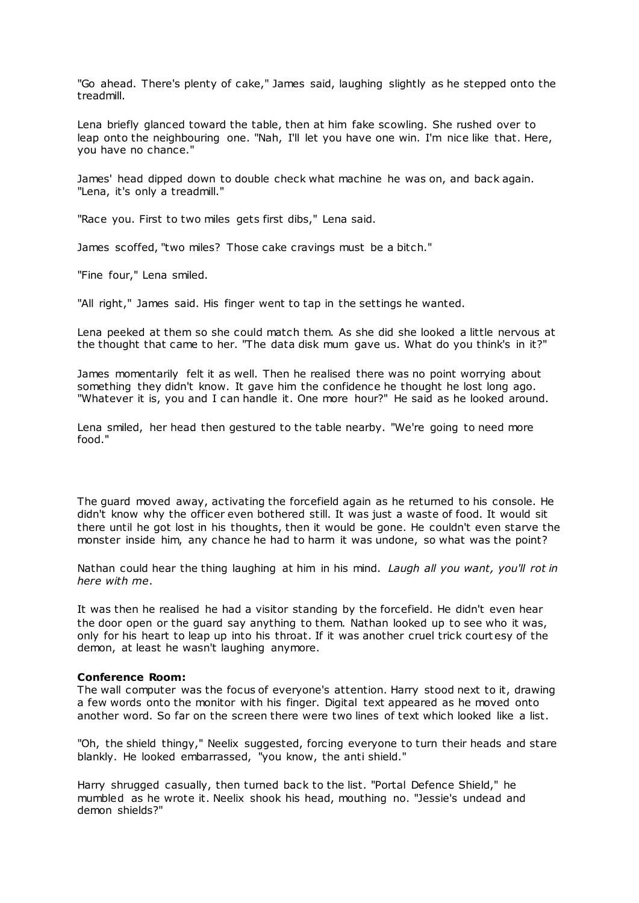"Go ahead. There's plenty of cake," James said, laughing slightly as he stepped onto the treadmill.

Lena briefly glanced toward the table, then at him fake scowling. She rushed over to leap onto the neighbouring one. "Nah, I'll let you have one win. I'm nice like that. Here, you have no chance."

James' head dipped down to double check what machine he was on, and back again. "Lena, it's only a treadmill."

"Race you. First to two miles gets first dibs," Lena said.

James scoffed, "two miles? Those cake cravings must be a bitch."

"Fine four," Lena smiled.

"All right," James said. His finger went to tap in the settings he wanted.

Lena peeked at them so she could match them. As she did she looked a little nervous at the thought that came to her. "The data disk mum gave us. What do you think's in it?"

James momentarily felt it as well. Then he realised there was no point worrying about something they didn't know. It gave him the confidence he thought he lost long ago. "Whatever it is, you and I can handle it. One more hour?" He said as he looked around.

Lena smiled, her head then gestured to the table nearby. "We're going to need more food."

The guard moved away, activating the forcefield again as he returned to his console. He didn't know why the officer even bothered still. It was just a waste of food. It would sit there until he got lost in his thoughts, then it would be gone. He couldn't even starve the monster inside him, any chance he had to harm it was undone, so what was the point?

Nathan could hear the thing laughing at him in his mind. *Laugh all you want, you'll rot in here with me*.

It was then he realised he had a visitor standing by the forcefield. He didn't even hear the door open or the guard say anything to them. Nathan looked up to see who it was, only for his heart to leap up into his throat. If it was another cruel trick courtesy of the demon, at least he wasn't laughing anymore.

**Conference Room:**
The wall computer was the focus of everyone's attention. Harry stood next to it, drawing a few words onto the monitor with his finger. Digital text appeared as he moved onto another word. So far on the screen there were two lines of text which looked like a list.

"Oh, the shield thingy," Neelix suggested, forcing everyone to turn their heads and stare blankly. He looked embarrassed, "you know, the anti shield."

Harry shrugged casually, then turned back to the list. "Portal Defence Shield," he mumbled as he wrote it. Neelix shook his head, mouthing no. "Jessie's undead and demon shields?"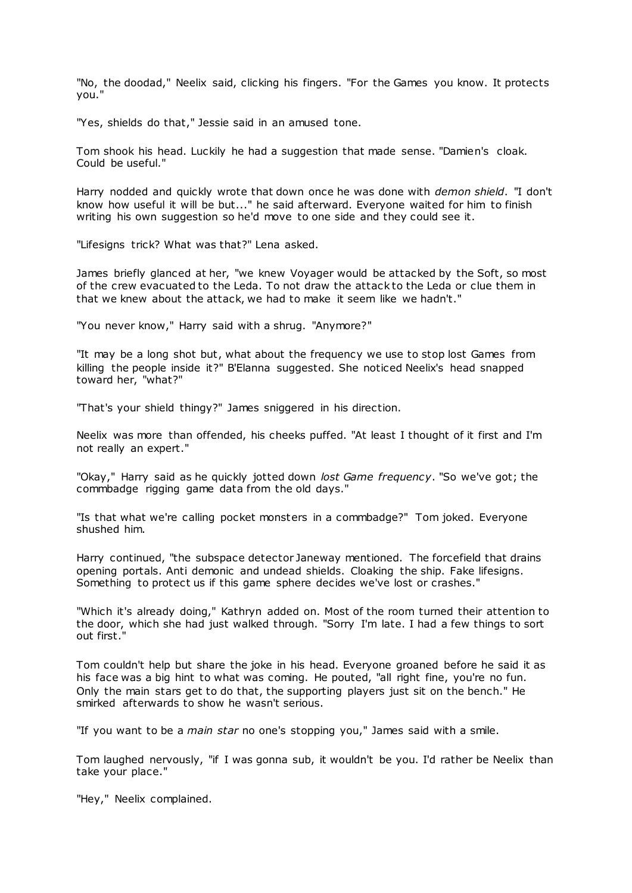"No, the doodad," Neelix said, clicking his fingers. "For the Games you know. It protects you."

"Yes, shields do that," Jessie said in an amused tone.

Tom shook his head. Luckily he had a suggestion that made sense. "Damien's cloak. Could be useful."

Harry nodded and quickly wrote that down once he was done with *demon shield*. "I don't know how useful it will be but..." he said afterward. Everyone waited for him to finish writing his own suggestion so he'd move to one side and they could see it.

"Lifesigns trick? What was that?" Lena asked.

James briefly glanced at her, "we knew Voyager would be attacked by the Soft, so most of the crew evacuated to the Leda. To not draw the attack to the Leda or clue them in that we knew about the attack, we had to make it seem like we hadn't."

"You never know," Harry said with a shrug. "Anymore?"

"It may be a long shot but, what about the frequency we use to stop lost Games from killing the people inside it?" B'Elanna suggested. She noticed Neelix's head snapped toward her, "what?"

"That's your shield thingy?" James sniggered in his direction.

Neelix was more than offended, his cheeks puffed. "At least I thought of it first and I'm not really an expert."

"Okay," Harry said as he quickly jotted down *lost Game frequency*. "So we've got; the commbadge rigging game data from the old days."

"Is that what we're calling pocket monsters in a commbadge?" Tom joked. Everyone shushed him.

Harry continued, "the subspace detector Janeway mentioned. The forcefield that drains opening portals. Anti demonic and undead shields. Cloaking the ship. Fake lifesigns. Something to protect us if this game sphere decides we've lost or crashes."

"Which it's already doing," Kathryn added on. Most of the room turned their attention to the door, which she had just walked through. "Sorry I'm late. I had a few things to sort out first."

Tom couldn't help but share the joke in his head. Everyone groaned before he said it as his face was a big hint to what was coming. He pouted, "all right fine, you're no fun. Only the main stars get to do that, the supporting players just sit on the bench." He smirked afterwards to show he wasn't serious.

"If you want to be a *main star* no one's stopping you," James said with a smile.

Tom laughed nervously, "if I was gonna sub, it wouldn't be you. I'd rather be Neelix than take your place."

"Hey," Neelix complained.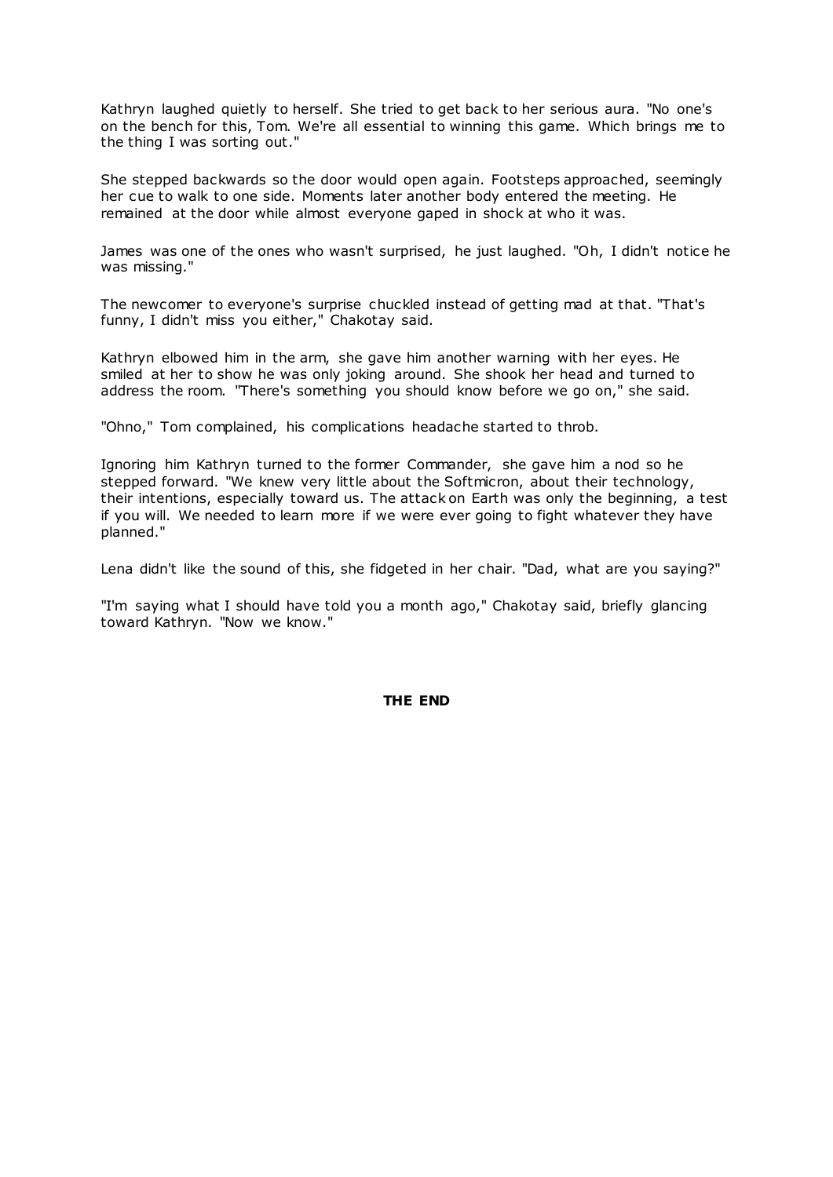Kathryn laughed quietly to herself. She tried to get back to her serious aura. "No one's on the bench for this, Tom. We're all essential to winning this game. Which brings me to the thing I was sorting out."

She stepped backwards so the door would open again. Footsteps approached, seemingly her cue to walk to one side. Moments later another body entered the meeting. He remained at the door while almost everyone gaped in shock at who it was.

James was one of the ones who wasn't surprised, he just laughed. "Oh, I didn't notice he was missing."

The newcomer to everyone's surprise chuckled instead of getting mad at that. "That's funny, I didn't miss you either," Chakotay said.

Kathryn elbowed him in the arm, she gave him another warning with her eyes. He smiled at her to show he was only joking around. She shook her head and turned to address the room. "There's something you should know before we go on," she said.

"Ohno," Tom complained, his complications headache started to throb.

Ignoring him Kathryn turned to the former Commander, she gave him a nod so he stepped forward. "We knew very little about the Softmicron, about their technology, their intentions, especially toward us. The attack on Earth was only the beginning, a test if you will. We needed to learn more if we were ever going to fight whatever they have planned."

Lena didn't like the sound of this, she fidgeted in her chair. "Dad, what are you saying?"

"I'm saying what I should have told you a month ago," Chakotay said, briefly glancing toward Kathryn. "Now we know."

**THE END**